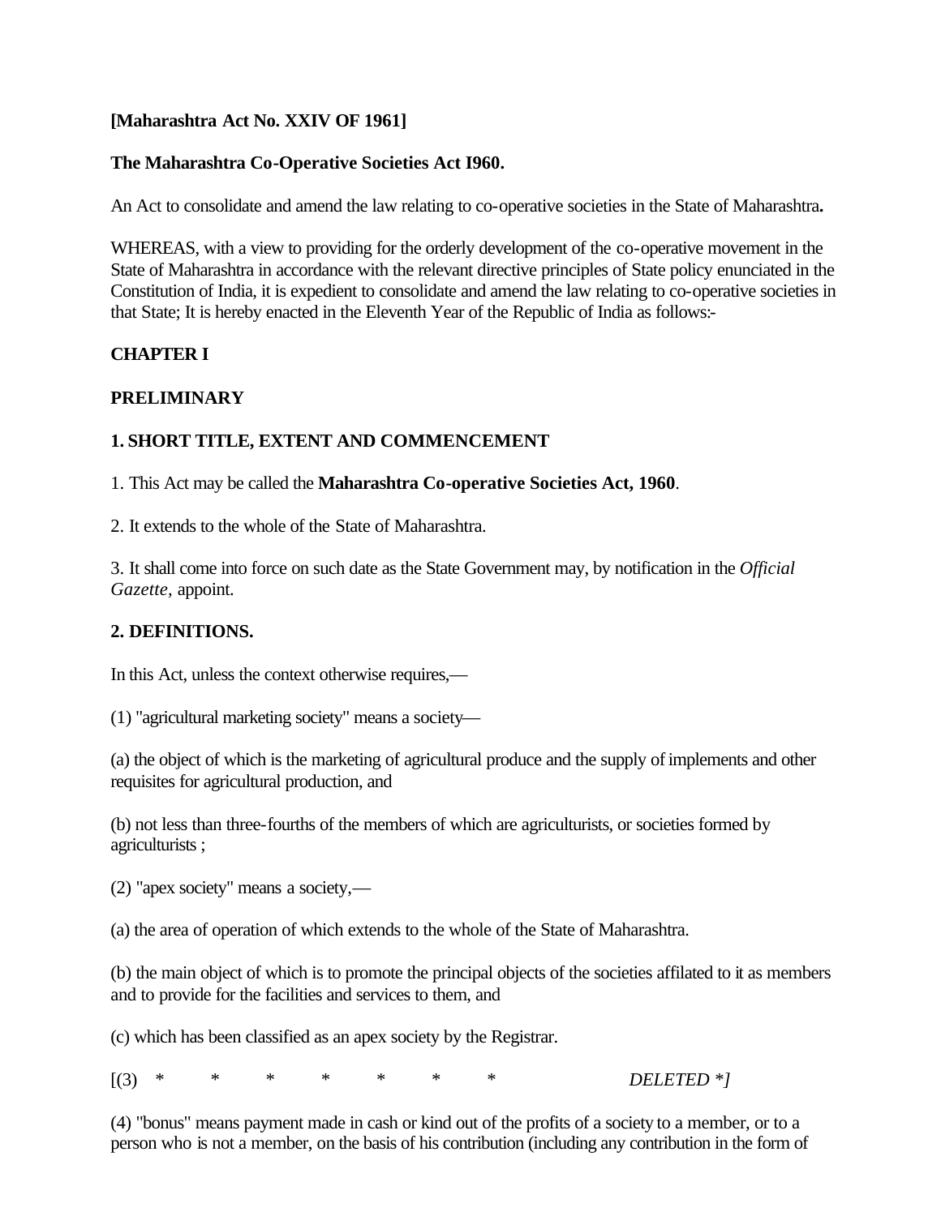**[Maharashtra Act No. XXIV OF 1961]**

**The Maharashtra Co-Operative Societies Act I960.**

An Act to consolidate and amend the law relating to co-operative societies in the State of Maharashtra**.**

WHEREAS, with a view to providing for the orderly development of the co-operative movement in the State of Maharashtra in accordance with the relevant directive principles of State policy enunciated in the Constitution of India, it is expedient to consolidate and amend the law relating to co-operative societies in that State; It is hereby enacted in the Eleventh Year of the Republic of India as follows:-

## CHAPTER I

## PRELIMINARY

### 1. SHORT TITLE, EXTENT AND COMMENCEMENT

1. This Act may be called the **Maharashtra Co-operative Societies Act, 1960**.

2. It extends to the whole of the State of Maharashtra.

3. It shall come into force on such date as the State Government may, by notification in the *Official Gazette,* appoint.

### 2. DEFINITIONS.

In this Act, unless the context otherwise requires,—

(1) "agricultural marketing society" means a society—

(a) the object of which is the marketing of agricultural produce and the supply of implements and other requisites for agricultural production, and

(b) not less than three-fourths of the members of which are agriculturists, or societies formed by agriculturists ;

(2) "apex society" means a society,—

(a) the area of operation of which extends to the whole of the State of Maharashtra.

(b) the main object of which is to promote the principal objects of the societies affilated to it as members and to provide for the facilities and services to them, and

(c) which has been classified as an apex society by the Registrar.

[(3) * * * * * * * *DELETED *]*

(4) "bonus" means payment made in cash or kind out of the profits of a society to a member, or to a person who is not a member, on the basis of his contribution (including any contribution in the form of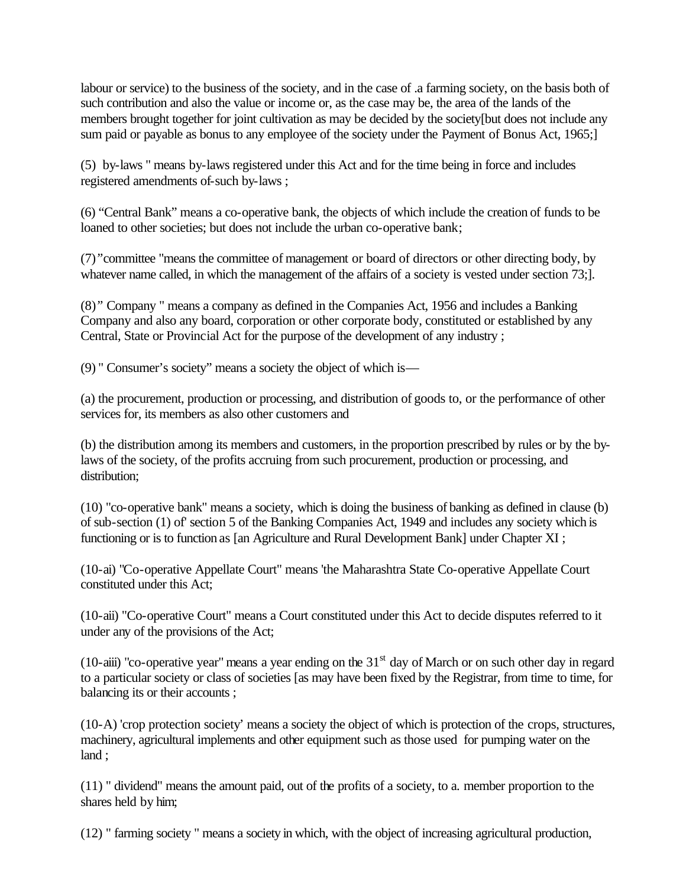labour or service) to the business of the society, and in the case of .a farming society, on the basis both of such contribution and also the value or income or, as the case may be, the area of the lands of the members brought together for joint cultivation as may be decided by the society[but does not include any sum paid or payable as bonus to any employee of the society under the Payment of Bonus Act, 1965;]

(5) by-laws " means by-laws registered under this Act and for the time being in force and includes registered amendments of-such by-laws ;

(6) “Central Bank” means a co-operative bank, the objects of which include the creation of funds to be loaned to other societies; but does not include the urban co-operative bank;

(7)”committee "means the committee of management or board of directors or other directing body, by whatever name called, in which the management of the affairs of a society is vested under section 73;].

(8)” Company " means a company as defined in the Companies Act, 1956 and includes a Banking Company and also any board, corporation or other corporate body, constituted or established by any Central, State or Provincial Act for the purpose of the development of any industry ;

(9) " Consumer’s society” means a society the object of which is—

(a) the procurement, production or processing, and distribution of goods to, or the performance of other services for, its members as also other customers and

(b) the distribution among its members and customers, in the proportion prescribed by rules or by the by-laws of the society, of the profits accruing from such procurement, production or processing, and distribution;

(10) "co-operative bank" means a society, which is doing the business of banking as defined in clause (b) of sub-section (1) of' section 5 of the Banking Companies Act, 1949 and includes any society which is functioning or is to function as [an Agriculture and Rural Development Bank] under Chapter XI ;

(10-ai) "Co-operative Appellate Court" means 'the Maharashtra State Co-operative Appellate Court constituted under this Act;

(10-aii) "Co-operative Court" means a Court constituted under this Act to decide disputes referred to it under any of the provisions of the Act;

(10-aiii) "co-operative year" means a year ending on the 31st day of March or on such other day in regard to a particular society or class of societies [as may have been fixed by the Registrar, from time to time, for balancing its or their accounts ;

(10-A) 'crop protection society’ means a society the object of which is protection of the crops, structures, machinery, agricultural implements and other equipment such as those used for pumping water on the land ;

(11) " dividend" means the amount paid, out of the profits of a society, to a. member proportion to the shares held by him;

(12) " farming society " means a society in which, with the object of increasing agricultural production,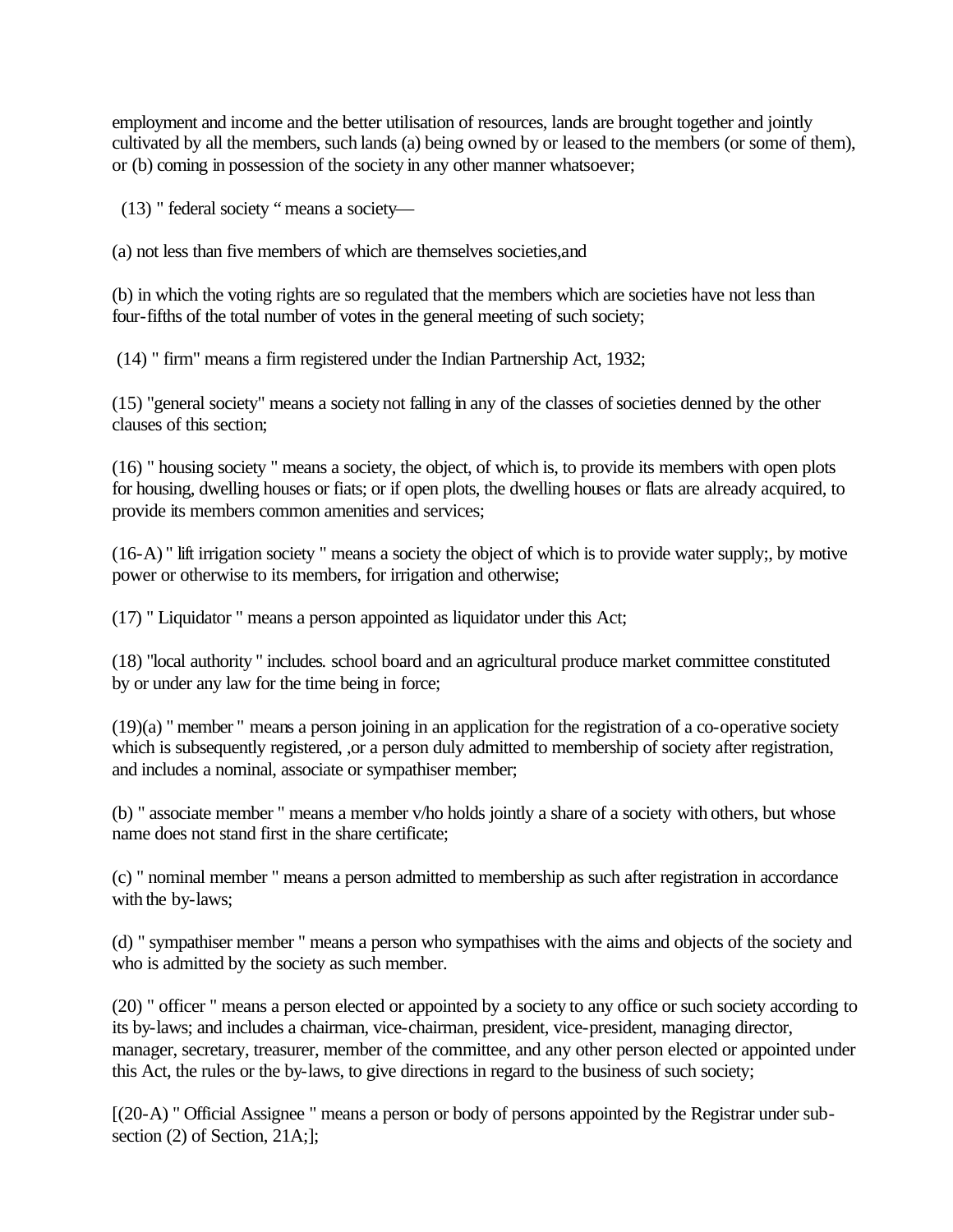employment and income and the better utilisation of resources, lands are brought together and jointly cultivated by all the members, such lands (a) being owned by or leased to the members (or some of them), or (b) coming in possession of the society in any other manner whatsoever;

(13) " federal society " means a society—

(a) not less than five members of which are themselves societies,and

(b) in which the voting rights are so regulated that the members which are societies have not less than four-fifths of the total number of votes in the general meeting of such society;

(14) " firm" means a firm registered under the Indian Partnership Act, 1932;

(15) "general society" means a society not falling in any of the classes of societies denned by the other clauses of this section;

(16) " housing society " means a society, the object, of which is, to provide its members with open plots for housing, dwelling houses or fiats; or if open plots, the dwelling houses or flats are already acquired, to provide its members common amenities and services;

(16-A) " lift irrigation society " means a society the object of which is to provide water supply;, by motive power or otherwise to its members, for irrigation and otherwise;

(17) " Liquidator " means a person appointed as liquidator under this Act;

(18) "local authority " includes. school board and an agricultural produce market committee constituted by or under any law for the time being in force;

(19)(a) " member " means a person joining in an application for the registration of a co-operative society which is subsequently registered, ,or a person duly admitted to membership of society after registration, and includes a nominal, associate or sympathiser member;

(b) " associate member " means a member v/ho holds jointly a share of a society with others, but whose name does not stand first in the share certificate;

(c) " nominal member " means a person admitted to membership as such after registration in accordance with the by-laws;

(d) " sympathiser member " means a person who sympathises with the aims and objects of the society and who is admitted by the society as such member.

(20) " officer " means a person elected or appointed by a society to any office or such society according to its by-laws; and includes a chairman, vice-chairman, president, vice-president, managing director, manager, secretary, treasurer, member of the committee, and any other person elected or appointed under this Act, the rules or the by-laws, to give directions in regard to the business of such society;

[(20-A) " Official Assignee " means a person or body of persons appointed by the Registrar under sub-section (2) of Section, 21A;];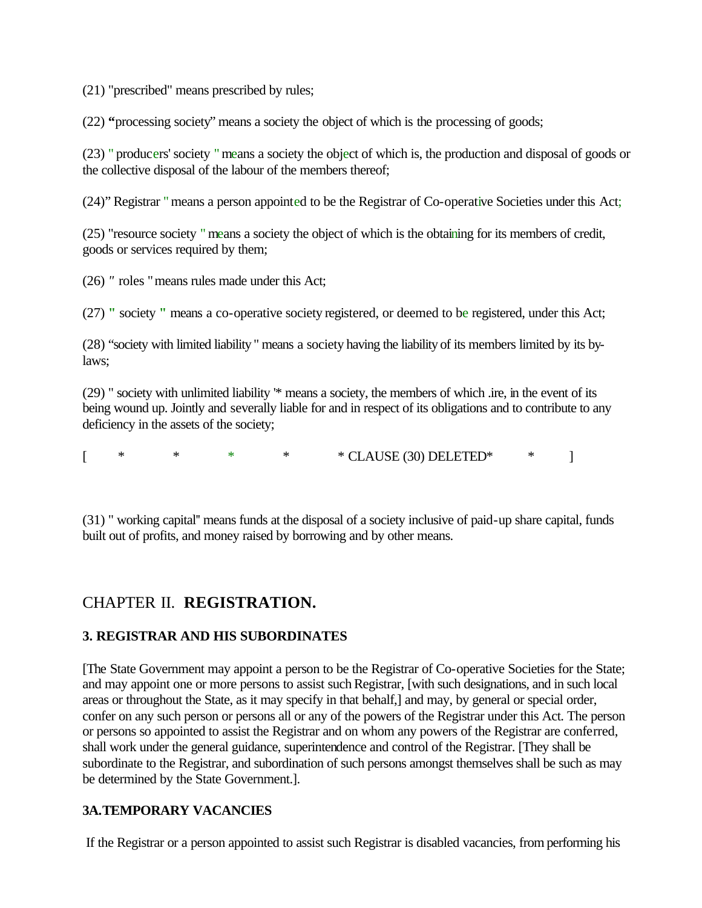(21) "prescribed" means prescribed by rules;

(22) **"**processing society" means a society the object of which is the processing of goods;

(23) " producers' society " means a society the object of which is, the production and disposal of goods or the collective disposal of the labour of the members thereof;

(24)" Registrar " means a person appointed to be the Registrar of Co-operative Societies under this Act;

(25) "resource society " means a society the object of which is the obtaining for its members of credit, goods or services required by them;

(26) " roles " means rules made under this Act;

(27) " society " means a co-operative society registered, or deemed to be registered, under this Act;

(28) "society with limited liability " means a society having the liability of its members limited by its by-laws;

(29) " society with unlimited liability '* means a society, the members of which .ire, in the event of its being wound up. Jointly and severally liable for and in respect of its obligations and to contribute to any deficiency in the assets of the society;

[ * * * * * CLAUSE (30) DELETED* * ]

(31) " working capital" means funds at the disposal of a society inclusive of paid-up share capital, funds built out of profits, and money raised by borrowing and by other means.

## CHAPTER II. **REGISTRATION.**

### 3. REGISTRAR AND HIS SUBORDINATES

[The State Government may appoint a person to be the Registrar of Co-operative Societies for the State; and may appoint one or more persons to assist such Registrar, [with such designations, and in such local areas or throughout the State, as it may specify in that behalf,] and may, by general or special order, confer on any such person or persons all or any of the powers of the Registrar under this Act. The person or persons so appointed to assist the Registrar and on whom any powers of the Registrar are conferred, shall work under the general guidance, superintendence and control of the Registrar. [They shall be subordinate to the Registrar, and subordination of such persons amongst themselves shall be such as may be determined by the State Government.].

### 3A.TEMPORARY VACANCIES

If the Registrar or a person appointed to assist such Registrar is disabled vacancies, from performing his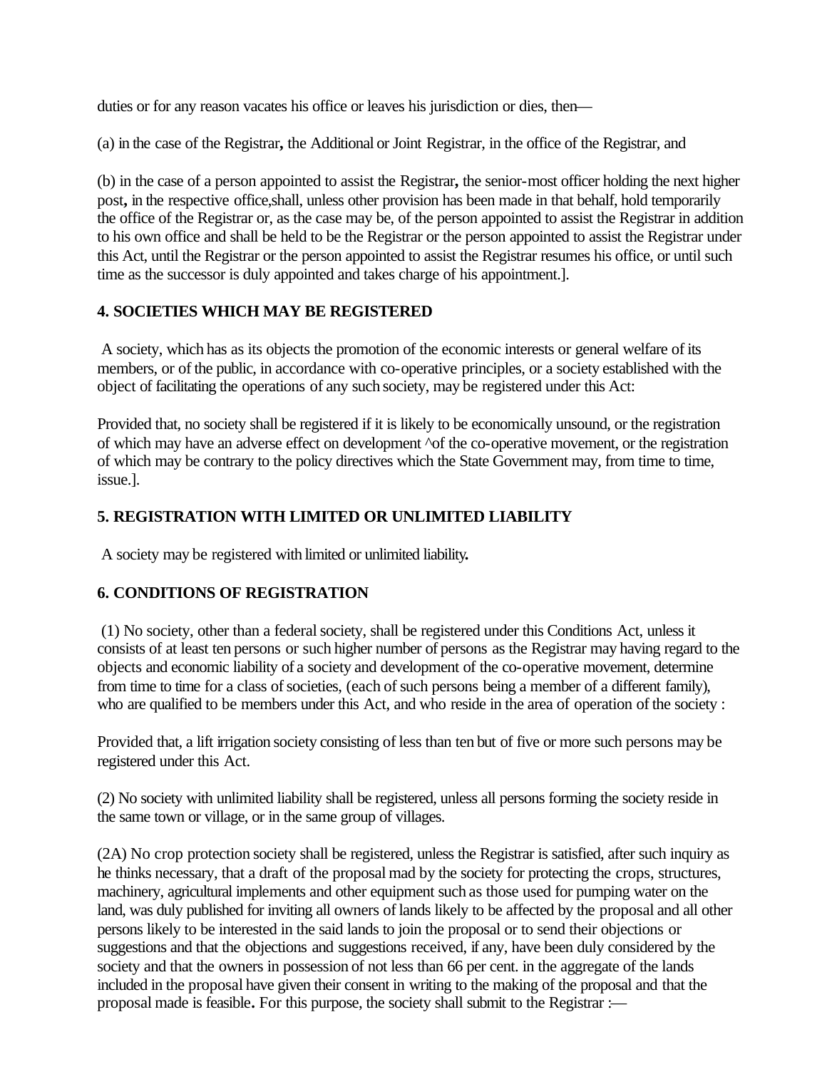duties or for any reason vacates his office or leaves his jurisdiction or dies, then—

(a) in the case of the Registrar, the Additional or Joint Registrar, in the office of the Registrar, and

(b) in the case of a person appointed to assist the Registrar, the senior-most officer holding the next higher post, in the respective office,shall, unless other provision has been made in that behalf, hold temporarily the office of the Registrar or, as the case may be, of the person appointed to assist the Registrar in addition to his own office and shall be held to be the Registrar or the person appointed to assist the Registrar under this Act, until the Registrar or the person appointed to assist the Registrar resumes his office, or until such time as the successor is duly appointed and takes charge of his appointment.].

### 4. SOCIETIES WHICH MAY BE REGISTERED

A society, which has as its objects the promotion of the economic interests or general welfare of its members, or of the public, in accordance with co-operative principles, or a society established with the object of facilitating the operations of any such society, may be registered under this Act:

Provided that, no society shall be registered if it is likely to be economically unsound, or the registration of which may have an adverse effect on development ^of the co-operative movement, or the registration of which may be contrary to the policy directives which the State Government may, from time to time, issue.].

### 5. REGISTRATION WITH LIMITED OR UNLIMITED LIABILITY

A society may be registered with limited or unlimited liability.

### 6. CONDITIONS OF REGISTRATION

(1) No society, other than a federal society, shall be registered under this Conditions Act, unless it consists of at least ten persons or such higher number of persons as the Registrar may having regard to the objects and economic liability of a society and development of the co-operative movement, determine from time to time for a class of societies, (each of such persons being a member of a different family), who are qualified to be members under this Act, and who reside in the area of operation of the society :

Provided that, a lift irrigation society consisting of less than ten but of five or more such persons may be registered under this Act.

(2) No society with unlimited liability shall be registered, unless all persons forming the society reside in the same town or village, or in the same group of villages.

(2A) No crop protection society shall be registered, unless the Registrar is satisfied, after such inquiry as he thinks necessary, that a draft of the proposal mad by the society for protecting the crops, structures, machinery, agricultural implements and other equipment such as those used for pumping water on the land, was duly published for inviting all owners of lands likely to be affected by the proposal and all other persons likely to be interested in the said lands to join the proposal or to send their objections or suggestions and that the objections and suggestions received, if any, have been duly considered by the society and that the owners in possession of not less than 66 per cent. in the aggregate of the lands included in the proposal have given their consent in writing to the making of the proposal and that the proposal made is feasible. For this purpose, the society shall submit to the Registrar :—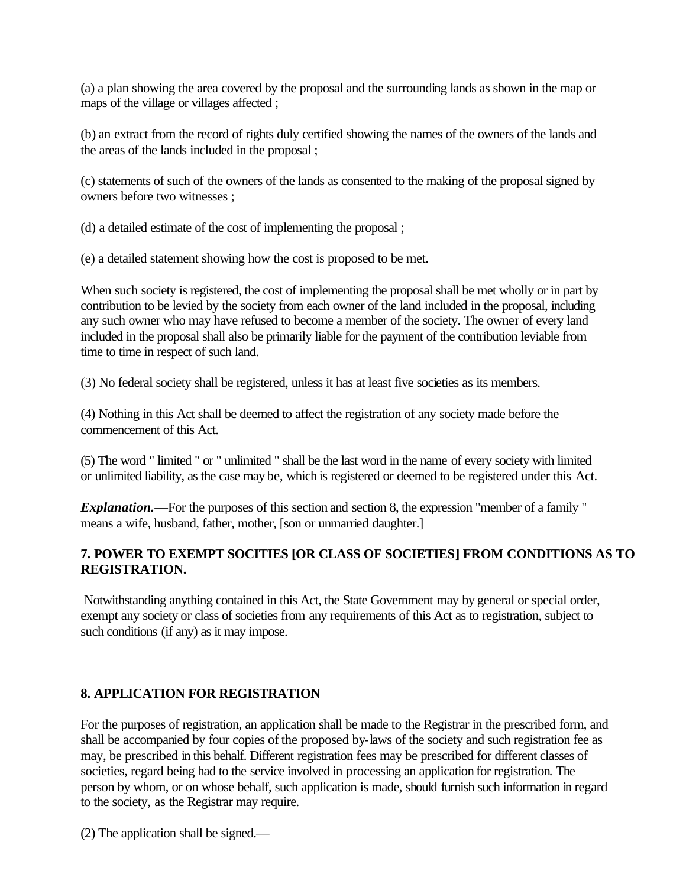(a) a plan showing the area covered by the proposal and the surrounding lands as shown in the map or maps of the village or villages affected ;

(b) an extract from the record of rights duly certified showing the names of the owners of the lands and the areas of the lands included in the proposal ;

(c) statements of such of the owners of the lands as consented to the making of the proposal signed by owners before two witnesses ;

(d) a detailed estimate of the cost of implementing the proposal ;

(e) a detailed statement showing how the cost is proposed to be met.

When such society is registered, the cost of implementing the proposal shall be met wholly or in part by contribution to be levied by the society from each owner of the land included in the proposal, including any such owner who may have refused to become a member of the society. The owner of every land included in the proposal shall also be primarily liable for the payment of the contribution leviable from time to time in respect of such land.

(3) No federal society shall be registered, unless it has at least five societies as its members.

(4) Nothing in this Act shall be deemed to affect the registration of any society made before the commencement of this Act.

(5) The word " limited " or " unlimited " shall be the last word in the name of every society with limited or unlimited liability, as the case may be, which is registered or deemed to be registered under this Act.

***Explanation.***—For the purposes of this section and section 8, the expression "member of a family " means a wife, husband, father, mother, [son or unmarried daughter.]

**7. POWER TO EXEMPT SOCITIES [OR CLASS OF SOCIETIES] FROM CONDITIONS AS TO REGISTRATION.**

Notwithstanding anything contained in this Act, the State Government may by general or special order, exempt any society or class of societies from any requirements of this Act as to registration, subject to such conditions (if any) as it may impose.

**8. APPLICATION FOR REGISTRATION**

For the purposes of registration, an application shall be made to the Registrar in the prescribed form, and shall be accompanied by four copies of the proposed by-laws of the society and such registration fee as may, be prescribed in this behalf. Different registration fees may be prescribed for different classes of societies, regard being had to the service involved in processing an application for registration. The person by whom, or on whose behalf, such application is made, should furnish such information in regard to the society, as the Registrar may require.

(2) The application shall be signed.—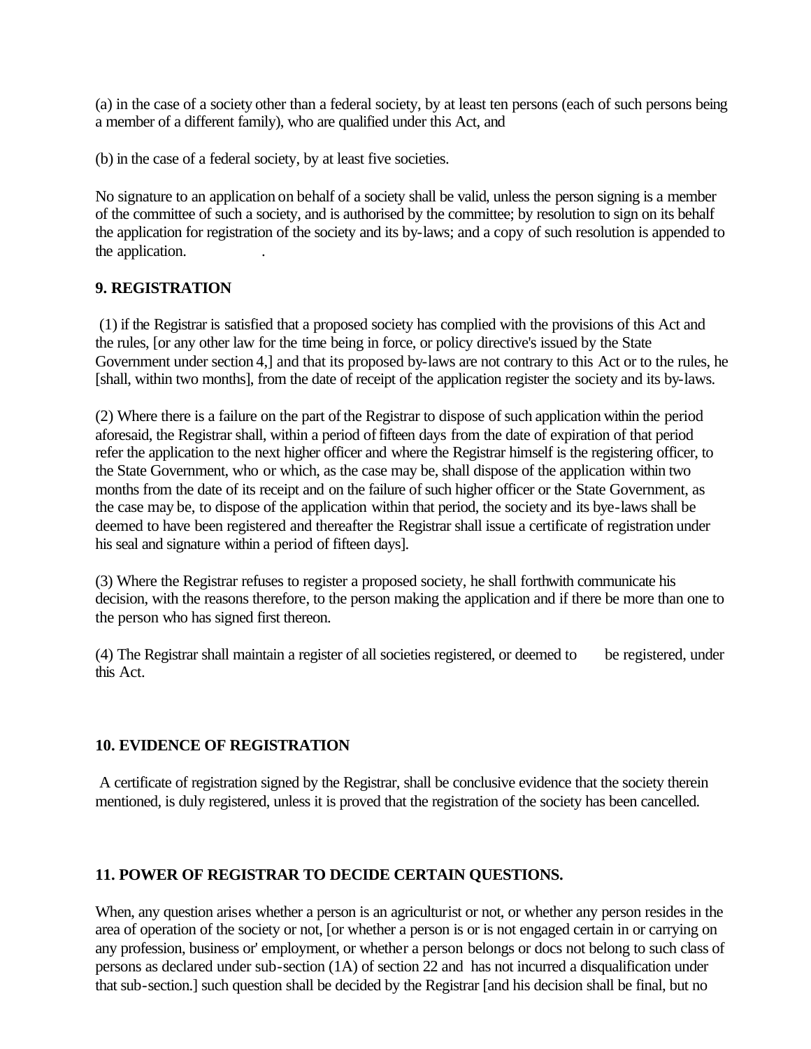(a) in the case of a society other than a federal society, by at least ten persons (each of such persons being a member of a different family), who are qualified under this Act, and

(b) in the case of a federal society, by at least five societies.

No signature to an application on behalf of a society shall be valid, unless the person signing is a member of the committee of such a society, and is authorised by the committee; by resolution to sign on its behalf the application for registration of the society and its by-laws; and a copy of such resolution is appended to the application.

**9. REGISTRATION**

(1) if the Registrar is satisfied that a proposed society has complied with the provisions of this Act and the rules, [or any other law for the time being in force, or policy directive's issued by the State Government under section 4,] and that its proposed by-laws are not contrary to this Act or to the rules, he [shall, within two months], from the date of receipt of the application register the society and its by-laws.

(2) Where there is a failure on the part of the Registrar to dispose of such application within the period aforesaid, the Registrar shall, within a period of fifteen days from the date of expiration of that period refer the application to the next higher officer and where the Registrar himself is the registering officer, to the State Government, who or which, as the case may be, shall dispose of the application within two months from the date of its receipt and on the failure of such higher officer or the State Government, as the case may be, to dispose of the application within that period, the society and its bye-laws shall be deemed to have been registered and thereafter the Registrar shall issue a certificate of registration under his seal and signature within a period of fifteen days].

(3) Where the Registrar refuses to register a proposed society, he shall forthwith communicate his decision, with the reasons therefore, to the person making the application and if there be more than one to the person who has signed first thereon.

(4) The Registrar shall maintain a register of all societies registered, or deemed to be registered, under this Act.

**10. EVIDENCE OF REGISTRATION**

A certificate of registration signed by the Registrar, shall be conclusive evidence that the society therein mentioned, is duly registered, unless it is proved that the registration of the society has been cancelled.

**11. POWER OF REGISTRAR TO DECIDE CERTAIN QUESTIONS.**

When, any question arises whether a person is an agriculturist or not, or whether any person resides in the area of operation of the society or not, [or whether a person is or is not engaged certain in or carrying on any profession, business or' employment, or whether a person belongs or docs not belong to such class of persons as declared under sub-section (1A) of section 22 and has not incurred a disqualification under that sub-section.] such question shall be decided by the Registrar [and his decision shall be final, but no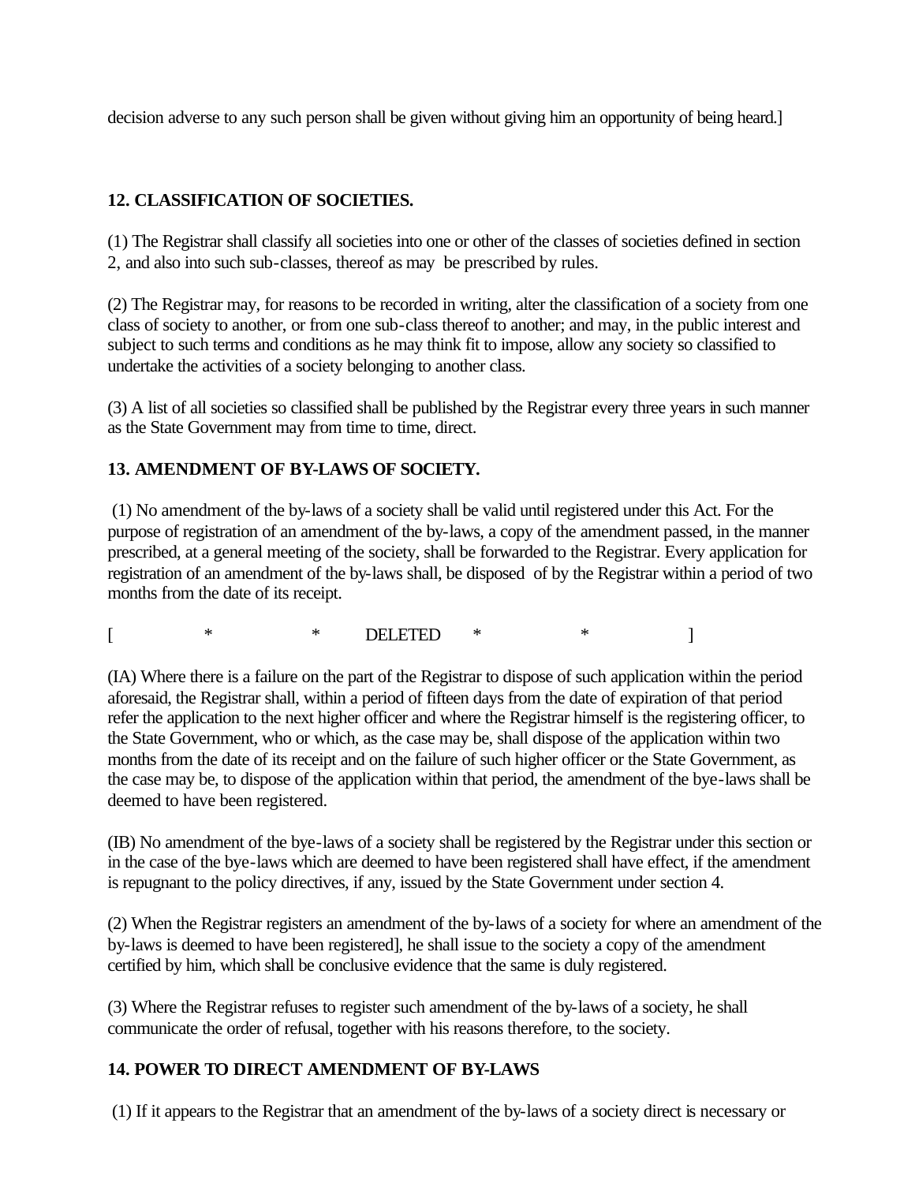decision adverse to any such person shall be given without giving him an opportunity of being heard.]

### 12. CLASSIFICATION OF SOCIETIES.

(1) The Registrar shall classify all societies into one or other of the classes of societies defined in section 2, and also into such sub-classes, thereof as may be prescribed by rules.

(2) The Registrar may, for reasons to be recorded in writing, alter the classification of a society from one class of society to another, or from one sub-class thereof to another; and may, in the public interest and subject to such terms and conditions as he may think fit to impose, allow any society so classified to undertake the activities of a society belonging to another class.

(3) A list of all societies so classified shall be published by the Registrar every three years in such manner as the State Government may from time to time, direct.

### 13. AMENDMENT OF BY-LAWS OF SOCIETY.

(1) No amendment of the by-laws of a society shall be valid until registered under this Act. For the purpose of registration of an amendment of the by-laws, a copy of the amendment passed, in the manner prescribed, at a general meeting of the society, shall be forwarded to the Registrar. Every application for registration of an amendment of the by-laws shall, be disposed of by the Registrar within a period of two months from the date of its receipt.

[ * * DELETED * * ]

(IA) Where there is a failure on the part of the Registrar to dispose of such application within the period aforesaid, the Registrar shall, within a period of fifteen days from the date of expiration of that period refer the application to the next higher officer and where the Registrar himself is the registering officer, to the State Government, who or which, as the case may be, shall dispose of the application within two months from the date of its receipt and on the failure of such higher officer or the State Government, as the case may be, to dispose of the application within that period, the amendment of the bye-laws shall be deemed to have been registered.

(IB) No amendment of the bye-laws of a society shall be registered by the Registrar under this section or in the case of the bye-laws which are deemed to have been registered shall have effect, if the amendment is repugnant to the policy directives, if any, issued by the State Government under section 4.

(2) When the Registrar registers an amendment of the by-laws of a society for where an amendment of the by-laws is deemed to have been registered], he shall issue to the society a copy of the amendment certified by him, which shall be conclusive evidence that the same is duly registered.

(3) Where the Registrar refuses to register such amendment of the by-laws of a society, he shall communicate the order of refusal, together with his reasons therefore, to the society.

### 14. POWER TO DIRECT AMENDMENT OF BY-LAWS

(1) If it appears to the Registrar that an amendment of the by-laws of a society direct is necessary or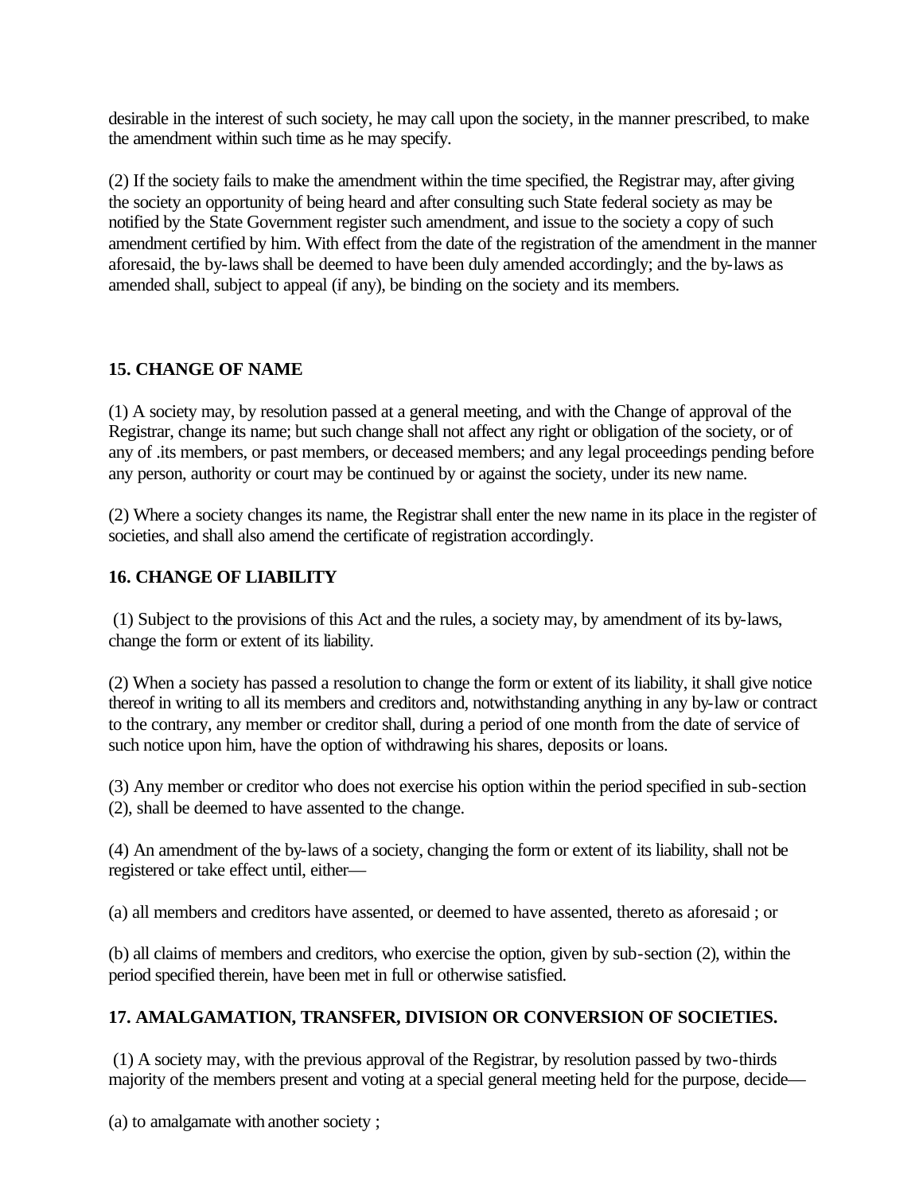desirable in the interest of such society, he may call upon the society, in the manner prescribed, to make the amendment within such time as he may specify.

(2) If the society fails to make the amendment within the time specified, the Registrar may, after giving the society an opportunity of being heard and after consulting such State federal society as may be notified by the State Government register such amendment, and issue to the society a copy of such amendment certified by him. With effect from the date of the registration of the amendment in the manner aforesaid, the by-laws shall be deemed to have been duly amended accordingly; and the by-laws as amended shall, subject to appeal (if any), be binding on the society and its members.

### 15. CHANGE OF NAME

(1) A society may, by resolution passed at a general meeting, and with the Change of approval of the Registrar, change its name; but such change shall not affect any right or obligation of the society, or of any of .its members, or past members, or deceased members; and any legal proceedings pending before any person, authority or court may be continued by or against the society, under its new name.

(2) Where a society changes its name, the Registrar shall enter the new name in its place in the register of societies, and shall also amend the certificate of registration accordingly.

### 16. CHANGE OF LIABILITY

(1) Subject to the provisions of this Act and the rules, a society may, by amendment of its by-laws, change the form or extent of its liability.

(2) When a society has passed a resolution to change the form or extent of its liability, it shall give notice thereof in writing to all its members and creditors and, notwithstanding anything in any by-law or contract to the contrary, any member or creditor shall, during a period of one month from the date of service of such notice upon him, have the option of withdrawing his shares, deposits or loans.

(3) Any member or creditor who does not exercise his option within the period specified in sub-section (2), shall be deemed to have assented to the change.

(4) An amendment of the by-laws of a society, changing the form or extent of its liability, shall not be registered or take effect until, either—

(a) all members and creditors have assented, or deemed to have assented, thereto as aforesaid ; or

(b) all claims of members and creditors, who exercise the option, given by sub-section (2), within the period specified therein, have been met in full or otherwise satisfied.

### 17. AMALGAMATION, TRANSFER, DIVISION OR CONVERSION OF SOCIETIES.

(1) A society may, with the previous approval of the Registrar, by resolution passed by two-thirds majority of the members present and voting at a special general meeting held for the purpose, decide—

(a) to amalgamate with another society ;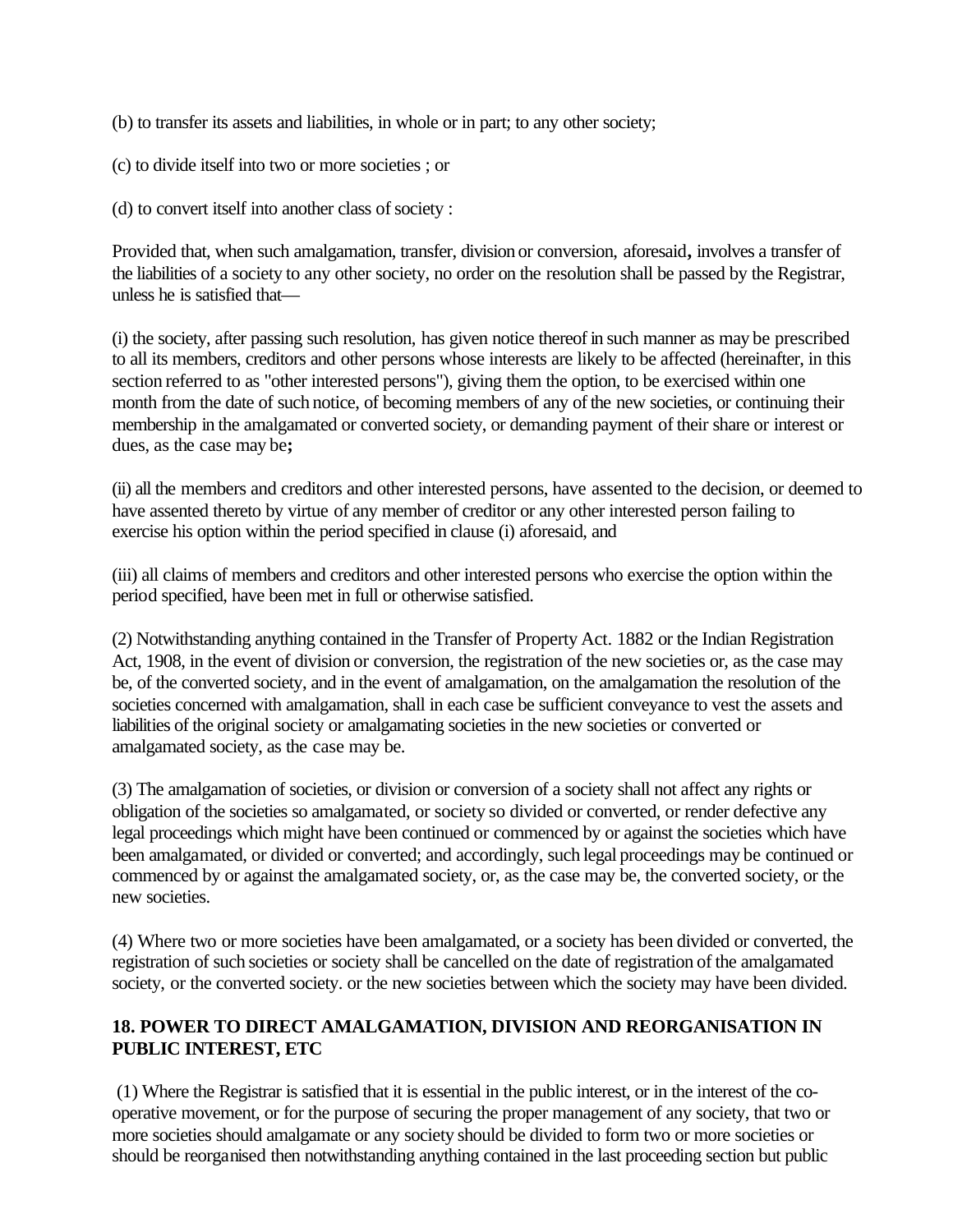(b) to transfer its assets and liabilities, in whole or in part; to any other society;

(c) to divide itself into two or more societies ; or

(d) to convert itself into another class of society :

Provided that, when such amalgamation, transfer, division or conversion, aforesaid**,** involves a transfer of the liabilities of a society to any other society, no order on the resolution shall be passed by the Registrar, unless he is satisfied that—

(i) the society, after passing such resolution, has given notice thereof in such manner as may be prescribed to all its members, creditors and other persons whose interests are likely to be affected (hereinafter, in this section referred to as "other interested persons"), giving them the option, to be exercised within one month from the date of such notice, of becoming members of any of the new societies, or continuing their membership in the amalgamated or converted society, or demanding payment of their share or interest or dues, as the case may be**;**

(ii) all the members and creditors and other interested persons, have assented to the decision, or deemed to have assented thereto by virtue of any member of creditor or any other interested person failing to exercise his option within the period specified in clause (i) aforesaid, and

(iii) all claims of members and creditors and other interested persons who exercise the option within the period specified, have been met in full or otherwise satisfied.

(2) Notwithstanding anything contained in the Transfer of Property Act. 1882 or the Indian Registration Act, 1908, in the event of division or conversion, the registration of the new societies or, as the case may be, of the converted society, and in the event of amalgamation, on the amalgamation the resolution of the societies concerned with amalgamation, shall in each case be sufficient conveyance to vest the assets and liabilities of the original society or amalgamating societies in the new societies or converted or amalgamated society, as the case may be.

(3) The amalgamation of societies, or division or conversion of a society shall not affect any rights or obligation of the societies so amalgamated, or society so divided or converted, or render defective any legal proceedings which might have been continued or commenced by or against the societies which have been amalgamated, or divided or converted; and accordingly, such legal proceedings may be continued or commenced by or against the amalgamated society, or, as the case may be, the converted society, or the new societies.

(4) Where two or more societies have been amalgamated, or a society has been divided or converted, the registration of such societies or society shall be cancelled on the date of registration of the amalgamated society, or the converted society. or the new societies between which the society may have been divided.

## 18. POWER TO DIRECT AMALGAMATION, DIVISION AND REORGANISATION IN PUBLIC INTEREST, ETC

(1) Where the Registrar is satisfied that it is essential in the public interest, or in the interest of the co-operative movement, or for the purpose of securing the proper management of any society, that two or more societies should amalgamate or any society should be divided to form two or more societies or should be reorganised then notwithstanding anything contained in the last proceeding section but public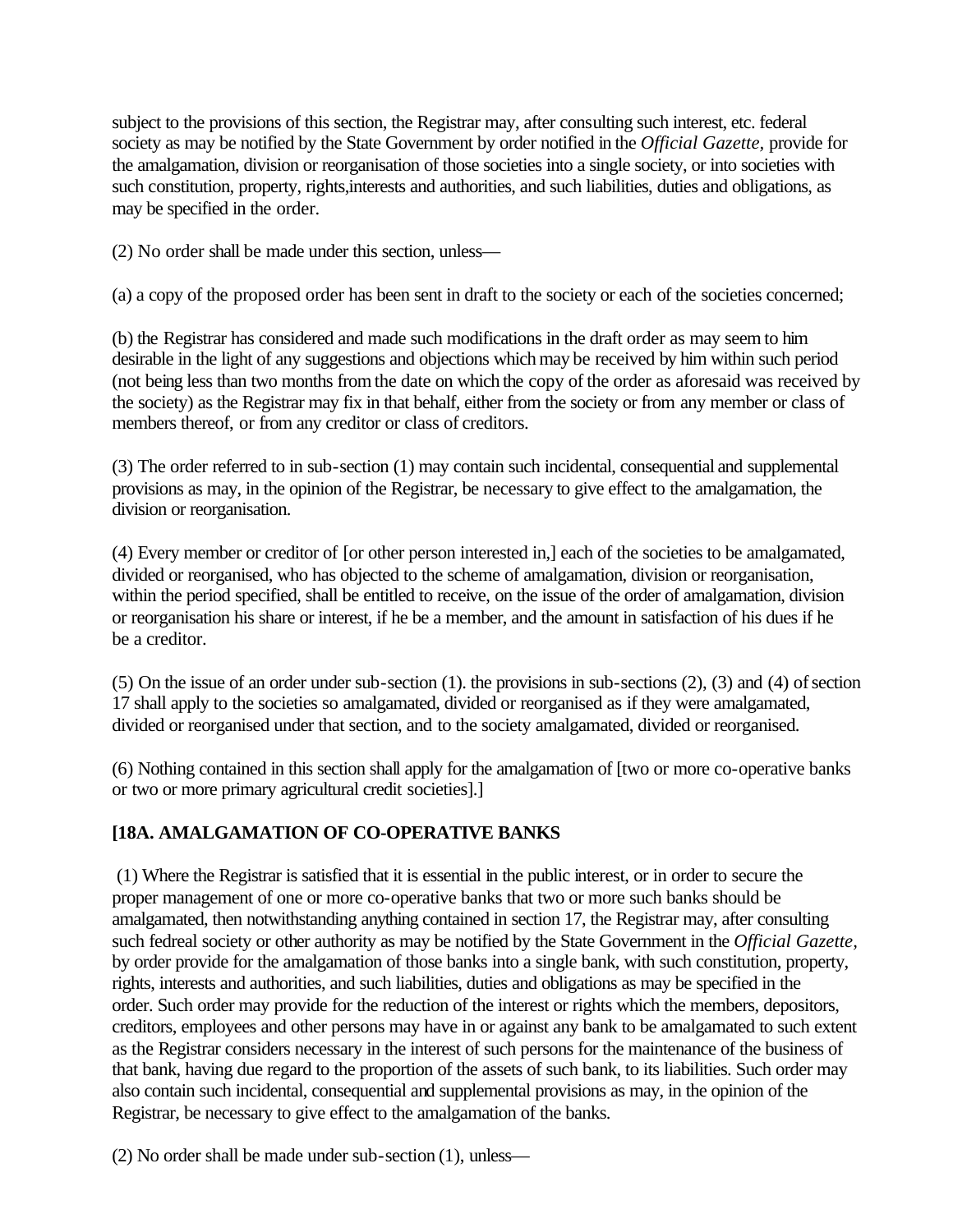subject to the provisions of this section, the Registrar may, after consulting such interest, etc. federal society as may be notified by the State Government by order notified in the *Official Gazette,* provide for the amalgamation, division or reorganisation of those societies into a single society, or into societies with such constitution, property, rights,interests and authorities, and such liabilities, duties and obligations, as may be specified in the order.

(2) No order shall be made under this section, unless—

(a) a copy of the proposed order has been sent in draft to the society or each of the societies concerned;

(b) the Registrar has considered and made such modifications in the draft order as may seem to him desirable in the light of any suggestions and objections which may be received by him within such period (not being less than two months from the date on which the copy of the order as aforesaid was received by the society) as the Registrar may fix in that behalf, either from the society or from any member or class of members thereof, or from any creditor or class of creditors.

(3) The order referred to in sub-section (1) may contain such incidental, consequential and supplemental provisions as may, in the opinion of the Registrar, be necessary to give effect to the amalgamation, the division or reorganisation.

(4) Every member or creditor of [or other person interested in,] each of the societies to be amalgamated, divided or reorganised, who has objected to the scheme of amalgamation, division or reorganisation, within the period specified, shall be entitled to receive, on the issue of the order of amalgamation, division or reorganisation his share or interest, if he be a member, and the amount in satisfaction of his dues if he be a creditor.

(5) On the issue of an order under sub-section (1). the provisions in sub-sections (2), (3) and (4) of section 17 shall apply to the societies so amalgamated, divided or reorganised as if they were amalgamated, divided or reorganised under that section, and to the society amalgamated, divided or reorganised.

(6) Nothing contained in this section shall apply for the amalgamation of [two or more co-operative banks or two or more primary agricultural credit societies].]

**[18A. AMALGAMATION OF CO-OPERATIVE BANKS**

(1) Where the Registrar is satisfied that it is essential in the public interest, or in order to secure the proper management of one or more co-operative banks that two or more such banks should be amalgamated, then notwithstanding anything contained in section 17, the Registrar may, after consulting such fedreal society or other authority as may be notified by the State Government in the *Official Gazette,* by order provide for the amalgamation of those banks into a single bank, with such constitution, property, rights, interests and authorities, and such liabilities, duties and obligations as may be specified in the order. Such order may provide for the reduction of the interest or rights which the members, depositors, creditors, employees and other persons may have in or against any bank to be amalgamated to such extent as the Registrar considers necessary in the interest of such persons for the maintenance of the business of that bank, having due regard to the proportion of the assets of such bank, to its liabilities. Such order may also contain such incidental, consequential and supplemental provisions as may, in the opinion of the Registrar, be necessary to give effect to the amalgamation of the banks.

(2) No order shall be made under sub-section (1), unless—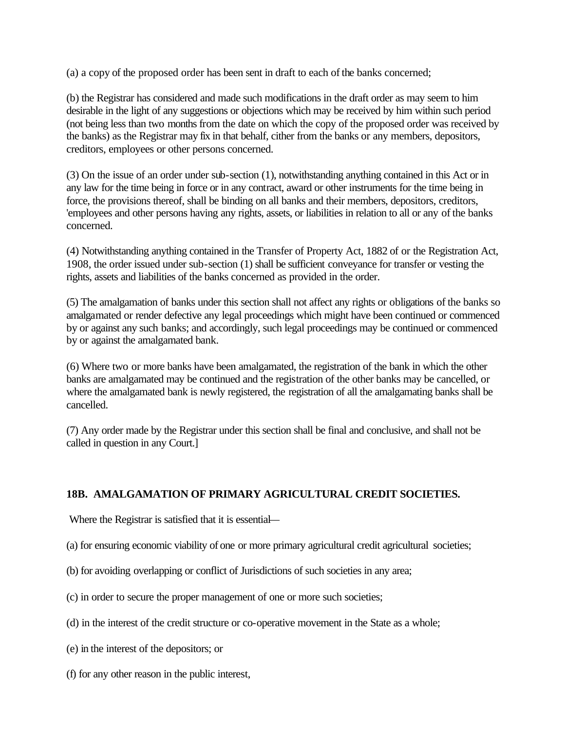(a) a copy of the proposed order has been sent in draft to each of the banks concerned;

(b) the Registrar has considered and made such modifications in the draft order as may seem to him desirable in the light of any suggestions or objections which may be received by him within such period (not being less than two months from the date on which the copy of the proposed order was received by the banks) as the Registrar may fix in that behalf, cither from the banks or any members, depositors, creditors, employees or other persons concerned.

(3) On the issue of an order under sub-section (1), notwithstanding anything contained in this Act or in any law for the time being in force or in any contract, award or other instruments for the time being in force, the provisions thereof, shall be binding on all banks and their members, depositors, creditors, 'employees and other persons having any rights, assets, or liabilities in relation to all or any of the banks concerned.

(4) Notwithstanding anything contained in the Transfer of Property Act, 1882 of or the Registration Act, 1908, the order issued under sub-section (1) shall be sufficient conveyance for transfer or vesting the rights, assets and liabilities of the banks concerned as provided in the order.

(5) The amalgamation of banks under this section shall not affect any rights or obligations of the banks so amalgamated or render defective any legal proceedings which might have been continued or commenced by or against any such banks; and accordingly, such legal proceedings may be continued or commenced by or against the amalgamated bank.

(6) Where two or more banks have been amalgamated, the registration of the bank in which the other banks are amalgamated may be continued and the registration of the other banks may be cancelled, or where the amalgamated bank is newly registered, the registration of all the amalgamating banks shall be cancelled.

(7) Any order made by the Registrar under this section shall be final and conclusive, and shall not be called in question in any Court.]

**18B. AMALGAMATION OF PRIMARY AGRICULTURAL CREDIT SOCIETIES.**

Where the Registrar is satisfied that it is essential—

(a) for ensuring economic viability of one or more primary agricultural credit agricultural societies;

(b) for avoiding overlapping or conflict of Jurisdictions of such societies in any area;

(c) in order to secure the proper management of one or more such societies;

(d) in the interest of the credit structure or co-operative movement in the State as a whole;

(e) in the interest of the depositors; or

(f) for any other reason in the public interest,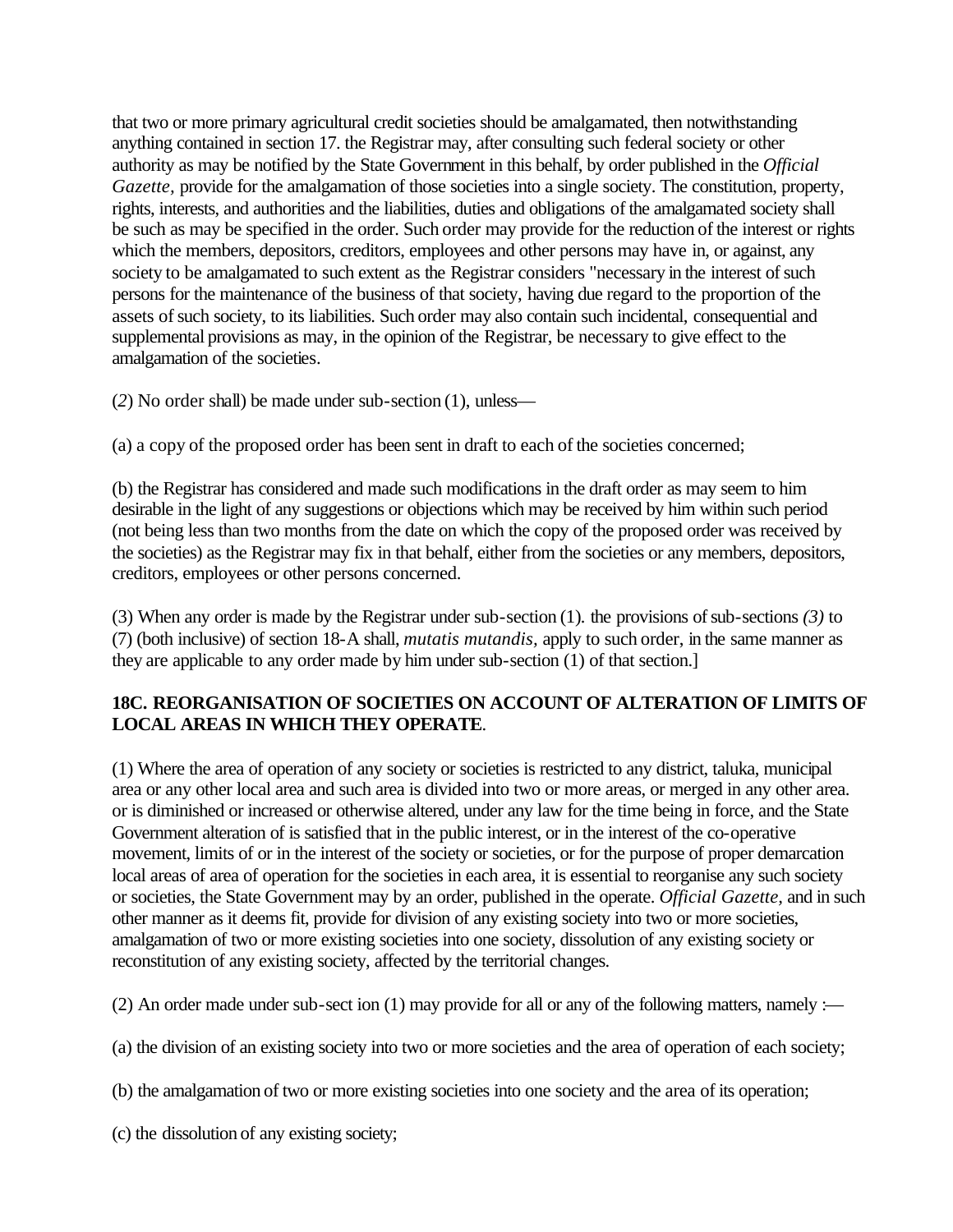that two or more primary agricultural credit societies should be amalgamated, then notwithstanding anything contained in section 17. the Registrar may, after consulting such federal society or other authority as may be notified by the State Government in this behalf, by order published in the *Official Gazette,* provide for the amalgamation of those societies into a single society. The constitution, property, rights, interests, and authorities and the liabilities, duties and obligations of the amalgamated society shall be such as may be specified in the order. Such order may provide for the reduction of the interest or rights which the members, depositors, creditors, employees and other persons may have in, or against, any society to be amalgamated to such extent as the Registrar considers "necessary in the interest of such persons for the maintenance of the business of that society, having due regard to the proportion of the assets of such society, to its liabilities. Such order may also contain such incidental, consequential and supplemental provisions as may, in the opinion of the Registrar, be necessary to give effect to the amalgamation of the societies.

(*2*) No order shall) be made under sub-section (1), unless—

(a) a copy of the proposed order has been sent in draft to each of the societies concerned;

(b) the Registrar has considered and made such modifications in the draft order as may seem to him desirable in the light of any suggestions or objections which may be received by him within such period (not being less than two months from the date on which the copy of the proposed order was received by the societies) as the Registrar may fix in that behalf, either from the societies or any members, depositors, creditors, employees or other persons concerned.

(3) When any order is made by the Registrar under sub-section (1). the provisions of sub-sections *(3)* to (7) (both inclusive) of section 18-A shall, *mutatis mutandis,* apply to such order, in the same manner as they are applicable to any order made by him under sub-section (1) of that section.]

**18C. REORGANISATION OF SOCIETIES ON ACCOUNT OF ALTERATION OF LIMITS OF LOCAL AREAS IN WHICH THEY OPERATE**.

(1) Where the area of operation of any society or societies is restricted to any district, taluka, municipal area or any other local area and such area is divided into two or more areas, or merged in any other area. or is diminished or increased or otherwise altered, under any law for the time being in force, and the State Government alteration of is satisfied that in the public interest, or in the interest of the co-operative movement, limits of or in the interest of the society or societies, or for the purpose of proper demarcation local areas of area of operation for the societies in each area, it is essential to reorganise any such society or societies, the State Government may by an order, published in the operate. *Official Gazette,* and in such other manner as it deems fit, provide for division of any existing society into two or more societies, amalgamation of two or more existing societies into one society, dissolution of any existing society or reconstitution of any existing society, affected by the territorial changes.

(2) An order made under sub-sect ion (1) may provide for all or any of the following matters, namely :—

(a) the division of an existing society into two or more societies and the area of operation of each society;

(b) the amalgamation of two or more existing societies into one society and the area of its operation;

(c) the dissolution of any existing society;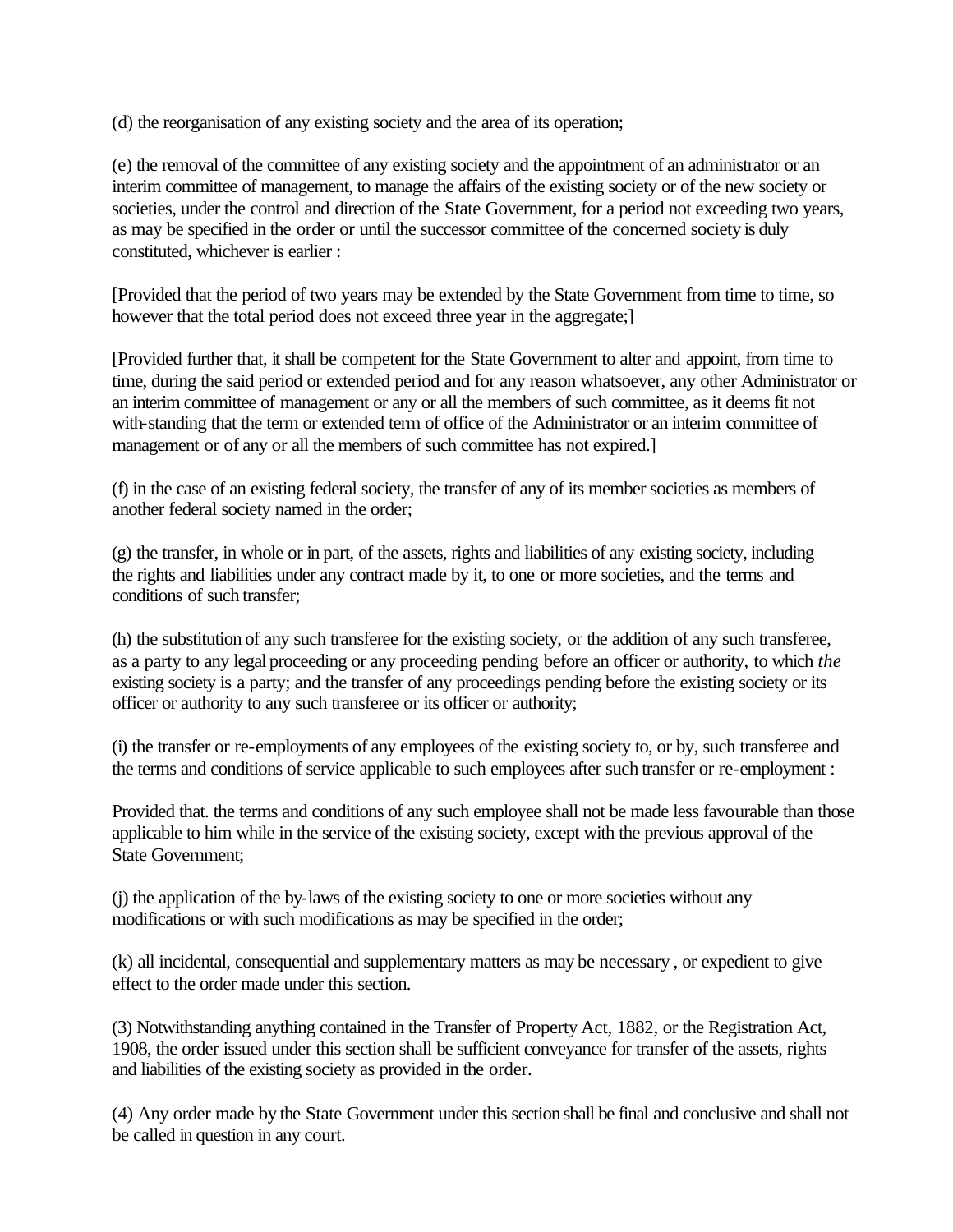(d) the reorganisation of any existing society and the area of its operation;

(e) the removal of the committee of any existing society and the appointment of an administrator or an interim committee of management, to manage the affairs of the existing society or of the new society or societies, under the control and direction of the State Government, for a period not exceeding two years, as may be specified in the order or until the successor committee of the concerned society is duly constituted, whichever is earlier :

[Provided that the period of two years may be extended by the State Government from time to time, so however that the total period does not exceed three year in the aggregate;]

[Provided further that, it shall be competent for the State Government to alter and appoint, from time to time, during the said period or extended period and for any reason whatsoever, any other Administrator or an interim committee of management or any or all the members of such committee, as it deems fit not with-standing that the term or extended term of office of the Administrator or an interim committee of management or of any or all the members of such committee has not expired.]

(f) in the case of an existing federal society, the transfer of any of its member societies as members of another federal society named in the order;

(g) the transfer, in whole or in part, of the assets, rights and liabilities of any existing society, including the rights and liabilities under any contract made by it, to one or more societies, and the terms and conditions of such transfer;

(h) the substitution of any such transferee for the existing society, or the addition of any such transferee, as a party to any legal proceeding or any proceeding pending before an officer or authority, to which *the* existing society is a party; and the transfer of any proceedings pending before the existing society or its officer or authority to any such transferee or its officer or authority;

(i) the transfer or re-employments of any employees of the existing society to, or by, such transferee and the terms and conditions of service applicable to such employees after such transfer or re-employment :

Provided that. the terms and conditions of any such employee shall not be made less favourable than those applicable to him while in the service of the existing society, except with the previous approval of the State Government;

(j) the application of the by-laws of the existing society to one or more societies without any modifications or with such modifications as may be specified in the order;

(k) all incidental, consequential and supplementary matters as may be necessary , or expedient to give effect to the order made under this section.

(3) Notwithstanding anything contained in the Transfer of Property Act, 1882, or the Registration Act, 1908, the order issued under this section shall be sufficient conveyance for transfer of the assets, rights and liabilities of the existing society as provided in the order.

(4) Any order made by the State Government under this section shall be final and conclusive and shall not be called in question in any court.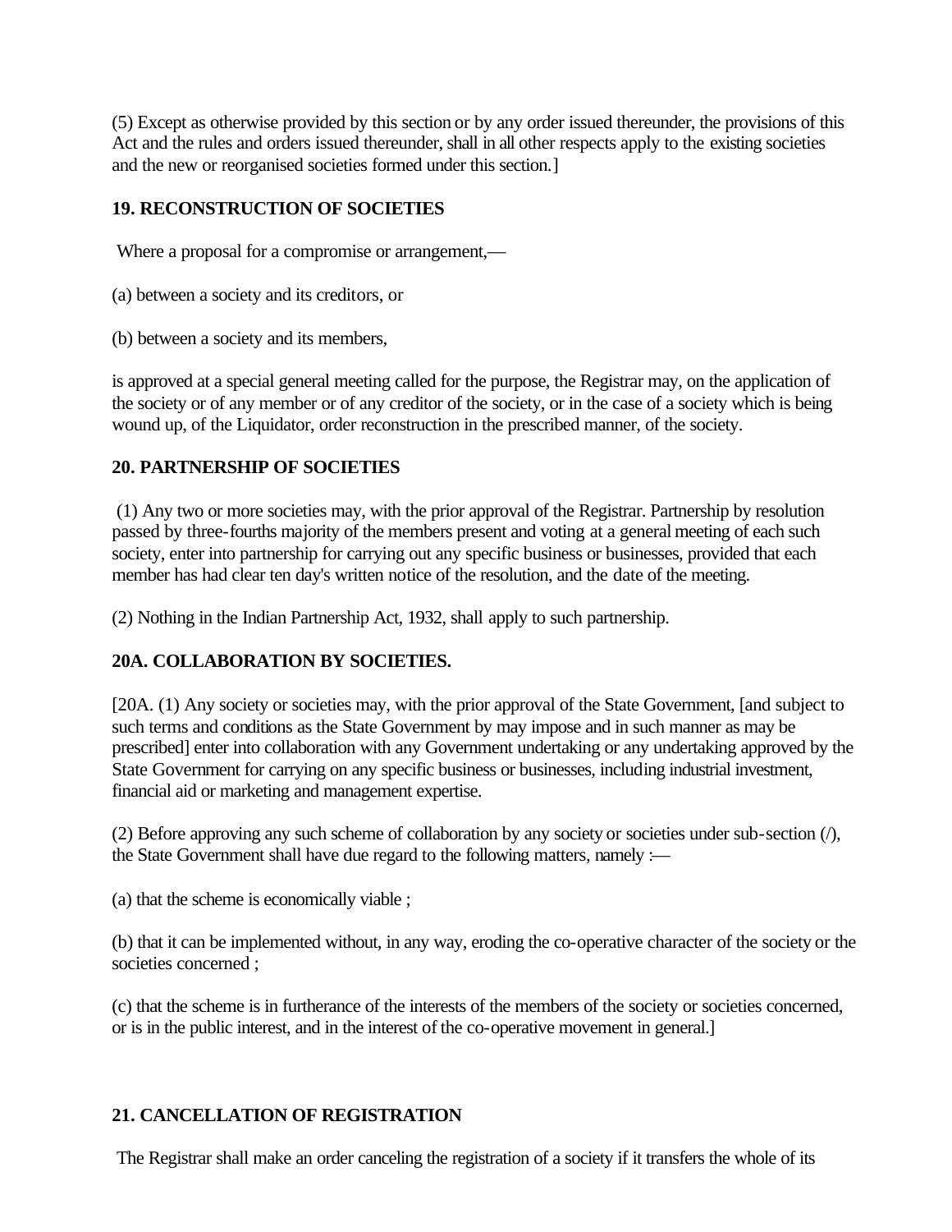(5) Except as otherwise provided by this section or by any order issued thereunder, the provisions of this Act and the rules and orders issued thereunder, shall in all other respects apply to the existing societies and the new or reorganised societies formed under this section.]

### 19. RECONSTRUCTION OF SOCIETIES

Where a proposal for a compromise or arrangement,—

(a) between a society and its creditors, or

(b) between a society and its members,

is approved at a special general meeting called for the purpose, the Registrar may, on the application of the society or of any member or of any creditor of the society, or in the case of a society which is being wound up, of the Liquidator, order reconstruction in the prescribed manner, of the society.

### 20. PARTNERSHIP OF SOCIETIES

(1) Any two or more societies may, with the prior approval of the Registrar. Partnership by resolution passed by three-fourths majority of the members present and voting at a general meeting of each such society, enter into partnership for carrying out any specific business or businesses, provided that each member has had clear ten day's written notice of the resolution, and the date of the meeting.

(2) Nothing in the Indian Partnership Act, 1932, shall apply to such partnership.

### 20A. COLLABORATION BY SOCIETIES.

[20A. (1) Any society or societies may, with the prior approval of the State Government, [and subject to such terms and conditions as the State Government by may impose and in such manner as may be prescribed] enter into collaboration with any Government undertaking or any undertaking approved by the State Government for carrying on any specific business or businesses, including industrial investment, financial aid or marketing and management expertise.

(2) Before approving any such scheme of collaboration by any society or societies under sub-section (/), the State Government shall have due regard to the following matters, namely :—

(a) that the scheme is economically viable ;

(b) that it can be implemented without, in any way, eroding the co-operative character of the society or the societies concerned ;

(c) that the scheme is in furtherance of the interests of the members of the society or societies concerned, or is in the public interest, and in the interest of the co-operative movement in general.]

### 21. CANCELLATION OF REGISTRATION

The Registrar shall make an order canceling the registration of a society if it transfers the whole of its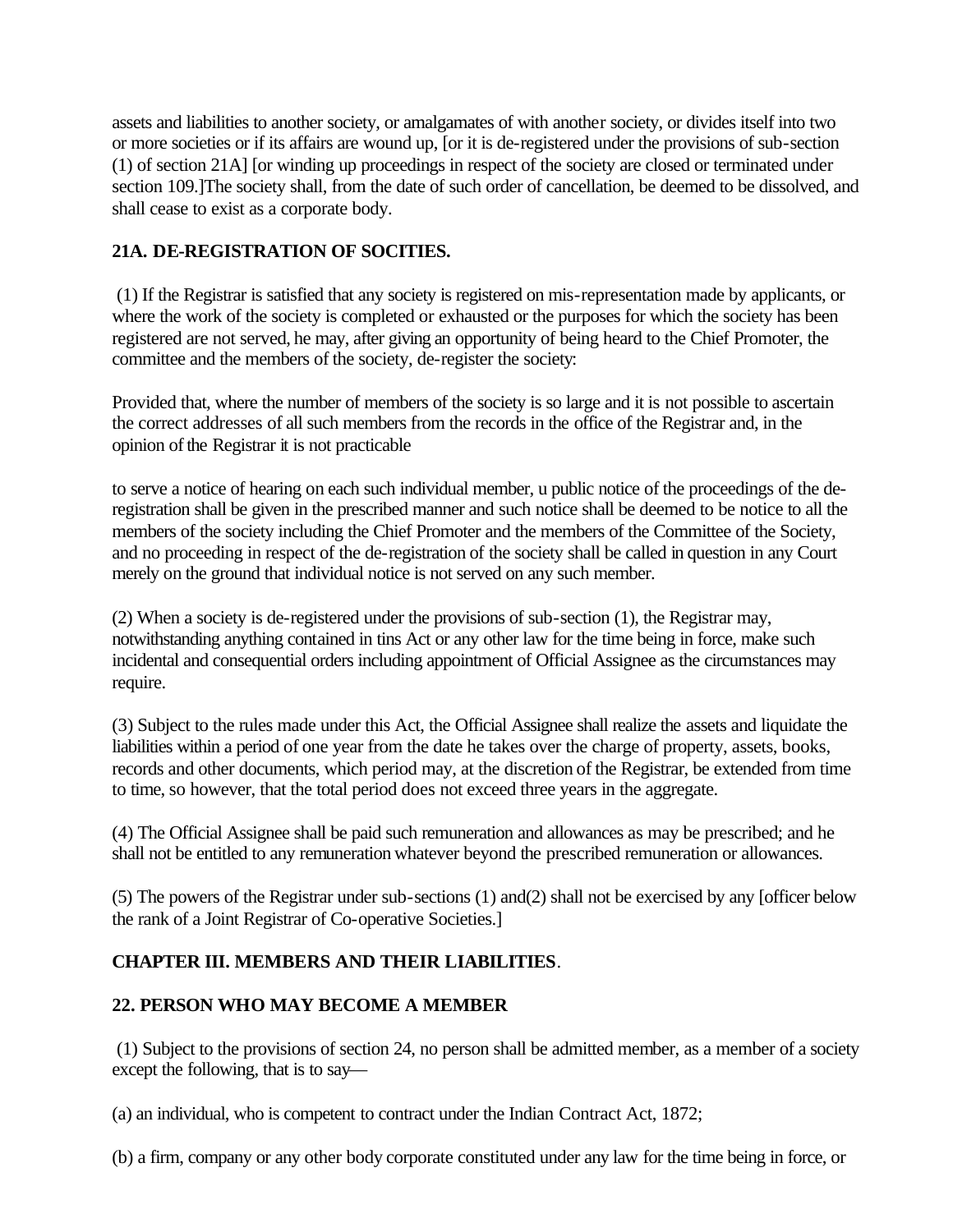assets and liabilities to another society, or amalgamates of with another society, or divides itself into two or more societies or if its affairs are wound up, [or it is de-registered under the provisions of sub-section (1) of section 21A] [or winding up proceedings in respect of the society are closed or terminated under section 109.]The society shall, from the date of such order of cancellation, be deemed to be dissolved, and shall cease to exist as a corporate body.

**21A. DE-REGISTRATION OF SOCITIES.**

(1) If the Registrar is satisfied that any society is registered on mis-representation made by applicants, or where the work of the society is completed or exhausted or the purposes for which the society has been registered are not served, he may, after giving an opportunity of being heard to the Chief Promoter, the committee and the members of the society, de-register the society:

Provided that, where the number of members of the society is so large and it is not possible to ascertain the correct addresses of all such members from the records in the office of the Registrar and, in the opinion of the Registrar it is not practicable

to serve a notice of hearing on each such individual member, u public notice of the proceedings of the de-registration shall be given in the prescribed manner and such notice shall be deemed to be notice to all the members of the society including the Chief Promoter and the members of the Committee of the Society, and no proceeding in respect of the de-registration of the society shall be called in question in any Court merely on the ground that individual notice is not served on any such member.

(2) When a society is de-registered under the provisions of sub-section (1), the Registrar may, notwithstanding anything contained in tins Act or any other law for the time being in force, make such incidental and consequential orders including appointment of Official Assignee as the circumstances may require.

(3) Subject to the rules made under this Act, the Official Assignee shall realize the assets and liquidate the liabilities within a period of one year from the date he takes over the charge of property, assets, books, records and other documents, which period may, at the discretion of the Registrar, be extended from time to time, so however, that the total period does not exceed three years in the aggregate.

(4) The Official Assignee shall be paid such remuneration and allowances as may be prescribed; and he shall not be entitled to any remuneration whatever beyond the prescribed remuneration or allowances.

(5) The powers of the Registrar under sub-sections (1) and(2) shall not be exercised by any [officer below the rank of a Joint Registrar of Co-operative Societies.]

**CHAPTER III. MEMBERS AND THEIR LIABILITIES**.

**22. PERSON WHO MAY BECOME A MEMBER**

(1) Subject to the provisions of section 24, no person shall be admitted member, as a member of a society except the following, that is to say—

(a) an individual, who is competent to contract under the Indian Contract Act, 1872;

(b) a firm, company or any other body corporate constituted under any law for the time being in force, or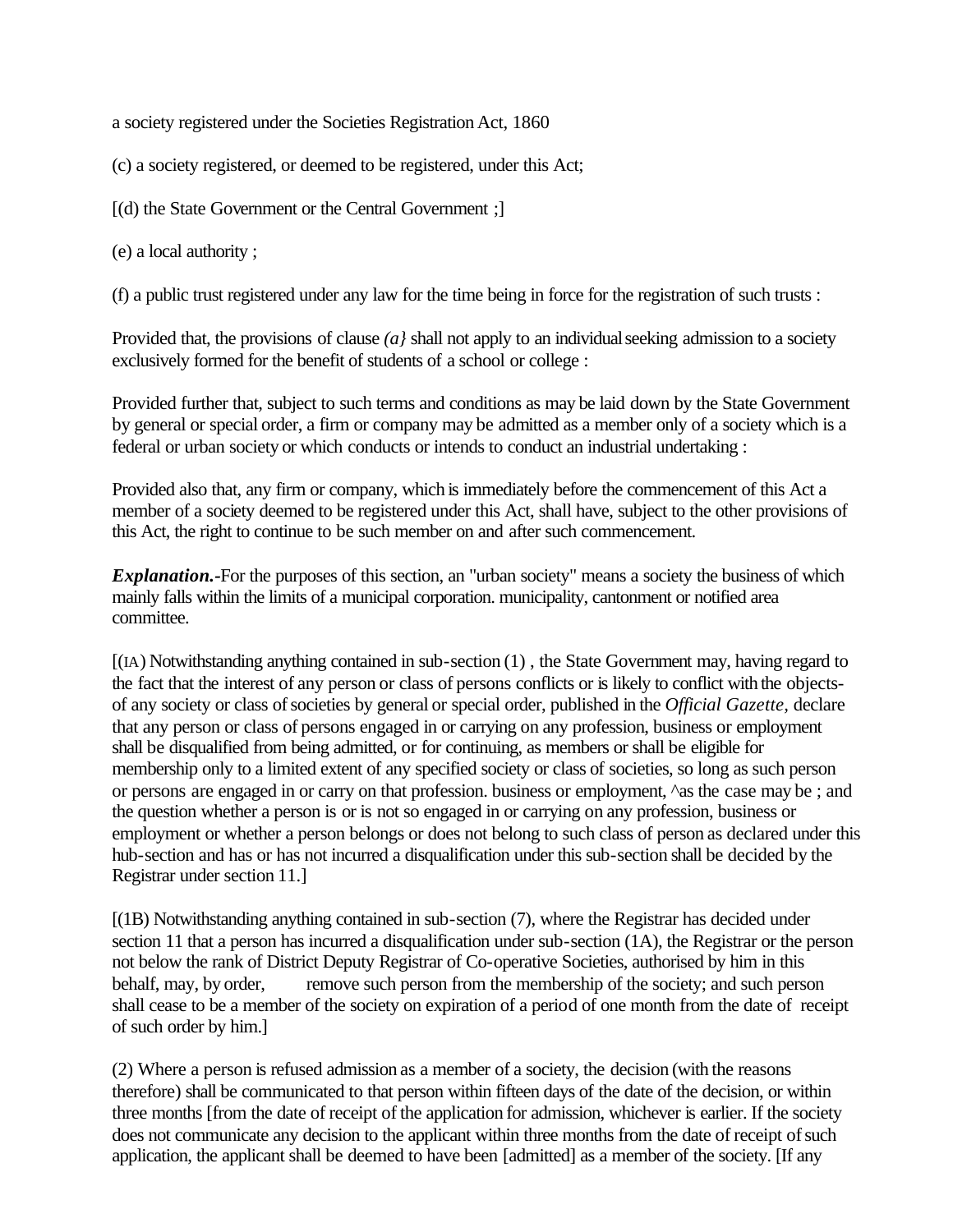a society registered under the Societies Registration Act, 1860

(c) a society registered, or deemed to be registered, under this Act;

[(d) the State Government or the Central Government ;]

(e) a local authority ;

(f) a public trust registered under any law for the time being in force for the registration of such trusts :

Provided that, the provisions of clause *(a}* shall not apply to an individual seeking admission to a society exclusively formed for the benefit of students of a school or college :

Provided further that, subject to such terms and conditions as may be laid down by the State Government by general or special order, a firm or company may be admitted as a member only of a society which is a federal or urban society or which conducts or intends to conduct an industrial undertaking :

Provided also that, any firm or company, which is immediately before the commencement of this Act a member of a society deemed to be registered under this Act, shall have, subject to the other provisions of this Act, the right to continue to be such member on and after such commencement.

***Explanation.***-For the purposes of this section, an "urban society" means a society the business of which mainly falls within the limits of a municipal corporation. municipality, cantonment or notified area committee.

[(IA) Notwithstanding anything contained in sub-section (1) , the State Government may, having regard to the fact that the interest of any person or class of persons conflicts or is likely to conflict with the objects- of any society or class of societies by general or special order, published in the *Official Gazette,* declare that any person or class of persons engaged in or carrying on any profession, business or employment shall be disqualified from being admitted, or for continuing, as members or shall be eligible for membership only to a limited extent of any specified society or class of societies, so long as such person or persons are engaged in or carry on that profession. business or employment, ^as the case may be ; and the question whether a person is or is not so engaged in or carrying on any profession, business or employment or whether a person belongs or does not belong to such class of person as declared under this hub-section and has or has not incurred a disqualification under this sub-section shall be decided by the Registrar under section 11.]

[(1B) Notwithstanding anything contained in sub-section (7), where the Registrar has decided under section 11 that a person has incurred a disqualification under sub-section (1A), the Registrar or the person not below the rank of District Deputy Registrar of Co-operative Societies, authorised by him in this behalf, may, by order, remove such person from the membership of the society; and such person shall cease to be a member of the society on expiration of a period of one month from the date of receipt of such order by him.]

(2) Where a person is refused admission as a member of a society, the decision (with the reasons therefore) shall be communicated to that person within fifteen days of the date of the decision, or within three months [from the date of receipt of the application for admission, whichever is earlier. If the society does not communicate any decision to the applicant within three months from the date of receipt of such application, the applicant shall be deemed to have been [admitted] as a member of the society. [If any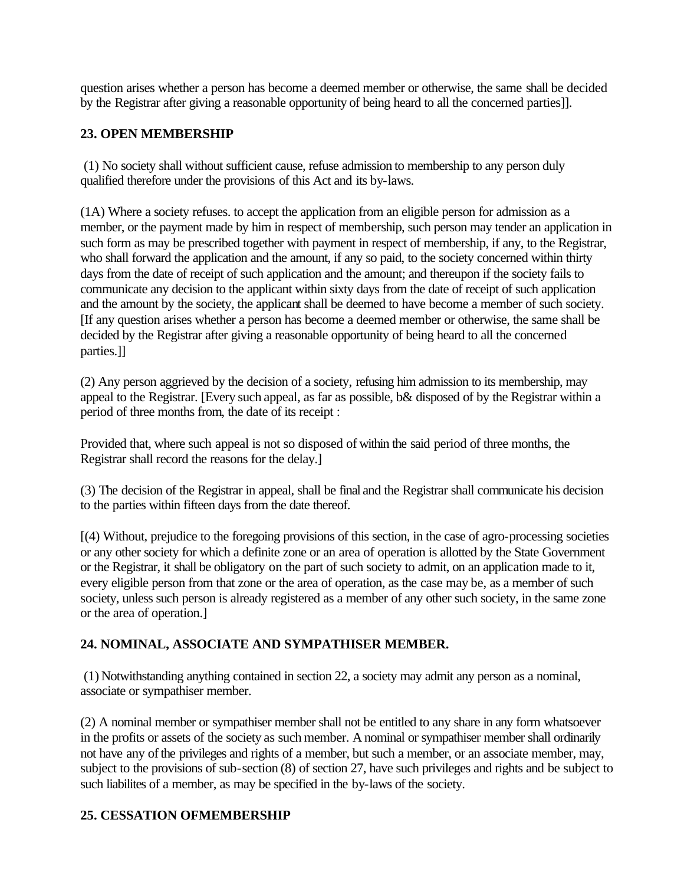question arises whether a person has become a deemed member or otherwise, the same shall be decided by the Registrar after giving a reasonable opportunity of being heard to all the concerned parties]].

## 23. OPEN MEMBERSHIP

(1) No society shall without sufficient cause, refuse admission to membership to any person duly qualified therefore under the provisions of this Act and its by-laws.

(1A) Where a society refuses. to accept the application from an eligible person for admission as a member, or the payment made by him in respect of membership, such person may tender an application in such form as may be prescribed together with payment in respect of membership, if any, to the Registrar, who shall forward the application and the amount, if any so paid, to the society concerned within thirty days from the date of receipt of such application and the amount; and thereupon if the society fails to communicate any decision to the applicant within sixty days from the date of receipt of such application and the amount by the society, the applicant shall be deemed to have become a member of such society. [If any question arises whether a person has become a deemed member or otherwise, the same shall be decided by the Registrar after giving a reasonable opportunity of being heard to all the concerned parties.]]

(2) Any person aggrieved by the decision of a society, refusing him admission to its membership, may appeal to the Registrar. [Every such appeal, as far as possible, b& disposed of by the Registrar within a period of three months from, the date of its receipt :

Provided that, where such appeal is not so disposed of within the said period of three months, the Registrar shall record the reasons for the delay.]

(3) The decision of the Registrar in appeal, shall be final and the Registrar shall communicate his decision to the parties within fifteen days from the date thereof.

[(4) Without, prejudice to the foregoing provisions of this section, in the case of agro-processing societies or any other society for which a definite zone or an area of operation is allotted by the State Government or the Registrar, it shall be obligatory on the part of such society to admit, on an application made to it, every eligible person from that zone or the area of operation, as the case may be, as a member of such society, unless such person is already registered as a member of any other such society, in the same zone or the area of operation.]

## 24. NOMINAL, ASSOCIATE AND SYMPATHISER MEMBER.

(1) Notwithstanding anything contained in section 22, a society may admit any person as a nominal, associate or sympathiser member.

(2) A nominal member or sympathiser member shall not be entitled to any share in any form whatsoever in the profits or assets of the society as such member. A nominal or sympathiser member shall ordinarily not have any of the privileges and rights of a member, but such a member, or an associate member, may, subject to the provisions of sub-section (8) of section 27, have such privileges and rights and be subject to such liabilites of a member, as may be specified in the by-laws of the society.

## 25. CESSATION OFMEMBERSHIP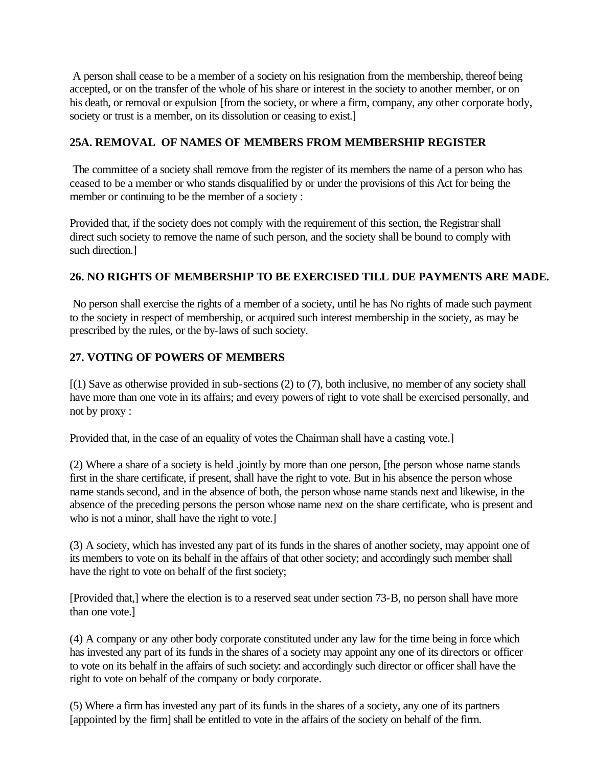A person shall cease to be a member of a society on his resignation from the membership, thereof being accepted, or on the transfer of the whole of his share or interest in the society to another member, or on his death, or removal or expulsion [from the society, or where a firm, company, any other corporate body, society or trust is a member, on its dissolution or ceasing to exist.]

## 25A. REMOVAL OF NAMES OF MEMBERS FROM MEMBERSHIP REGISTER

The committee of a society shall remove from the register of its members the name of a person who has ceased to be a member or who stands disqualified by or under the provisions of this Act for being the member or continuing to be the member of a society :

Provided that, if the society does not comply with the requirement of this section, the Registrar shall direct such society to remove the name of such person, and the society shall be bound to comply with such direction.]

## 26. NO RIGHTS OF MEMBERSHIP TO BE EXERCISED TILL DUE PAYMENTS ARE MADE.

No person shall exercise the rights of a member of a society, until he has No rights of made such payment to the society in respect of membership, or acquired such interest membership in the society, as may be prescribed by the rules, or the by-laws of such society.

## 27. VOTING OF POWERS OF MEMBERS

[(1) Save as otherwise provided in sub-sections (2) to (7), both inclusive, no member of any society shall have more than one vote in its affairs; and every powers of right to vote shall be exercised personally, and not by proxy :

Provided that, in the case of an equality of votes the Chairman shall have a casting vote.]

(2) Where a share of a society is held .jointly by more than one person, [the person whose name stands first in the share certificate, if present, shall have the right to vote. But in his absence the person whose name stands second, and in the absence of both, the person whose name stands next and likewise, in the absence of the preceding persons the person whose name next on the share certificate, who is present and who is not a minor, shall have the right to vote.]

(3) A society, which has invested any part of its funds in the shares of another society, may appoint one of its members to vote on its behalf in the affairs of that other society; and accordingly such member shall have the right to vote on behalf of the first society;

[Provided that,] where the election is to a reserved seat under section 73-B, no person shall have more than one vote.]

(4) A company or any other body corporate constituted under any law for the time being in force which has invested any part of its funds in the shares of a society may appoint any one of its directors or officer to vote on its behalf in the affairs of such society: and accordingly such director or officer shall have the right to vote on behalf of the company or body corporate.

(5) Where a firm has invested any part of its funds in the shares of a society, any one of its partners [appointed by the firm] shall be entitled to vote in the affairs of the society on behalf of the firm.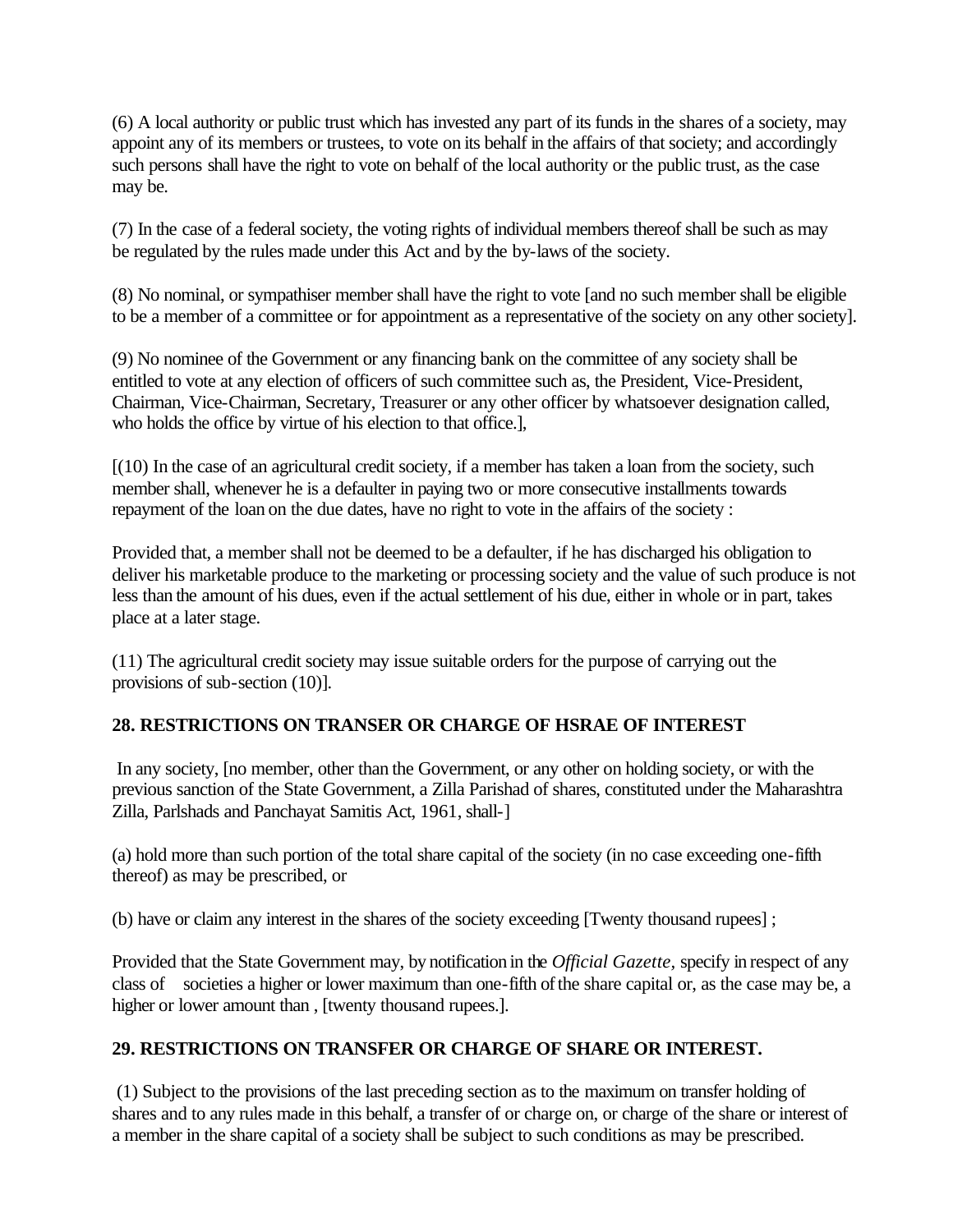(6) A local authority or public trust which has invested any part of its funds in the shares of a society, may appoint any of its members or trustees, to vote on its behalf in the affairs of that society; and accordingly such persons shall have the right to vote on behalf of the local authority or the public trust, as the case may be.

(7) In the case of a federal society, the voting rights of individual members thereof shall be such as may be regulated by the rules made under this Act and by the by-laws of the society.

(8) No nominal, or sympathiser member shall have the right to vote [and no such member shall be eligible to be a member of a committee or for appointment as a representative of the society on any other society].

(9) No nominee of the Government or any financing bank on the committee of any society shall be entitled to vote at any election of officers of such committee such as, the President, Vice-President, Chairman, Vice-Chairman, Secretary, Treasurer or any other officer by whatsoever designation called, who holds the office by virtue of his election to that office.],

[(10) In the case of an agricultural credit society, if a member has taken a loan from the society, such member shall, whenever he is a defaulter in paying two or more consecutive installments towards repayment of the loan on the due dates, have no right to vote in the affairs of the society :

Provided that, a member shall not be deemed to be a defaulter, if he has discharged his obligation to deliver his marketable produce to the marketing or processing society and the value of such produce is not less than the amount of his dues, even if the actual settlement of his due, either in whole or in part, takes place at a later stage.

(11) The agricultural credit society may issue suitable orders for the purpose of carrying out the provisions of sub-section (10)].

**28. RESTRICTIONS ON TRANSER OR CHARGE OF HSRAE OF INTEREST**

In any society, [no member, other than the Government, or any other on holding society, or with the previous sanction of the State Government, a Zilla Parishad of shares, constituted under the Maharashtra Zilla, Parlshads and Panchayat Samitis Act, 1961, shall-]

(a) hold more than such portion of the total share capital of the society (in no case exceeding one-fifth thereof) as may be prescribed, or

(b) have or claim any interest in the shares of the society exceeding [Twenty thousand rupees] ;

Provided that the State Government may, by notification in the *Official Gazette,* specify in respect of any class of societies a higher or lower maximum than one-fifth of the share capital or, as the case may be, a higher or lower amount than , [twenty thousand rupees.].

**29. RESTRICTIONS ON TRANSFER OR CHARGE OF SHARE OR INTEREST.**

(1) Subject to the provisions of the last preceding section as to the maximum on transfer holding of shares and to any rules made in this behalf, a transfer of or charge on, or charge of the share or interest of a member in the share capital of a society shall be subject to such conditions as may be prescribed.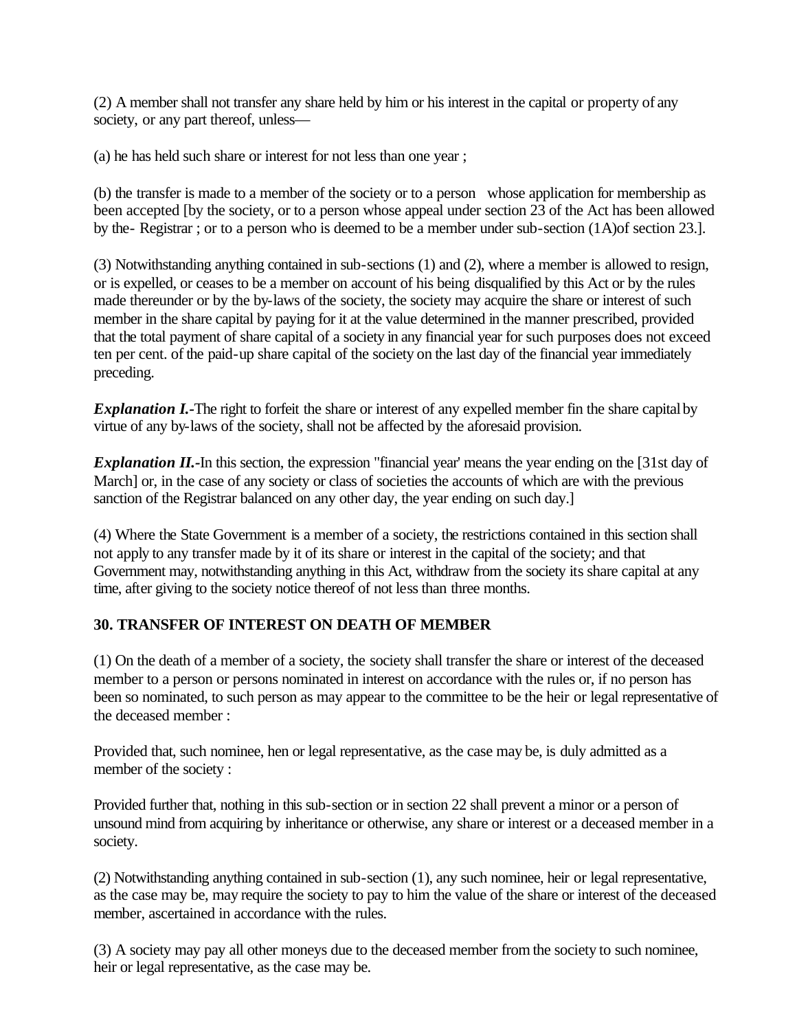(2) A member shall not transfer any share held by him or his interest in the capital or property of any society, or any part thereof, unless—

(a) he has held such share or interest for not less than one year ;

(b) the transfer is made to a member of the society or to a person whose application for membership as been accepted [by the society, or to a person whose appeal under section 23 of the Act has been allowed by the- Registrar ; or to a person who is deemed to be a member under sub-section (1A)of section 23.].

(3) Notwithstanding anything contained in sub-sections (1) and (2), where a member is allowed to resign, or is expelled, or ceases to be a member on account of his being disqualified by this Act or by the rules made thereunder or by the by-laws of the society, the society may acquire the share or interest of such member in the share capital by paying for it at the value determined in the manner prescribed, provided that the total payment of share capital of a society in any financial year for such purposes does not exceed ten per cent. of the paid-up share capital of the society on the last day of the financial year immediately preceding.

***Explanation I.***-The right to forfeit the share or interest of any expelled member fin the share capital by virtue of any by-laws of the society, shall not be affected by the aforesaid provision.

***Explanation II.***-In this section, the expression "financial year' means the year ending on the [31st day of March] or, in the case of any society or class of societies the accounts of which are with the previous sanction of the Registrar balanced on any other day, the year ending on such day.]

(4) Where the State Government is a member of a society, the restrictions contained in this section shall not apply to any transfer made by it of its share or interest in the capital of the society; and that Government may, notwithstanding anything in this Act, withdraw from the society its share capital at any time, after giving to the society notice thereof of not less than three months.

**30. TRANSFER OF INTEREST ON DEATH OF MEMBER**

(1) On the death of a member of a society, the society shall transfer the share or interest of the deceased member to a person or persons nominated in interest on accordance with the rules or, if no person has been so nominated, to such person as may appear to the committee to be the heir or legal representative of the deceased member :

Provided that, such nominee, hen or legal representative, as the case may be, is duly admitted as a member of the society :

Provided further that, nothing in this sub-section or in section 22 shall prevent a minor or a person of unsound mind from acquiring by inheritance or otherwise, any share or interest or a deceased member in a society.

(2) Notwithstanding anything contained in sub-section (1), any such nominee, heir or legal representative, as the case may be, may require the society to pay to him the value of the share or interest of the deceased member, ascertained in accordance with the rules.

(3) A society may pay all other moneys due to the deceased member from the society to such nominee, heir or legal representative, as the case may be.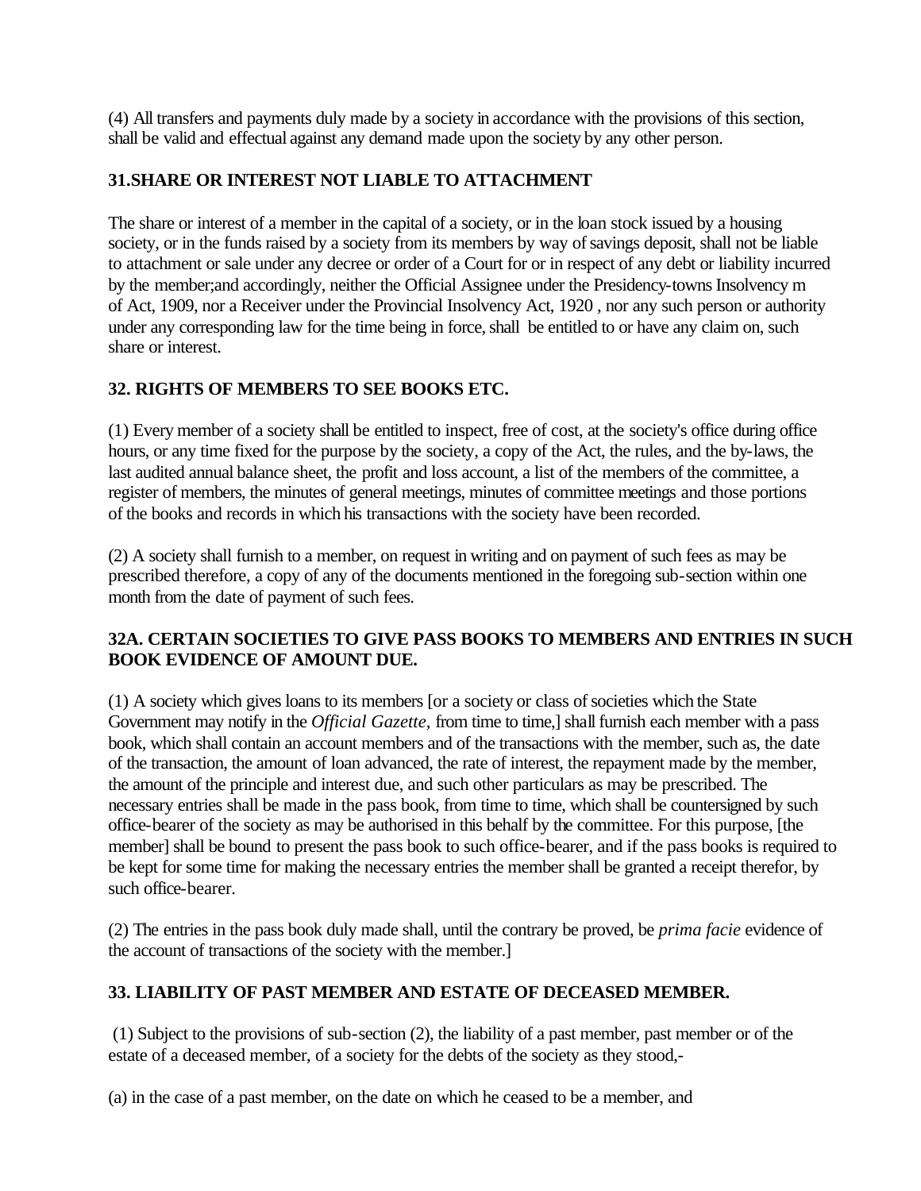(4) All transfers and payments duly made by a society in accordance with the provisions of this section, shall be valid and effectual against any demand made upon the society by any other person.

### 31.SHARE OR INTEREST NOT LIABLE TO ATTACHMENT

The share or interest of a member in the capital of a society, or in the loan stock issued by a housing society, or in the funds raised by a society from its members by way of savings deposit, shall not be liable to attachment or sale under any decree or order of a Court for or in respect of any debt or liability incurred by the member;and accordingly, neither the Official Assignee under the Presidency-towns Insolvency m of Act, 1909, nor a Receiver under the Provincial Insolvency Act, 1920 , nor any such person or authority under any corresponding law for the time being in force, shall be entitled to or have any claim on, such share or interest.

### 32. RIGHTS OF MEMBERS TO SEE BOOKS ETC.

(1) Every member of a society shall be entitled to inspect, free of cost, at the society's office during office hours, or any time fixed for the purpose by the society, a copy of the Act, the rules, and the by-laws, the last audited annual balance sheet, the profit and loss account, a list of the members of the committee, a register of members, the minutes of general meetings, minutes of committee meetings and those portions of the books and records in which his transactions with the society have been recorded.

(2) A society shall furnish to a member, on request in writing and on payment of such fees as may be prescribed therefore, a copy of any of the documents mentioned in the foregoing sub-section within one month from the date of payment of such fees.

### 32A. CERTAIN SOCIETIES TO GIVE PASS BOOKS TO MEMBERS AND ENTRIES IN SUCH BOOK EVIDENCE OF AMOUNT DUE.

(1) A society which gives loans to its members [or a society or class of societies which the State Government may notify in the *Official Gazette,* from time to time,] shall furnish each member with a pass book, which shall contain an account members and of the transactions with the member, such as, the date of the transaction, the amount of loan advanced, the rate of interest, the repayment made by the member, the amount of the principle and interest due, and such other particulars as may be prescribed. The necessary entries shall be made in the pass book, from time to time, which shall be countersigned by such office-bearer of the society as may be authorised in this behalf by the committee. For this purpose, [the member] shall be bound to present the pass book to such office-bearer, and if the pass books is required to be kept for some time for making the necessary entries the member shall be granted a receipt therefor, by such office-bearer.

(2) The entries in the pass book duly made shall, until the contrary be proved, be *prima facie* evidence of the account of transactions of the society with the member.]

### 33. LIABILITY OF PAST MEMBER AND ESTATE OF DECEASED MEMBER.

(1) Subject to the provisions of sub-section (2), the liability of a past member, past member or of the estate of a deceased member, of a society for the debts of the society as they stood,-

(a) in the case of a past member, on the date on which he ceased to be a member, and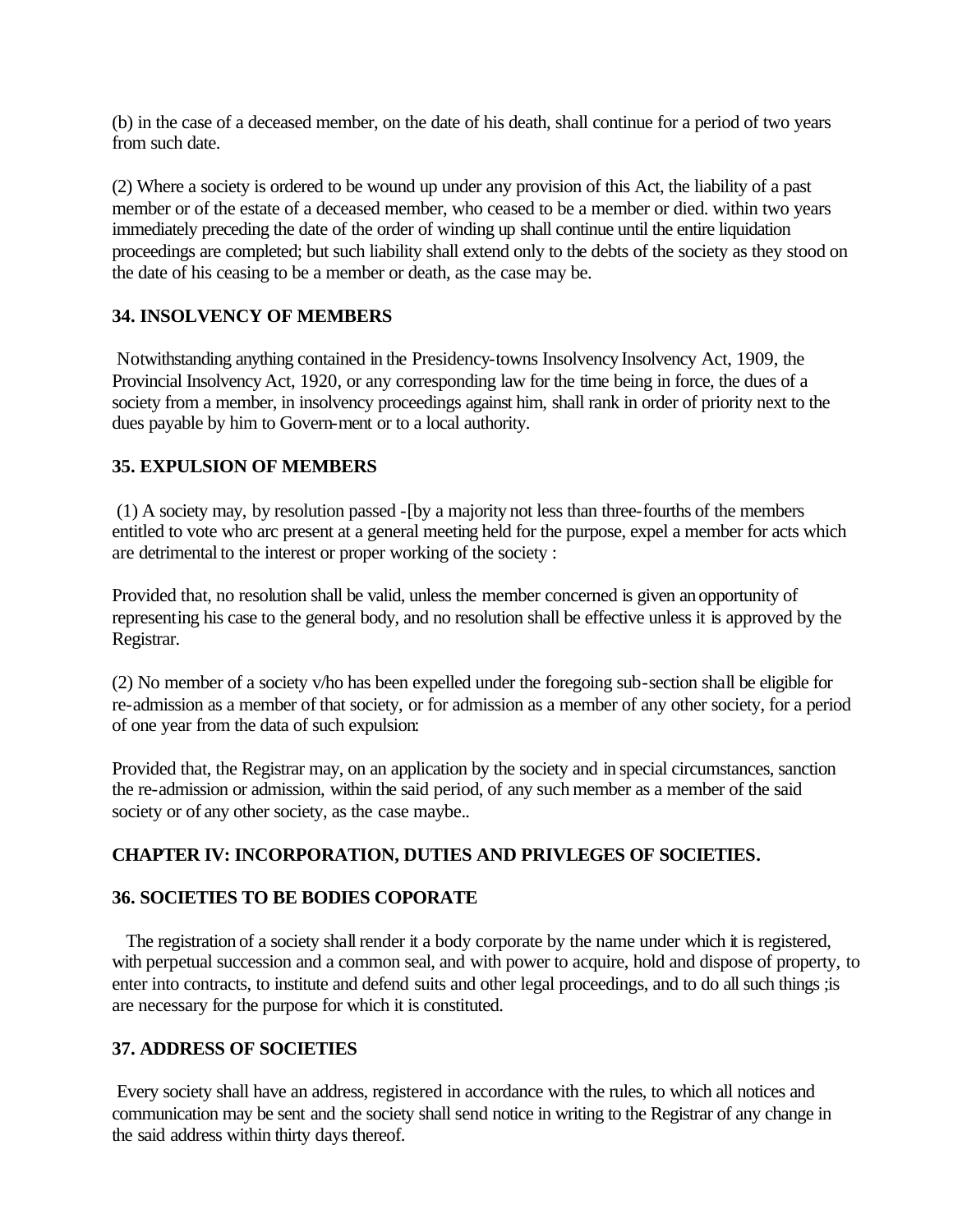(b) in the case of a deceased member, on the date of his death, shall continue for a period of two years from such date.

(2) Where a society is ordered to be wound up under any provision of this Act, the liability of a past member or of the estate of a deceased member, who ceased to be a member or died. within two years immediately preceding the date of the order of winding up shall continue until the entire liquidation proceedings are completed; but such liability shall extend only to the debts of the society as they stood on the date of his ceasing to be a member or death, as the case may be.

### 34. INSOLVENCY OF MEMBERS

Notwithstanding anything contained in the Presidency-towns Insolvency Insolvency Act, 1909, the Provincial Insolvency Act, 1920, or any corresponding law for the time being in force, the dues of a society from a member, in insolvency proceedings against him, shall rank in order of priority next to the dues payable by him to Govern-ment or to a local authority.

### 35. EXPULSION OF MEMBERS

(1) A society may, by resolution passed -[by a majority not less than three-fourths of the members entitled to vote who arc present at a general meeting held for the purpose, expel a member for acts which are detrimental to the interest or proper working of the society :

Provided that, no resolution shall be valid, unless the member concerned is given an opportunity of representing his case to the general body, and no resolution shall be effective unless it is approved by the Registrar.

(2) No member of a society v/ho has been expelled under the foregoing sub-section shall be eligible for re-admission as a member of that society, or for admission as a member of any other society, for a period of one year from the data of such expulsion:

Provided that, the Registrar may, on an application by the society and in special circumstances, sanction the re-admission or admission, within the said period, of any such member as a member of the said society or of any other society, as the case maybe..

## CHAPTER IV: INCORPORATION, DUTIES AND PRIVLEGES OF SOCIETIES.

### 36. SOCIETIES TO BE BODIES COPORATE

The registration of a society shall render it a body corporate by the name under which it is registered, with perpetual succession and a common seal, and with power to acquire, hold and dispose of property, to enter into contracts, to institute and defend suits and other legal proceedings, and to do all such things ;is are necessary for the purpose for which it is constituted.

### 37. ADDRESS OF SOCIETIES

Every society shall have an address, registered in accordance with the rules, to which all notices and communication may be sent and the society shall send notice in writing to the Registrar of any change in the said address within thirty days thereof.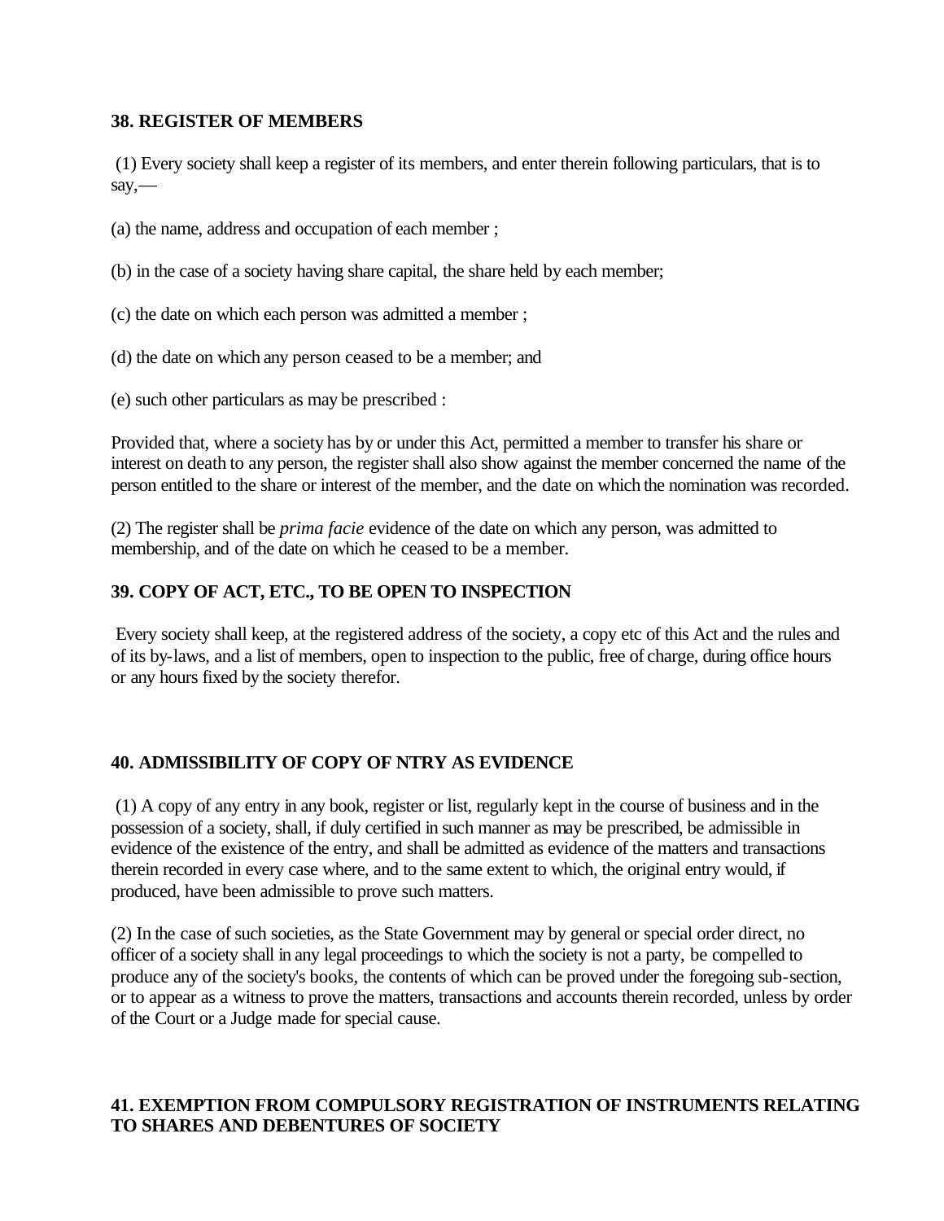**38. REGISTER OF MEMBERS**

(1) Every society shall keep a register of its members, and enter therein following particulars, that is to say,—

(a) the name, address and occupation of each member ;

(b) in the case of a society having share capital, the share held by each member;

(c) the date on which each person was admitted a member ;

(d) the date on which any person ceased to be a member; and

(e) such other particulars as may be prescribed :

Provided that, where a society has by or under this Act, permitted a member to transfer his share or interest on death to any person, the register shall also show against the member concerned the name of the person entitled to the share or interest of the member, and the date on which the nomination was recorded.

(2) The register shall be *prima facie* evidence of the date on which any person, was admitted to membership, and of the date on which he ceased to be a member.

**39. COPY OF ACT, ETC., TO BE OPEN TO INSPECTION**

Every society shall keep, at the registered address of the society, a copy etc of this Act and the rules and of its by-laws, and a list of members, open to inspection to the public, free of charge, during office hours or any hours fixed by the society therefor.

**40. ADMISSIBILITY OF COPY OF NTRY AS EVIDENCE**

(1) A copy of any entry in any book, register or list, regularly kept in the course of business and in the possession of a society, shall, if duly certified in such manner as may be prescribed, be admissible in evidence of the existence of the entry, and shall be admitted as evidence of the matters and transactions therein recorded in every case where, and to the same extent to which, the original entry would, if produced, have been admissible to prove such matters.

(2) In the case of such societies, as the State Government may by general or special order direct, no officer of a society shall in any legal proceedings to which the society is not a party, be compelled to produce any of the society's books, the contents of which can be proved under the foregoing sub-section, or to appear as a witness to prove the matters, transactions and accounts therein recorded, unless by order of the Court or a Judge made for special cause.

**41. EXEMPTION FROM COMPULSORY REGISTRATION OF INSTRUMENTS RELATING TO SHARES AND DEBENTURES OF SOCIETY**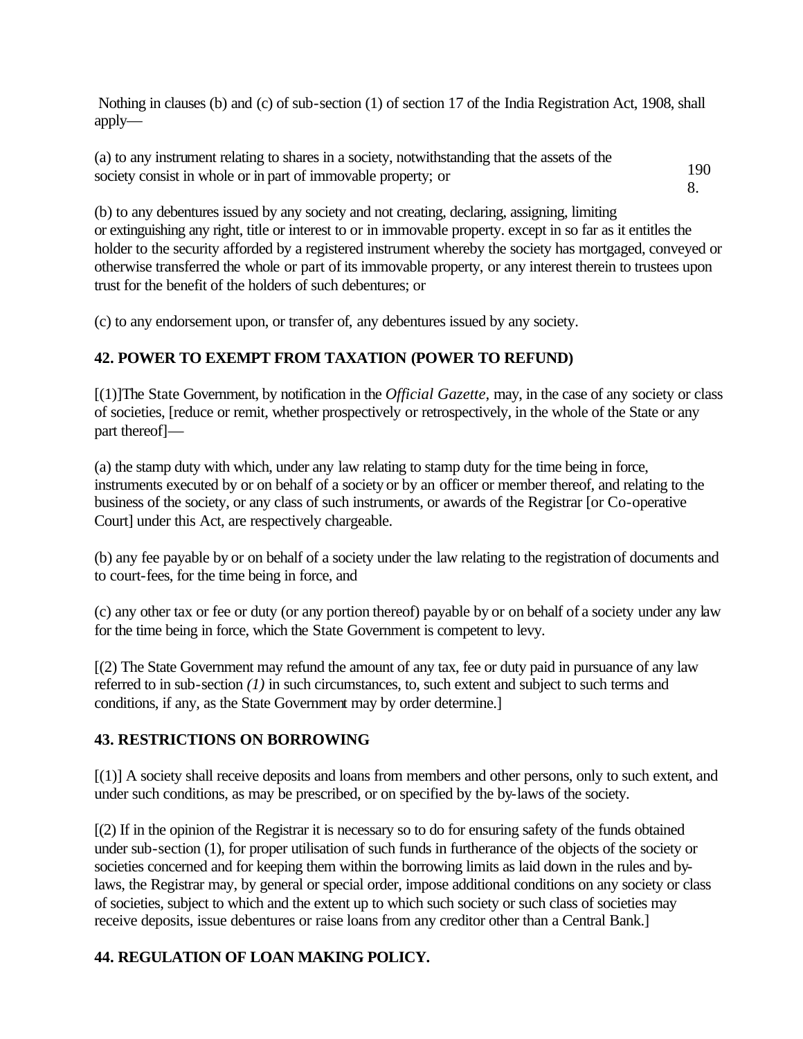Nothing in clauses (b) and (c) of sub-section (1) of section 17 of the India Registration Act, 1908, shall apply—

(a) to any instrument relating to shares in a society, notwithstanding that the assets of the society consist in whole or in part of immovable property; or

1908.

(b) to any debentures issued by any society and not creating, declaring, assigning, limiting or extinguishing any right, title or interest to or in immovable property. except in so far as it entitles the holder to the security afforded by a registered instrument whereby the society has mortgaged, conveyed or otherwise transferred the whole or part of its immovable property, or any interest therein to trustees upon trust for the benefit of the holders of such debentures; or

(c) to any endorsement upon, or transfer of, any debentures issued by any society.

### 42. POWER TO EXEMPT FROM TAXATION (POWER TO REFUND)

[(1)]The State Government, by notification in the *Official Gazette,* may, in the case of any society or class of societies, [reduce or remit, whether prospectively or retrospectively, in the whole of the State or any part thereof]—

(a) the stamp duty with which, under any law relating to stamp duty for the time being in force, instruments executed by or on behalf of a society or by an officer or member thereof, and relating to the business of the society, or any class of such instruments, or awards of the Registrar [or Co-operative Court] under this Act, are respectively chargeable.

(b) any fee payable by or on behalf of a society under the law relating to the registration of documents and to court-fees, for the time being in force, and

(c) any other tax or fee or duty (or any portion thereof) payable by or on behalf of a society under any law for the time being in force, which the State Government is competent to levy.

[(2) The State Government may refund the amount of any tax, fee or duty paid in pursuance of any law referred to in sub-section *(1)* in such circumstances, to, such extent and subject to such terms and conditions, if any, as the State Government may by order determine.]

### 43. RESTRICTIONS ON BORROWING

[(1)] A society shall receive deposits and loans from members and other persons, only to such extent, and under such conditions, as may be prescribed, or on specified by the by-laws of the society.

[(2) If in the opinion of the Registrar it is necessary so to do for ensuring safety of the funds obtained under sub-section (1), for proper utilisation of such funds in furtherance of the objects of the society or societies concerned and for keeping them within the borrowing limits as laid down in the rules and by-laws, the Registrar may, by general or special order, impose additional conditions on any society or class of societies, subject to which and the extent up to which such society or such class of societies may receive deposits, issue debentures or raise loans from any creditor other than a Central Bank.]

### 44. REGULATION OF LOAN MAKING POLICY.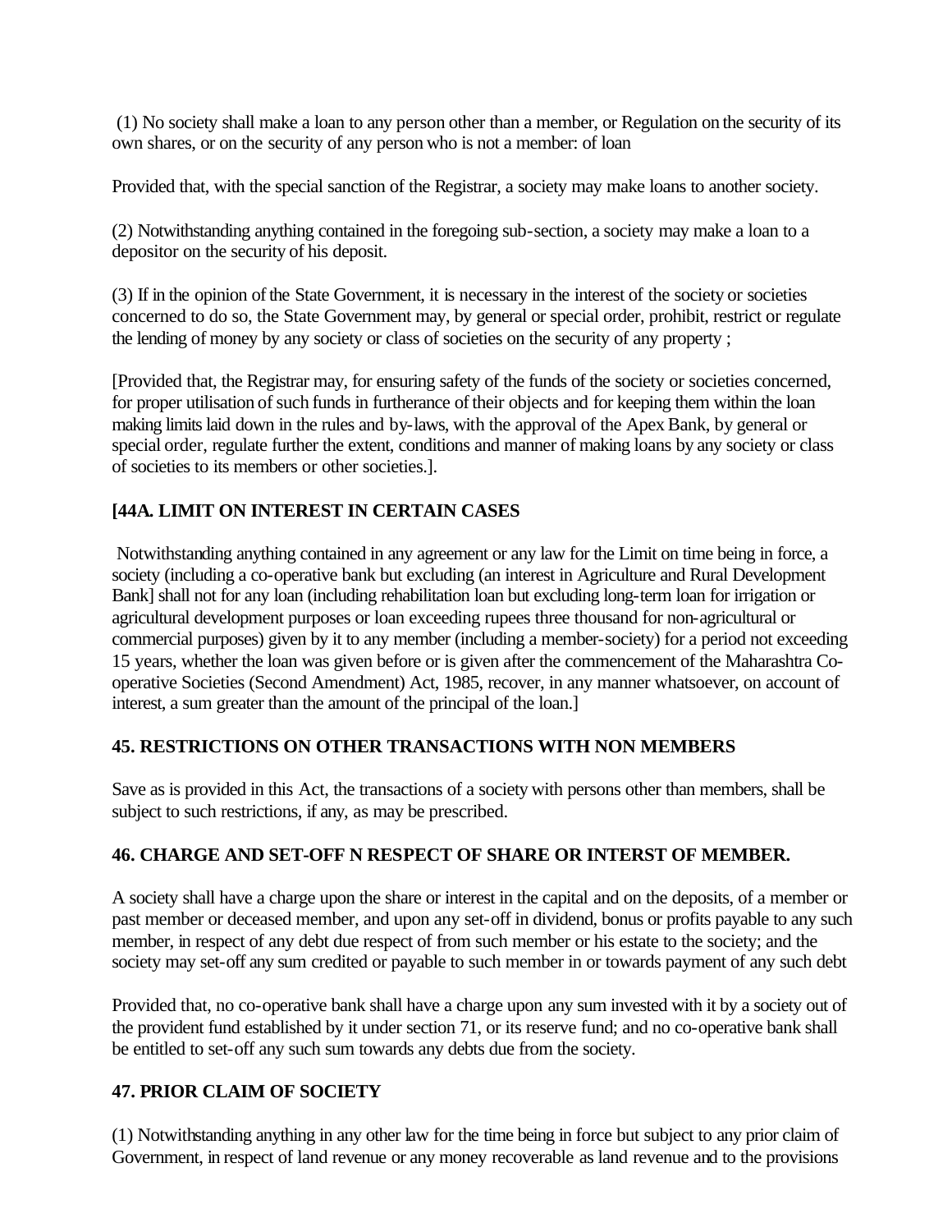(1) No society shall make a loan to any person other than a member, or Regulation on the security of its own shares, or on the security of any person who is not a member: of loan

Provided that, with the special sanction of the Registrar, a society may make loans to another society.

(2) Notwithstanding anything contained in the foregoing sub-section, a society may make a loan to a depositor on the security of his deposit.

(3) If in the opinion of the State Government, it is necessary in the interest of the society or societies concerned to do so, the State Government may, by general or special order, prohibit, restrict or regulate the lending of money by any society or class of societies on the security of any property ;

[Provided that, the Registrar may, for ensuring safety of the funds of the society or societies concerned, for proper utilisation of such funds in furtherance of their objects and for keeping them within the loan making limits laid down in the rules and by-laws, with the approval of the Apex Bank, by general or special order, regulate further the extent, conditions and manner of making loans by any society or class of societies to its members or other societies.].

### [44A. LIMIT ON INTEREST IN CERTAIN CASES

Notwithstanding anything contained in any agreement or any law for the Limit on time being in force, a society (including a co-operative bank but excluding (an interest in Agriculture and Rural Development Bank] shall not for any loan (including rehabilitation loan but excluding long-term loan for irrigation or agricultural development purposes or loan exceeding rupees three thousand for non-agricultural or commercial purposes) given by it to any member (including a member-society) for a period not exceeding 15 years, whether the loan was given before or is given after the commencement of the Maharashtra Co-operative Societies (Second Amendment) Act, 1985, recover, in any manner whatsoever, on account of interest, a sum greater than the amount of the principal of the loan.]

### 45. RESTRICTIONS ON OTHER TRANSACTIONS WITH NON MEMBERS

Save as is provided in this Act, the transactions of a society with persons other than members, shall be subject to such restrictions, if any, as may be prescribed.

### 46. CHARGE AND SET-OFF N RESPECT OF SHARE OR INTERST OF MEMBER.

A society shall have a charge upon the share or interest in the capital and on the deposits, of a member or past member or deceased member, and upon any set-off in dividend, bonus or profits payable to any such member, in respect of any debt due respect of from such member or his estate to the society; and the society may set-off any sum credited or payable to such member in or towards payment of any such debt

Provided that, no co-operative bank shall have a charge upon any sum invested with it by a society out of the provident fund established by it under section 71, or its reserve fund; and no co-operative bank shall be entitled to set-off any such sum towards any debts due from the society.

### 47. PRIOR CLAIM OF SOCIETY

(1) Notwithstanding anything in any other law for the time being in force but subject to any prior claim of Government, in respect of land revenue or any money recoverable as land revenue and to the provisions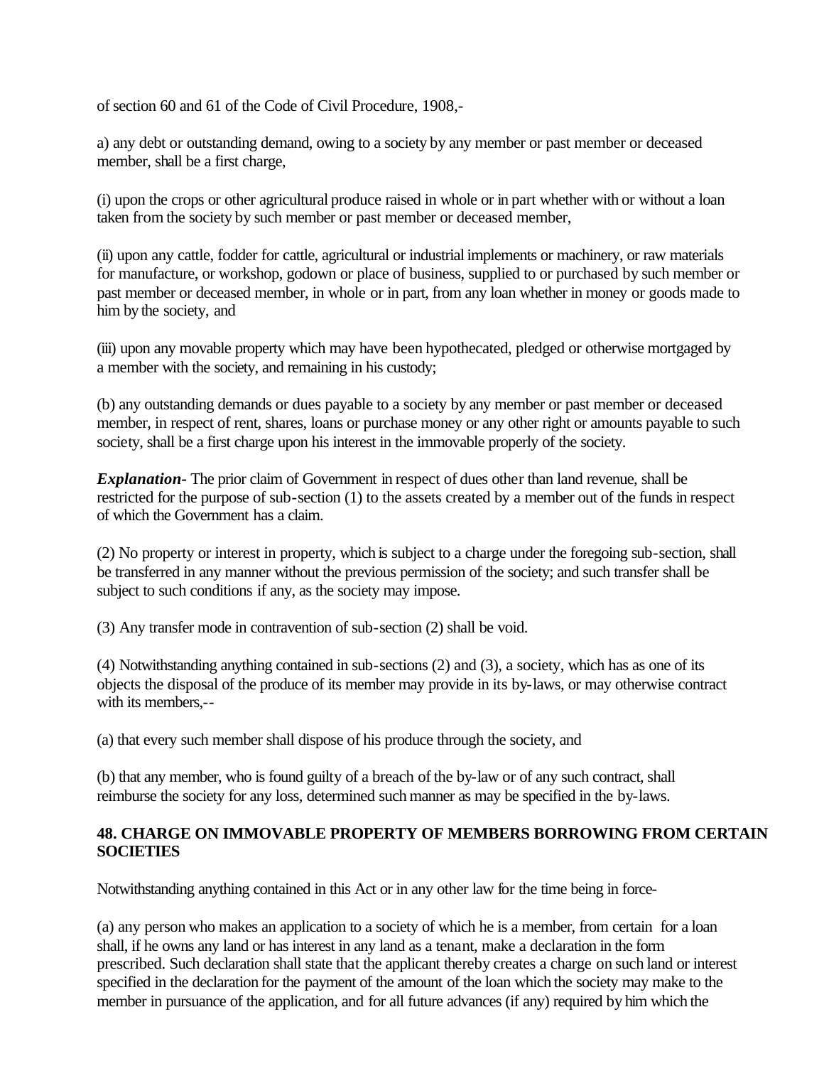of section 60 and 61 of the Code of Civil Procedure, 1908,-

a) any debt or outstanding demand, owing to a society by any member or past member or deceased member, shall be a first charge,

(i) upon the crops or other agricultural produce raised in whole or in part whether with or without a loan taken from the society by such member or past member or deceased member,

(ii) upon any cattle, fodder for cattle, agricultural or industrial implements or machinery, or raw materials for manufacture, or workshop, godown or place of business, supplied to or purchased by such member or past member or deceased member, in whole or in part, from any loan whether in money or goods made to him by the society, and

(iii) upon any movable property which may have been hypothecated, pledged or otherwise mortgaged by a member with the society, and remaining in his custody;

(b) any outstanding demands or dues payable to a society by any member or past member or deceased member, in respect of rent, shares, loans or purchase money or any other right or amounts payable to such society, shall be a first charge upon his interest in the immovable properly of the society.

***Explanation-*** The prior claim of Government in respect of dues other than land revenue, shall be restricted for the purpose of sub-section (1) to the assets created by a member out of the funds in respect of which the Government has a claim.

(2) No property or interest in property, which is subject to a charge under the foregoing sub-section, shall be transferred in any manner without the previous permission of the society; and such transfer shall be subject to such conditions if any, as the society may impose.

(3) Any transfer mode in contravention of sub-section (2) shall be void.

(4) Notwithstanding anything contained in sub-sections (2) and (3), a society, which has as one of its objects the disposal of the produce of its member may provide in its by-laws, or may otherwise contract with its members,--

(a) that every such member shall dispose of his produce through the society, and

(b) that any member, who is found guilty of a breach of the by-law or of any such contract, shall reimburse the society for any loss, determined such manner as may be specified in the by-laws.

**48. CHARGE ON IMMOVABLE PROPERTY OF MEMBERS BORROWING FROM CERTAIN SOCIETIES**

Notwithstanding anything contained in this Act or in any other law for the time being in force-

(a) any person who makes an application to a society of which he is a member, from certain for a loan shall, if he owns any land or has interest in any land as a tenant, make a declaration in the form prescribed. Such declaration shall state that the applicant thereby creates a charge on such land or interest specified in the declaration for the payment of the amount of the loan which the society may make to the member in pursuance of the application, and for all future advances (if any) required by him which the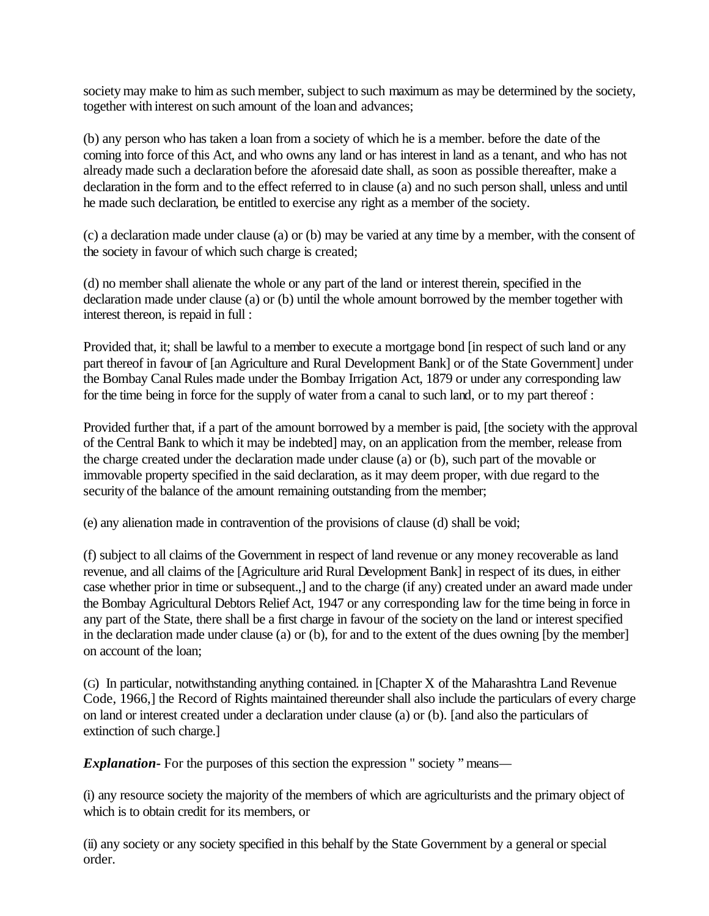society may make to him as such member, subject to such maximum as may be determined by the society, together with interest on such amount of the loan and advances;

(b) any person who has taken a loan from a society of which he is a member. before the date of the coming into force of this Act, and who owns any land or has interest in land as a tenant, and who has not already made such a declaration before the aforesaid date shall, as soon as possible thereafter, make a declaration in the form and to the effect referred to in clause (a) and no such person shall, unless and until he made such declaration, be entitled to exercise any right as a member of the society.

(c) a declaration made under clause (a) or (b) may be varied at any time by a member, with the consent of the society in favour of which such charge is created;

(d) no member shall alienate the whole or any part of the land or interest therein, specified in the declaration made under clause (a) or (b) until the whole amount borrowed by the member together with interest thereon, is repaid in full :

Provided that, it; shall be lawful to a member to execute a mortgage bond [in respect of such land or any part thereof in favour of [an Agriculture and Rural Development Bank] or of the State Government] under the Bombay Canal Rules made under the Bombay Irrigation Act, 1879 or under any corresponding law for the time being in force for the supply of water from a canal to such land, or to my part thereof :

Provided further that, if a part of the amount borrowed by a member is paid, [the society with the approval of the Central Bank to which it may be indebted] may, on an application from the member, release from the charge created under the declaration made under clause (a) or (b), such part of the movable or immovable property specified in the said declaration, as it may deem proper, with due regard to the security of the balance of the amount remaining outstanding from the member;

(e) any alienation made in contravention of the provisions of clause (d) shall be void;

(f) subject to all claims of the Government in respect of land revenue or any money recoverable as land revenue, and all claims of the [Agriculture arid Rural Development Bank] in respect of its dues, in either case whether prior in time or subsequent.,] and to the charge (if any) created under an award made under the Bombay Agricultural Debtors Relief Act, 1947 or any corresponding law for the time being in force in any part of the State, there shall be a first charge in favour of the society on the land or interest specified in the declaration made under clause (a) or (b), for and to the extent of the dues owning [by the member] on account of the loan;

(G) In particular, notwithstanding anything contained. in [Chapter X of the Maharashtra Land Revenue Code, 1966,] the Record of Rights maintained thereunder shall also include the particulars of every charge on land or interest created under a declaration under clause (a) or (b). [and also the particulars of extinction of such charge.]

***Explanation-*** For the purposes of this section the expression " society " means—

(i) any resource society the majority of the members of which are agriculturists and the primary object of which is to obtain credit for its members, or

(ii) any society or any society specified in this behalf by the State Government by a general or special order.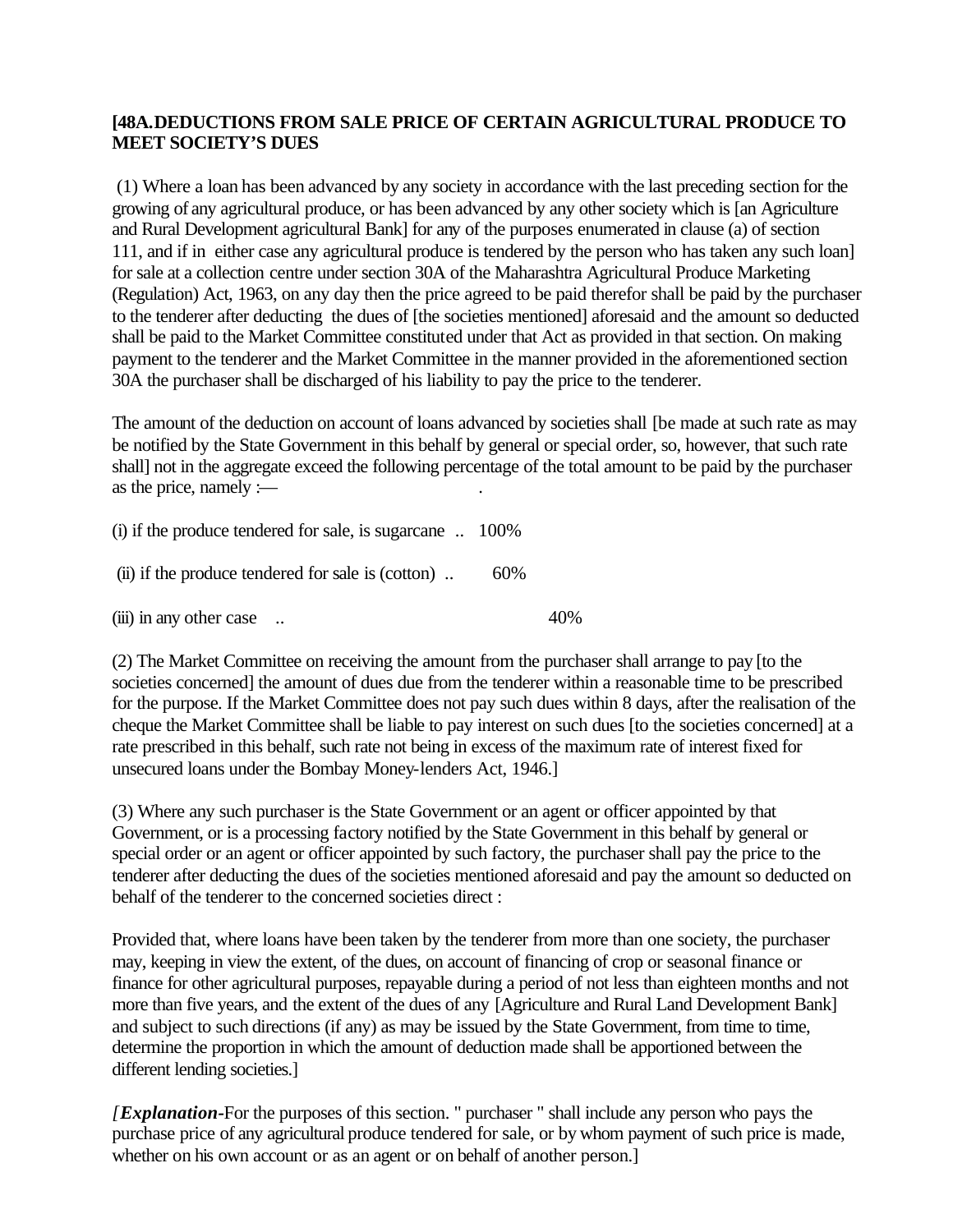**[48A.DEDUCTIONS FROM SALE PRICE OF CERTAIN AGRICULTURAL PRODUCE TO MEET SOCIETY'S DUES**

(1) Where a loan has been advanced by any society in accordance with the last preceding section for the growing of any agricultural produce, or has been advanced by any other society which is [an Agriculture and Rural Development agricultural Bank] for any of the purposes enumerated in clause (a) of section 111, and if in either case any agricultural produce is tendered by the person who has taken any such loan] for sale at a collection centre under section 30A of the Maharashtra Agricultural Produce Marketing (Regulation) Act, 1963, on any day then the price agreed to be paid therefor shall be paid by the purchaser to the tenderer after deducting the dues of [the societies mentioned] aforesaid and the amount so deducted shall be paid to the Market Committee constituted under that Act as provided in that section. On making payment to the tenderer and the Market Committee in the manner provided in the aforementioned section 30A the purchaser shall be discharged of his liability to pay the price to the tenderer.

The amount of the deduction on account of loans advanced by societies shall [be made at such rate as may be notified by the State Government in this behalf by general or special order, so, however, that such rate shall] not in the aggregate exceed the following percentage of the total amount to be paid by the purchaser as the price, namely :— .

(i) if the produce tendered for sale, is sugarcane .. 100%

(ii) if the produce tendered for sale is (cotton) .. 60%

(iii) in any other case .. 40%

(2) The Market Committee on receiving the amount from the purchaser shall arrange to pay [to the societies concerned] the amount of dues due from the tenderer within a reasonable time to be prescribed for the purpose. If the Market Committee does not pay such dues within 8 days, after the realisation of the cheque the Market Committee shall be liable to pay interest on such dues [to the societies concerned] at a rate prescribed in this behalf, such rate not being in excess of the maximum rate of interest fixed for unsecured loans under the Bombay Money-lenders Act, 1946.]

(3) Where any such purchaser is the State Government or an agent or officer appointed by that Government, or is a processing factory notified by the State Government in this behalf by general or special order or an agent or officer appointed by such factory, the purchaser shall pay the price to the tenderer after deducting the dues of the societies mentioned aforesaid and pay the amount so deducted on behalf of the tenderer to the concerned societies direct :

Provided that, where loans have been taken by the tenderer from more than one society, the purchaser may, keeping in view the extent, of the dues, on account of financing of crop or seasonal finance or finance for other agricultural purposes, repayable during a period of not less than eighteen months and not more than five years, and the extent of the dues of any [Agriculture and Rural Land Development Bank] and subject to such directions (if any) as may be issued by the State Government, from time to time, determine the proportion in which the amount of deduction made shall be apportioned between the different lending societies.]

*[**Explanation***-For the purposes of this section. " purchaser " shall include any person who pays the purchase price of any agricultural produce tendered for sale, or by whom payment of such price is made, whether on his own account or as an agent or on behalf of another person.]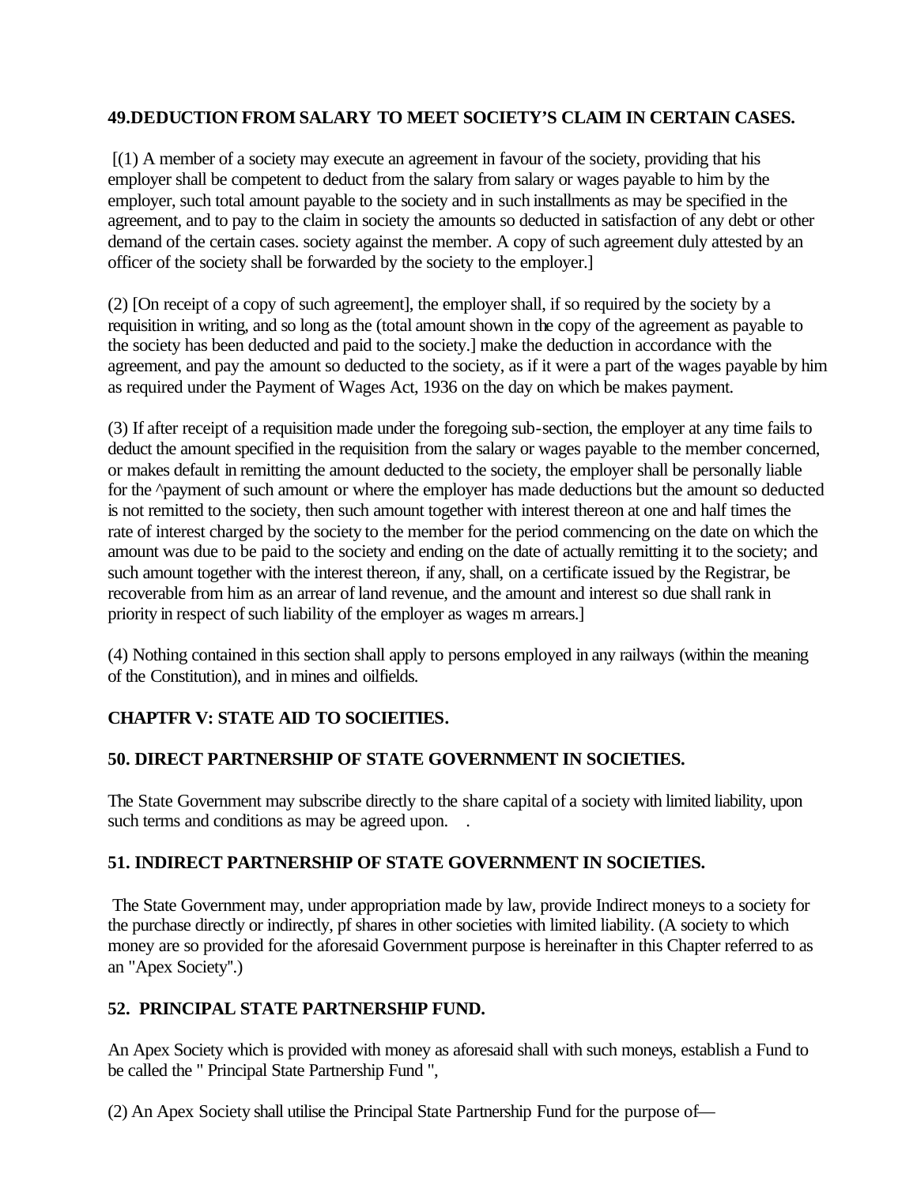### 49.DEDUCTION FROM SALARY TO MEET SOCIETY'S CLAIM IN CERTAIN CASES.

[(1) A member of a society may execute an agreement in favour of the society, providing that his employer shall be competent to deduct from the salary from salary or wages payable to him by the employer, such total amount payable to the society and in such installments as may be specified in the agreement, and to pay to the claim in society the amounts so deducted in satisfaction of any debt or other demand of the certain cases. society against the member. A copy of such agreement duly attested by an officer of the society shall be forwarded by the society to the employer.]

(2) [On receipt of a copy of such agreement], the employer shall, if so required by the society by a requisition in writing, and so long as the (total amount shown in the copy of the agreement as payable to the society has been deducted and paid to the society.] make the deduction in accordance with the agreement, and pay the amount so deducted to the society, as if it were a part of the wages payable by him as required under the Payment of Wages Act, 1936 on the day on which be makes payment.

(3) If after receipt of a requisition made under the foregoing sub-section, the employer at any time fails to deduct the amount specified in the requisition from the salary or wages payable to the member concerned, or makes default in remitting the amount deducted to the society, the employer shall be personally liable for the ^payment of such amount or where the employer has made deductions but the amount so deducted is not remitted to the society, then such amount together with interest thereon at one and half times the rate of interest charged by the society to the member for the period commencing on the date on which the amount was due to be paid to the society and ending on the date of actually remitting it to the society; and such amount together with the interest thereon, if any, shall, on a certificate issued by the Registrar, be recoverable from him as an arrear of land revenue, and the amount and interest so due shall rank in priority in respect of such liability of the employer as wages m arrears.]

(4) Nothing contained in this section shall apply to persons employed in any railways (within the meaning of the Constitution), and in mines and oilfields.

## CHAPTFR V: STATE AID TO SOCIEITIES.

### 50. DIRECT PARTNERSHIP OF STATE GOVERNMENT IN SOCIETIES.

The State Government may subscribe directly to the share capital of a society with limited liability, upon such terms and conditions as may be agreed upon. .

### 51. INDIRECT PARTNERSHIP OF STATE GOVERNMENT IN SOCIETIES.

The State Government may, under appropriation made by law, provide Indirect moneys to a society for the purchase directly or indirectly, pf shares in other societies with limited liability. (A society to which money are so provided for the aforesaid Government purpose is hereinafter in this Chapter referred to as an "Apex Society".)

### 52. PRINCIPAL STATE PARTNERSHIP FUND.

An Apex Society which is provided with money as aforesaid shall with such moneys, establish a Fund to be called the " Principal State Partnership Fund ",

(2) An Apex Society shall utilise the Principal State Partnership Fund for the purpose of—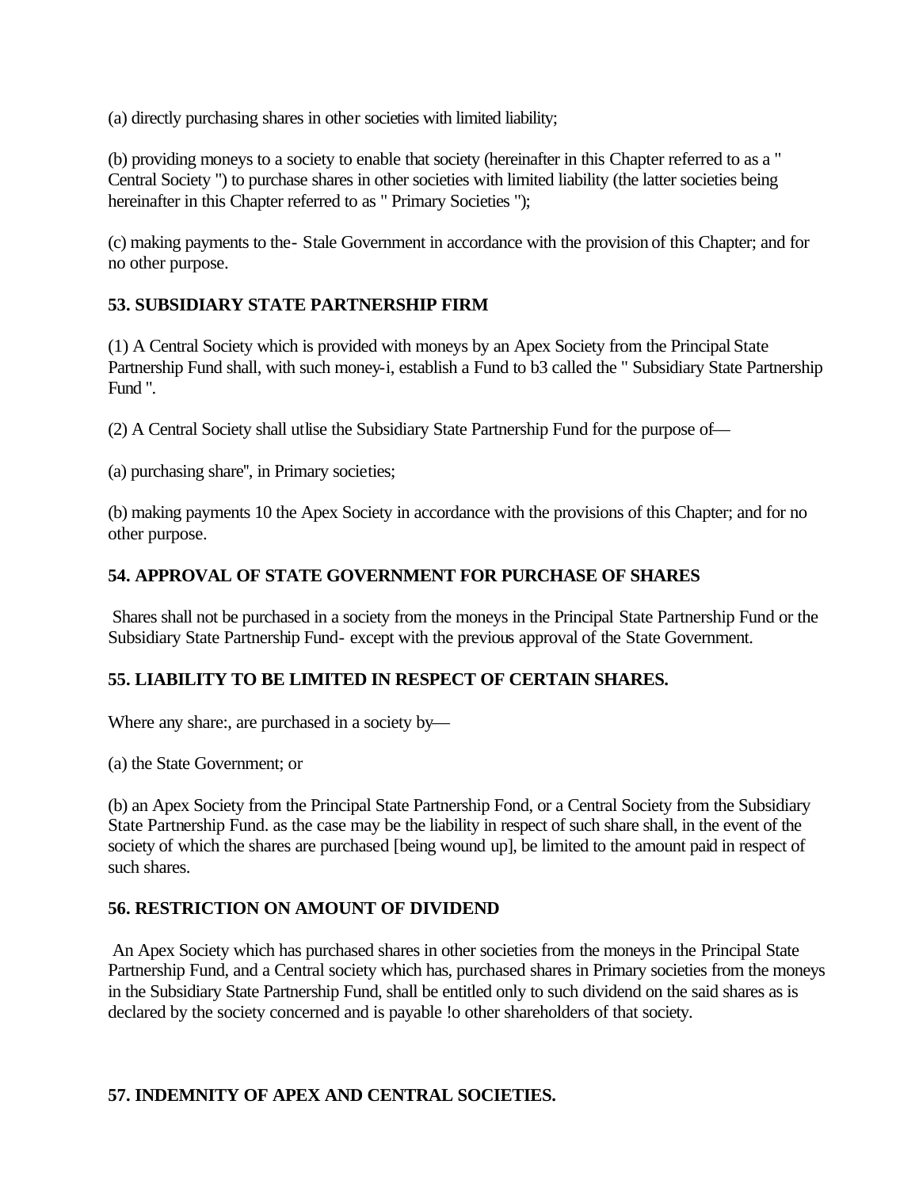(a) directly purchasing shares in other societies with limited liability;

(b) providing moneys to a society to enable that society (hereinafter in this Chapter referred to as a " Central Society ") to purchase shares in other societies with limited liability (the latter societies being hereinafter in this Chapter referred to as " Primary Societies ");

(c) making payments to the- Stale Government in accordance with the provision of this Chapter; and for no other purpose.

**53. SUBSIDIARY STATE PARTNERSHIP FIRM**

(1) A Central Society which is provided with moneys by an Apex Society from the Principal State Partnership Fund shall, with such money-i, establish a Fund to b3 called the " Subsidiary State Partnership Fund ".

(2) A Central Society shall utlise the Subsidiary State Partnership Fund for the purpose of—

(a) purchasing share", in Primary societies;

(b) making payments 10 the Apex Society in accordance with the provisions of this Chapter; and for no other purpose.

**54. APPROVAL OF STATE GOVERNMENT FOR PURCHASE OF SHARES**

Shares shall not be purchased in a society from the moneys in the Principal State Partnership Fund or the Subsidiary State Partnership Fund- except with the previous approval of the State Government.

**55. LIABILITY TO BE LIMITED IN RESPECT OF CERTAIN SHARES.**

Where any share:, are purchased in a society by—

(a) the State Government; or

(b) an Apex Society from the Principal State Partnership Fond, or a Central Society from the Subsidiary State Partnership Fund. as the case may be the liability in respect of such share shall, in the event of the society of which the shares are purchased [being wound up], be limited to the amount paid in respect of such shares.

**56. RESTRICTION ON AMOUNT OF DIVIDEND**

An Apex Society which has purchased shares in other societies from the moneys in the Principal State Partnership Fund, and a Central society which has, purchased shares in Primary societies from the moneys in the Subsidiary State Partnership Fund, shall be entitled only to such dividend on the said shares as is declared by the society concerned and is payable !o other shareholders of that society.

**57. INDEMNITY OF APEX AND CENTRAL SOCIETIES.**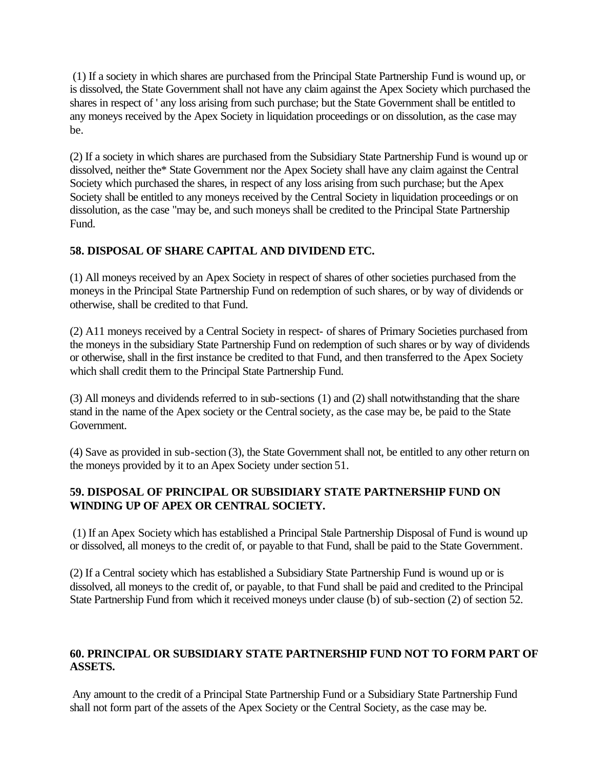(1) If a society in which shares are purchased from the Principal State Partnership Fund is wound up, or is dissolved, the State Government shall not have any claim against the Apex Society which purchased the shares in respect of ' any loss arising from such purchase; but the State Government shall be entitled to any moneys received by the Apex Society in liquidation proceedings or on dissolution, as the case may be.

(2) If a society in which shares are purchased from the Subsidiary State Partnership Fund is wound up or dissolved, neither the* State Government nor the Apex Society shall have any claim against the Central Society which purchased the shares, in respect of any loss arising from such purchase; but the Apex Society shall be entitled to any moneys received by the Central Society in liquidation proceedings or on dissolution, as the case "may be, and such moneys shall be credited to the Principal State Partnership Fund.

### 58. DISPOSAL OF SHARE CAPITAL AND DIVIDEND ETC.

(1) All moneys received by an Apex Society in respect of shares of other societies purchased from the moneys in the Principal State Partnership Fund on redemption of such shares, or by way of dividends or otherwise, shall be credited to that Fund.

(2) A11 moneys received by a Central Society in respect- of shares of Primary Societies purchased from the moneys in the subsidiary State Partnership Fund on redemption of such shares or by way of dividends or otherwise, shall in the first instance be credited to that Fund, and then transferred to the Apex Society which shall credit them to the Principal State Partnership Fund.

(3) All moneys and dividends referred to in sub-sections (1) and (2) shall notwithstanding that the share stand in the name of the Apex society or the Central society, as the case may be, be paid to the State Government.

(4) Save as provided in sub-section (3), the State Government shall not, be entitled to any other return on the moneys provided by it to an Apex Society under section 51.

### 59. DISPOSAL OF PRINCIPAL OR SUBSIDIARY STATE PARTNERSHIP FUND ON WINDING UP OF APEX OR CENTRAL SOCIETY.

(1) If an Apex Society which has established a Principal Stale Partnership Disposal of Fund is wound up or dissolved, all moneys to the credit of, or payable to that Fund, shall be paid to the State Government.

(2) If a Central society which has established a Subsidiary State Partnership Fund is wound up or is dissolved, all moneys to the credit of, or payable, to that Fund shall be paid and credited to the Principal State Partnership Fund from which it received moneys under clause (b) of sub-section (2) of section 52.

### 60. PRINCIPAL OR SUBSIDIARY STATE PARTNERSHIP FUND NOT TO FORM PART OF ASSETS.

Any amount to the credit of a Principal State Partnership Fund or a Subsidiary State Partnership Fund shall not form part of the assets of the Apex Society or the Central Society, as the case may be.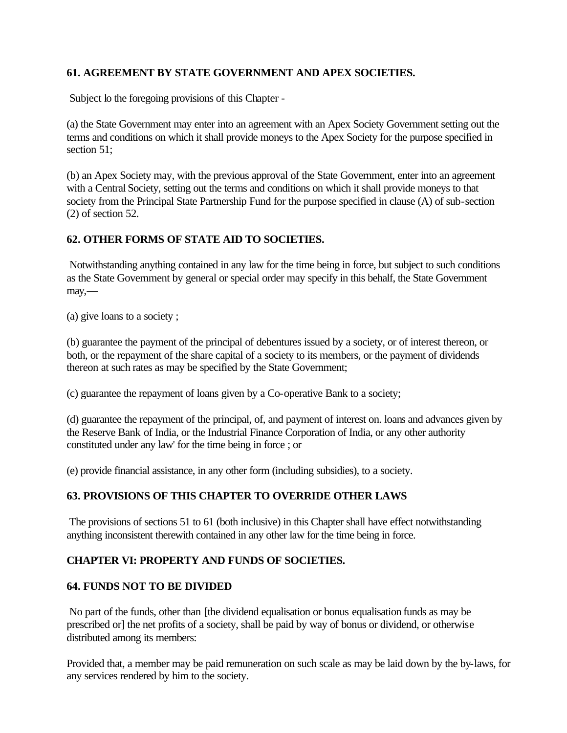### 61. AGREEMENT BY STATE GOVERNMENT AND APEX SOCIETIES.

Subject lo the foregoing provisions of this Chapter -

(a) the State Government may enter into an agreement with an Apex Society Government setting out the terms and conditions on which it shall provide moneys to the Apex Society for the purpose specified in section 51;

(b) an Apex Society may, with the previous approval of the State Government, enter into an agreement with a Central Society, setting out the terms and conditions on which it shall provide moneys to that society from the Principal State Partnership Fund for the purpose specified in clause (A) of sub-section (2) of section 52.

### 62. OTHER FORMS OF STATE AID TO SOCIETIES.

Notwithstanding anything contained in any law for the time being in force, but subject to such conditions as the State Government by general or special order may specify in this behalf, the State Government may,—

(a) give loans to a society ;

(b) guarantee the payment of the principal of debentures issued by a society, or of interest thereon, or both, or the repayment of the share capital of a society to its members, or the payment of dividends thereon at such rates as may be specified by the State Government;

(c) guarantee the repayment of loans given by a Co-operative Bank to a society;

(d) guarantee the repayment of the principal, of, and payment of interest on. loans and advances given by the Reserve Bank of India, or the Industrial Finance Corporation of India, or any other authority constituted under any law' for the time being in force ; or

(e) provide financial assistance, in any other form (including subsidies), to a society.

### 63. PROVISIONS OF THIS CHAPTER TO OVERRIDE OTHER LAWS

The provisions of sections 51 to 61 (both inclusive) in this Chapter shall have effect notwithstanding anything inconsistent therewith contained in any other law for the time being in force.

## CHAPTER VI: PROPERTY AND FUNDS OF SOCIETIES.

### 64. FUNDS NOT TO BE DIVIDED

No part of the funds, other than [the dividend equalisation or bonus equalisation funds as may be prescribed or] the net profits of a society, shall be paid by way of bonus or dividend, or otherwise distributed among its members:

Provided that, a member may be paid remuneration on such scale as may be laid down by the by-laws, for any services rendered by him to the society.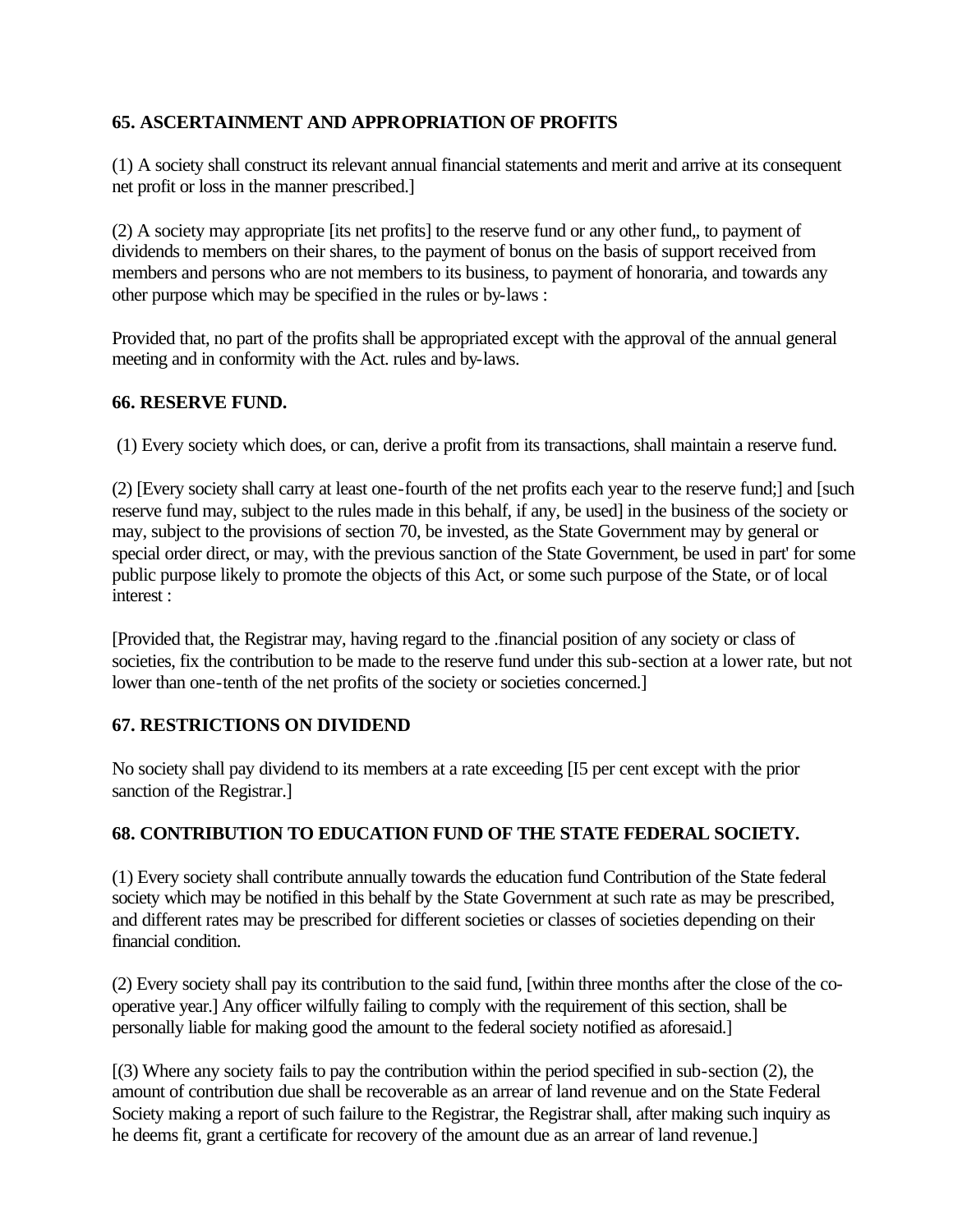**65. ASCERTAINMENT AND APPROPRIATION OF PROFITS**

(1) A society shall construct its relevant annual financial statements and merit and arrive at its consequent net profit or loss in the manner prescribed.]

(2) A society may appropriate [its net profits] to the reserve fund or any other fund,, to payment of dividends to members on their shares, to the payment of bonus on the basis of support received from members and persons who are not members to its business, to payment of honoraria, and towards any other purpose which may be specified in the rules or by-laws :

Provided that, no part of the profits shall be appropriated except with the approval of the annual general meeting and in conformity with the Act. rules and by-laws.

**66. RESERVE FUND.**

(1) Every society which does, or can, derive a profit from its transactions, shall maintain a reserve fund.

(2) [Every society shall carry at least one-fourth of the net profits each year to the reserve fund;] and [such reserve fund may, subject to the rules made in this behalf, if any, be used] in the business of the society or may, subject to the provisions of section 70, be invested, as the State Government may by general or special order direct, or may, with the previous sanction of the State Government, be used in part' for some public purpose likely to promote the objects of this Act, or some such purpose of the State, or of local interest :

[Provided that, the Registrar may, having regard to the .financial position of any society or class of societies, fix the contribution to be made to the reserve fund under this sub-section at a lower rate, but not lower than one-tenth of the net profits of the society or societies concerned.]

**67. RESTRICTIONS ON DIVIDEND**

No society shall pay dividend to its members at a rate exceeding [I5 per cent except with the prior sanction of the Registrar.]

**68. CONTRIBUTION TO EDUCATION FUND OF THE STATE FEDERAL SOCIETY.**

(1) Every society shall contribute annually towards the education fund Contribution of the State federal society which may be notified in this behalf by the State Government at such rate as may be prescribed, and different rates may be prescribed for different societies or classes of societies depending on their financial condition.

(2) Every society shall pay its contribution to the said fund, [within three months after the close of the co-operative year.] Any officer wilfully failing to comply with the requirement of this section, shall be personally liable for making good the amount to the federal society notified as aforesaid.]

[(3) Where any society fails to pay the contribution within the period specified in sub-section (2), the amount of contribution due shall be recoverable as an arrear of land revenue and on the State Federal Society making a report of such failure to the Registrar, the Registrar shall, after making such inquiry as he deems fit, grant a certificate for recovery of the amount due as an arrear of land revenue.]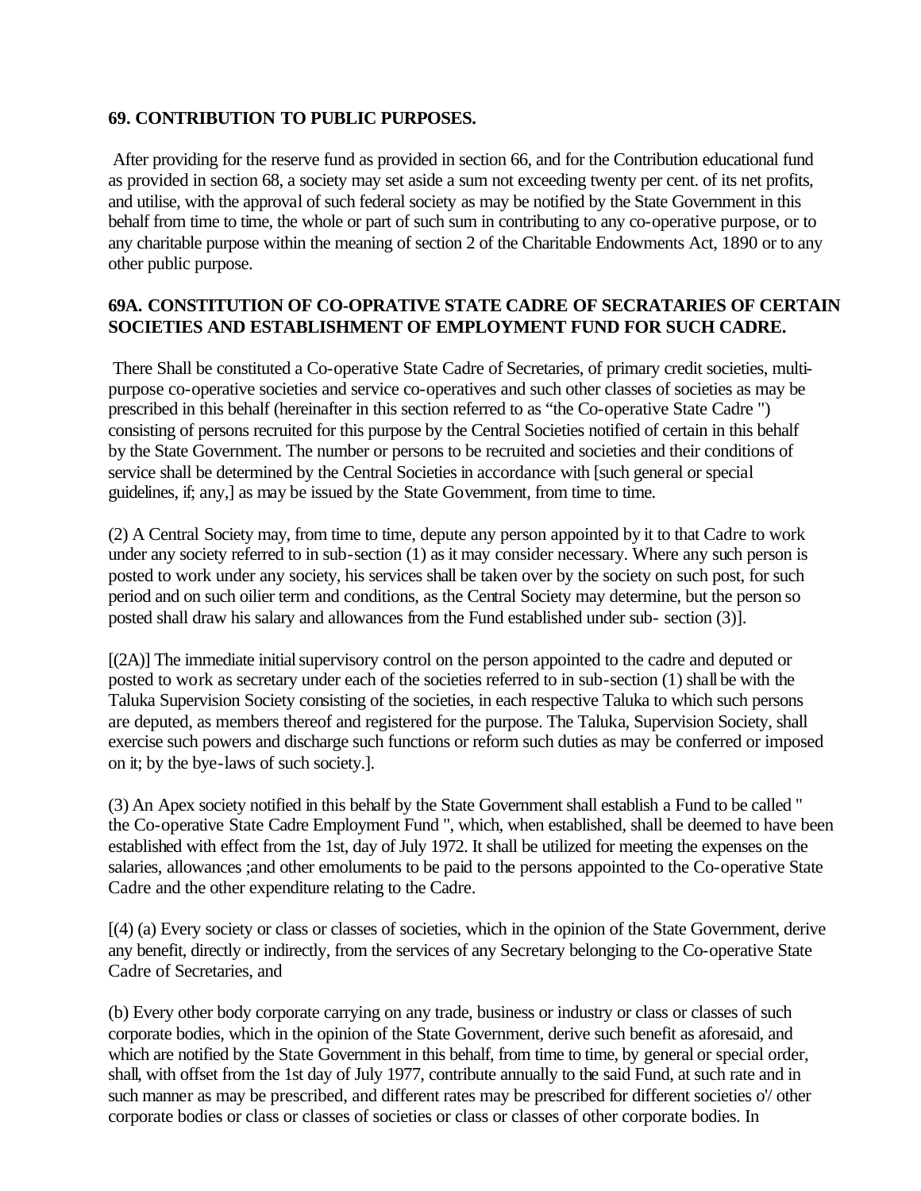**69. CONTRIBUTION TO PUBLIC PURPOSES.**

After providing for the reserve fund as provided in section 66, and for the Contribution educational fund as provided in section 68, a society may set aside a sum not exceeding twenty per cent. of its net profits, and utilise, with the approval of such federal society as may be notified by the State Government in this behalf from time to time, the whole or part of such sum in contributing to any co-operative purpose, or to any charitable purpose within the meaning of section 2 of the Charitable Endowments Act, 1890 or to any other public purpose.

**69A. CONSTITUTION OF CO-OPRATIVE STATE CADRE OF SECRATARIES OF CERTAIN SOCIETIES AND ESTABLISHMENT OF EMPLOYMENT FUND FOR SUCH CADRE.**

There Shall be constituted a Co-operative State Cadre of Secretaries, of primary credit societies, multi-purpose co-operative societies and service co-operatives and such other classes of societies as may be prescribed in this behalf (hereinafter in this section referred to as "the Co-operative State Cadre ") consisting of persons recruited for this purpose by the Central Societies notified of certain in this behalf by the State Government. The number or persons to be recruited and societies and their conditions of service shall be determined by the Central Societies in accordance with [such general or special guidelines, if; any,] as may be issued by the State Government, from time to time.

(2) A Central Society may, from time to time, depute any person appointed by it to that Cadre to work under any society referred to in sub-section (1) as it may consider necessary. Where any such person is posted to work under any society, his services shall be taken over by the society on such post, for such period and on such oilier term and conditions, as the Central Society may determine, but the person so posted shall draw his salary and allowances from the Fund established under sub- section (3)].

[(2A)] The immediate initial supervisory control on the person appointed to the cadre and deputed or posted to work as secretary under each of the societies referred to in sub-section (1) shall be with the Taluka Supervision Society consisting of the societies, in each respective Taluka to which such persons are deputed, as members thereof and registered for the purpose. The Taluka, Supervision Society, shall exercise such powers and discharge such functions or reform such duties as may be conferred or imposed on it; by the bye-laws of such society.].

(3) An Apex society notified in this behalf by the State Government shall establish a Fund to be called " the Co-operative State Cadre Employment Fund ", which, when established, shall be deemed to have been established with effect from the 1st, day of July 1972. It shall be utilized for meeting the expenses on the salaries, allowances ;and other emoluments to be paid to the persons appointed to the Co-operative State Cadre and the other expenditure relating to the Cadre.

[(4) (a) Every society or class or classes of societies, which in the opinion of the State Government, derive any benefit, directly or indirectly, from the services of any Secretary belonging to the Co-operative State Cadre of Secretaries, and

(b) Every other body corporate carrying on any trade, business or industry or class or classes of such corporate bodies, which in the opinion of the State Government, derive such benefit as aforesaid, and which are notified by the State Government in this behalf, from time to time, by general or special order, shall, with offset from the 1st day of July 1977, contribute annually to the said Fund, at such rate and in such manner as may be prescribed, and different rates may be prescribed for different societies o'/ other corporate bodies or class or classes of societies or class or classes of other corporate bodies. In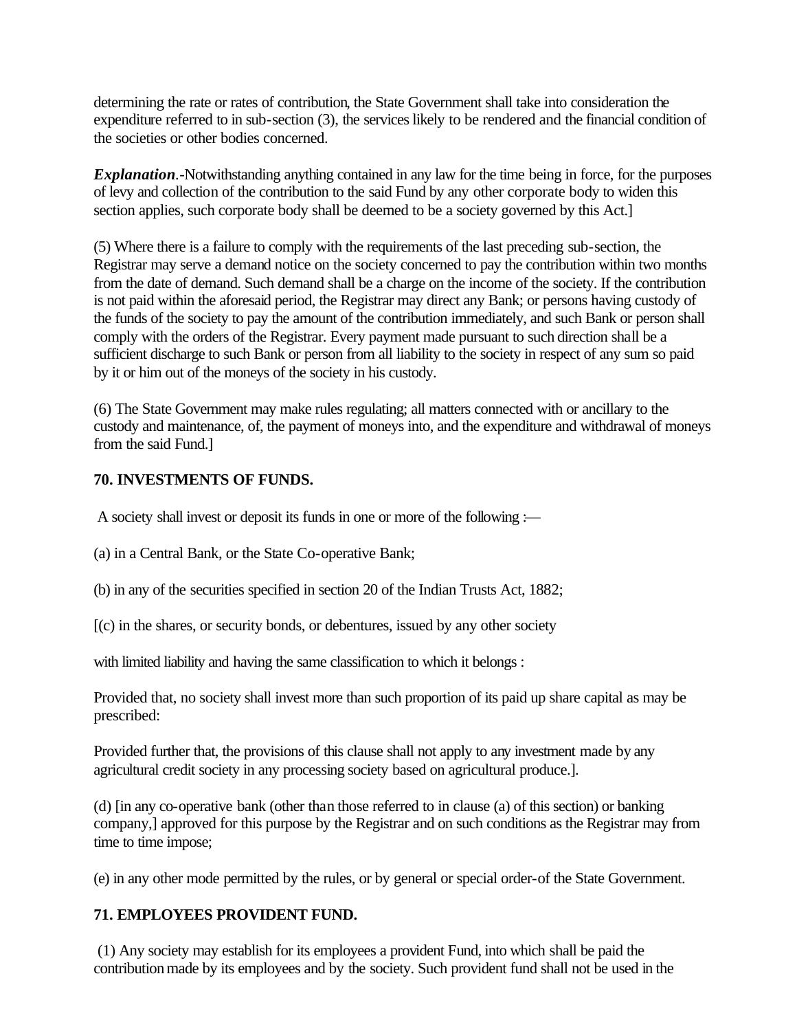determining the rate or rates of contribution, the State Government shall take into consideration the expenditure referred to in sub-section (3), the services likely to be rendered and the financial condition of the societies or other bodies concerned.

***Explanation***.-Notwithstanding anything contained in any law for the time being in force, for the purposes of levy and collection of the contribution to the said Fund by any other corporate body to widen this section applies, such corporate body shall be deemed to be a society governed by this Act.]

(5) Where there is a failure to comply with the requirements of the last preceding sub-section, the Registrar may serve a demand notice on the society concerned to pay the contribution within two months from the date of demand. Such demand shall be a charge on the income of the society. If the contribution is not paid within the aforesaid period, the Registrar may direct any Bank; or persons having custody of the funds of the society to pay the amount of the contribution immediately, and such Bank or person shall comply with the orders of the Registrar. Every payment made pursuant to such direction shall be a sufficient discharge to such Bank or person from all liability to the society in respect of any sum so paid by it or him out of the moneys of the society in his custody.

(6) The State Government may make rules regulating; all matters connected with or ancillary to the custody and maintenance, of, the payment of moneys into, and the expenditure and withdrawal of moneys from the said Fund.]

**70. INVESTMENTS OF FUNDS.**

A society shall invest or deposit its funds in one or more of the following :—

(a) in a Central Bank, or the State Co-operative Bank;

(b) in any of the securities specified in section 20 of the Indian Trusts Act, 1882;

[(c) in the shares, or security bonds, or debentures, issued by any other society

with limited liability and having the same classification to which it belongs :

Provided that, no society shall invest more than such proportion of its paid up share capital as may be prescribed:

Provided further that, the provisions of this clause shall not apply to any investment made by any agricultural credit society in any processing society based on agricultural produce.].

(d) [in any co-operative bank (other than those referred to in clause (a) of this section) or banking company,] approved for this purpose by the Registrar and on such conditions as the Registrar may from time to time impose;

(e) in any other mode permitted by the rules, or by general or special order-of the State Government.

**71. EMPLOYEES PROVIDENT FUND.**

(1) Any society may establish for its employees a provident Fund, into which shall be paid the contribution made by its employees and by the society. Such provident fund shall not be used in the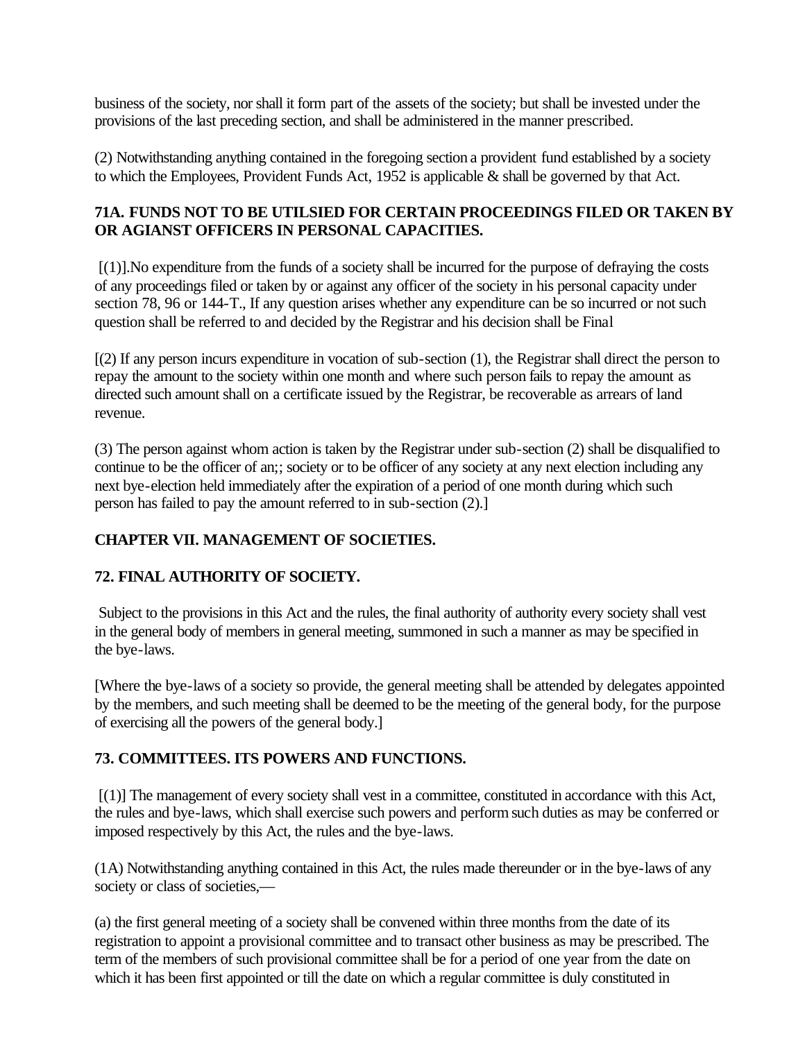business of the society, nor shall it form part of the assets of the society; but shall be invested under the provisions of the last preceding section, and shall be administered in the manner prescribed.

(2) Notwithstanding anything contained in the foregoing section a provident fund established by a society to which the Employees, Provident Funds Act, 1952 is applicable & shall be governed by that Act.

### 71A. FUNDS NOT TO BE UTILSIED FOR CERTAIN PROCEEDINGS FILED OR TAKEN BY OR AGIANST OFFICERS IN PERSONAL CAPACITIES.

[(1)].No expenditure from the funds of a society shall be incurred for the purpose of defraying the costs of any proceedings filed or taken by or against any officer of the society in his personal capacity under section 78, 96 or 144-T., If any question arises whether any expenditure can be so incurred or not such question shall be referred to and decided by the Registrar and his decision shall be Final

[(2) If any person incurs expenditure in vocation of sub-section (1), the Registrar shall direct the person to repay the amount to the society within one month and where such person fails to repay the amount as directed such amount shall on a certificate issued by the Registrar, be recoverable as arrears of land revenue.

(3) The person against whom action is taken by the Registrar under sub-section (2) shall be disqualified to continue to be the officer of an;; society or to be officer of any society at any next election including any next bye-election held immediately after the expiration of a period of one month during which such person has failed to pay the amount referred to in sub-section (2).]

## CHAPTER VII. MANAGEMENT OF SOCIETIES.

### 72. FINAL AUTHORITY OF SOCIETY.

Subject to the provisions in this Act and the rules, the final authority of authority every society shall vest in the general body of members in general meeting, summoned in such a manner as may be specified in the bye-laws.

[Where the bye-laws of a society so provide, the general meeting shall be attended by delegates appointed by the members, and such meeting shall be deemed to be the meeting of the general body, for the purpose of exercising all the powers of the general body.]

### 73. COMMITTEES. ITS POWERS AND FUNCTIONS.

[(1)] The management of every society shall vest in a committee, constituted in accordance with this Act, the rules and bye-laws, which shall exercise such powers and perform such duties as may be conferred or imposed respectively by this Act, the rules and the bye-laws.

(1A) Notwithstanding anything contained in this Act, the rules made thereunder or in the bye-laws of any society or class of societies,—

(a) the first general meeting of a society shall be convened within three months from the date of its registration to appoint a provisional committee and to transact other business as may be prescribed. The term of the members of such provisional committee shall be for a period of one year from the date on which it has been first appointed or till the date on which a regular committee is duly constituted in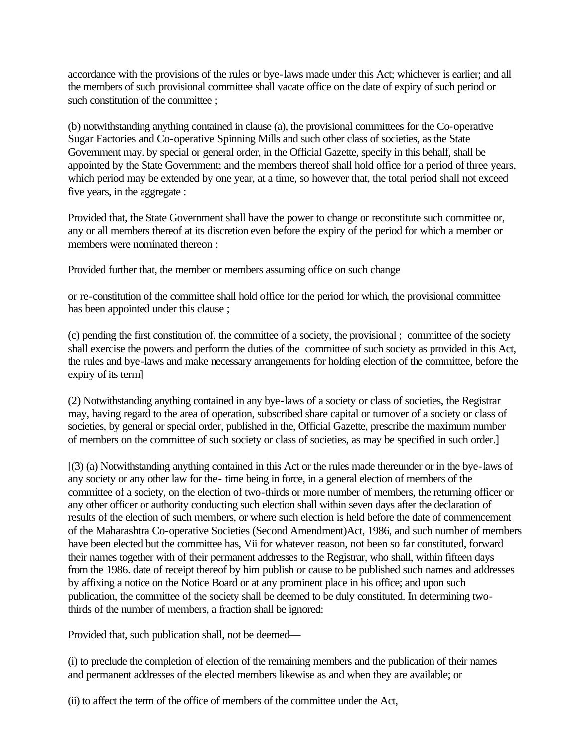accordance with the provisions of the rules or bye-laws made under this Act; whichever is earlier; and all the members of such provisional committee shall vacate office on the date of expiry of such period or such constitution of the committee ;

(b) notwithstanding anything contained in clause (a), the provisional committees for the Co-operative Sugar Factories and Co-operative Spinning Mills and such other class of societies, as the State Government may. by special or general order, in the Official Gazette, specify in this behalf, shall be appointed by the State Government; and the members thereof shall hold office for a period of three years, which period may be extended by one year, at a time, so however that, the total period shall not exceed five years, in the aggregate :

Provided that, the State Government shall have the power to change or reconstitute such committee or, any or all members thereof at its discretion even before the expiry of the period for which a member or members were nominated thereon :

Provided further that, the member or members assuming office on such change

or re-constitution of the committee shall hold office for the period for which, the provisional committee has been appointed under this clause ;

(c) pending the first constitution of. the committee of a society, the provisional ; committee of the society shall exercise the powers and perform the duties of the committee of such society as provided in this Act, the rules and bye-laws and make necessary arrangements for holding election of the committee, before the expiry of its term]

(2) Notwithstanding anything contained in any bye-laws of a society or class of societies, the Registrar may, having regard to the area of operation, subscribed share capital or turnover of a society or class of societies, by general or special order, published in the, Official Gazette, prescribe the maximum number of members on the committee of such society or class of societies, as may be specified in such order.]

[(3) (a) Notwithstanding anything contained in this Act or the rules made thereunder or in the bye-laws of any society or any other law for the- time being in force, in a general election of members of the committee of a society, on the election of two-thirds or more number of members, the returning officer or any other officer or authority conducting such election shall within seven days after the declaration of results of the election of such members, or where such election is held before the date of commencement of the Maharashtra Co-operative Societies (Second Amendment)Act, 1986, and such number of members have been elected but the committee has, Vii for whatever reason, not been so far constituted, forward their names together with of their permanent addresses to the Registrar, who shall, within fifteen days from the 1986. date of receipt thereof by him publish or cause to be published such names and addresses by affixing a notice on the Notice Board or at any prominent place in his office; and upon such publication, the committee of the society shall be deemed to be duly constituted. In determining two-thirds of the number of members, a fraction shall be ignored:

Provided that, such publication shall, not be deemed—

(i) to preclude the completion of election of the remaining members and the publication of their names and permanent addresses of the elected members likewise as and when they are available; or

(ii) to affect the term of the office of members of the committee under the Act,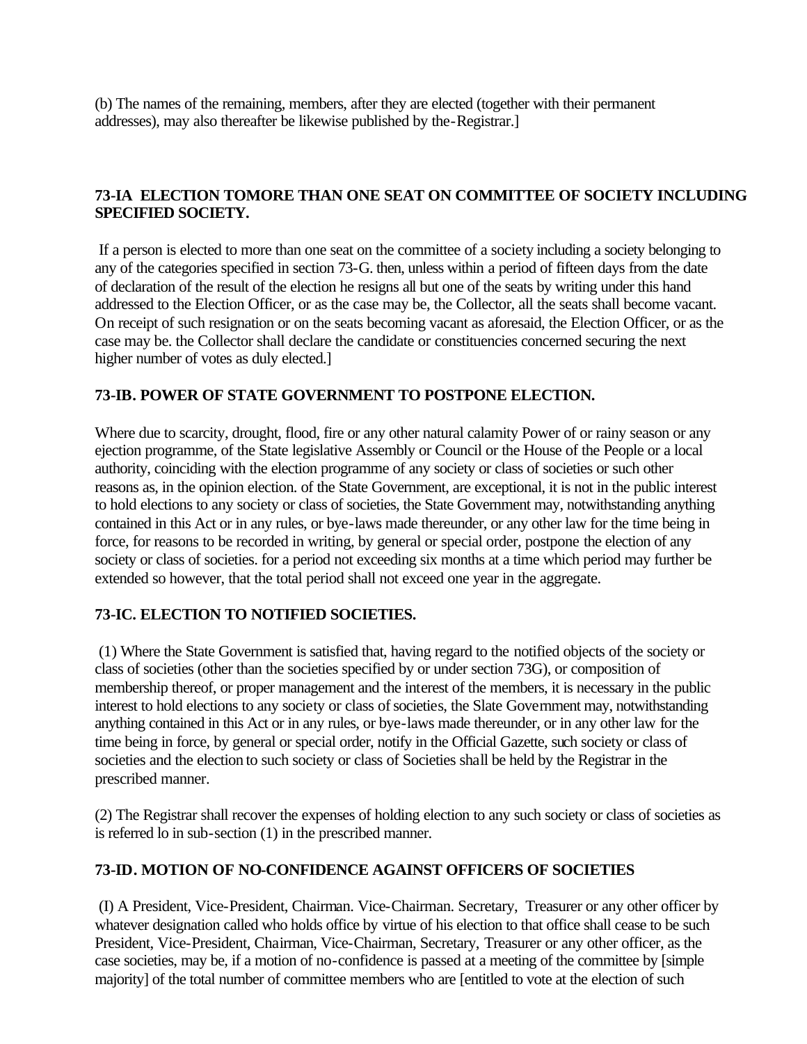(b) The names of the remaining, members, after they are elected (together with their permanent addresses), may also thereafter be likewise published by the-Registrar.]

### 73-IA ELECTION TOMORE THAN ONE SEAT ON COMMITTEE OF SOCIETY INCLUDING SPECIFIED SOCIETY.

If a person is elected to more than one seat on the committee of a society including a society belonging to any of the categories specified in section 73-G. then, unless within a period of fifteen days from the date of declaration of the result of the election he resigns all but one of the seats by writing under this hand addressed to the Election Officer, or as the case may be, the Collector, all the seats shall become vacant. On receipt of such resignation or on the seats becoming vacant as aforesaid, the Election Officer, or as the case may be. the Collector shall declare the candidate or constituencies concerned securing the next higher number of votes as duly elected.]

### 73-IB. POWER OF STATE GOVERNMENT TO POSTPONE ELECTION.

Where due to scarcity, drought, flood, fire or any other natural calamity Power of or rainy season or any ejection programme, of the State legislative Assembly or Council or the House of the People or a local authority, coinciding with the election programme of any society or class of societies or such other reasons as, in the opinion election. of the State Government, are exceptional, it is not in the public interest to hold elections to any society or class of societies, the State Government may, notwithstanding anything contained in this Act or in any rules, or bye-laws made thereunder, or any other law for the time being in force, for reasons to be recorded in writing, by general or special order, postpone the election of any society or class of societies. for a period not exceeding six months at a time which period may further be extended so however, that the total period shall not exceed one year in the aggregate.

### 73-IC. ELECTION TO NOTIFIED SOCIETIES.

(1) Where the State Government is satisfied that, having regard to the notified objects of the society or class of societies (other than the societies specified by or under section 73G), or composition of membership thereof, or proper management and the interest of the members, it is necessary in the public interest to hold elections to any society or class of societies, the Slate Government may, notwithstanding anything contained in this Act or in any rules, or bye-laws made thereunder, or in any other law for the time being in force, by general or special order, notify in the Official Gazette, such society or class of societies and the election to such society or class of Societies shall be held by the Registrar in the prescribed manner.

(2) The Registrar shall recover the expenses of holding election to any such society or class of societies as is referred lo in sub-section (1) in the prescribed manner.

### 73-ID. MOTION OF NO-CONFIDENCE AGAINST OFFICERS OF SOCIETIES

(I) A President, Vice-President, Chairman. Vice-Chairman. Secretary, Treasurer or any other officer by whatever designation called who holds office by virtue of his election to that office shall cease to be such President, Vice-President, Chairman, Vice-Chairman, Secretary, Treasurer or any other officer, as the case societies, may be, if a motion of no-confidence is passed at a meeting of the committee by [simple majority] of the total number of committee members who are [entitled to vote at the election of such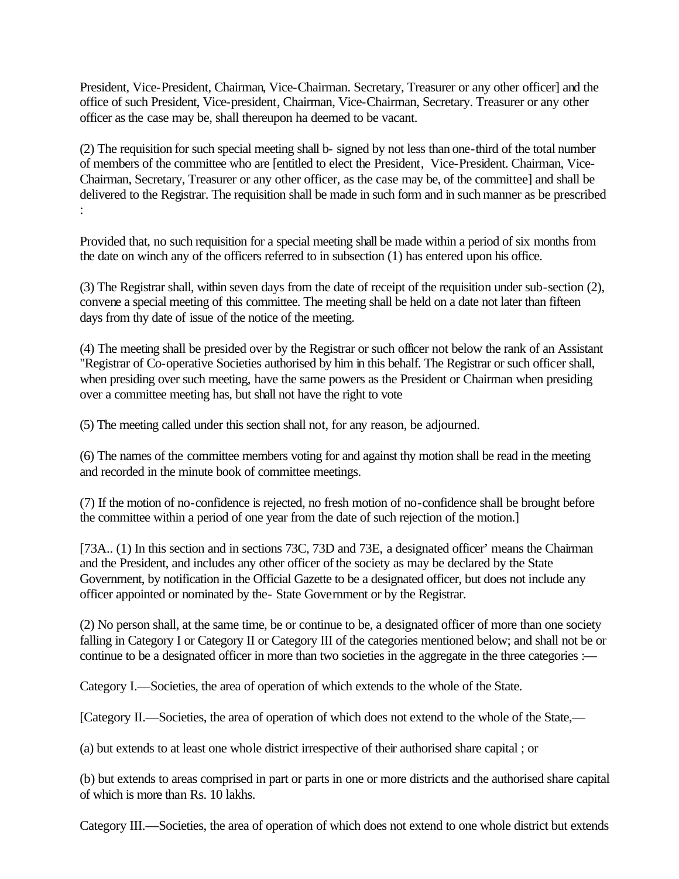President, Vice-President, Chairman, Vice-Chairman. Secretary, Treasurer or any other officer] and the office of such President, Vice-president, Chairman, Vice-Chairman, Secretary. Treasurer or any other officer as the case may be, shall thereupon ha deemed to be vacant.

(2) The requisition for such special meeting shall b- signed by not less than one-third of the total number of members of the committee who are [entitled to elect the President, Vice-President. Chairman, Vice-Chairman, Secretary, Treasurer or any other officer, as the case may be, of the committee] and shall be delivered to the Registrar. The requisition shall be made in such form and in such manner as be prescribed :

Provided that, no such requisition for a special meeting shall be made within a period of six months from the date on winch any of the officers referred to in subsection (1) has entered upon his office.

(3) The Registrar shall, within seven days from the date of receipt of the requisition under sub-section (2), convene a special meeting of this committee. The meeting shall be held on a date not later than fifteen days from thy date of issue of the notice of the meeting.

(4) The meeting shall be presided over by the Registrar or such officer not below the rank of an Assistant "Registrar of Co-operative Societies authorised by him in this behalf. The Registrar or such officer shall, when presiding over such meeting, have the same powers as the President or Chairman when presiding over a committee meeting has, but shall not have the right to vote

(5) The meeting called under this section shall not, for any reason, be adjourned.

(6) The names of the committee members voting for and against thy motion shall be read in the meeting and recorded in the minute book of committee meetings.

(7) If the motion of no-confidence is rejected, no fresh motion of no-confidence shall be brought before the committee within a period of one year from the date of such rejection of the motion.]

[73A.. (1) In this section and in sections 73C, 73D and 73E, a designated officer' means the Chairman and the President, and includes any other officer of the society as may be declared by the State Government, by notification in the Official Gazette to be a designated officer, but does not include any officer appointed or nominated by the- State Government or by the Registrar.

(2) No person shall, at the same time, be or continue to be, a designated officer of more than one society falling in Category I or Category II or Category III of the categories mentioned below; and shall not be or continue to be a designated officer in more than two societies in the aggregate in the three categories :—

Category I.—Societies, the area of operation of which extends to the whole of the State.

[Category II.—Societies, the area of operation of which does not extend to the whole of the State,—

(a) but extends to at least one whole district irrespective of their authorised share capital ; or

(b) but extends to areas comprised in part or parts in one or more districts and the authorised share capital of which is more than Rs. 10 lakhs.

Category III.—Societies, the area of operation of which does not extend to one whole district but extends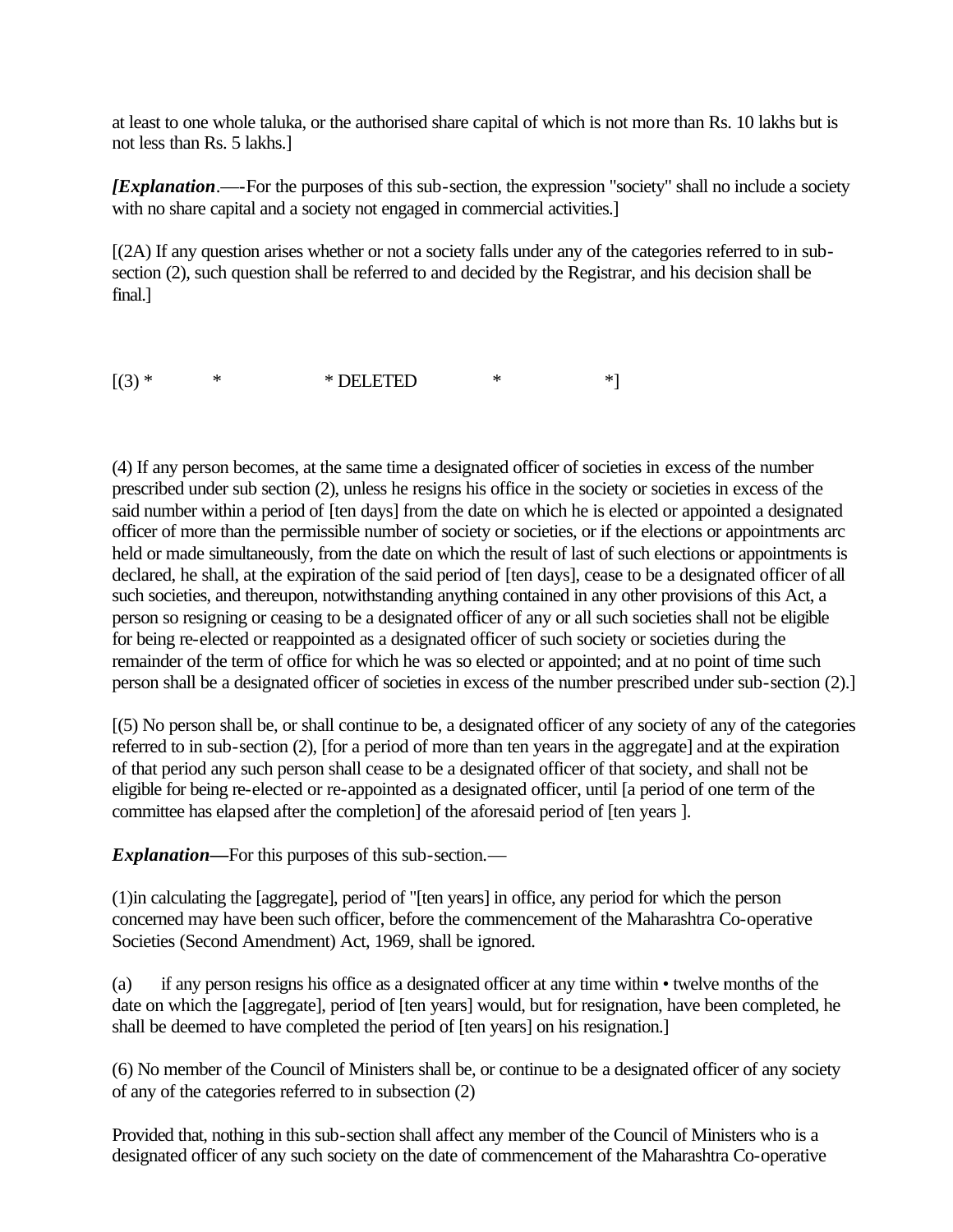at least to one whole taluka, or the authorised share capital of which is not more than Rs. 10 lakhs but is not less than Rs. 5 lakhs.]

*[Explanation*.—-For the purposes of this sub-section, the expression "society" shall no include a society with no share capital and a society not engaged in commercial activities.]

[(2A) If any question arises whether or not a society falls under any of the categories referred to in sub-section (2), such question shall be referred to and decided by the Registrar, and his decision shall be final.]

[(3) * * * DELETED * *]

(4) If any person becomes, at the same time a designated officer of societies in excess of the number prescribed under sub section (2), unless he resigns his office in the society or societies in excess of the said number within a period of [ten days] from the date on which he is elected or appointed a designated officer of more than the permissible number of society or societies, or if the elections or appointments arc held or made simultaneously, from the date on which the result of last of such elections or appointments is declared, he shall, at the expiration of the said period of [ten days], cease to be a designated officer of all such societies, and thereupon, notwithstanding anything contained in any other provisions of this Act, a person so resigning or ceasing to be a designated officer of any or all such societies shall not be eligible for being re-elected or reappointed as a designated officer of such society or societies during the remainder of the term of office for which he was so elected or appointed; and at no point of time such person shall be a designated officer of societies in excess of the number prescribed under sub-section (2).]

[(5) No person shall be, or shall continue to be, a designated officer of any society of any of the categories referred to in sub-section (2), [for a period of more than ten years in the aggregate] and at the expiration of that period any such person shall cease to be a designated officer of that society, and shall not be eligible for being re-elected or re-appointed as a designated officer, until [a period of one term of the committee has elapsed after the completion] of the aforesaid period of [ten years ].

***Explanation—***For this purposes of this sub-section.—

(1)in calculating the [aggregate], period of "[ten years] in office, any period for which the person concerned may have been such officer, before the commencement of the Maharashtra Co-operative Societies (Second Amendment) Act, 1969, shall be ignored.

(a) if any person resigns his office as a designated officer at any time within • twelve months of the date on which the [aggregate], period of [ten years] would, but for resignation, have been completed, he shall be deemed to have completed the period of [ten years] on his resignation.]

(6) No member of the Council of Ministers shall be, or continue to be a designated officer of any society of any of the categories referred to in subsection (2)

Provided that, nothing in this sub-section shall affect any member of the Council of Ministers who is a designated officer of any such society on the date of commencement of the Maharashtra Co-operative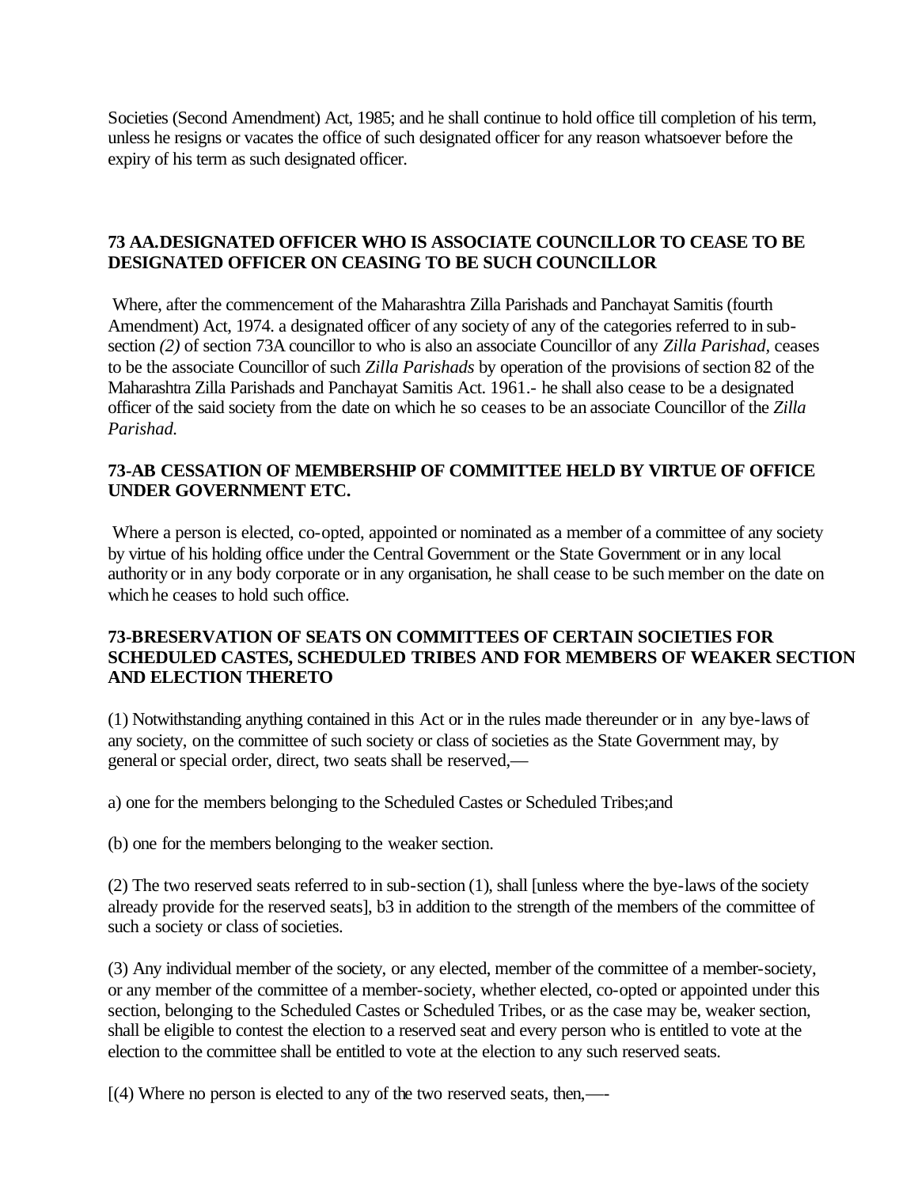Societies (Second Amendment) Act, 1985; and he shall continue to hold office till completion of his term, unless he resigns or vacates the office of such designated officer for any reason whatsoever before the expiry of his term as such designated officer.

### 73 AA.DESIGNATED OFFICER WHO IS ASSOCIATE COUNCILLOR TO CEASE TO BE DESIGNATED OFFICER ON CEASING TO BE SUCH COUNCILLOR

Where, after the commencement of the Maharashtra Zilla Parishads and Panchayat Samitis (fourth Amendment) Act, 1974. a designated officer of any society of any of the categories referred to in sub-section *(2)* of section 73A councillor to who is also an associate Councillor of any *Zilla Parishad*, ceases to be the associate Councillor of such *Zilla Parishads* by operation of the provisions of section 82 of the Maharashtra Zilla Parishads and Panchayat Samitis Act. 1961.- he shall also cease to be a designated officer of the said society from the date on which he so ceases to be an associate Councillor of the *Zilla Parishad.*

### 73-AB CESSATION OF MEMBERSHIP OF COMMITTEE HELD BY VIRTUE OF OFFICE UNDER GOVERNMENT ETC.

Where a person is elected, co-opted, appointed or nominated as a member of a committee of any society by virtue of his holding office under the Central Government or the State Government or in any local authority or in any body corporate or in any organisation, he shall cease to be such member on the date on which he ceases to hold such office.

### 73-BRESERVATION OF SEATS ON COMMITTEES OF CERTAIN SOCIETIES FOR SCHEDULED CASTES, SCHEDULED TRIBES AND FOR MEMBERS OF WEAKER SECTION AND ELECTION THERETO

(1) Notwithstanding anything contained in this Act or in the rules made thereunder or in any bye-laws of any society, on the committee of such society or class of societies as the State Government may, by general or special order, direct, two seats shall be reserved,—

a) one for the members belonging to the Scheduled Castes or Scheduled Tribes;and

(b) one for the members belonging to the weaker section.

(2) The two reserved seats referred to in sub-section (1), shall [unless where the bye-laws of the society already provide for the reserved seats], b3 in addition to the strength of the members of the committee of such a society or class of societies.

(3) Any individual member of the society, or any elected, member of the committee of a member-society, or any member of the committee of a member-society, whether elected, co-opted or appointed under this section, belonging to the Scheduled Castes or Scheduled Tribes, or as the case may be, weaker section, shall be eligible to contest the election to a reserved seat and every person who is entitled to vote at the election to the committee shall be entitled to vote at the election to any such reserved seats.

[(4) Where no person is elected to any of the two reserved seats, then,—-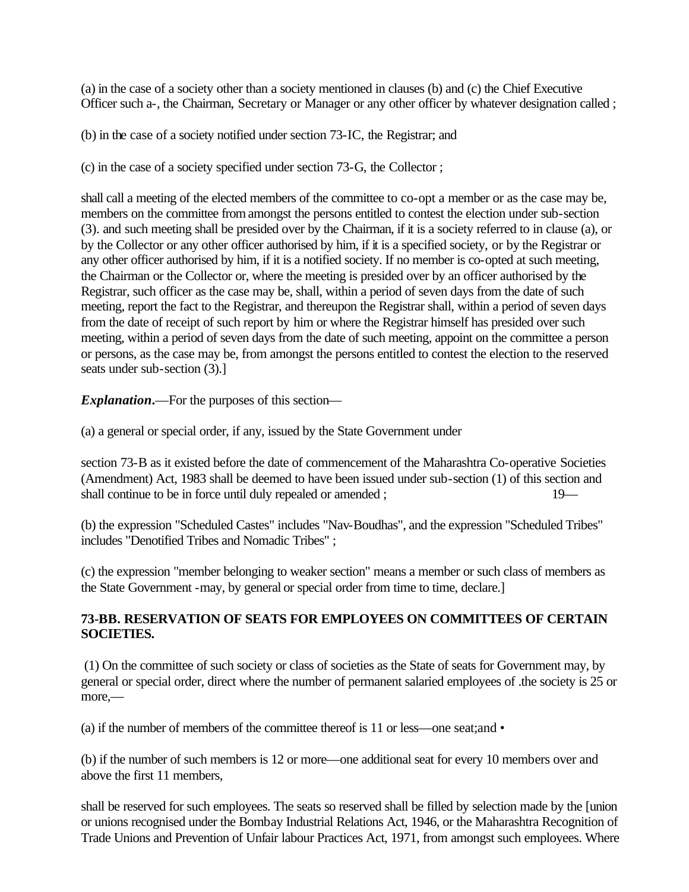(a) in the case of a society other than a society mentioned in clauses (b) and (c) the Chief Executive Officer such a-, the Chairman, Secretary or Manager or any other officer by whatever designation called ;

(b) in the case of a society notified under section 73-IC, the Registrar; and

(c) in the case of a society specified under section 73-G, the Collector ;

shall call a meeting of the elected members of the committee to co-opt a member or as the case may be, members on the committee from amongst the persons entitled to contest the election under sub-section (3). and such meeting shall be presided over by the Chairman, if it is a society referred to in clause (a), or by the Collector or any other officer authorised by him, if it is a specified society, or by the Registrar or any other officer authorised by him, if it is a notified society. If no member is co-opted at such meeting, the Chairman or the Collector or, where the meeting is presided over by an officer authorised by the Registrar, such officer as the case may be, shall, within a period of seven days from the date of such meeting, report the fact to the Registrar, and thereupon the Registrar shall, within a period of seven days from the date of receipt of such report by him or where the Registrar himself has presided over such meeting, within a period of seven days from the date of such meeting, appoint on the committee a person or persons, as the case may be, from amongst the persons entitled to contest the election to the reserved seats under sub-section (3).]

***Explanation*.**—For the purposes of this section—

(a) a general or special order, if any, issued by the State Government under

section 73-B as it existed before the date of commencement of the Maharashtra Co-operative Societies (Amendment) Act, 1983 shall be deemed to have been issued under sub-section (1) of this section and shall continue to be in force until duly repealed or amended ; 19—

(b) the expression "Scheduled Castes" includes "Nav-Boudhas", and the expression "Scheduled Tribes" includes "Denotified Tribes and Nomadic Tribes" ;

(c) the expression "member belonging to weaker section" means a member or such class of members as the State Government -may, by general or special order from time to time, declare.]

**73-BB. RESERVATION OF SEATS FOR EMPLOYEES ON COMMITTEES OF CERTAIN SOCIETIES.**

(1) On the committee of such society or class of societies as the State of seats for Government may, by general or special order, direct where the number of permanent salaried employees of .the society is 25 or more,—

(a) if the number of members of the committee thereof is 11 or less—one seat;and •

(b) if the number of such members is 12 or more—one additional seat for every 10 members over and above the first 11 members,

shall be reserved for such employees. The seats so reserved shall be filled by selection made by the [union or unions recognised under the Bombay Industrial Relations Act, 1946, or the Maharashtra Recognition of Trade Unions and Prevention of Unfair labour Practices Act, 1971, from amongst such employees. Where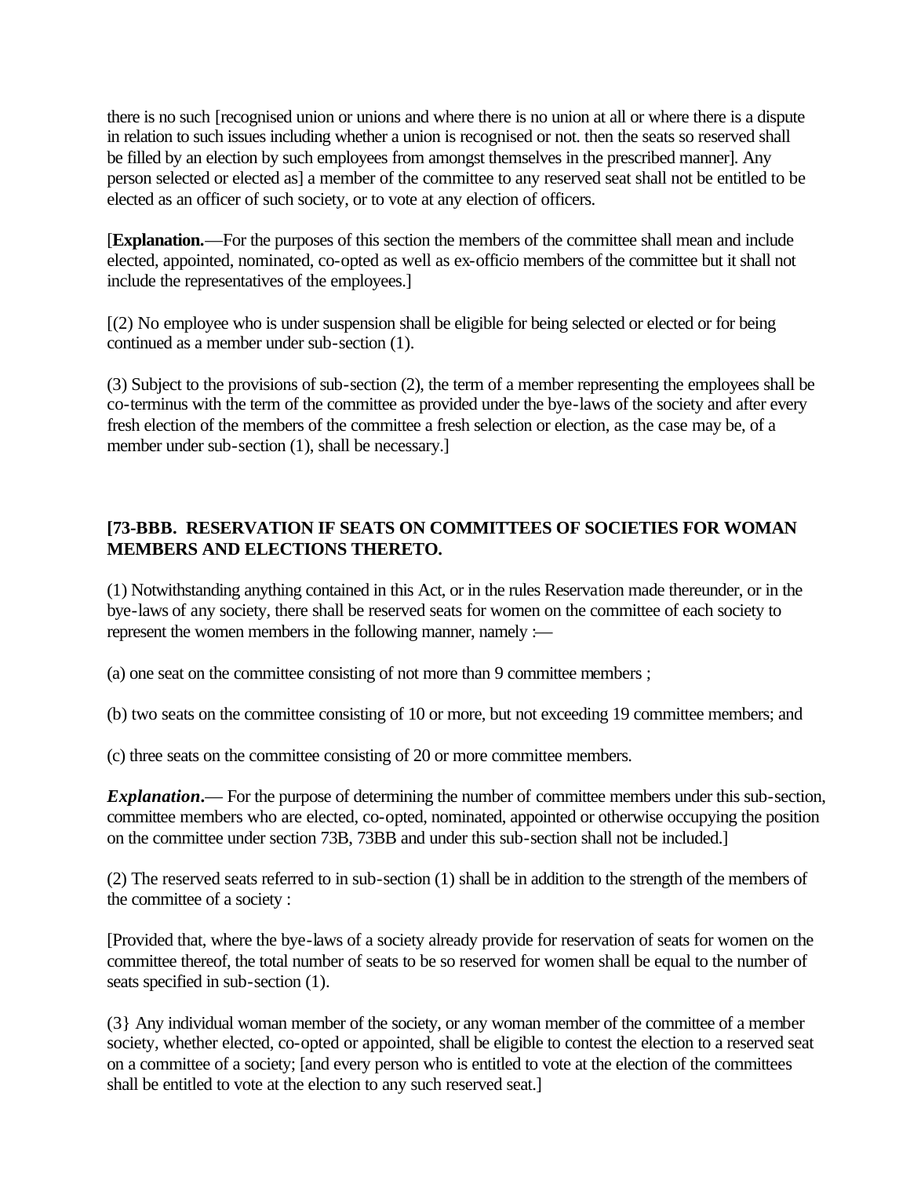there is no such [recognised union or unions and where there is no union at all or where there is a dispute in relation to such issues including whether a union is recognised or not. then the seats so reserved shall be filled by an election by such employees from amongst themselves in the prescribed manner]. Any person selected or elected as] a member of the committee to any reserved seat shall not be entitled to be elected as an officer of such society, or to vote at any election of officers.

[**Explanation.**—For the purposes of this section the members of the committee shall mean and include elected, appointed, nominated, co-opted as well as ex-officio members of the committee but it shall not include the representatives of the employees.]

[(2) No employee who is under suspension shall be eligible for being selected or elected or for being continued as a member under sub-section (1).

(3) Subject to the provisions of sub-section (2), the term of a member representing the employees shall be co-terminus with the term of the committee as provided under the bye-laws of the society and after every fresh election of the members of the committee a fresh selection or election, as the case may be, of a member under sub-section (1), shall be necessary.]

**[73-BBB. RESERVATION IF SEATS ON COMMITTEES OF SOCIETIES FOR WOMAN MEMBERS AND ELECTIONS THERETO.**

(1) Notwithstanding anything contained in this Act, or in the rules Reservation made thereunder, or in the bye-laws of any society, there shall be reserved seats for women on the committee of each society to represent the women members in the following manner, namely :—

(a) one seat on the committee consisting of not more than 9 committee members ;

(b) two seats on the committee consisting of 10 or more, but not exceeding 19 committee members; and

(c) three seats on the committee consisting of 20 or more committee members.

***Explanation.***— For the purpose of determining the number of committee members under this sub-section, committee members who are elected, co-opted, nominated, appointed or otherwise occupying the position on the committee under section 73B, 73BB and under this sub-section shall not be included.]

(2) The reserved seats referred to in sub-section (1) shall be in addition to the strength of the members of the committee of a society :

[Provided that, where the bye-laws of a society already provide for reservation of seats for women on the committee thereof, the total number of seats to be so reserved for women shall be equal to the number of seats specified in sub-section (1).

(3} Any individual woman member of the society, or any woman member of the committee of a member society, whether elected, co-opted or appointed, shall be eligible to contest the election to a reserved seat on a committee of a society; [and every person who is entitled to vote at the election of the committees shall be entitled to vote at the election to any such reserved seat.]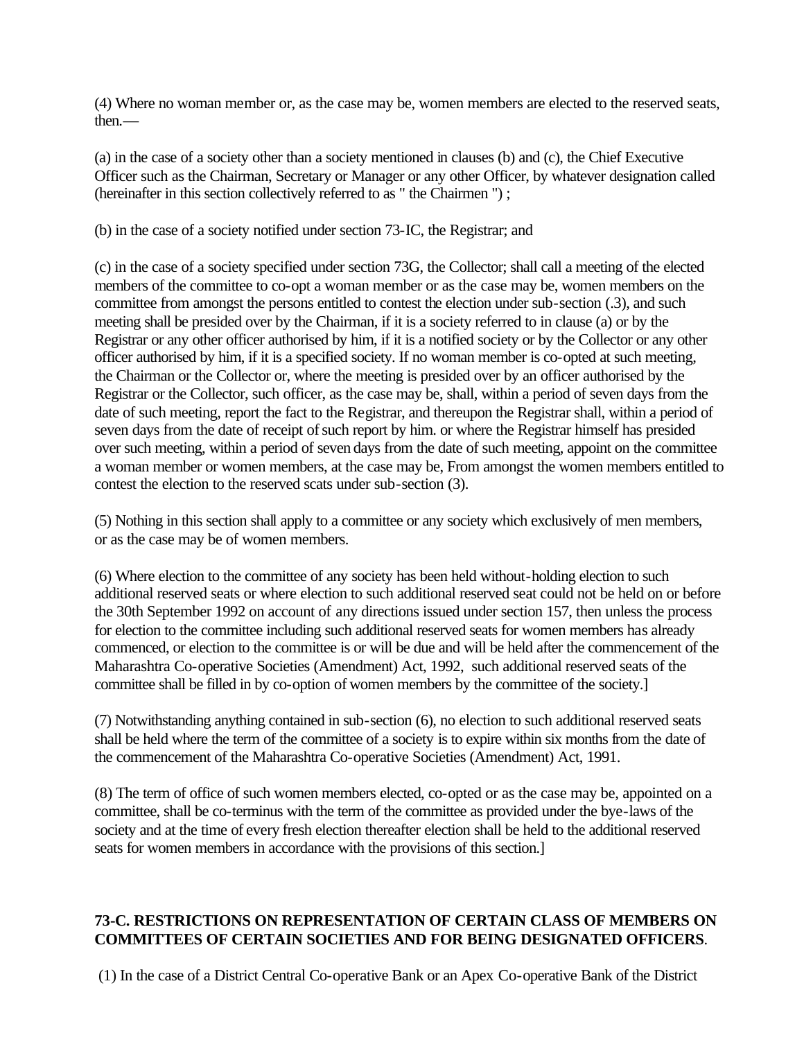(4) Where no woman member or, as the case may be, women members are elected to the reserved seats, then.—

(a) in the case of a society other than a society mentioned in clauses (b) and (c), the Chief Executive Officer such as the Chairman, Secretary or Manager or any other Officer, by whatever designation called (hereinafter in this section collectively referred to as " the Chairmen ") ;

(b) in the case of a society notified under section 73-IC, the Registrar; and

(c) in the case of a society specified under section 73G, the Collector; shall call a meeting of the elected members of the committee to co-opt a woman member or as the case may be, women members on the committee from amongst the persons entitled to contest the election under sub-section (.3), and such meeting shall be presided over by the Chairman, if it is a society referred to in clause (a) or by the Registrar or any other officer authorised by him, if it is a notified society or by the Collector or any other officer authorised by him, if it is a specified society. If no woman member is co-opted at such meeting, the Chairman or the Collector or, where the meeting is presided over by an officer authorised by the Registrar or the Collector, such officer, as the case may be, shall, within a period of seven days from the date of such meeting, report the fact to the Registrar, and thereupon the Registrar shall, within a period of seven days from the date of receipt of such report by him. or where the Registrar himself has presided over such meeting, within a period of seven days from the date of such meeting, appoint on the committee a woman member or women members, at the case may be, From amongst the women members entitled to contest the election to the reserved scats under sub-section (3).

(5) Nothing in this section shall apply to a committee or any society which exclusively of men members, or as the case may be of women members.

(6) Where election to the committee of any society has been held without-holding election to such additional reserved seats or where election to such additional reserved seat could not be held on or before the 30th September 1992 on account of any directions issued under section 157, then unless the process for election to the committee including such additional reserved seats for women members has already commenced, or election to the committee is or will be due and will be held after the commencement of the Maharashtra Co-operative Societies (Amendment) Act, 1992, such additional reserved seats of the committee shall be filled in by co-option of women members by the committee of the society.]

(7) Notwithstanding anything contained in sub-section (6), no election to such additional reserved seats shall be held where the term of the committee of a society is to expire within six months from the date of the commencement of the Maharashtra Co-operative Societies (Amendment) Act, 1991.

(8) The term of office of such women members elected, co-opted or as the case may be, appointed on a committee, shall be co-terminus with the term of the committee as provided under the bye-laws of the society and at the time of every fresh election thereafter election shall be held to the additional reserved seats for women members in accordance with the provisions of this section.]

## 73-C. RESTRICTIONS ON REPRESENTATION OF CERTAIN CLASS OF MEMBERS ON COMMITTEES OF CERTAIN SOCIETIES AND FOR BEING DESIGNATED OFFICERS.

(1) In the case of a District Central Co-operative Bank or an Apex Co-operative Bank of the District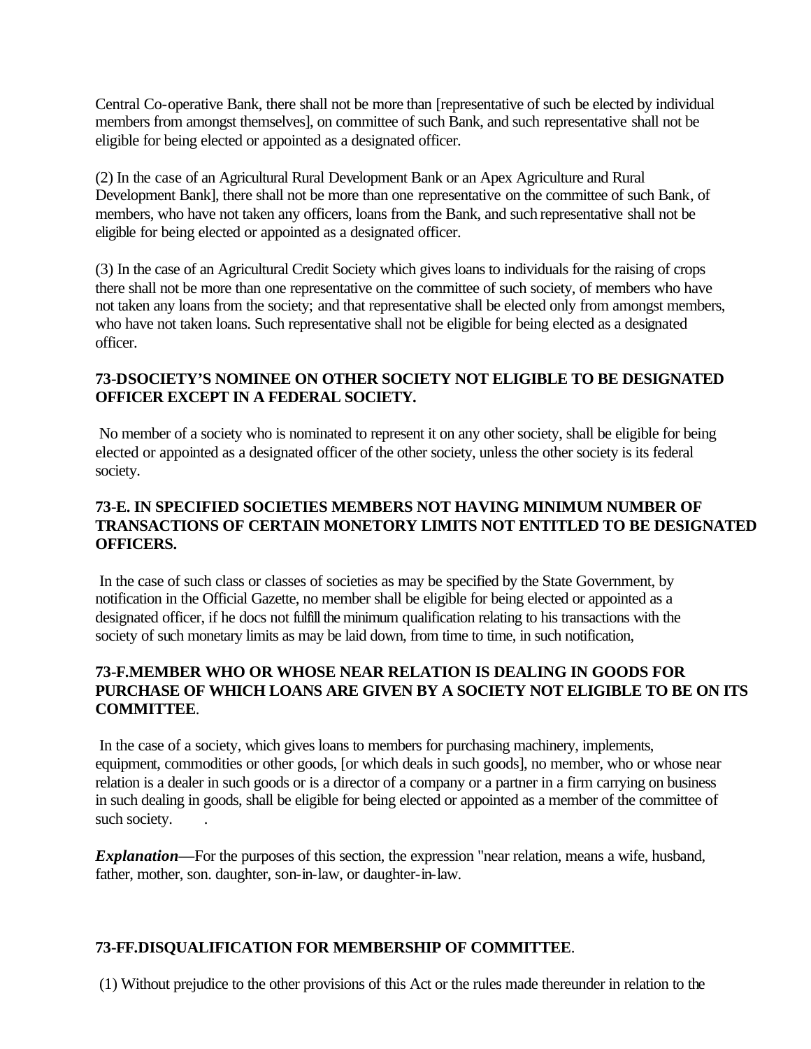Central Co-operative Bank, there shall not be more than [representative of such be elected by individual members from amongst themselves], on committee of such Bank, and such representative shall not be eligible for being elected or appointed as a designated officer.

(2) In the case of an Agricultural Rural Development Bank or an Apex Agriculture and Rural Development Bank], there shall not be more than one representative on the committee of such Bank, of members, who have not taken any officers, loans from the Bank, and such representative shall not be eligible for being elected or appointed as a designated officer.

(3) In the case of an Agricultural Credit Society which gives loans to individuals for the raising of crops there shall not be more than one representative on the committee of such society, of members who have not taken any loans from the society; and that representative shall be elected only from amongst members, who have not taken loans. Such representative shall not be eligible for being elected as a designated officer.

**73-DSOCIETY'S NOMINEE ON OTHER SOCIETY NOT ELIGIBLE TO BE DESIGNATED OFFICER EXCEPT IN A FEDERAL SOCIETY.**

No member of a society who is nominated to represent it on any other society, shall be eligible for being elected or appointed as a designated officer of the other society, unless the other society is its federal society.

**73-E. IN SPECIFIED SOCIETIES MEMBERS NOT HAVING MINIMUM NUMBER OF TRANSACTIONS OF CERTAIN MONETORY LIMITS NOT ENTITLED TO BE DESIGNATED OFFICERS.**

In the case of such class or classes of societies as may be specified by the State Government, by notification in the Official Gazette, no member shall be eligible for being elected or appointed as a designated officer, if he docs not fulfill the minimum qualification relating to his transactions with the society of such monetary limits as may be laid down, from time to time, in such notification,

**73-F.MEMBER WHO OR WHOSE NEAR RELATION IS DEALING IN GOODS FOR PURCHASE OF WHICH LOANS ARE GIVEN BY A SOCIETY NOT ELIGIBLE TO BE ON ITS COMMITTEE**.

In the case of a society, which gives loans to members for purchasing machinery, implements, equipment, commodities or other goods, [or which deals in such goods], no member, who or whose near relation is a dealer in such goods or is a director of a company or a partner in a firm carrying on business in such dealing in goods, shall be eligible for being elected or appointed as a member of the committee of such society.

***Explanation—***For the purposes of this section, the expression "near relation, means a wife, husband, father, mother, son. daughter, son-in-law, or daughter-in-law.

**73-FF.DISQUALIFICATION FOR MEMBERSHIP OF COMMITTEE**.

(1) Without prejudice to the other provisions of this Act or the rules made thereunder in relation to the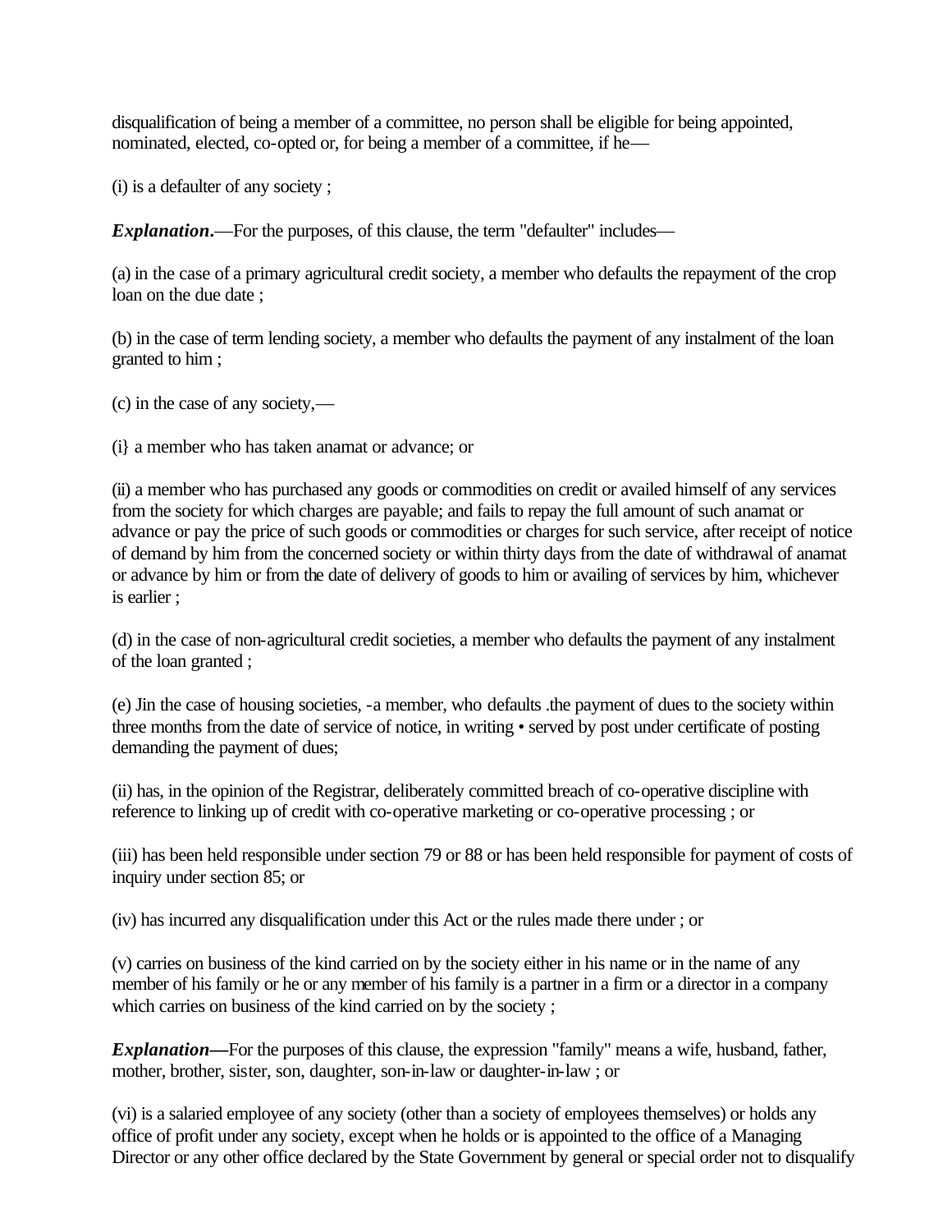disqualification of being a member of a committee, no person shall be eligible for being appointed, nominated, elected, co-opted or, for being a member of a committee, if he—

(i) is a defaulter of any society ;

***Explanation*.**—For the purposes, of this clause, the term "defaulter" includes—

(a) in the case of a primary agricultural credit society, a member who defaults the repayment of the crop loan on the due date ;

(b) in the case of term lending society, a member who defaults the payment of any instalment of the loan granted to him ;

(c) in the case of any society,—

(i} a member who has taken anamat or advance; or

(ii) a member who has purchased any goods or commodities on credit or availed himself of any services from the society for which charges are payable; and fails to repay the full amount of such anamat or advance or pay the price of such goods or commodities or charges for such service, after receipt of notice of demand by him from the concerned society or within thirty days from the date of withdrawal of anamat or advance by him or from the date of delivery of goods to him or availing of services by him, whichever is earlier ;

(d) in the case of non-agricultural credit societies, a member who defaults the payment of any instalment of the loan granted ;

(e) Jin the case of housing societies, -a member, who defaults .the payment of dues to the society within three months from the date of service of notice, in writing • served by post under certificate of posting demanding the payment of dues;

(ii) has, in the opinion of the Registrar, deliberately committed breach of co-operative discipline with reference to linking up of credit with co-operative marketing or co-operative processing ; or

(iii) has been held responsible under section 79 or 88 or has been held responsible for payment of costs of inquiry under section 85; or

(iv) has incurred any disqualification under this Act or the rules made there under ; or

(v) carries on business of the kind carried on by the society either in his name or in the name of any member of his family or he or any member of his family is a partner in a firm or a director in a company which carries on business of the kind carried on by the society ;

***Explanation*—**For the purposes of this clause, the expression "family" means a wife, husband, father, mother, brother, sister, son, daughter, son-in-law or daughter-in-law ; or

(vi) is a salaried employee of any society (other than a society of employees themselves) or holds any office of profit under any society, except when he holds or is appointed to the office of a Managing Director or any other office declared by the State Government by general or special order not to disqualify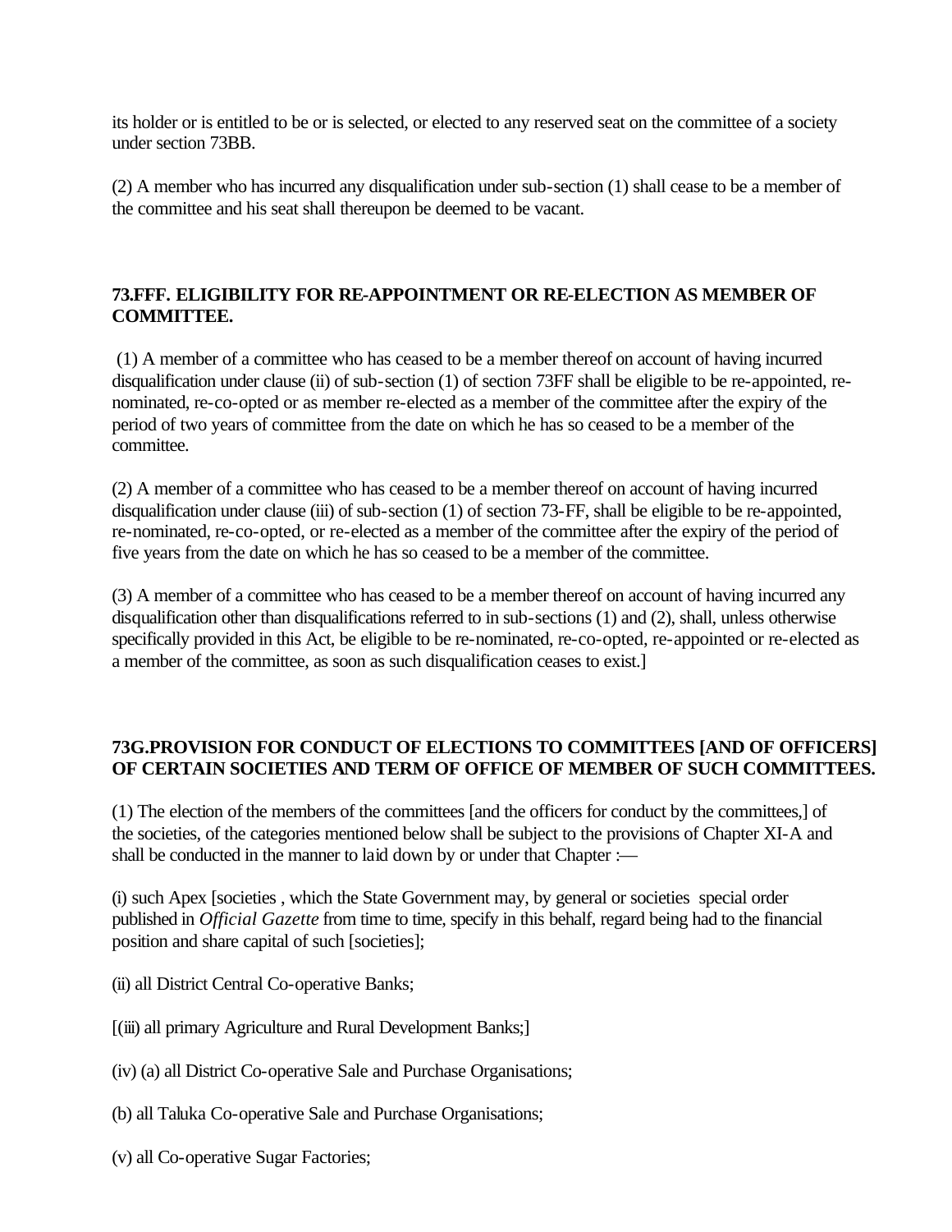its holder or is entitled to be or is selected, or elected to any reserved seat on the committee of a society under section 73BB.

(2) A member who has incurred any disqualification under sub-section (1) shall cease to be a member of the committee and his seat shall thereupon be deemed to be vacant.

### 73.FFF. ELIGIBILITY FOR RE-APPOINTMENT OR RE-ELECTION AS MEMBER OF COMMITTEE.

(1) A member of a committee who has ceased to be a member thereof on account of having incurred disqualification under clause (ii) of sub-section (1) of section 73FF shall be eligible to be re-appointed, re-nominated, re-co-opted or as member re-elected as a member of the committee after the expiry of the period of two years of committee from the date on which he has so ceased to be a member of the committee.

(2) A member of a committee who has ceased to be a member thereof on account of having incurred disqualification under clause (iii) of sub-section (1) of section 73-FF, shall be eligible to be re-appointed, re-nominated, re-co-opted, or re-elected as a member of the committee after the expiry of the period of five years from the date on which he has so ceased to be a member of the committee.

(3) A member of a committee who has ceased to be a member thereof on account of having incurred any disqualification other than disqualifications referred to in sub-sections (1) and (2), shall, unless otherwise specifically provided in this Act, be eligible to be re-nominated, re-co-opted, re-appointed or re-elected as a member of the committee, as soon as such disqualification ceases to exist.]

### 73G.PROVISION FOR CONDUCT OF ELECTIONS TO COMMITTEES [AND OF OFFICERS] OF CERTAIN SOCIETIES AND TERM OF OFFICE OF MEMBER OF SUCH COMMITTEES.

(1) The election of the members of the committees [and the officers for conduct by the committees,] of the societies, of the categories mentioned below shall be subject to the provisions of Chapter XI-A and shall be conducted in the manner to laid down by or under that Chapter :—

(i) such Apex [societies , which the State Government may, by general or societies special order published in *Official Gazette* from time to time, specify in this behalf, regard being had to the financial position and share capital of such [societies];

(ii) all District Central Co-operative Banks;

[(iii) all primary Agriculture and Rural Development Banks;]

(iv) (a) all District Co-operative Sale and Purchase Organisations;

(b) all Taluka Co-operative Sale and Purchase Organisations;

(v) all Co-operative Sugar Factories;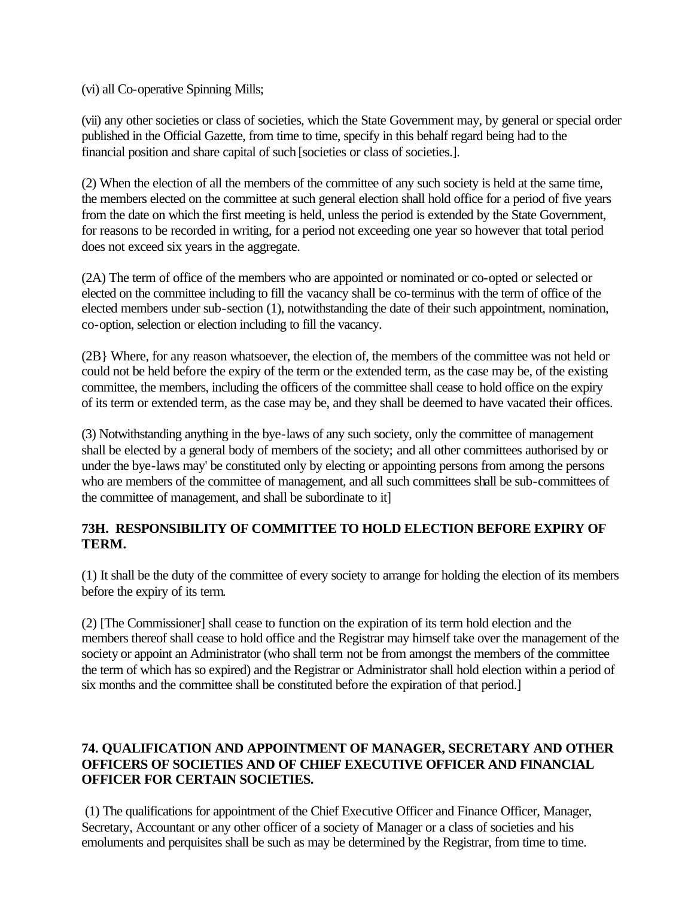(vi) all Co-operative Spinning Mills;

(vii) any other societies or class of societies, which the State Government may, by general or special order published in the Official Gazette, from time to time, specify in this behalf regard being had to the financial position and share capital of such [societies or class of societies.].

(2) When the election of all the members of the committee of any such society is held at the same time, the members elected on the committee at such general election shall hold office for a period of five years from the date on which the first meeting is held, unless the period is extended by the State Government, for reasons to be recorded in writing, for a period not exceeding one year so however that total period does not exceed six years in the aggregate.

(2A) The term of office of the members who are appointed or nominated or co-opted or selected or elected on the committee including to fill the vacancy shall be co-terminus with the term of office of the elected members under sub-section (1), notwithstanding the date of their such appointment, nomination, co-option, selection or election including to fill the vacancy.

(2B} Where, for any reason whatsoever, the election of, the members of the committee was not held or could not be held before the expiry of the term or the extended term, as the case may be, of the existing committee, the members, including the officers of the committee shall cease to hold office on the expiry of its term or extended term, as the case may be, and they shall be deemed to have vacated their offices.

(3) Notwithstanding anything in the bye-laws of any such society, only the committee of management shall be elected by a general body of members of the society; and all other committees authorised by or under the bye-laws may' be constituted only by electing or appointing persons from among the persons who are members of the committee of management, and all such committees shall be sub-committees of the committee of management, and shall be subordinate to it]

### 73H. RESPONSIBILITY OF COMMITTEE TO HOLD ELECTION BEFORE EXPIRY OF TERM.

(1) It shall be the duty of the committee of every society to arrange for holding the election of its members before the expiry of its term.

(2) [The Commissioner] shall cease to function on the expiration of its term hold election and the members thereof shall cease to hold office and the Registrar may himself take over the management of the society or appoint an Administrator (who shall term not be from amongst the members of the committee the term of which has so expired) and the Registrar or Administrator shall hold election within a period of six months and the committee shall be constituted before the expiration of that period.]

### 74. QUALIFICATION AND APPOINTMENT OF MANAGER, SECRETARY AND OTHER OFFICERS OF SOCIETIES AND OF CHIEF EXECUTIVE OFFICER AND FINANCIAL OFFICER FOR CERTAIN SOCIETIES.

(1) The qualifications for appointment of the Chief Executive Officer and Finance Officer, Manager, Secretary, Accountant or any other officer of a society of Manager or a class of societies and his emoluments and perquisites shall be such as may be determined by the Registrar, from time to time.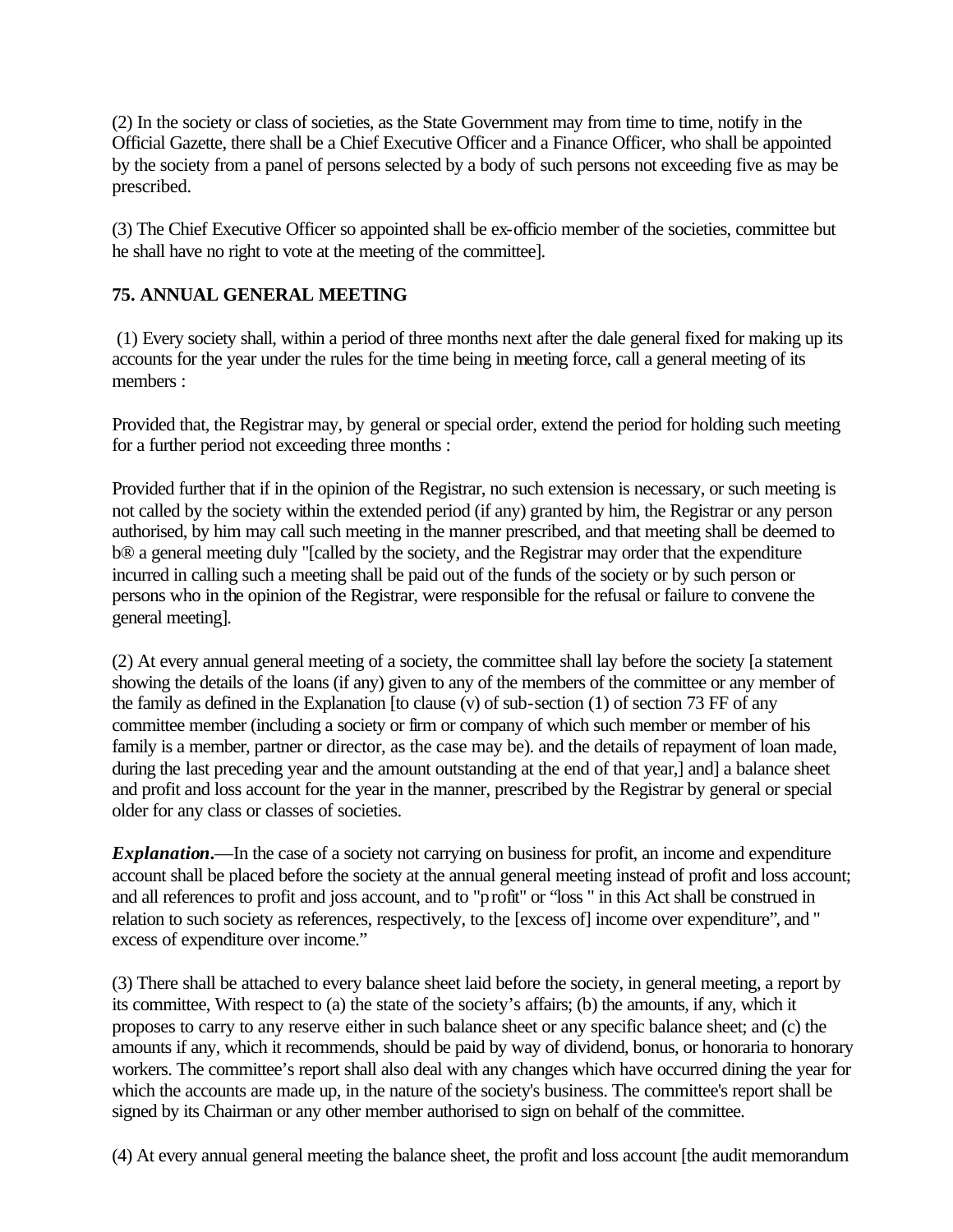(2) In the society or class of societies, as the State Government may from time to time, notify in the Official Gazette, there shall be a Chief Executive Officer and a Finance Officer, who shall be appointed by the society from a panel of persons selected by a body of such persons not exceeding five as may be prescribed.

(3) The Chief Executive Officer so appointed shall be ex-officio member of the societies, committee but he shall have no right to vote at the meeting of the committee].

### 75. ANNUAL GENERAL MEETING

(1) Every society shall, within a period of three months next after the dale general fixed for making up its accounts for the year under the rules for the time being in meeting force, call a general meeting of its members :

Provided that, the Registrar may, by general or special order, extend the period for holding such meeting for a further period not exceeding three months :

Provided further that if in the opinion of the Registrar, no such extension is necessary, or such meeting is not called by the society within the extended period (if any) granted by him, the Registrar or any person authorised, by him may call such meeting in the manner prescribed, and that meeting shall be deemed to b® a general meeting duly "[called by the society, and the Registrar may order that the expenditure incurred in calling such a meeting shall be paid out of the funds of the society or by such person or persons who in the opinion of the Registrar, were responsible for the refusal or failure to convene the general meeting].

(2) At every annual general meeting of a society, the committee shall lay before the society [a statement showing the details of the loans (if any) given to any of the members of the committee or any member of the family as defined in the Explanation [to clause (v) of sub-section (1) of section 73 FF of any committee member (including a society or firm or company of which such member or member of his family is a member, partner or director, as the case may be). and the details of repayment of loan made, during the last preceding year and the amount outstanding at the end of that year,] and] a balance sheet and profit and loss account for the year in the manner, prescribed by the Registrar by general or special older for any class or classes of societies.

***Explanation*.**—In the case of a society not carrying on business for profit, an income and expenditure account shall be placed before the society at the annual general meeting instead of profit and loss account; and all references to profit and joss account, and to "profit" or “loss " in this Act shall be construed in relation to such society as references, respectively, to the [excess of] income over expenditure”, and " excess of expenditure over income.”

(3) There shall be attached to every balance sheet laid before the society, in general meeting, a report by its committee, With respect to (a) the state of the society’s affairs; (b) the amounts, if any, which it proposes to carry to any reserve either in such balance sheet or any specific balance sheet; and (c) the amounts if any, which it recommends, should be paid by way of dividend, bonus, or honoraria to honorary workers. The committee’s report shall also deal with any changes which have occurred dining the year for which the accounts are made up, in the nature of the society's business. The committee's report shall be signed by its Chairman or any other member authorised to sign on behalf of the committee.

(4) At every annual general meeting the balance sheet, the profit and loss account [the audit memorandum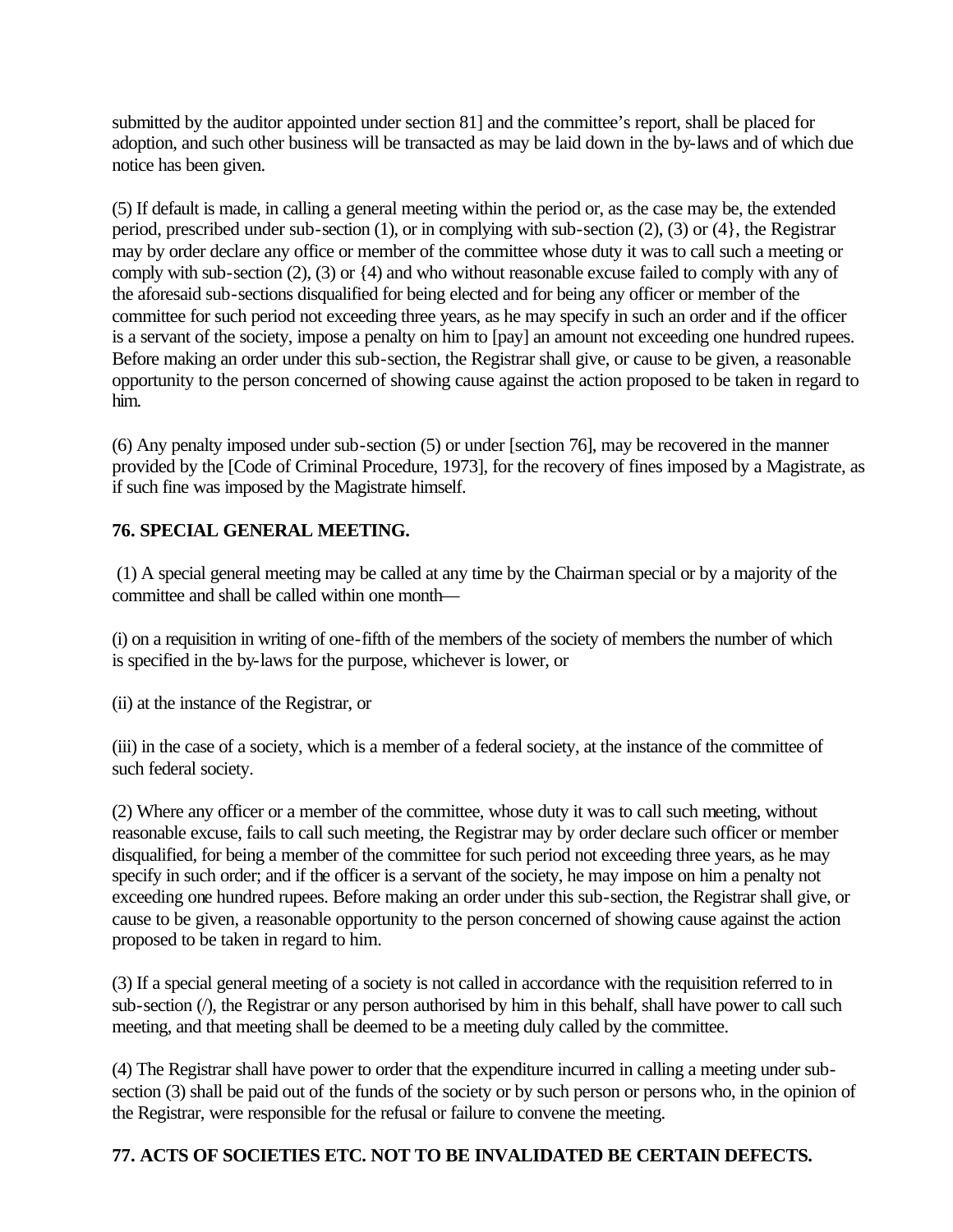submitted by the auditor appointed under section 81] and the committee's report, shall be placed for adoption, and such other business will be transacted as may be laid down in the by-laws and of which due notice has been given.

(5) If default is made, in calling a general meeting within the period or, as the case may be, the extended period, prescribed under sub-section (1), or in complying with sub-section (2), (3) or {4}, the Registrar may by order declare any office or member of the committee whose duty it was to call such a meeting or comply with sub-section (2), (3) or {4) and who without reasonable excuse failed to comply with any of the aforesaid sub-sections disqualified for being elected and for being any officer or member of the committee for such period not exceeding three years, as he may specify in such an order and if the officer is a servant of the society, impose a penalty on him to [pay] an amount not exceeding one hundred rupees. Before making an order under this sub-section, the Registrar shall give, or cause to be given, a reasonable opportunity to the person concerned of showing cause against the action proposed to be taken in regard to him.

(6) Any penalty imposed under sub-section (5) or under [section 76], may be recovered in the manner provided by the [Code of Criminal Procedure, 1973], for the recovery of fines imposed by a Magistrate, as if such fine was imposed by the Magistrate himself.

**76. SPECIAL GENERAL MEETING.**

(1) A special general meeting may be called at any time by the Chairman special or by a majority of the committee and shall be called within one month—

(i) on a requisition in writing of one-fifth of the members of the society of members the number of which is specified in the by-laws for the purpose, whichever is lower, or

(ii) at the instance of the Registrar, or

(iii) in the case of a society, which is a member of a federal society, at the instance of the committee of such federal society.

(2) Where any officer or a member of the committee, whose duty it was to call such meeting, without reasonable excuse, fails to call such meeting, the Registrar may by order declare such officer or member disqualified, for being a member of the committee for such period not exceeding three years, as he may specify in such order; and if the officer is a servant of the society, he may impose on him a penalty not exceeding one hundred rupees. Before making an order under this sub-section, the Registrar shall give, or cause to be given, a reasonable opportunity to the person concerned of showing cause against the action proposed to be taken in regard to him.

(3) If a special general meeting of a society is not called in accordance with the requisition referred to in sub-section (/), the Registrar or any person authorised by him in this behalf, shall have power to call such meeting, and that meeting shall be deemed to be a meeting duly called by the committee.

(4) The Registrar shall have power to order that the expenditure incurred in calling a meeting under sub-section (3) shall be paid out of the funds of the society or by such person or persons who, in the opinion of the Registrar, were responsible for the refusal or failure to convene the meeting.

**77. ACTS OF SOCIETIES ETC. NOT TO BE INVALIDATED BE CERTAIN DEFECTS.**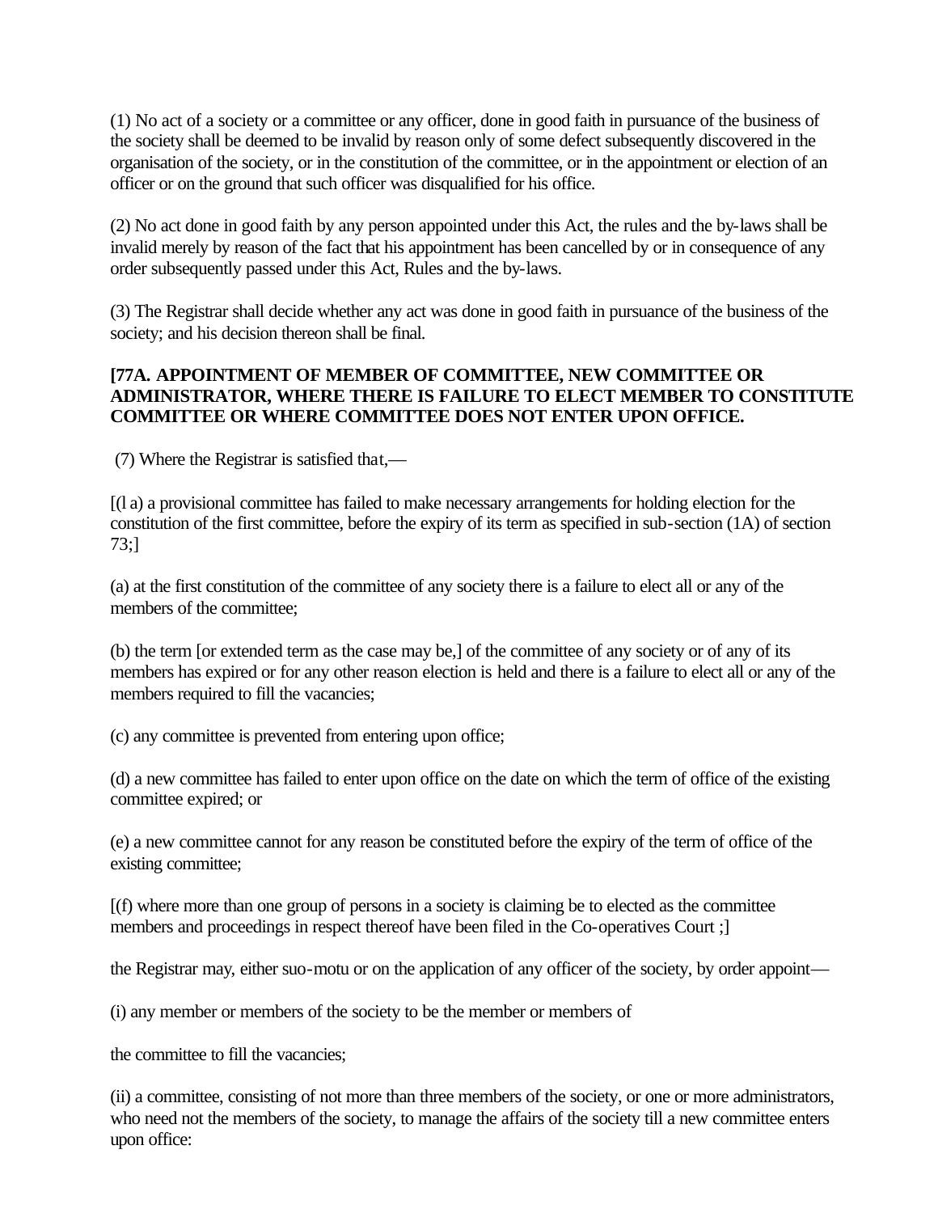(1) No act of a society or a committee or any officer, done in good faith in pursuance of the business of the society shall be deemed to be invalid by reason only of some defect subsequently discovered in the organisation of the society, or in the constitution of the committee, or in the appointment or election of an officer or on the ground that such officer was disqualified for his office.

(2) No act done in good faith by any person appointed under this Act, the rules and the by-laws shall be invalid merely by reason of the fact that his appointment has been cancelled by or in consequence of any order subsequently passed under this Act, Rules and the by-laws.

(3) The Registrar shall decide whether any act was done in good faith in pursuance of the business of the society; and his decision thereon shall be final.

**[77A. APPOINTMENT OF MEMBER OF COMMITTEE, NEW COMMITTEE OR ADMINISTRATOR, WHERE THERE IS FAILURE TO ELECT MEMBER TO CONSTITUTE COMMITTEE OR WHERE COMMITTEE DOES NOT ENTER UPON OFFICE.**

(7) Where the Registrar is satisfied that,—

[(l a) a provisional committee has failed to make necessary arrangements for holding election for the constitution of the first committee, before the expiry of its term as specified in sub-section (1A) of section 73;]

(a) at the first constitution of the committee of any society there is a failure to elect all or any of the members of the committee;

(b) the term [or extended term as the case may be,] of the committee of any society or of any of its members has expired or for any other reason election is held and there is a failure to elect all or any of the members required to fill the vacancies;

(c) any committee is prevented from entering upon office;

(d) a new committee has failed to enter upon office on the date on which the term of office of the existing committee expired; or

(e) a new committee cannot for any reason be constituted before the expiry of the term of office of the existing committee;

[(f) where more than one group of persons in a society is claiming be to elected as the committee members and proceedings in respect thereof have been filed in the Co-operatives Court ;]

the Registrar may, either suo-motu or on the application of any officer of the society, by order appoint—

(i) any member or members of the society to be the member or members of

the committee to fill the vacancies;

(ii) a committee, consisting of not more than three members of the society, or one or more administrators, who need not the members of the society, to manage the affairs of the society till a new committee enters upon office: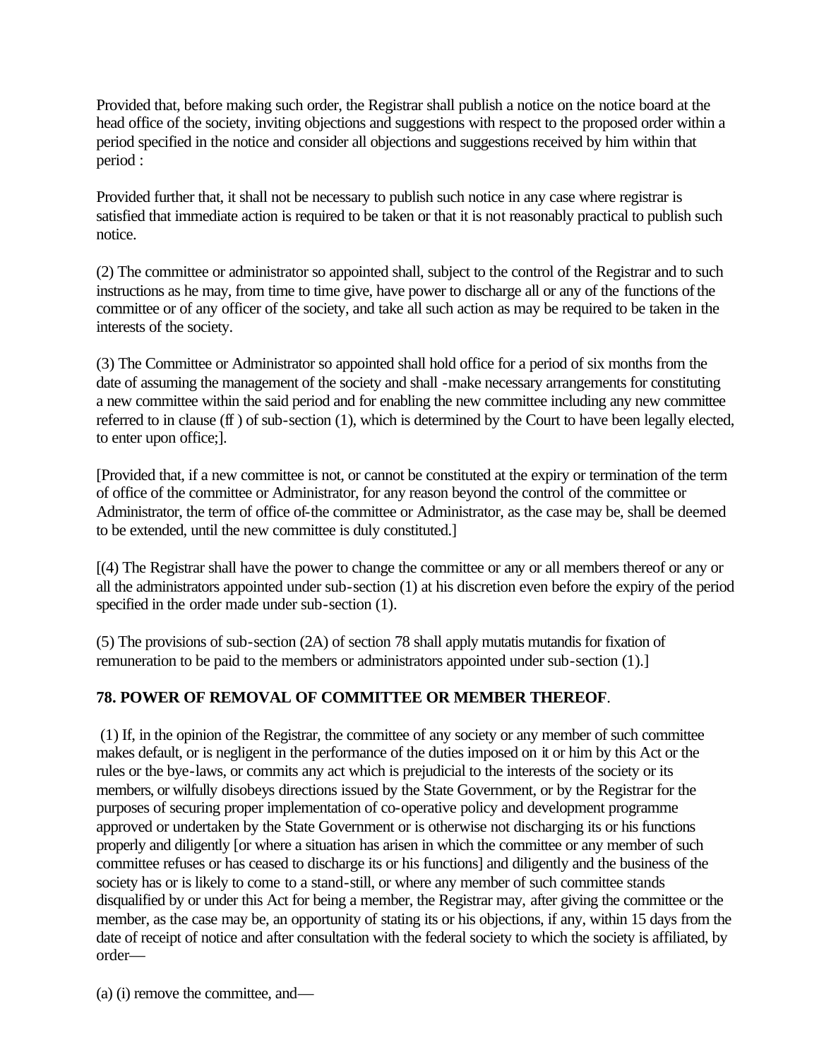Provided that, before making such order, the Registrar shall publish a notice on the notice board at the head office of the society, inviting objections and suggestions with respect to the proposed order within a period specified in the notice and consider all objections and suggestions received by him within that period :

Provided further that, it shall not be necessary to publish such notice in any case where registrar is satisfied that immediate action is required to be taken or that it is not reasonably practical to publish such notice.

(2) The committee or administrator so appointed shall, subject to the control of the Registrar and to such instructions as he may, from time to time give, have power to discharge all or any of the functions of the committee or of any officer of the society, and take all such action as may be required to be taken in the interests of the society.

(3) The Committee or Administrator so appointed shall hold office for a period of six months from the date of assuming the management of the society and shall -make necessary arrangements for constituting a new committee within the said period and for enabling the new committee including any new committee referred to in clause (ff ) of sub-section (1), which is determined by the Court to have been legally elected, to enter upon office;].

[Provided that, if a new committee is not, or cannot be constituted at the expiry or termination of the term of office of the committee or Administrator, for any reason beyond the control of the committee or Administrator, the term of office of-the committee or Administrator, as the case may be, shall be deemed to be extended, until the new committee is duly constituted.]

[(4) The Registrar shall have the power to change the committee or any or all members thereof or any or all the administrators appointed under sub-section (1) at his discretion even before the expiry of the period specified in the order made under sub-section (1).

(5) The provisions of sub-section (2A) of section 78 shall apply mutatis mutandis for fixation of remuneration to be paid to the members or administrators appointed under sub-section (1).]

## 78. POWER OF REMOVAL OF COMMITTEE OR MEMBER THEREOF.

(1) If, in the opinion of the Registrar, the committee of any society or any member of such committee makes default, or is negligent in the performance of the duties imposed on it or him by this Act or the rules or the bye-laws, or commits any act which is prejudicial to the interests of the society or its members, or wilfully disobeys directions issued by the State Government, or by the Registrar for the purposes of securing proper implementation of co-operative policy and development programme approved or undertaken by the State Government or is otherwise not discharging its or his functions properly and diligently [or where a situation has arisen in which the committee or any member of such committee refuses or has ceased to discharge its or his functions] and diligently and the business of the society has or is likely to come to a stand-still, or where any member of such committee stands disqualified by or under this Act for being a member, the Registrar may, after giving the committee or the member, as the case may be, an opportunity of stating its or his objections, if any, within 15 days from the date of receipt of notice and after consultation with the federal society to which the society is affiliated, by order—

(a) (i) remove the committee, and—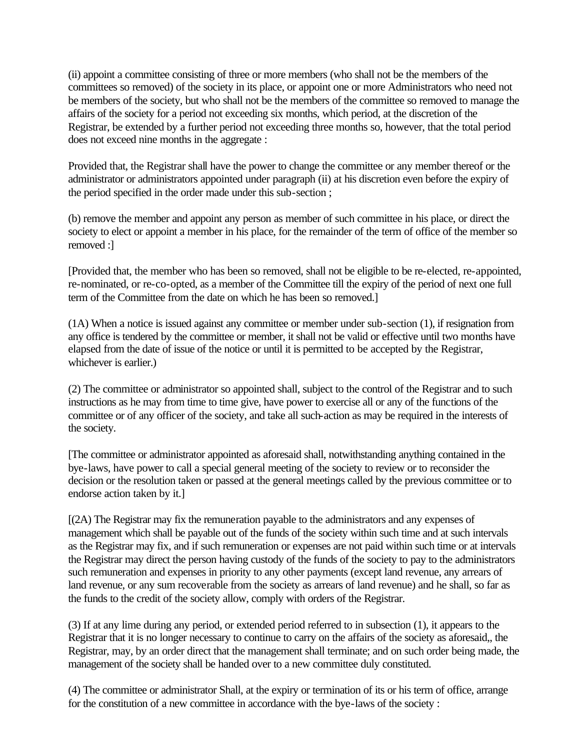(ii) appoint a committee consisting of three or more members (who shall not be the members of the committees so removed) of the society in its place, or appoint one or more Administrators who need not be members of the society, but who shall not be the members of the committee so removed to manage the affairs of the society for a period not exceeding six months, which period, at the discretion of the Registrar, be extended by a further period not exceeding three months so, however, that the total period does not exceed nine months in the aggregate :

Provided that, the Registrar shall have the power to change the committee or any member thereof or the administrator or administrators appointed under paragraph (ii) at his discretion even before the expiry of the period specified in the order made under this sub-section ;

(b) remove the member and appoint any person as member of such committee in his place, or direct the society to elect or appoint a member in his place, for the remainder of the term of office of the member so removed :]

[Provided that, the member who has been so removed, shall not be eligible to be re-elected, re-appointed, re-nominated, or re-co-opted, as a member of the Committee till the expiry of the period of next one full term of the Committee from the date on which he has been so removed.]

(1A) When a notice is issued against any committee or member under sub-section (1), if resignation from any office is tendered by the committee or member, it shall not be valid or effective until two months have elapsed from the date of issue of the notice or until it is permitted to be accepted by the Registrar, whichever is earlier.)

(2) The committee or administrator so appointed shall, subject to the control of the Registrar and to such instructions as he may from time to time give, have power to exercise all or any of the functions of the committee or of any officer of the society, and take all such-action as may be required in the interests of the society.

[The committee or administrator appointed as aforesaid shall, notwithstanding anything contained in the bye-laws, have power to call a special general meeting of the society to review or to reconsider the decision or the resolution taken or passed at the general meetings called by the previous committee or to endorse action taken by it.]

[(2A) The Registrar may fix the remuneration payable to the administrators and any expenses of management which shall be payable out of the funds of the society within such time and at such intervals as the Registrar may fix, and if such remuneration or expenses are not paid within such time or at intervals the Registrar may direct the person having custody of the funds of the society to pay to the administrators such remuneration and expenses in priority to any other payments (except land revenue, any arrears of land revenue, or any sum recoverable from the society as arrears of land revenue) and he shall, so far as the funds to the credit of the society allow, comply with orders of the Registrar.

(3) If at any lime during any period, or extended period referred to in subsection (1), it appears to the Registrar that it is no longer necessary to continue to carry on the affairs of the society as aforesaid,, the Registrar, may, by an order direct that the management shall terminate; and on such order being made, the management of the society shall be handed over to a new committee duly constituted.

(4) The committee or administrator Shall, at the expiry or termination of its or his term of office, arrange for the constitution of a new committee in accordance with the bye-laws of the society :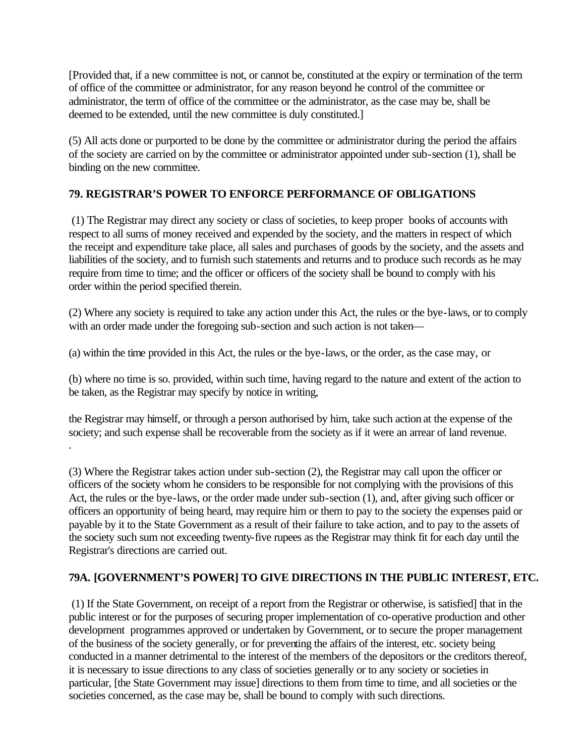[Provided that, if a new committee is not, or cannot be, constituted at the expiry or termination of the term of office of the committee or administrator, for any reason beyond he control of the committee or administrator, the term of office of the committee or the administrator, as the case may be, shall be deemed to be extended, until the new committee is duly constituted.]

(5) All acts done or purported to be done by the committee or administrator during the period the affairs of the society are carried on by the committee or administrator appointed under sub-section (1), shall be binding on the new committee.

### 79. REGISTRAR'S POWER TO ENFORCE PERFORMANCE OF OBLIGATIONS

(1) The Registrar may direct any society or class of societies, to keep proper books of accounts with respect to all sums of money received and expended by the society, and the matters in respect of which the receipt and expenditure take place, all sales and purchases of goods by the society, and the assets and liabilities of the society, and to furnish such statements and returns and to produce such records as he may require from time to time; and the officer or officers of the society shall be bound to comply with his order within the period specified therein.

(2) Where any society is required to take any action under this Act, the rules or the bye-laws, or to comply with an order made under the foregoing sub-section and such action is not taken—

(a) within the time provided in this Act, the rules or the bye-laws, or the order, as the case may, or

(b) where no time is so. provided, within such time, having regard to the nature and extent of the action to be taken, as the Registrar may specify by notice in writing,

the Registrar may himself, or through a person authorised by him, take such action at the expense of the society; and such expense shall be recoverable from the society as if it were an arrear of land revenue.
.

(3) Where the Registrar takes action under sub-section (2), the Registrar may call upon the officer or officers of the society whom he considers to be responsible for not complying with the provisions of this Act, the rules or the bye-laws, or the order made under sub-section (1), and, after giving such officer or officers an opportunity of being heard, may require him or them to pay to the society the expenses paid or payable by it to the State Government as a result of their failure to take action, and to pay to the assets of the society such sum not exceeding twenty-five rupees as the Registrar may think fit for each day until the Registrar's directions are carried out.

### 79A. [GOVERNMENT'S POWER] TO GIVE DIRECTIONS IN THE PUBLIC INTEREST, ETC.

(1) If the State Government, on receipt of a report from the Registrar or otherwise, is satisfied] that in the public interest or for the purposes of securing proper implementation of co-operative production and other development programmes approved or undertaken by Government, or to secure the proper management of the business of the society generally, or for preventing the affairs of the interest, etc. society being conducted in a manner detrimental to the interest of the members of the depositors or the creditors thereof, it is necessary to issue directions to any class of societies generally or to any society or societies in particular, [the State Government may issue] directions to them from time to time, and all societies or the societies concerned, as the case may be, shall be bound to comply with such directions.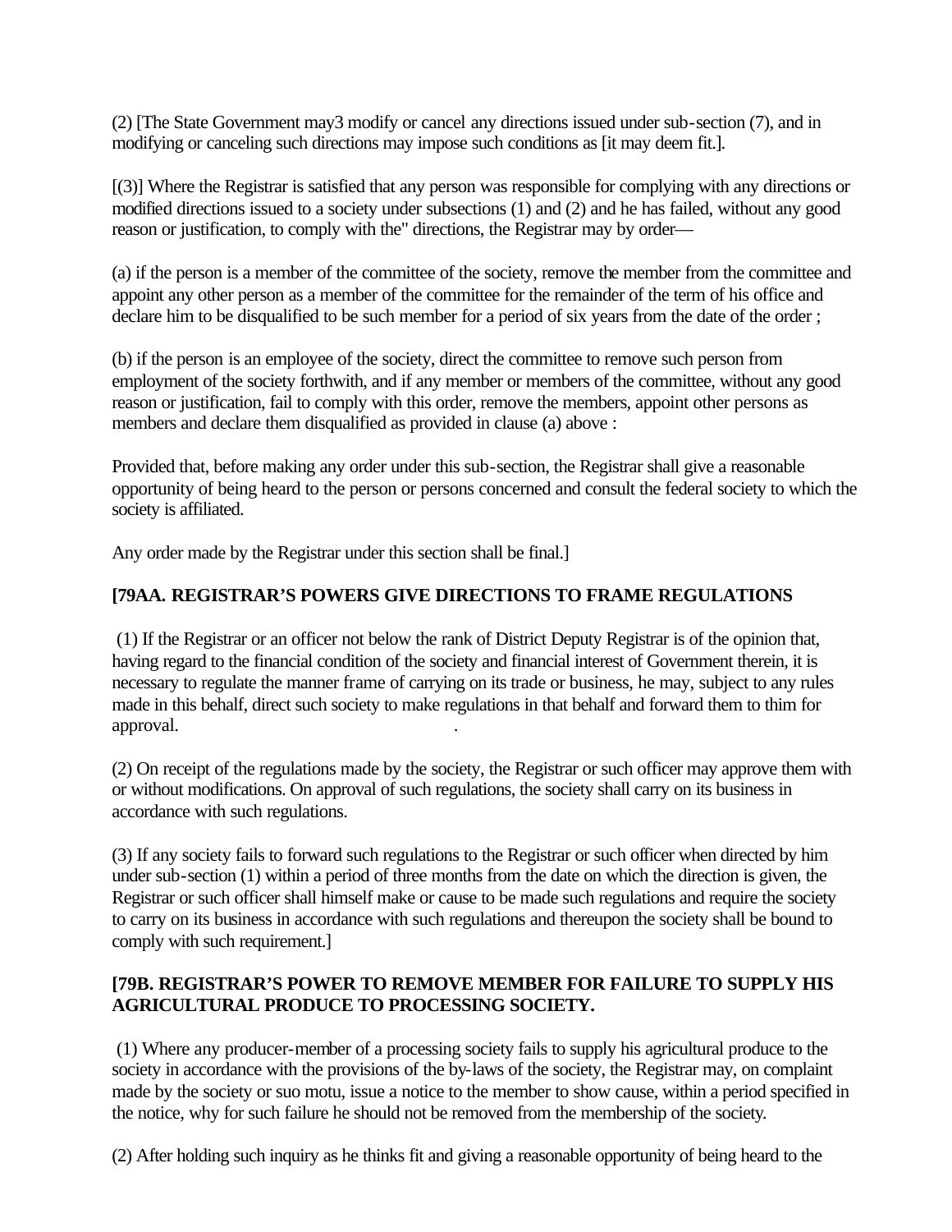(2) [The State Government may3 modify or cancel any directions issued under sub-section (7), and in modifying or canceling such directions may impose such conditions as [it may deem fit.].

[(3)] Where the Registrar is satisfied that any person was responsible for complying with any directions or modified directions issued to a society under subsections (1) and (2) and he has failed, without any good reason or justification, to comply with the" directions, the Registrar may by order—

(a) if the person is a member of the committee of the society, remove the member from the committee and appoint any other person as a member of the committee for the remainder of the term of his office and declare him to be disqualified to be such member for a period of six years from the date of the order ;

(b) if the person is an employee of the society, direct the committee to remove such person from employment of the society forthwith, and if any member or members of the committee, without any good reason or justification, fail to comply with this order, remove the members, appoint other persons as members and declare them disqualified as provided in clause (a) above :

Provided that, before making any order under this sub-section, the Registrar shall give a reasonable opportunity of being heard to the person or persons concerned and consult the federal society to which the society is affiliated.

Any order made by the Registrar under this section shall be final.]

**[79AA. REGISTRAR'S POWERS GIVE DIRECTIONS TO FRAME REGULATIONS**

(1) If the Registrar or an officer not below the rank of District Deputy Registrar is of the opinion that, having regard to the financial condition of the society and financial interest of Government therein, it is necessary to regulate the manner frame of carrying on its trade or business, he may, subject to any rules made in this behalf, direct such society to make regulations in that behalf and forward them to thim for approval.

(2) On receipt of the regulations made by the society, the Registrar or such officer may approve them with or without modifications. On approval of such regulations, the society shall carry on its business in accordance with such regulations.

(3) If any society fails to forward such regulations to the Registrar or such officer when directed by him under sub-section (1) within a period of three months from the date on which the direction is given, the Registrar or such officer shall himself make or cause to be made such regulations and require the society to carry on its business in accordance with such regulations and thereupon the society shall be bound to comply with such requirement.]

**[79B. REGISTRAR'S POWER TO REMOVE MEMBER FOR FAILURE TO SUPPLY HIS AGRICULTURAL PRODUCE TO PROCESSING SOCIETY.**

(1) Where any producer-member of a processing society fails to supply his agricultural produce to the society in accordance with the provisions of the by-laws of the society, the Registrar may, on complaint made by the society or suo motu, issue a notice to the member to show cause, within a period specified in the notice, why for such failure he should not be removed from the membership of the society.

(2) After holding such inquiry as he thinks fit and giving a reasonable opportunity of being heard to the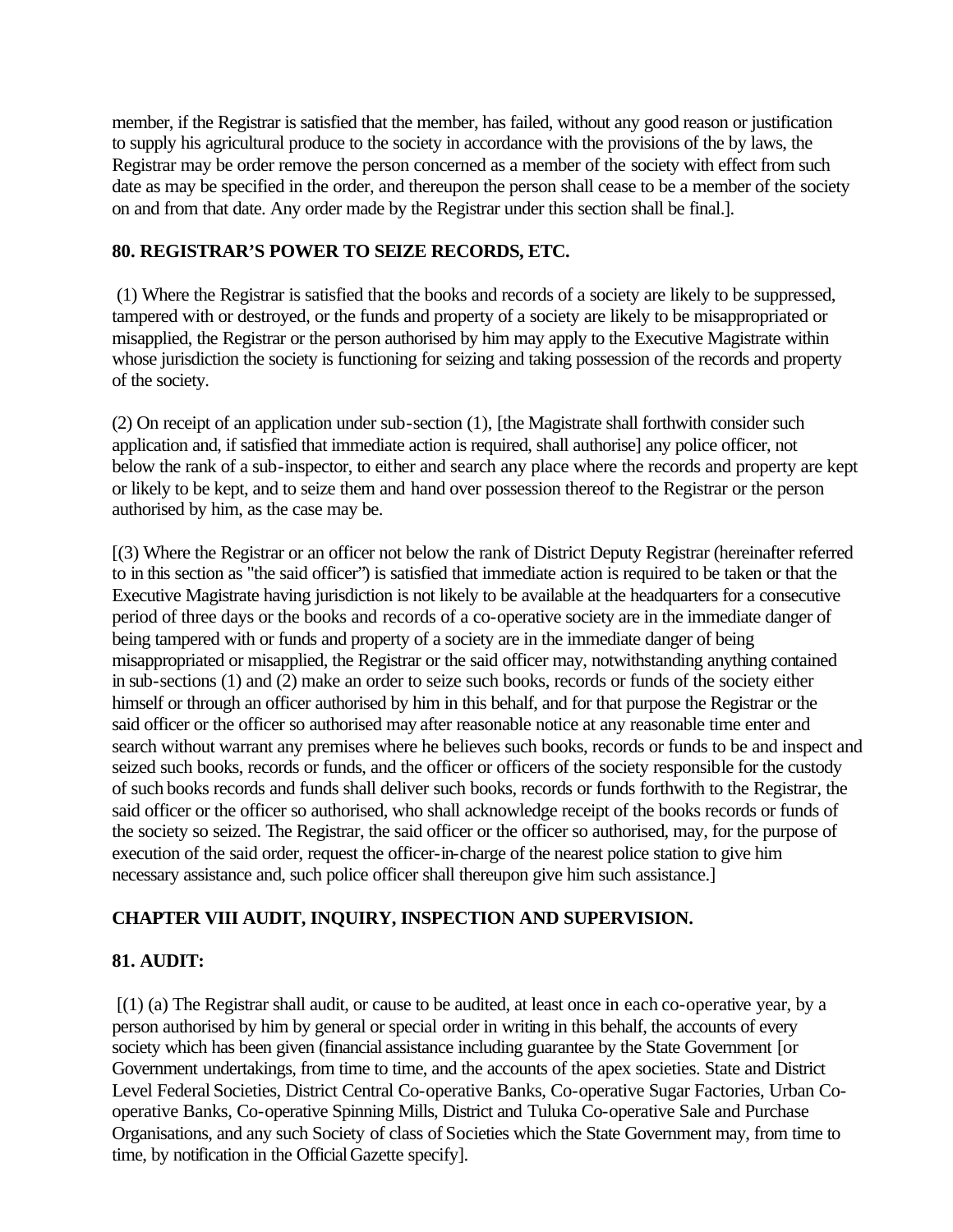member, if the Registrar is satisfied that the member, has failed, without any good reason or justification to supply his agricultural produce to the society in accordance with the provisions of the by laws, the Registrar may be order remove the person concerned as a member of the society with effect from such date as may be specified in the order, and thereupon the person shall cease to be a member of the society on and from that date. Any order made by the Registrar under this section shall be final.].

**80. REGISTRAR'S POWER TO SEIZE RECORDS, ETC.**

(1) Where the Registrar is satisfied that the books and records of a society are likely to be suppressed, tampered with or destroyed, or the funds and property of a society are likely to be misappropriated or misapplied, the Registrar or the person authorised by him may apply to the Executive Magistrate within whose jurisdiction the society is functioning for seizing and taking possession of the records and property of the society.

(2) On receipt of an application under sub-section (1), [the Magistrate shall forthwith consider such application and, if satisfied that immediate action is required, shall authorise] any police officer, not below the rank of a sub-inspector, to either and search any place where the records and property are kept or likely to be kept, and to seize them and hand over possession thereof to the Registrar or the person authorised by him, as the case may be.

[(3) Where the Registrar or an officer not below the rank of District Deputy Registrar (hereinafter referred to in this section as "the said officer") is satisfied that immediate action is required to be taken or that the Executive Magistrate having jurisdiction is not likely to be available at the headquarters for a consecutive period of three days or the books and records of a co-operative society are in the immediate danger of being tampered with or funds and property of a society are in the immediate danger of being misappropriated or misapplied, the Registrar or the said officer may, notwithstanding anything contained in sub-sections (1) and (2) make an order to seize such books, records or funds of the society either himself or through an officer authorised by him in this behalf, and for that purpose the Registrar or the said officer or the officer so authorised may after reasonable notice at any reasonable time enter and search without warrant any premises where he believes such books, records or funds to be and inspect and seized such books, records or funds, and the officer or officers of the society responsible for the custody of such books records and funds shall deliver such books, records or funds forthwith to the Registrar, the said officer or the officer so authorised, who shall acknowledge receipt of the books records or funds of the society so seized. The Registrar, the said officer or the officer so authorised, may, for the purpose of execution of the said order, request the officer-in-charge of the nearest police station to give him necessary assistance and, such police officer shall thereupon give him such assistance.]

## CHAPTER VIII AUDIT, INQUIRY, INSPECTION AND SUPERVISION.

**81. AUDIT:**

[(1) (a) The Registrar shall audit, or cause to be audited, at least once in each co-operative year, by a person authorised by him by general or special order in writing in this behalf, the accounts of every society which has been given (financial assistance including guarantee by the State Government [or Government undertakings, from time to time, and the accounts of the apex societies. State and District Level Federal Societies, District Central Co-operative Banks, Co-operative Sugar Factories, Urban Co-operative Banks, Co-operative Spinning Mills, District and Tuluka Co-operative Sale and Purchase Organisations, and any such Society of class of Societies which the State Government may, from time to time, by notification in the Official Gazette specify].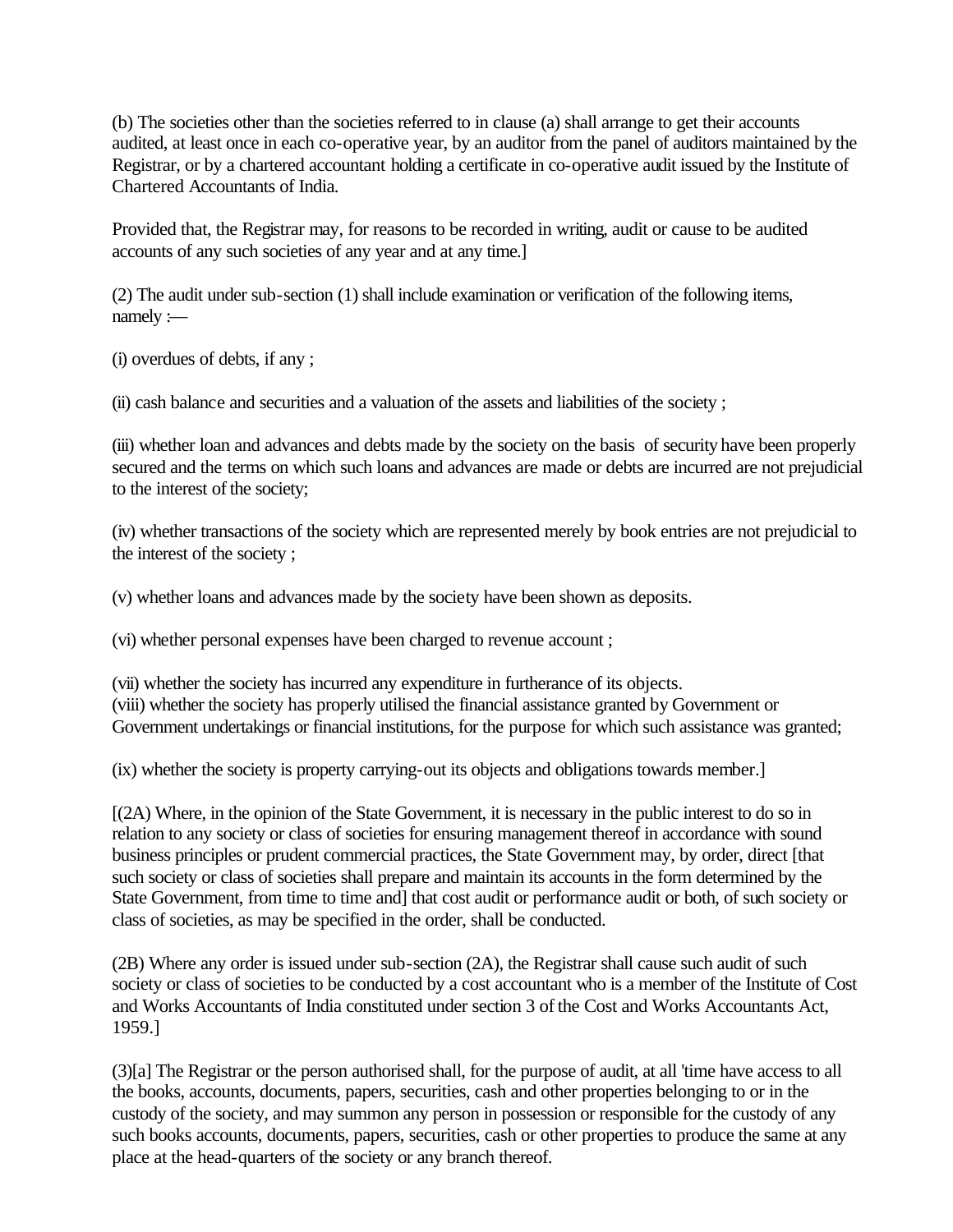(b) The societies other than the societies referred to in clause (a) shall arrange to get their accounts audited, at least once in each co-operative year, by an auditor from the panel of auditors maintained by the Registrar, or by a chartered accountant holding a certificate in co-operative audit issued by the Institute of Chartered Accountants of India.

Provided that, the Registrar may, for reasons to be recorded in writing, audit or cause to be audited accounts of any such societies of any year and at any time.]

(2) The audit under sub-section (1) shall include examination or verification of the following items, namely :—

(i) overdues of debts, if any ;

(ii) cash balance and securities and a valuation of the assets and liabilities of the society ;

(iii) whether loan and advances and debts made by the society on the basis of security have been properly secured and the terms on which such loans and advances are made or debts are incurred are not prejudicial to the interest of the society;

(iv) whether transactions of the society which are represented merely by book entries are not prejudicial to the interest of the society ;

(v) whether loans and advances made by the society have been shown as deposits.

(vi) whether personal expenses have been charged to revenue account ;

(vii) whether the society has incurred any expenditure in furtherance of its objects.
(viii) whether the society has properly utilised the financial assistance granted by Government or Government undertakings or financial institutions, for the purpose for which such assistance was granted;

(ix) whether the society is property carrying-out its objects and obligations towards member.]

[(2A) Where, in the opinion of the State Government, it is necessary in the public interest to do so in relation to any society or class of societies for ensuring management thereof in accordance with sound business principles or prudent commercial practices, the State Government may, by order, direct [that such society or class of societies shall prepare and maintain its accounts in the form determined by the State Government, from time to time and] that cost audit or performance audit or both, of such society or class of societies, as may be specified in the order, shall be conducted.

(2B) Where any order is issued under sub-section (2A), the Registrar shall cause such audit of such society or class of societies to be conducted by a cost accountant who is a member of the Institute of Cost and Works Accountants of India constituted under section 3 of the Cost and Works Accountants Act, 1959.]

(3)[a] The Registrar or the person authorised shall, for the purpose of audit, at all 'time have access to all the books, accounts, documents, papers, securities, cash and other properties belonging to or in the custody of the society, and may summon any person in possession or responsible for the custody of any such books accounts, documents, papers, securities, cash or other properties to produce the same at any place at the head-quarters of the society or any branch thereof.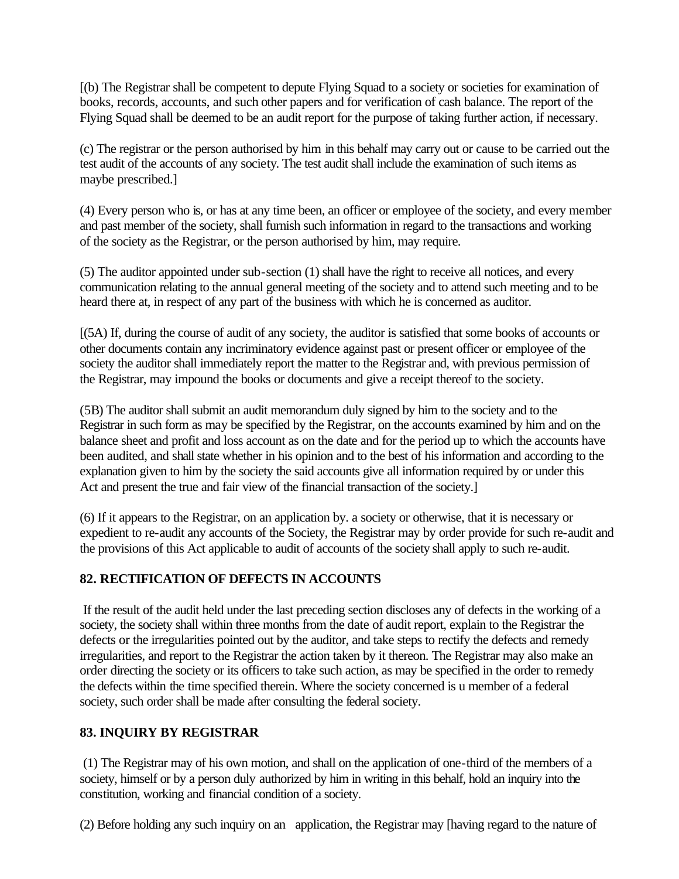[(b) The Registrar shall be competent to depute Flying Squad to a society or societies for examination of books, records, accounts, and such other papers and for verification of cash balance. The report of the Flying Squad shall be deemed to be an audit report for the purpose of taking further action, if necessary.

(c) The registrar or the person authorised by him in this behalf may carry out or cause to be carried out the test audit of the accounts of any society. The test audit shall include the examination of such items as maybe prescribed.]

(4) Every person who is, or has at any time been, an officer or employee of the society, and every member and past member of the society, shall furnish such information in regard to the transactions and working of the society as the Registrar, or the person authorised by him, may require.

(5) The auditor appointed under sub-section (1) shall have the right to receive all notices, and every communication relating to the annual general meeting of the society and to attend such meeting and to be heard there at, in respect of any part of the business with which he is concerned as auditor.

[(5A) If, during the course of audit of any society, the auditor is satisfied that some books of accounts or other documents contain any incriminatory evidence against past or present officer or employee of the society the auditor shall immediately report the matter to the Registrar and, with previous permission of the Registrar, may impound the books or documents and give a receipt thereof to the society.

(5B) The auditor shall submit an audit memorandum duly signed by him to the society and to the Registrar in such form as may be specified by the Registrar, on the accounts examined by him and on the balance sheet and profit and loss account as on the date and for the period up to which the accounts have been audited, and shall state whether in his opinion and to the best of his information and according to the explanation given to him by the society the said accounts give all information required by or under this Act and present the true and fair view of the financial transaction of the society.]

(6) If it appears to the Registrar, on an application by. a society or otherwise, that it is necessary or expedient to re-audit any accounts of the Society, the Registrar may by order provide for such re-audit and the provisions of this Act applicable to audit of accounts of the society shall apply to such re-audit.

**82. RECTIFICATION OF DEFECTS IN ACCOUNTS**

If the result of the audit held under the last preceding section discloses any of defects in the working of a society, the society shall within three months from the date of audit report, explain to the Registrar the defects or the irregularities pointed out by the auditor, and take steps to rectify the defects and remedy irregularities, and report to the Registrar the action taken by it thereon. The Registrar may also make an order directing the society or its officers to take such action, as may be specified in the order to remedy the defects within the time specified therein. Where the society concerned is u member of a federal society, such order shall be made after consulting the federal society.

**83. INQUIRY BY REGISTRAR**

(1) The Registrar may of his own motion, and shall on the application of one-third of the members of a society, himself or by a person duly authorized by him in writing in this behalf, hold an inquiry into the constitution, working and financial condition of a society.

(2) Before holding any such inquiry on an application, the Registrar may [having regard to the nature of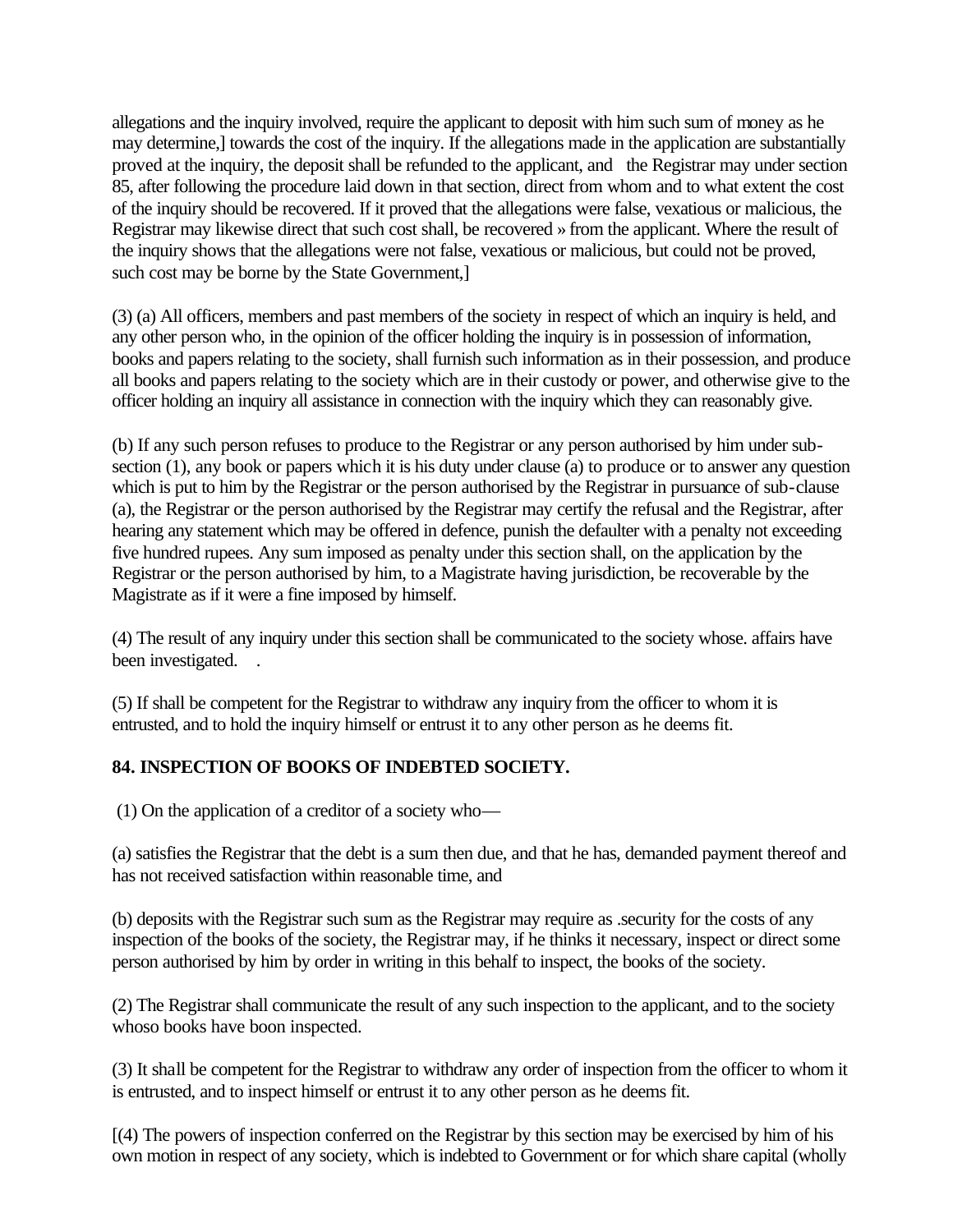allegations and the inquiry involved, require the applicant to deposit with him such sum of money as he may determine,] towards the cost of the inquiry. If the allegations made in the application are substantially proved at the inquiry, the deposit shall be refunded to the applicant, and the Registrar may under section 85, after following the procedure laid down in that section, direct from whom and to what extent the cost of the inquiry should be recovered. If it proved that the allegations were false, vexatious or malicious, the Registrar may likewise direct that such cost shall, be recovered » from the applicant. Where the result of the inquiry shows that the allegations were not false, vexatious or malicious, but could not be proved, such cost may be borne by the State Government,]

(3) (a) All officers, members and past members of the society in respect of which an inquiry is held, and any other person who, in the opinion of the officer holding the inquiry is in possession of information, books and papers relating to the society, shall furnish such information as in their possession, and produce all books and papers relating to the society which are in their custody or power, and otherwise give to the officer holding an inquiry all assistance in connection with the inquiry which they can reasonably give.

(b) If any such person refuses to produce to the Registrar or any person authorised by him under sub-section (1), any book or papers which it is his duty under clause (a) to produce or to answer any question which is put to him by the Registrar or the person authorised by the Registrar in pursuance of sub-clause (a), the Registrar or the person authorised by the Registrar may certify the refusal and the Registrar, after hearing any statement which may be offered in defence, punish the defaulter with a penalty not exceeding five hundred rupees. Any sum imposed as penalty under this section shall, on the application by the Registrar or the person authorised by him, to a Magistrate having jurisdiction, be recoverable by the Magistrate as if it were a fine imposed by himself.

(4) The result of any inquiry under this section shall be communicated to the society whose. affairs have been investigated. .

(5) If shall be competent for the Registrar to withdraw any inquiry from the officer to whom it is entrusted, and to hold the inquiry himself or entrust it to any other person as he deems fit.

**84. INSPECTION OF BOOKS OF INDEBTED SOCIETY.**

(1) On the application of a creditor of a society who—

(a) satisfies the Registrar that the debt is a sum then due, and that he has, demanded payment thereof and has not received satisfaction within reasonable time, and

(b) deposits with the Registrar such sum as the Registrar may require as .security for the costs of any inspection of the books of the society, the Registrar may, if he thinks it necessary, inspect or direct some person authorised by him by order in writing in this behalf to inspect, the books of the society.

(2) The Registrar shall communicate the result of any such inspection to the applicant, and to the society whoso books have boon inspected.

(3) It shall be competent for the Registrar to withdraw any order of inspection from the officer to whom it is entrusted, and to inspect himself or entrust it to any other person as he deems fit.

[(4) The powers of inspection conferred on the Registrar by this section may be exercised by him of his own motion in respect of any society, which is indebted to Government or for which share capital (wholly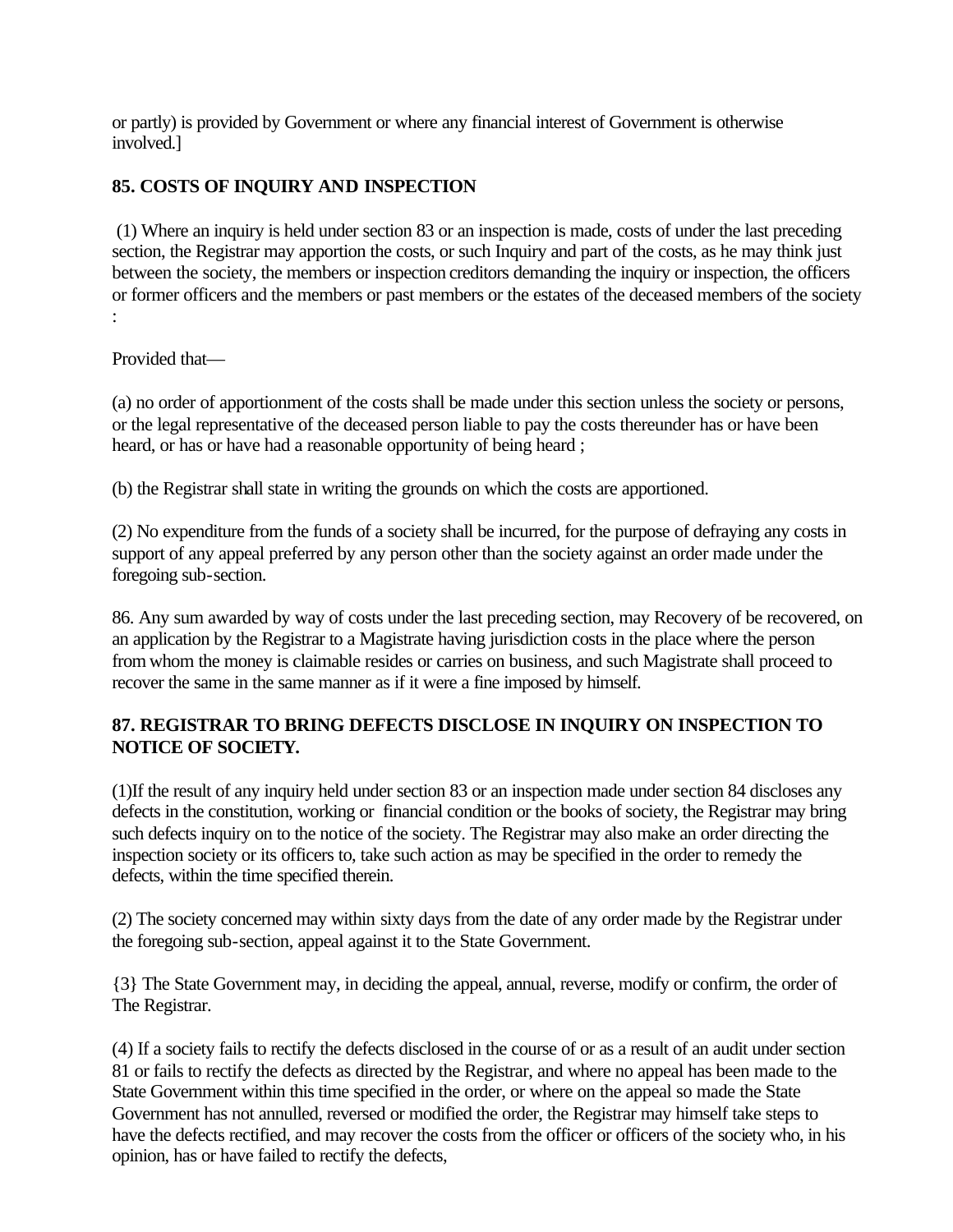or partly) is provided by Government or where any financial interest of Government is otherwise involved.]

## 85. COSTS OF INQUIRY AND INSPECTION

(1) Where an inquiry is held under section 83 or an inspection is made, costs of under the last preceding section, the Registrar may apportion the costs, or such Inquiry and part of the costs, as he may think just between the society, the members or inspection creditors demanding the inquiry or inspection, the officers or former officers and the members or past members or the estates of the deceased members of the society :

Provided that—

(a) no order of apportionment of the costs shall be made under this section unless the society or persons, or the legal representative of the deceased person liable to pay the costs thereunder has or have been heard, or has or have had a reasonable opportunity of being heard ;

(b) the Registrar shall state in writing the grounds on which the costs are apportioned.

(2) No expenditure from the funds of a society shall be incurred, for the purpose of defraying any costs in support of any appeal preferred by any person other than the society against an order made under the foregoing sub-section.

86. Any sum awarded by way of costs under the last preceding section, may Recovery of be recovered, on an application by the Registrar to a Magistrate having jurisdiction costs in the place where the person from whom the money is claimable resides or carries on business, and such Magistrate shall proceed to recover the same in the same manner as if it were a fine imposed by himself.

## 87. REGISTRAR TO BRING DEFECTS DISCLOSE IN INQUIRY ON INSPECTION TO NOTICE OF SOCIETY.

(1)If the result of any inquiry held under section 83 or an inspection made under section 84 discloses any defects in the constitution, working or financial condition or the books of society, the Registrar may bring such defects inquiry on to the notice of the society. The Registrar may also make an order directing the inspection society or its officers to, take such action as may be specified in the order to remedy the defects, within the time specified therein.

(2) The society concerned may within sixty days from the date of any order made by the Registrar under the foregoing sub-section, appeal against it to the State Government.

{3} The State Government may, in deciding the appeal, annual, reverse, modify or confirm, the order of The Registrar.

(4) If a society fails to rectify the defects disclosed in the course of or as a result of an audit under section 81 or fails to rectify the defects as directed by the Registrar, and where no appeal has been made to the State Government within this time specified in the order, or where on the appeal so made the State Government has not annulled, reversed or modified the order, the Registrar may himself take steps to have the defects rectified, and may recover the costs from the officer or officers of the society who, in his opinion, has or have failed to rectify the defects,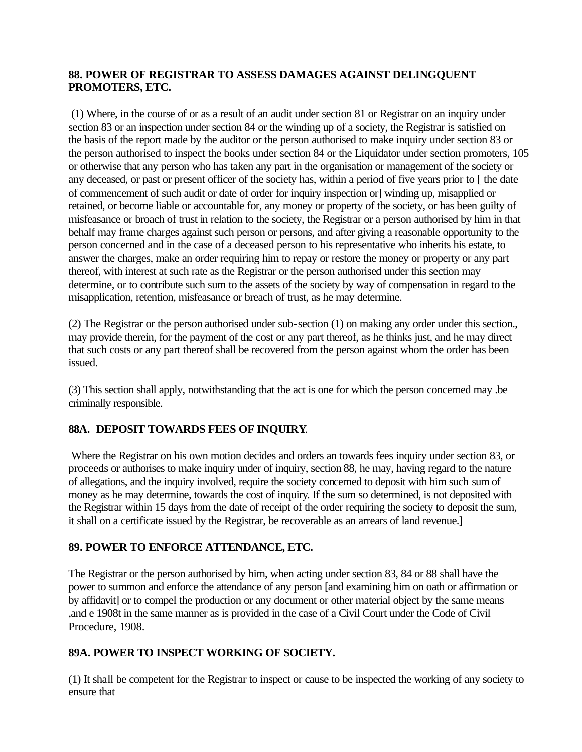### 88. POWER OF REGISTRAR TO ASSESS DAMAGES AGAINST DELINGQUENT PROMOTERS, ETC.

(1) Where, in the course of or as a result of an audit under section 81 or Registrar on an inquiry under section 83 or an inspection under section 84 or the winding up of a society, the Registrar is satisfied on the basis of the report made by the auditor or the person authorised to make inquiry under section 83 or the person authorised to inspect the books under section 84 or the Liquidator under section promoters, 105 or otherwise that any person who has taken any part in the organisation or management of the society or any deceased, or past or present officer of the society has, within a period of five years prior to [ the date of commencement of such audit or date of order for inquiry inspection or] winding up, misapplied or retained, or become liable or accountable for, any money or property of the society, or has been guilty of misfeasance or broach of trust in relation to the society, the Registrar or a person authorised by him in that behalf may frame charges against such person or persons, and after giving a reasonable opportunity to the person concerned and in the case of a deceased person to his representative who inherits his estate, to answer the charges, make an order requiring him to repay or restore the money or property or any part thereof, with interest at such rate as the Registrar or the person authorised under this section may determine, or to contribute such sum to the assets of the society by way of compensation in regard to the misapplication, retention, misfeasance or breach of trust, as he may determine.

(2) The Registrar or the person authorised under sub-section (1) on making any order under this section., may provide therein, for the payment of the cost or any part thereof, as he thinks just, and he may direct that such costs or any part thereof shall be recovered from the person against whom the order has been issued.

(3) This section shall apply, notwithstanding that the act is one for which the person concerned may .be criminally responsible.

### 88A. DEPOSIT TOWARDS FEES OF INQUIRY.

Where the Registrar on his own motion decides and orders an towards fees inquiry under section 83, or proceeds or authorises to make inquiry under of inquiry, section 88, he may, having regard to the nature of allegations, and the inquiry involved, require the society concerned to deposit with him such sum of money as he may determine, towards the cost of inquiry. If the sum so determined, is not deposited with the Registrar within 15 days from the date of receipt of the order requiring the society to deposit the sum, it shall on a certificate issued by the Registrar, be recoverable as an arrears of land revenue.]

### 89. POWER TO ENFORCE ATTENDANCE, ETC.

The Registrar or the person authorised by him, when acting under section 83, 84 or 88 shall have the power to summon and enforce the attendance of any person [and examining him on oath or affirmation or by affidavit] or to compel the production or any document or other material object by the same means ,and e 1908t in the same manner as is provided in the case of a Civil Court under the Code of Civil Procedure, 1908.

### 89A. POWER TO INSPECT WORKING OF SOCIETY.

(1) It shall be competent for the Registrar to inspect or cause to be inspected the working of any society to ensure that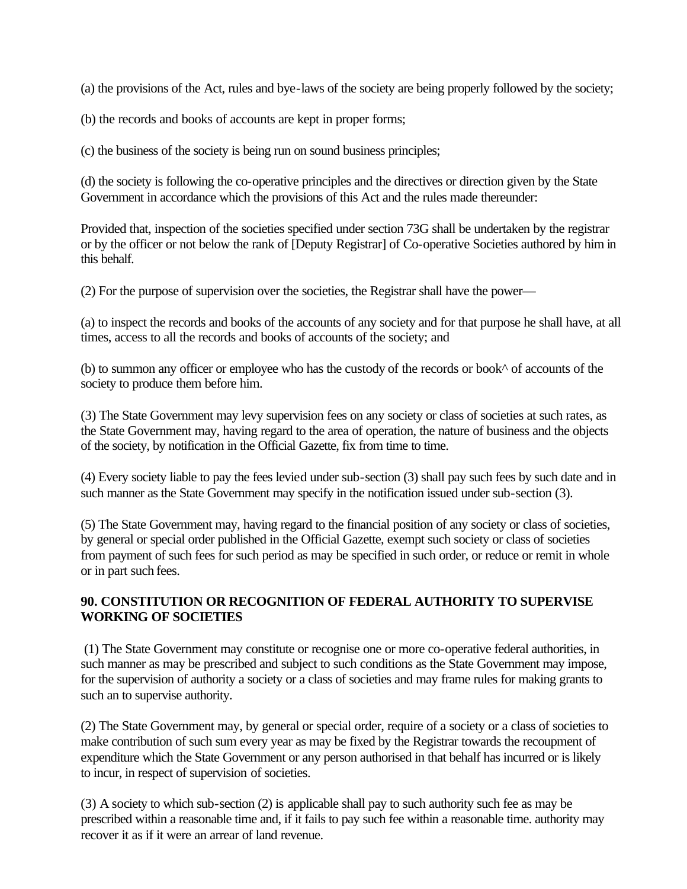(a) the provisions of the Act, rules and bye-laws of the society are being properly followed by the society;

(b) the records and books of accounts are kept in proper forms;

(c) the business of the society is being run on sound business principles;

(d) the society is following the co-operative principles and the directives or direction given by the State Government in accordance which the provisions of this Act and the rules made thereunder:

Provided that, inspection of the societies specified under section 73G shall be undertaken by the registrar or by the officer or not below the rank of [Deputy Registrar] of Co-operative Societies authored by him in this behalf.

(2) For the purpose of supervision over the societies, the Registrar shall have the power—

(a) to inspect the records and books of the accounts of any society and for that purpose he shall have, at all times, access to all the records and books of accounts of the society; and

(b) to summon any officer or employee who has the custody of the records or book^ of accounts of the society to produce them before him.

(3) The State Government may levy supervision fees on any society or class of societies at such rates, as the State Government may, having regard to the area of operation, the nature of business and the objects of the society, by notification in the Official Gazette, fix from time to time.

(4) Every society liable to pay the fees levied under sub-section (3) shall pay such fees by such date and in such manner as the State Government may specify in the notification issued under sub-section (3).

(5) The State Government may, having regard to the financial position of any society or class of societies, by general or special order published in the Official Gazette, exempt such society or class of societies from payment of such fees for such period as may be specified in such order, or reduce or remit in whole or in part such fees.

**90. CONSTITUTION OR RECOGNITION OF FEDERAL AUTHORITY TO SUPERVISE WORKING OF SOCIETIES**

(1) The State Government may constitute or recognise one or more co-operative federal authorities, in such manner as may be prescribed and subject to such conditions as the State Government may impose, for the supervision of authority a society or a class of societies and may frame rules for making grants to such an to supervise authority.

(2) The State Government may, by general or special order, require of a society or a class of societies to make contribution of such sum every year as may be fixed by the Registrar towards the recoupment of expenditure which the State Government or any person authorised in that behalf has incurred or is likely to incur, in respect of supervision of societies.

(3) A society to which sub-section (2) is applicable shall pay to such authority such fee as may be prescribed within a reasonable time and, if it fails to pay such fee within a reasonable time. authority may recover it as if it were an arrear of land revenue.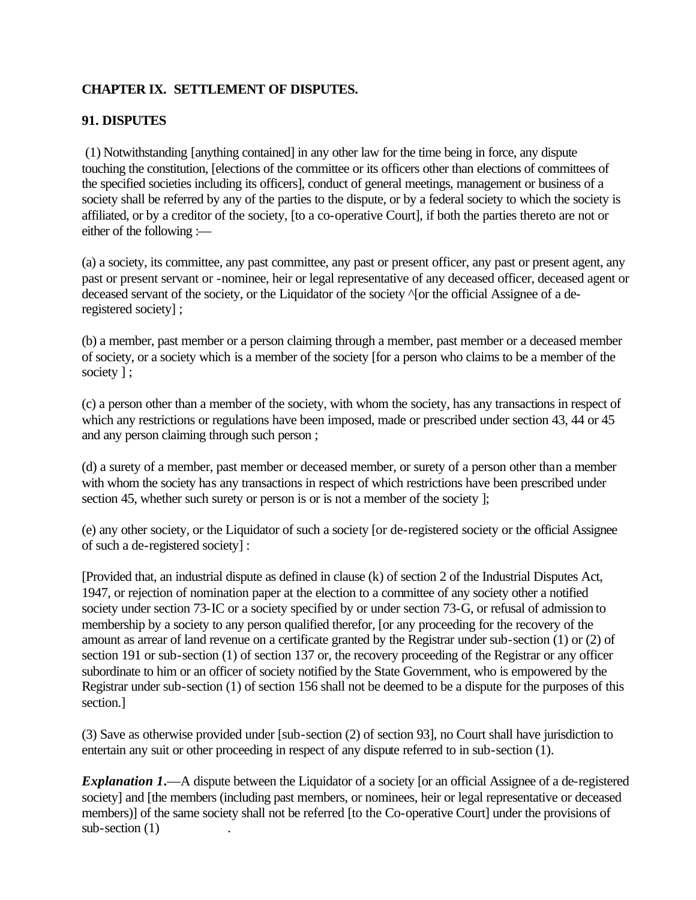## CHAPTER IX. SETTLEMENT OF DISPUTES.

### 91. DISPUTES

(1) Notwithstanding [anything contained] in any other law for the time being in force, any dispute touching the constitution, [elections of the committee or its officers other than elections of committees of the specified societies including its officers], conduct of general meetings, management or business of a society shall be referred by any of the parties to the dispute, or by a federal society to which the society is affiliated, or by a creditor of the society, [to a co-operative Court], if both the parties thereto are not or either of the following :—

(a) a society, its committee, any past committee, any past or present officer, any past or present agent, any past or present servant or -nominee, heir or legal representative of any deceased officer, deceased agent or deceased servant of the society, or the Liquidator of the society ^[or the official Assignee of a de-registered society] ;

(b) a member, past member or a person claiming through a member, past member or a deceased member of society, or a society which is a member of the society [for a person who claims to be a member of the society ] ;

(c) a person other than a member of the society, with whom the society, has any transactions in respect of which any restrictions or regulations have been imposed, made or prescribed under section 43, 44 or 45 and any person claiming through such person ;

(d) a surety of a member, past member or deceased member, or surety of a person other than a member with whom the society has any transactions in respect of which restrictions have been prescribed under section 45, whether such surety or person is or is not a member of the society ];

(e) any other society, or the Liquidator of such a society [or de-registered society or the official Assignee of such a de-registered society] :

[Provided that, an industrial dispute as defined in clause (k) of section 2 of the Industrial Disputes Act, 1947, or rejection of nomination paper at the election to a committee of any society other a notified society under section 73-IC or a society specified by or under section 73-G, or refusal of admission to membership by a society to any person qualified therefor, [or any proceeding for the recovery of the amount as arrear of land revenue on a certificate granted by the Registrar under sub-section (1) or (2) of section 191 or sub-section (1) of section 137 or, the recovery proceeding of the Registrar or any officer subordinate to him or an officer of society notified by the State Government, who is empowered by the Registrar under sub-section (1) of section 156 shall not be deemed to be a dispute for the purposes of this section.]

(3) Save as otherwise provided under [sub-section (2) of section 93], no Court shall have jurisdiction to entertain any suit or other proceeding in respect of any dispute referred to in sub-section (1).

***Explanation 1*.**—A dispute between the Liquidator of a society [or an official Assignee of a de-registered society] and [the members (including past members, or nominees, heir or legal representative or deceased members)] of the same society shall not be referred [to the Co-operative Court] under the provisions of sub-section (1) .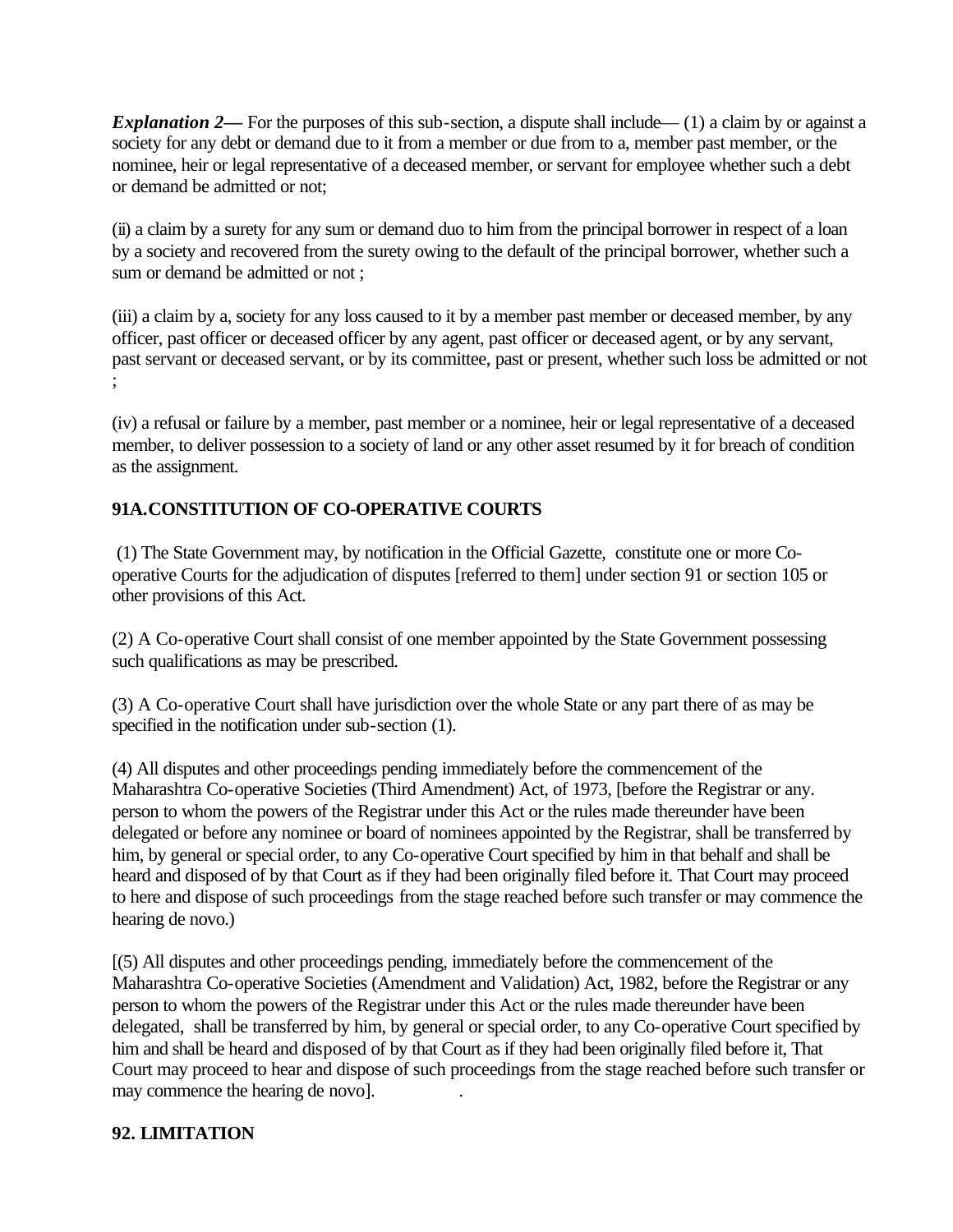***Explanation 2—*** For the purposes of this sub-section, a dispute shall include— (1) a claim by or against a society for any debt or demand due to it from a member or due from to a, member past member, or the nominee, heir or legal representative of a deceased member, or servant for employee whether such a debt or demand be admitted or not;

(ii) a claim by a surety for any sum or demand duo to him from the principal borrower in respect of a loan by a society and recovered from the surety owing to the default of the principal borrower, whether such a sum or demand be admitted or not ;

(iii) a claim by a, society for any loss caused to it by a member past member or deceased member, by any officer, past officer or deceased officer by any agent, past officer or deceased agent, or by any servant, past servant or deceased servant, or by its committee, past or present, whether such loss be admitted or not ;

(iv) a refusal or failure by a member, past member or a nominee, heir or legal representative of a deceased member, to deliver possession to a society of land or any other asset resumed by it for breach of condition as the assignment.

**91A.CONSTITUTION OF CO-OPERATIVE COURTS**

(1) The State Government may, by notification in the Official Gazette, constitute one or more Co-operative Courts for the adjudication of disputes [referred to them] under section 91 or section 105 or other provisions of this Act.

(2) A Co-operative Court shall consist of one member appointed by the State Government possessing such qualifications as may be prescribed.

(3) A Co-operative Court shall have jurisdiction over the whole State or any part there of as may be specified in the notification under sub-section (1).

(4) All disputes and other proceedings pending immediately before the commencement of the Maharashtra Co-operative Societies (Third Amendment) Act, of 1973, [before the Registrar or any. person to whom the powers of the Registrar under this Act or the rules made thereunder have been delegated or before any nominee or board of nominees appointed by the Registrar, shall be transferred by him, by general or special order, to any Co-operative Court specified by him in that behalf and shall be heard and disposed of by that Court as if they had been originally filed before it. That Court may proceed to here and dispose of such proceedings from the stage reached before such transfer or may commence the hearing de novo.)

[(5) All disputes and other proceedings pending, immediately before the commencement of the Maharashtra Co-operative Societies (Amendment and Validation) Act, 1982, before the Registrar or any person to whom the powers of the Registrar under this Act or the rules made thereunder have been delegated, shall be transferred by him, by general or special order, to any Co-operative Court specified by him and shall be heard and disposed of by that Court as if they had been originally filed before it, That Court may proceed to hear and dispose of such proceedings from the stage reached before such transfer or may commence the hearing de novo].

**92. LIMITATION**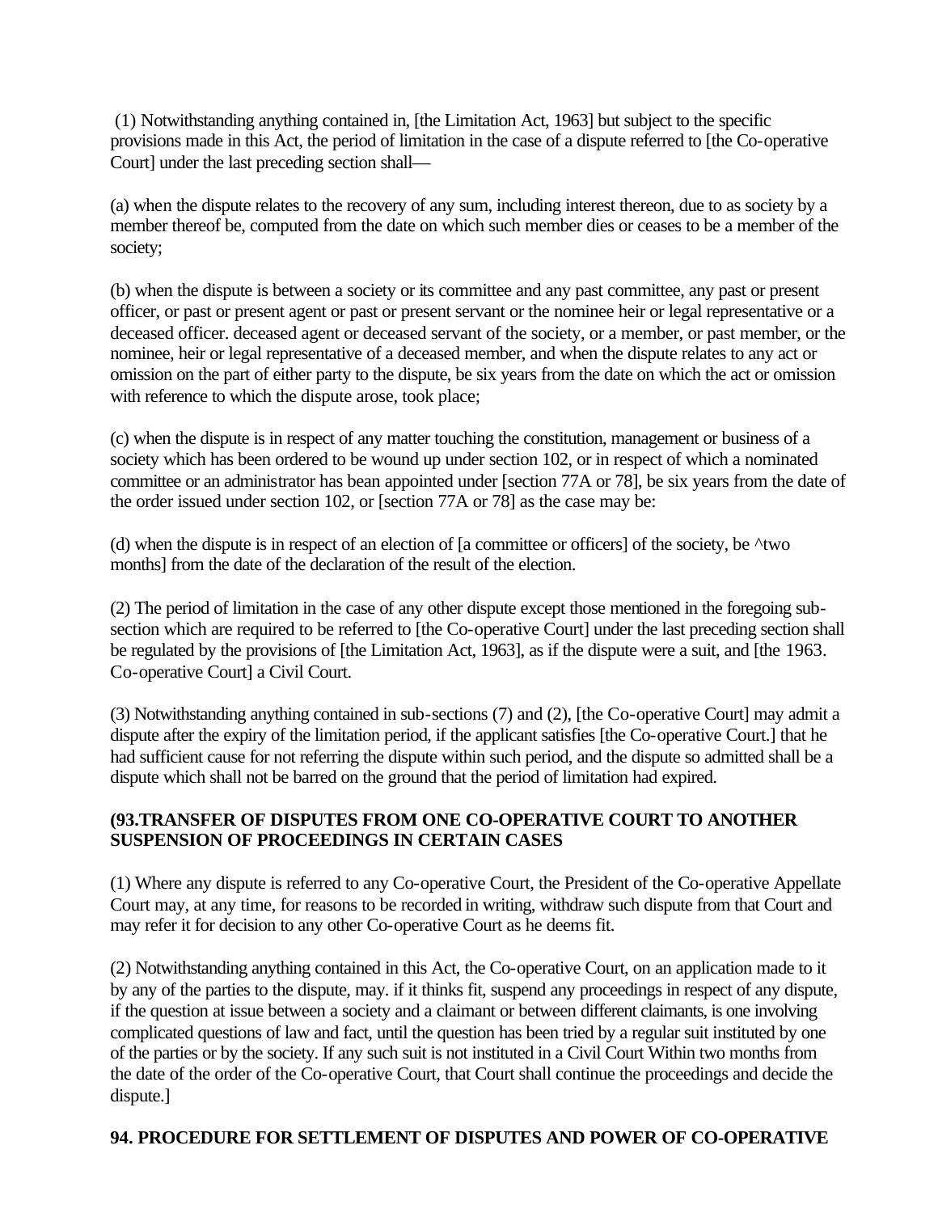(1) Notwithstanding anything contained in, [the Limitation Act, 1963] but subject to the specific provisions made in this Act, the period of limitation in the case of a dispute referred to [the Co-operative Court] under the last preceding section shall—

(a) when the dispute relates to the recovery of any sum, including interest thereon, due to as society by a member thereof be, computed from the date on which such member dies or ceases to be a member of the society;

(b) when the dispute is between a society or its committee and any past committee, any past or present officer, or past or present agent or past or present servant or the nominee heir or legal representative or a deceased officer. deceased agent or deceased servant of the society, or a member, or past member, or the nominee, heir or legal representative of a deceased member, and when the dispute relates to any act or omission on the part of either party to the dispute, be six years from the date on which the act or omission with reference to which the dispute arose, took place;

(c) when the dispute is in respect of any matter touching the constitution, management or business of a society which has been ordered to be wound up under section 102, or in respect of which a nominated committee or an administrator has bean appointed under [section 77A or 78], be six years from the date of the order issued under section 102, or [section 77A or 78] as the case may be:

(d) when the dispute is in respect of an election of [a committee or officers] of the society, be ^two months] from the date of the declaration of the result of the election.

(2) The period of limitation in the case of any other dispute except those mentioned in the foregoing sub-section which are required to be referred to [the Co-operative Court] under the last preceding section shall be regulated by the provisions of [the Limitation Act, 1963], as if the dispute were a suit, and [the 1963. Co-operative Court] a Civil Court.

(3) Notwithstanding anything contained in sub-sections (7) and (2), [the Co-operative Court] may admit a dispute after the expiry of the limitation period, if the applicant satisfies [the Co-operative Court.] that he had sufficient cause for not referring the dispute within such period, and the dispute so admitted shall be a dispute which shall not be barred on the ground that the period of limitation had expired.

**(93.TRANSFER OF DISPUTES FROM ONE CO-OPERATIVE COURT TO ANOTHER SUSPENSION OF PROCEEDINGS IN CERTAIN CASES**

(1) Where any dispute is referred to any Co-operative Court, the President of the Co-operative Appellate Court may, at any time, for reasons to be recorded in writing, withdraw such dispute from that Court and may refer it for decision to any other Co-operative Court as he deems fit.

(2) Notwithstanding anything contained in this Act, the Co-operative Court, on an application made to it by any of the parties to the dispute, may. if it thinks fit, suspend any proceedings in respect of any dispute, if the question at issue between a society and a claimant or between different claimants, is one involving complicated questions of law and fact, until the question has been tried by a regular suit instituted by one of the parties or by the society. If any such suit is not instituted in a Civil Court Within two months from the date of the order of the Co-operative Court, that Court shall continue the proceedings and decide the dispute.]

**94. PROCEDURE FOR SETTLEMENT OF DISPUTES AND POWER OF CO-OPERATIVE**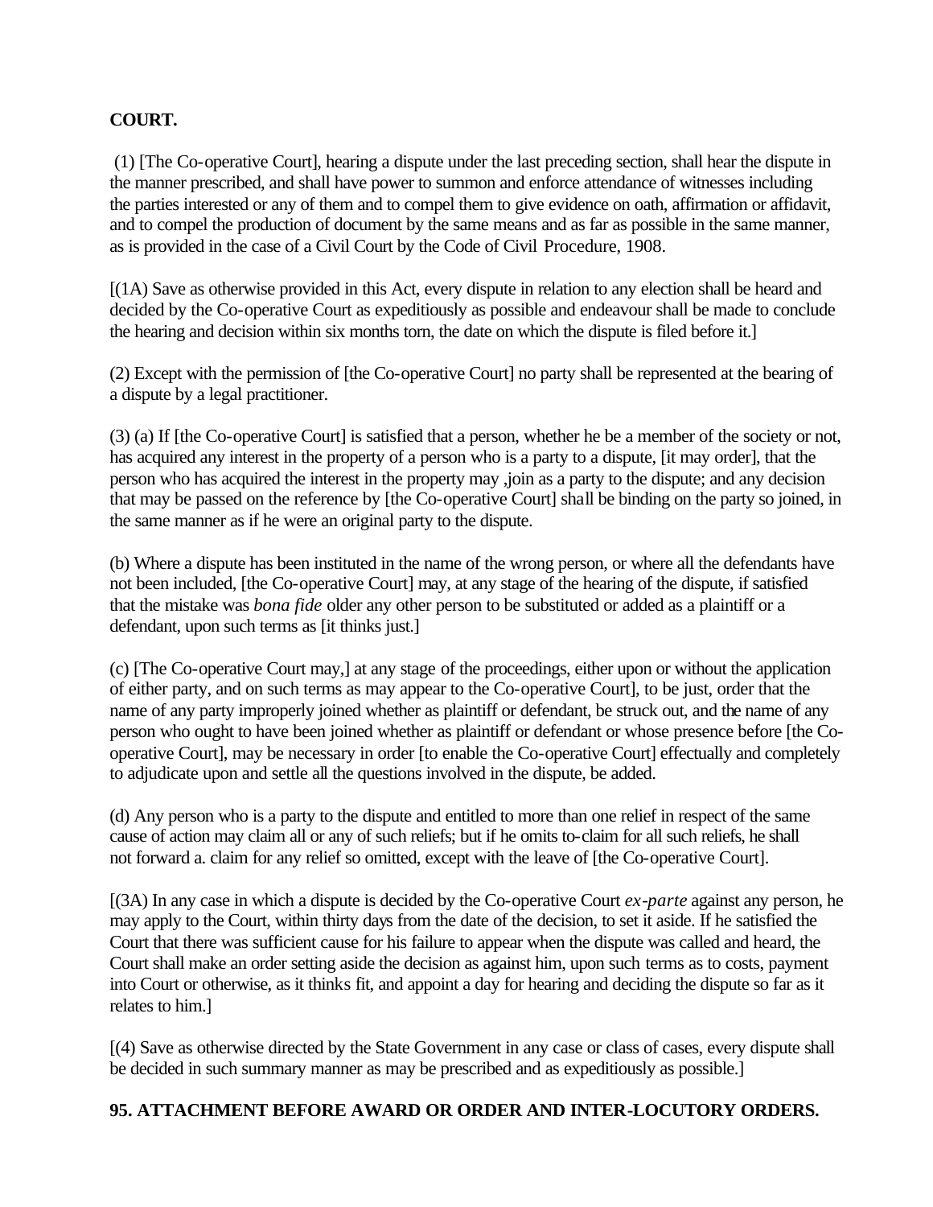**COURT.**

(1) [The Co-operative Court], hearing a dispute under the last preceding section, shall hear the dispute in the manner prescribed, and shall have power to summon and enforce attendance of witnesses including the parties interested or any of them and to compel them to give evidence on oath, affirmation or affidavit, and to compel the production of document by the same means and as far as possible in the same manner, as is provided in the case of a Civil Court by the Code of Civil Procedure, 1908.

[(1A) Save as otherwise provided in this Act, every dispute in relation to any election shall be heard and decided by the Co-operative Court as expeditiously as possible and endeavour shall be made to conclude the hearing and decision within six months torn, the date on which the dispute is filed before it.]

(2) Except with the permission of [the Co-operative Court] no party shall be represented at the bearing of a dispute by a legal practitioner.

(3) (a) If [the Co-operative Court] is satisfied that a person, whether he be a member of the society or not, has acquired any interest in the property of a person who is a party to a dispute, [it may order], that the person who has acquired the interest in the property may ,join as a party to the dispute; and any decision that may be passed on the reference by [the Co-operative Court] shall be binding on the party so joined, in the same manner as if he were an original party to the dispute.

(b) Where a dispute has been instituted in the name of the wrong person, or where all the defendants have not been included, [the Co-operative Court] may, at any stage of the hearing of the dispute, if satisfied that the mistake was *bona fide* older any other person to be substituted or added as a plaintiff or a defendant, upon such terms as [it thinks just.]

(c) [The Co-operative Court may,] at any stage of the proceedings, either upon or without the application of either party, and on such terms as may appear to the Co-operative Court], to be just, order that the name of any party improperly joined whether as plaintiff or defendant, be struck out, and the name of any person who ought to have been joined whether as plaintiff or defendant or whose presence before [the Co-operative Court], may be necessary in order [to enable the Co-operative Court] effectually and completely to adjudicate upon and settle all the questions involved in the dispute, be added.

(d) Any person who is a party to the dispute and entitled to more than one relief in respect of the same cause of action may claim all or any of such reliefs; but if he omits to-claim for all such reliefs, he shall not forward a. claim for any relief so omitted, except with the leave of [the Co-operative Court].

[(3A) In any case in which a dispute is decided by the Co-operative Court *ex-parte* against any person, he may apply to the Court, within thirty days from the date of the decision, to set it aside. If he satisfied the Court that there was sufficient cause for his failure to appear when the dispute was called and heard, the Court shall make an order setting aside the decision as against him, upon such terms as to costs, payment into Court or otherwise, as it thinks fit, and appoint a day for hearing and deciding the dispute so far as it relates to him.]

[(4) Save as otherwise directed by the State Government in any case or class of cases, every dispute shall be decided in such summary manner as may be prescribed and as expeditiously as possible.]

**95. ATTACHMENT BEFORE AWARD OR ORDER AND INTER-LOCUTORY ORDERS.**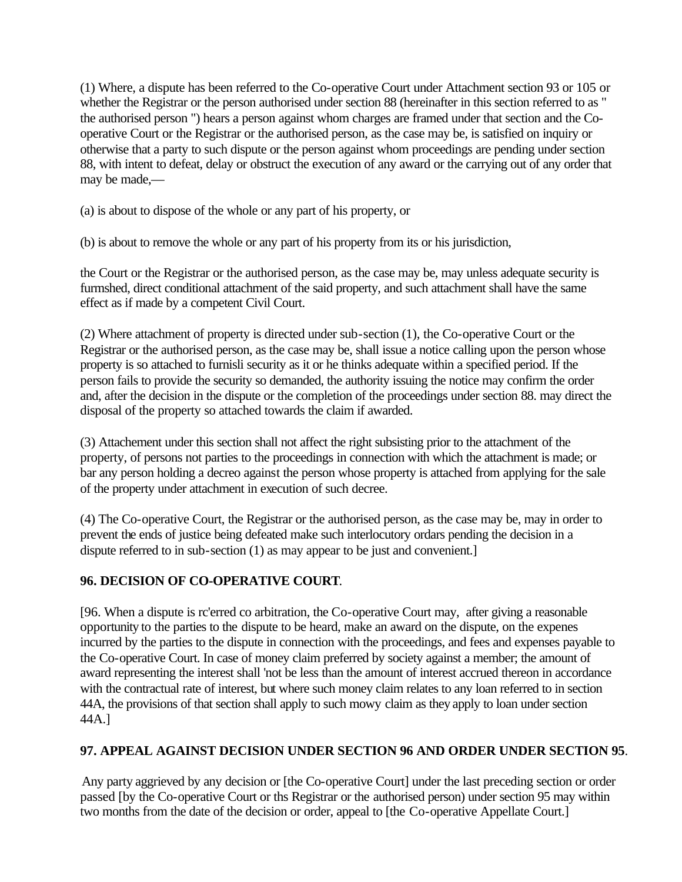(1) Where, a dispute has been referred to the Co-operative Court under Attachment section 93 or 105 or whether the Registrar or the person authorised under section 88 (hereinafter in this section referred to as " the authorised person ") hears a person against whom charges are framed under that section and the Co-operative Court or the Registrar or the authorised person, as the case may be, is satisfied on inquiry or otherwise that a party to such dispute or the person against whom proceedings are pending under section 88, with intent to defeat, delay or obstruct the execution of any award or the carrying out of any order that may be made,—

(a) is about to dispose of the whole or any part of his property, or

(b) is about to remove the whole or any part of his property from its or his jurisdiction,

the Court or the Registrar or the authorised person, as the case may be, may unless adequate security is furmshed, direct conditional attachment of the said property, and such attachment shall have the same effect as if made by a competent Civil Court.

(2) Where attachment of property is directed under sub-section (1), the Co-operative Court or the Registrar or the authorised person, as the case may be, shall issue a notice calling upon the person whose property is so attached to furnisli security as it or he thinks adequate within a specified period. If the person fails to provide the security so demanded, the authority issuing the notice may confirm the order and, after the decision in the dispute or the completion of the proceedings under section 88. may direct the disposal of the property so attached towards the claim if awarded.

(3) Attachement under this section shall not affect the right subsisting prior to the attachment of the property, of persons not parties to the proceedings in connection with which the attachment is made; or bar any person holding a decreo against the person whose property is attached from applying for the sale of the property under attachment in execution of such decree.

(4) The Co-operative Court, the Registrar or the authorised person, as the case may be, may in order to prevent the ends of justice being defeated make such interlocutory ordars pending the decision in a dispute referred to in sub-section (1) as may appear to be just and convenient.]

**96. DECISION OF CO-OPERATIVE COURT**.

[96. When a dispute is rc'erred co arbitration, the Co-operative Court may, after giving a reasonable opportunity to the parties to the dispute to be heard, make an award on the dispute, on the expenes incurred by the parties to the dispute in connection with the proceedings, and fees and expenses payable to the Co-operative Court. In case of money claim preferred by society against a member; the amount of award representing the interest shall 'not be less than the amount of interest accrued thereon in accordance with the contractual rate of interest, but where such money claim relates to any loan referred to in section 44A, the provisions of that section shall apply to such mowy claim as they apply to loan under section 44A.]

**97. APPEAL AGAINST DECISION UNDER SECTION 96 AND ORDER UNDER SECTION 95**.

Any party aggrieved by any decision or [the Co-operative Court] under the last preceding section or order passed [by the Co-operative Court or ths Registrar or the authorised person) under section 95 may within two months from the date of the decision or order, appeal to [the Co-operative Appellate Court.]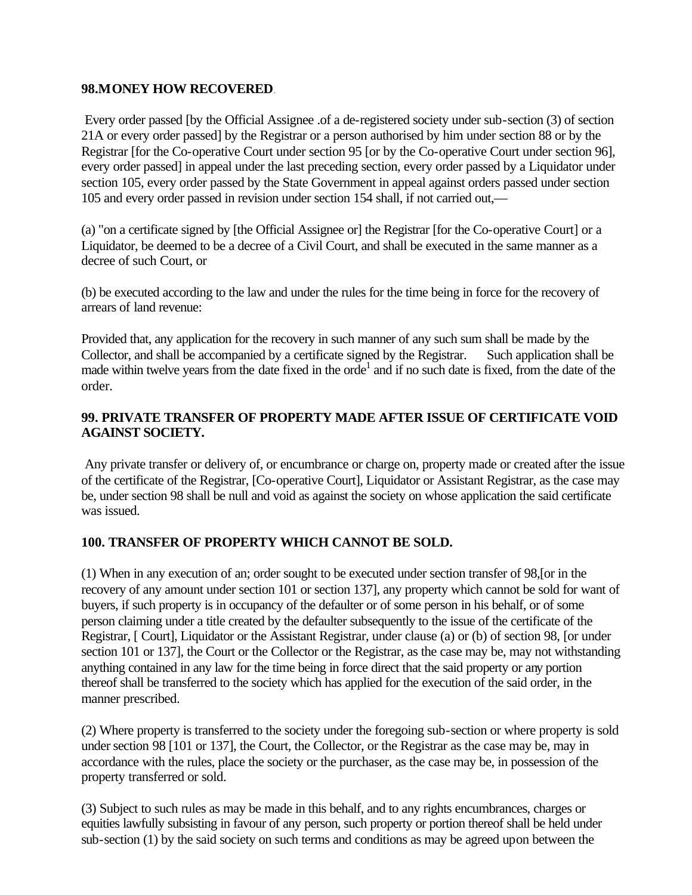**98.MONEY HOW RECOVERED**.

Every order passed [by the Official Assignee .of a de-registered society under sub-section (3) of section 21A or every order passed] by the Registrar or a person authorised by him under section 88 or by the Registrar [for the Co-operative Court under section 95 [or by the Co-operative Court under section 96], every order passed] in appeal under the last preceding section, every order passed by a Liquidator under section 105, every order passed by the State Government in appeal against orders passed under section 105 and every order passed in revision under section 154 shall, if not carried out,—

(a) "on a certificate signed by [the Official Assignee or] the Registrar [for the Co-operative Court] or a Liquidator, be deemed to be a decree of a Civil Court, and shall be executed in the same manner as a decree of such Court, or

(b) be executed according to the law and under the rules for the time being in force for the recovery of arrears of land revenue:

Provided that, any application for the recovery in such manner of any such sum shall be made by the Collector, and shall be accompanied by a certificate signed by the Registrar. Such application shall be made within twelve years from the date fixed in the orde[1] and if no such date is fixed, from the date of the order.

**99. PRIVATE TRANSFER OF PROPERTY MADE AFTER ISSUE OF CERTIFICATE VOID AGAINST SOCIETY.**

Any private transfer or delivery of, or encumbrance or charge on, property made or created after the issue of the certificate of the Registrar, [Co-operative Court], Liquidator or Assistant Registrar, as the case may be, under section 98 shall be null and void as against the society on whose application the said certificate was issued.

**100. TRANSFER OF PROPERTY WHICH CANNOT BE SOLD.**

(1) When in any execution of an; order sought to be executed under section transfer of 98,[or in the recovery of any amount under section 101 or section 137], any property which cannot be sold for want of buyers, if such property is in occupancy of the defaulter or of some person in his behalf, or of some person claiming under a title created by the defaulter subsequently to the issue of the certificate of the Registrar, [ Court], Liquidator or the Assistant Registrar, under clause (a) or (b) of section 98, [or under section 101 or 137], the Court or the Collector or the Registrar, as the case may be, may not withstanding anything contained in any law for the time being in force direct that the said property or any portion thereof shall be transferred to the society which has applied for the execution of the said order, in the manner prescribed.

(2) Where property is transferred to the society under the foregoing sub-section or where property is sold under section 98 [101 or 137], the Court, the Collector, or the Registrar as the case may be, may in accordance with the rules, place the society or the purchaser, as the case may be, in possession of the property transferred or sold.

(3) Subject to such rules as may be made in this behalf, and to any rights encumbrances, charges or equities lawfully subsisting in favour of any person, such property or portion thereof shall be held under sub-section (1) by the said society on such terms and conditions as may be agreed upon between the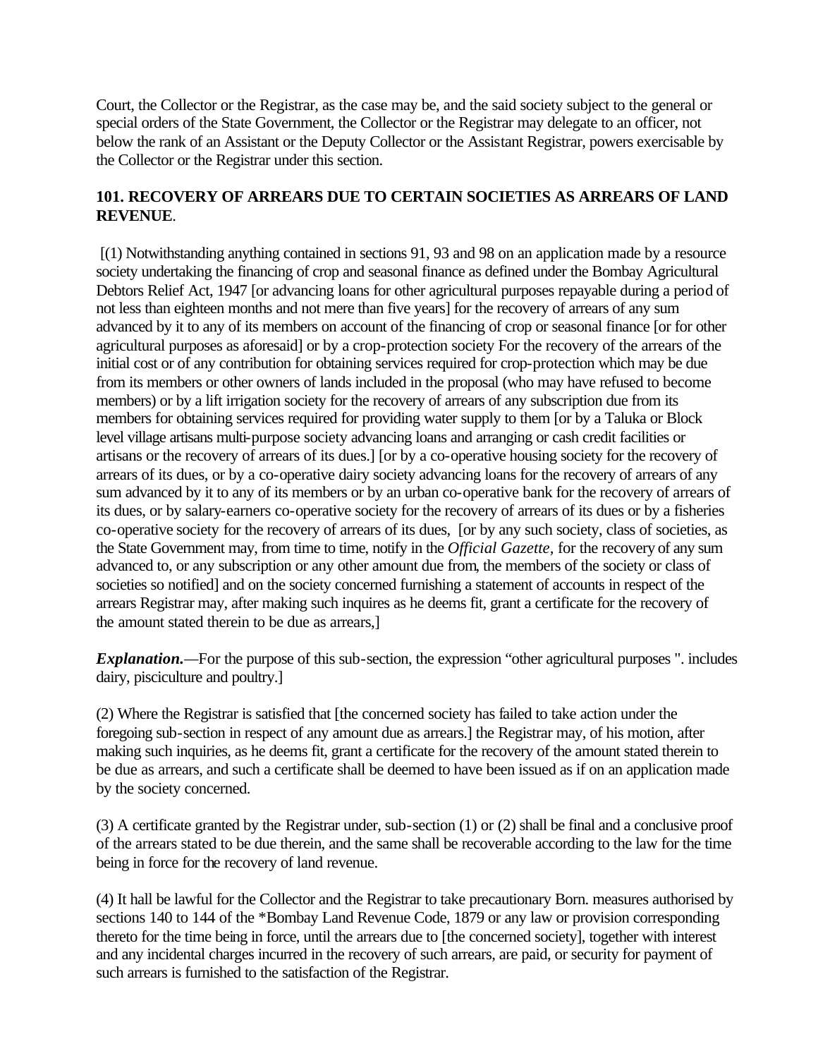Court, the Collector or the Registrar, as the case may be, and the said society subject to the general or special orders of the State Government, the Collector or the Registrar may delegate to an officer, not below the rank of an Assistant or the Deputy Collector or the Assistant Registrar, powers exercisable by the Collector or the Registrar under this section.

### 101. RECOVERY OF ARREARS DUE TO CERTAIN SOCIETIES AS ARREARS OF LAND REVENUE.

[(1) Notwithstanding anything contained in sections 91, 93 and 98 on an application made by a resource society undertaking the financing of crop and seasonal finance as defined under the Bombay Agricultural Debtors Relief Act, 1947 [or advancing loans for other agricultural purposes repayable during a period of not less than eighteen months and not mere than five years] for the recovery of arrears of any sum advanced by it to any of its members on account of the financing of crop or seasonal finance [or for other agricultural purposes as aforesaid] or by a crop-protection society For the recovery of the arrears of the initial cost or of any contribution for obtaining services required for crop-protection which may be due from its members or other owners of lands included in the proposal (who may have refused to become members) or by a lift irrigation society for the recovery of arrears of any subscription due from its members for obtaining services required for providing water supply to them [or by a Taluka or Block level village artisans multi-purpose society advancing loans and arranging or cash credit facilities or artisans or the recovery of arrears of its dues.] [or by a co-operative housing society for the recovery of arrears of its dues, or by a co-operative dairy society advancing loans for the recovery of arrears of any sum advanced by it to any of its members or by an urban co-operative bank for the recovery of arrears of its dues, or by salary-earners co-operative society for the recovery of arrears of its dues or by a fisheries co-operative society for the recovery of arrears of its dues, [or by any such society, class of societies, as the State Government may, from time to time, notify in the *Official Gazette*, for the recovery of any sum advanced to, or any subscription or any other amount due from, the members of the society or class of societies so notified] and on the society concerned furnishing a statement of accounts in respect of the arrears Registrar may, after making such inquires as he deems fit, grant a certificate for the recovery of the amount stated therein to be due as arrears,]

***Explanation.***—For the purpose of this sub-section, the expression "other agricultural purposes ". includes dairy, pisciculture and poultry.]

(2) Where the Registrar is satisfied that [the concerned society has failed to take action under the foregoing sub-section in respect of any amount due as arrears.] the Registrar may, of his motion, after making such inquiries, as he deems fit, grant a certificate for the recovery of the amount stated therein to be due as arrears, and such a certificate shall be deemed to have been issued as if on an application made by the society concerned.

(3) A certificate granted by the Registrar under, sub-section (1) or (2) shall be final and a conclusive proof of the arrears stated to be due therein, and the same shall be recoverable according to the law for the time being in force for the recovery of land revenue.

(4) It hall be lawful for the Collector and the Registrar to take precautionary Born. measures authorised by sections 140 to 144 of the *Bombay Land Revenue Code, 1879 or any law or provision corresponding thereto for the time being in force, until the arrears due to [the concerned society], together with interest and any incidental charges incurred in the recovery of such arrears, are paid, or security for payment of such arrears is furnished to the satisfaction of the Registrar.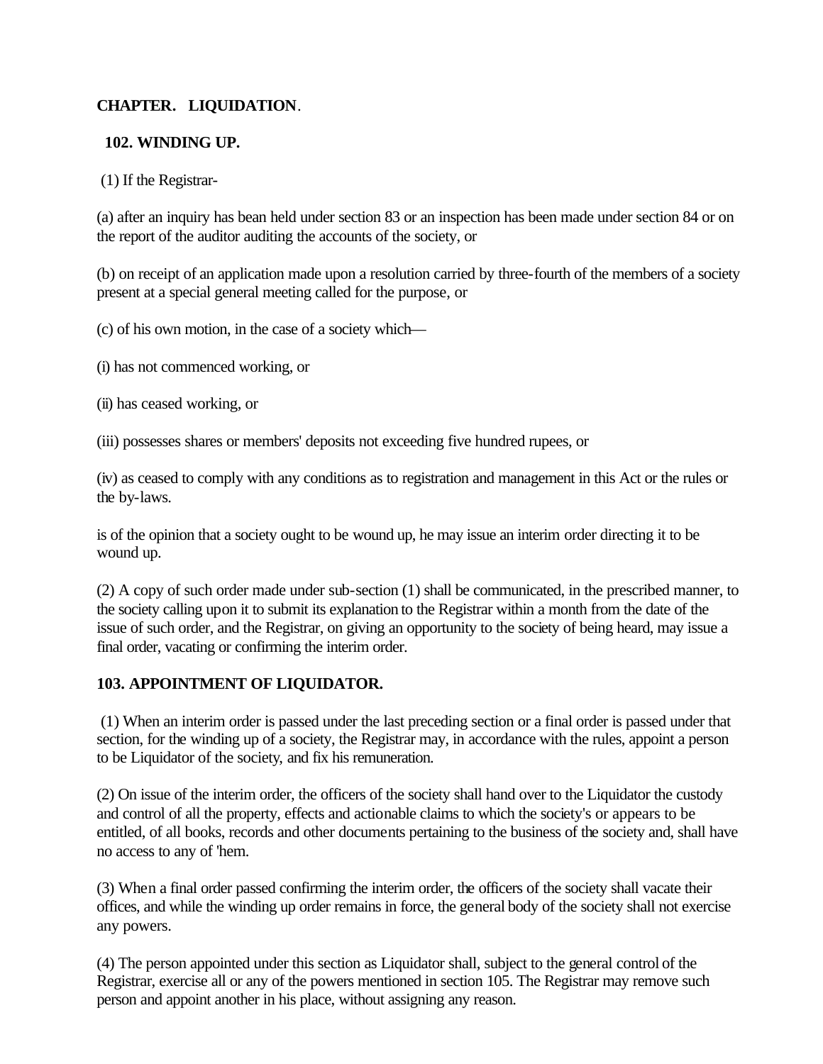**CHAPTER. LIQUIDATION**.

**102. WINDING UP.**

(1) If the Registrar-

(a) after an inquiry has bean held under section 83 or an inspection has been made under section 84 or on the report of the auditor auditing the accounts of the society, or

(b) on receipt of an application made upon a resolution carried by three-fourth of the members of a society present at a special general meeting called for the purpose, or

(c) of his own motion, in the case of a society which—

(i) has not commenced working, or

(ii) has ceased working, or

(iii) possesses shares or members' deposits not exceeding five hundred rupees, or

(iv) as ceased to comply with any conditions as to registration and management in this Act or the rules or the by-laws.

is of the opinion that a society ought to be wound up, he may issue an interim order directing it to be wound up.

(2) A copy of such order made under sub-section (1) shall be communicated, in the prescribed manner, to the society calling upon it to submit its explanation to the Registrar within a month from the date of the issue of such order, and the Registrar, on giving an opportunity to the society of being heard, may issue a final order, vacating or confirming the interim order.

**103. APPOINTMENT OF LIQUIDATOR.**

(1) When an interim order is passed under the last preceding section or a final order is passed under that section, for the winding up of a society, the Registrar may, in accordance with the rules, appoint a person to be Liquidator of the society, and fix his remuneration.

(2) On issue of the interim order, the officers of the society shall hand over to the Liquidator the custody and control of all the property, effects and actionable claims to which the society's or appears to be entitled, of all books, records and other documents pertaining to the business of the society and, shall have no access to any of 'hem.

(3) When a final order passed confirming the interim order, the officers of the society shall vacate their offices, and while the winding up order remains in force, the general body of the society shall not exercise any powers.

(4) The person appointed under this section as Liquidator shall, subject to the general control of the Registrar, exercise all or any of the powers mentioned in section 105. The Registrar may remove such person and appoint another in his place, without assigning any reason.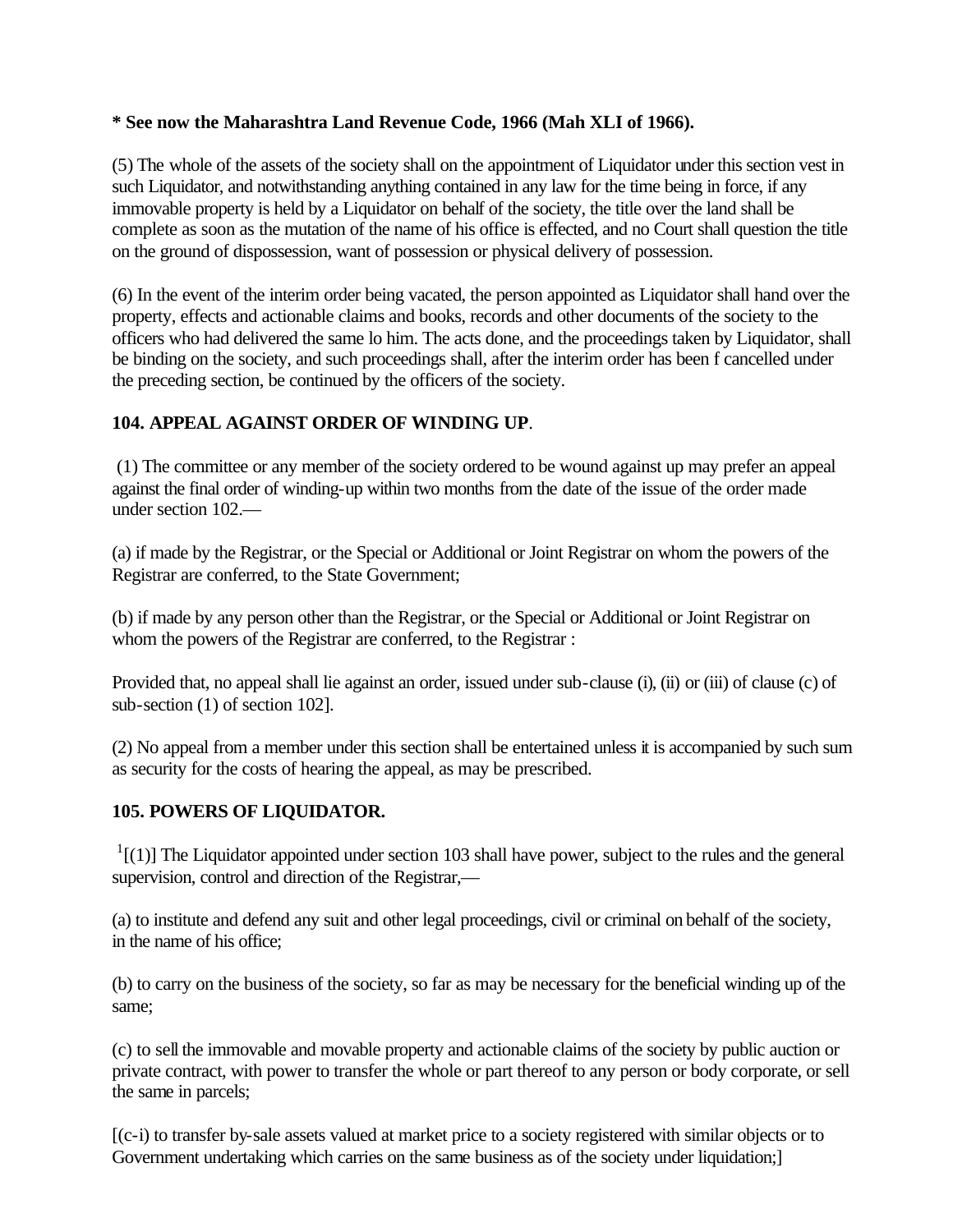**\* See now the Maharashtra Land Revenue Code, 1966 (Mah XLI of 1966).**

(5) The whole of the assets of the society shall on the appointment of Liquidator under this section vest in such Liquidator, and notwithstanding anything contained in any law for the time being in force, if any immovable property is held by a Liquidator on behalf of the society, the title over the land shall be complete as soon as the mutation of the name of his office is effected, and no Court shall question the title on the ground of dispossession, want of possession or physical delivery of possession.

(6) In the event of the interim order being vacated, the person appointed as Liquidator shall hand over the property, effects and actionable claims and books, records and other documents of the society to the officers who had delivered the same lo him. The acts done, and the proceedings taken by Liquidator, shall be binding on the society, and such proceedings shall, after the interim order has been f cancelled under the preceding section, be continued by the officers of the society.

### 104. APPEAL AGAINST ORDER OF WINDING UP.

(1) The committee or any member of the society ordered to be wound against up may prefer an appeal against the final order of winding-up within two months from the date of the issue of the order made under section 102.—

(a) if made by the Registrar, or the Special or Additional or Joint Registrar on whom the powers of the Registrar are conferred, to the State Government;

(b) if made by any person other than the Registrar, or the Special or Additional or Joint Registrar on whom the powers of the Registrar are conferred, to the Registrar :

Provided that, no appeal shall lie against an order, issued under sub-clause (i), (ii) or (iii) of clause (c) of sub-section (1) of section 102].

(2) No appeal from a member under this section shall be entertained unless it is accompanied by such sum as security for the costs of hearing the appeal, as may be prescribed.

### 105. POWERS OF LIQUIDATOR.

[1][(1)] The Liquidator appointed under section 103 shall have power, subject to the rules and the general supervision, control and direction of the Registrar,—

(a) to institute and defend any suit and other legal proceedings, civil or criminal on behalf of the society, in the name of his office;

(b) to carry on the business of the society, so far as may be necessary for the beneficial winding up of the same;

(c) to sell the immovable and movable property and actionable claims of the society by public auction or private contract, with power to transfer the whole or part thereof to any person or body corporate, or sell the same in parcels;

[(c-i) to transfer by-sale assets valued at market price to a society registered with similar objects or to Government undertaking which carries on the same business as of the society under liquidation;]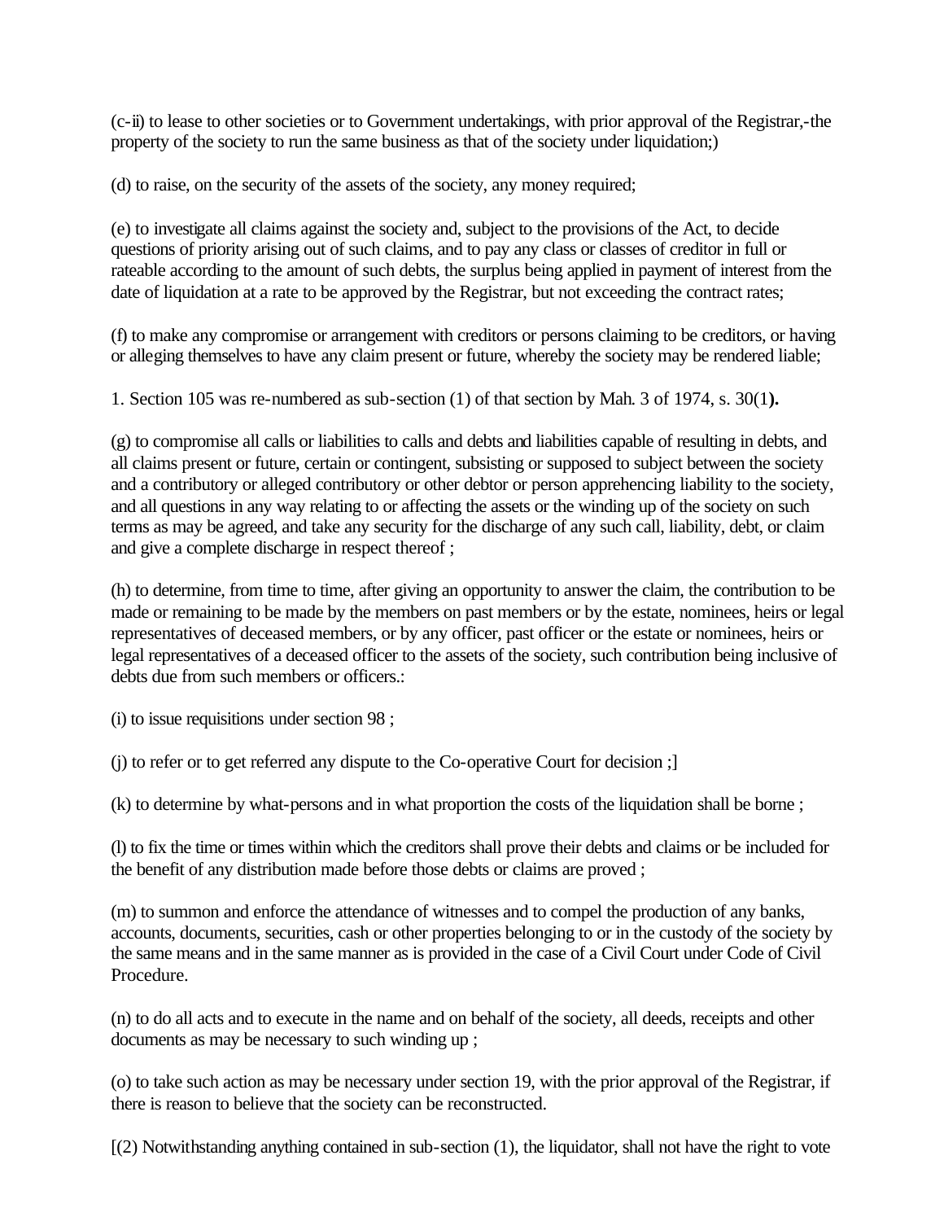(c-ii) to lease to other societies or to Government undertakings, with prior approval of the Registrar,-the property of the society to run the same business as that of the society under liquidation;)

(d) to raise, on the security of the assets of the society, any money required;

(e) to investigate all claims against the society and, subject to the provisions of the Act, to decide questions of priority arising out of such claims, and to pay any class or classes of creditor in full or rateable according to the amount of such debts, the surplus being applied in payment of interest from the date of liquidation at a rate to be approved by the Registrar, but not exceeding the contract rates;

(f) to make any compromise or arrangement with creditors or persons claiming to be creditors, or having or alleging themselves to have any claim present or future, whereby the society may be rendered liable;

1. Section 105 was re-numbered as sub-section (1) of that section by Mah. 3 of 1974, s. 30(1**).**

(g) to compromise all calls or liabilities to calls and debts and liabilities capable of resulting in debts, and all claims present or future, certain or contingent, subsisting or supposed to subject between the society and a contributory or alleged contributory or other debtor or person apprehencing liability to the society, and all questions in any way relating to or affecting the assets or the winding up of the society on such terms as may be agreed, and take any security for the discharge of any such call, liability, debt, or claim and give a complete discharge in respect thereof ;

(h) to determine, from time to time, after giving an opportunity to answer the claim, the contribution to be made or remaining to be made by the members on past members or by the estate, nominees, heirs or legal representatives of deceased members, or by any officer, past officer or the estate or nominees, heirs or legal representatives of a deceased officer to the assets of the society, such contribution being inclusive of debts due from such members or officers.:

(i) to issue requisitions under section 98 ;

(j) to refer or to get referred any dispute to the Co-operative Court for decision ;]

(k) to determine by what-persons and in what proportion the costs of the liquidation shall be borne ;

(l) to fix the time or times within which the creditors shall prove their debts and claims or be included for the benefit of any distribution made before those debts or claims are proved ;

(m) to summon and enforce the attendance of witnesses and to compel the production of any banks, accounts, documents, securities, cash or other properties belonging to or in the custody of the society by the same means and in the same manner as is provided in the case of a Civil Court under Code of Civil Procedure.

(n) to do all acts and to execute in the name and on behalf of the society, all deeds, receipts and other documents as may be necessary to such winding up ;

(o) to take such action as may be necessary under section 19, with the prior approval of the Registrar, if there is reason to believe that the society can be reconstructed.

[(2) Notwithstanding anything contained in sub-section (1), the liquidator, shall not have the right to vote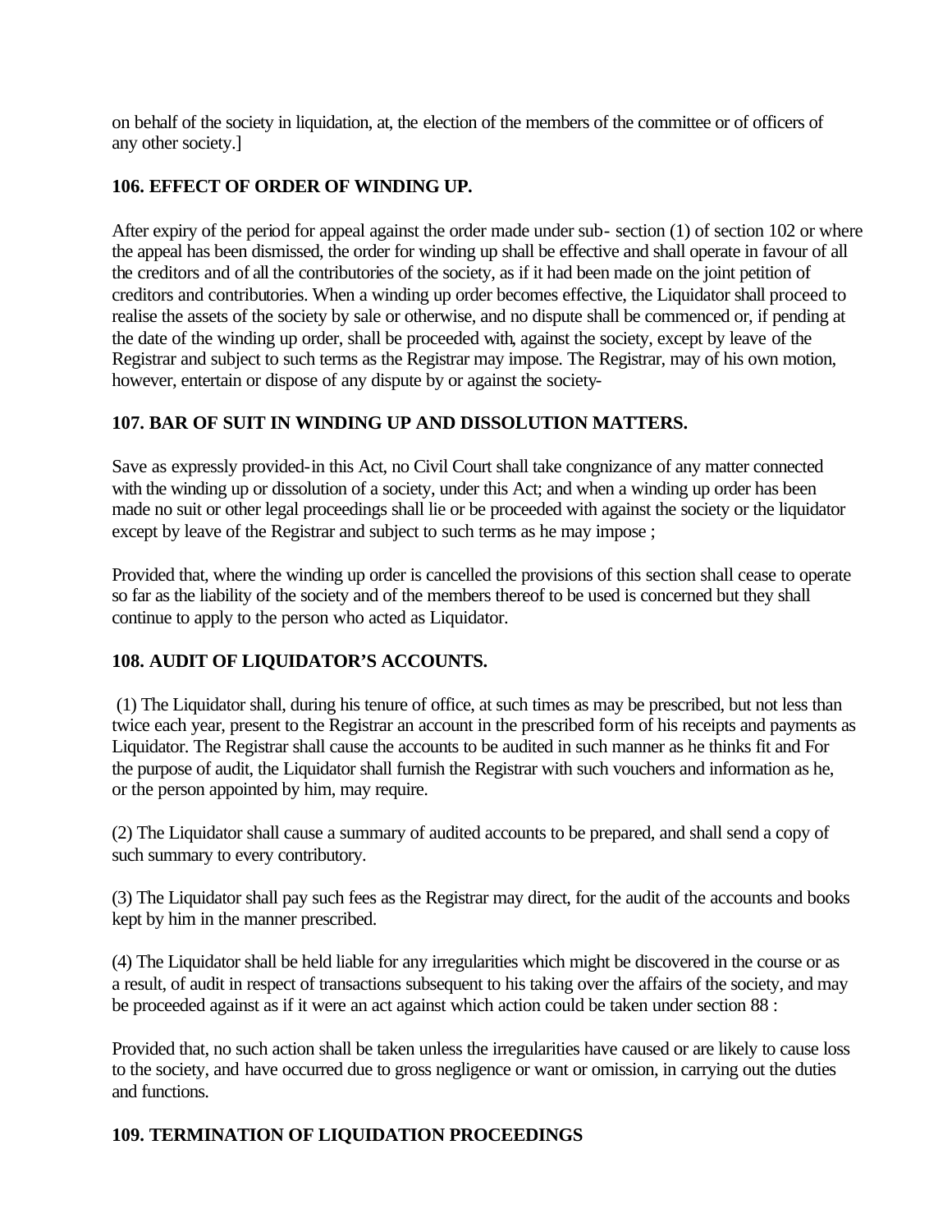on behalf of the society in liquidation, at, the election of the members of the committee or of officers of any other society.]

## 106. EFFECT OF ORDER OF WINDING UP.

After expiry of the period for appeal against the order made under sub- section (1) of section 102 or where the appeal has been dismissed, the order for winding up shall be effective and shall operate in favour of all the creditors and of all the contributories of the society, as if it had been made on the joint petition of creditors and contributories. When a winding up order becomes effective, the Liquidator shall proceed to realise the assets of the society by sale or otherwise, and no dispute shall be commenced or, if pending at the date of the winding up order, shall be proceeded with, against the society, except by leave of the Registrar and subject to such terms as the Registrar may impose. The Registrar, may of his own motion, however, entertain or dispose of any dispute by or against the society-

## 107. BAR OF SUIT IN WINDING UP AND DISSOLUTION MATTERS.

Save as expressly provided-in this Act, no Civil Court shall take congnizance of any matter connected with the winding up or dissolution of a society, under this Act; and when a winding up order has been made no suit or other legal proceedings shall lie or be proceeded with against the society or the liquidator except by leave of the Registrar and subject to such terms as he may impose ;

Provided that, where the winding up order is cancelled the provisions of this section shall cease to operate so far as the liability of the society and of the members thereof to be used is concerned but they shall continue to apply to the person who acted as Liquidator.

## 108. AUDIT OF LIQUIDATOR'S ACCOUNTS.

(1) The Liquidator shall, during his tenure of office, at such times as may be prescribed, but not less than twice each year, present to the Registrar an account in the prescribed form of his receipts and payments as Liquidator. The Registrar shall cause the accounts to be audited in such manner as he thinks fit and For the purpose of audit, the Liquidator shall furnish the Registrar with such vouchers and information as he, or the person appointed by him, may require.

(2) The Liquidator shall cause a summary of audited accounts to be prepared, and shall send a copy of such summary to every contributory.

(3) The Liquidator shall pay such fees as the Registrar may direct, for the audit of the accounts and books kept by him in the manner prescribed.

(4) The Liquidator shall be held liable for any irregularities which might be discovered in the course or as a result, of audit in respect of transactions subsequent to his taking over the affairs of the society, and may be proceeded against as if it were an act against which action could be taken under section 88 :

Provided that, no such action shall be taken unless the irregularities have caused or are likely to cause loss to the society, and have occurred due to gross negligence or want or omission, in carrying out the duties and functions.

## 109. TERMINATION OF LIQUIDATION PROCEEDINGS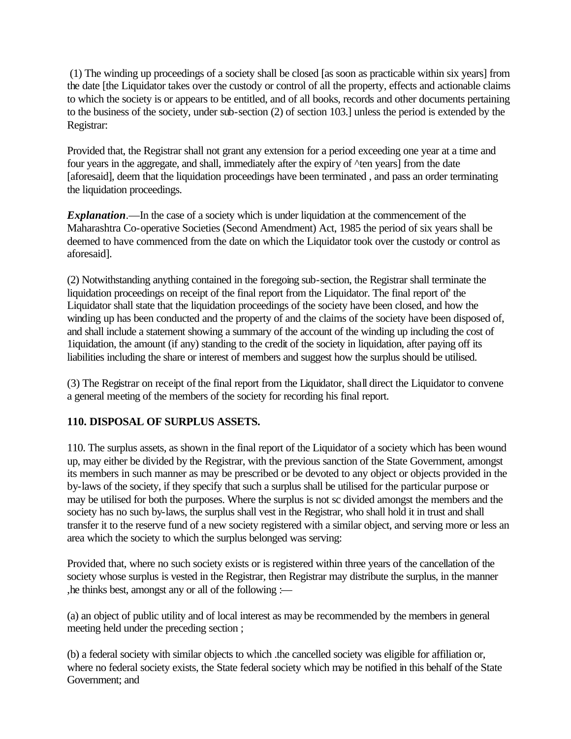(1) The winding up proceedings of a society shall be closed [as soon as practicable within six years] from the date [the Liquidator takes over the custody or control of all the property, effects and actionable claims to which the society is or appears to be entitled, and of all books, records and other documents pertaining to the business of the society, under sub-section (2) of section 103.] unless the period is extended by the Registrar:

Provided that, the Registrar shall not grant any extension for a period exceeding one year at a time and four years in the aggregate, and shall, immediately after the expiry of ^ten years] from the date [aforesaid], deem that the liquidation proceedings have been terminated , and pass an order terminating the liquidation proceedings.

***Explanation***.—In the case of a society which is under liquidation at the commencement of the Maharashtra Co-operative Societies (Second Amendment) Act, 1985 the period of six years shall be deemed to have commenced from the date on which the Liquidator took over the custody or control as aforesaid].

(2) Notwithstanding anything contained in the foregoing sub-section, the Registrar shall terminate the liquidation proceedings on receipt of the final report from the Liquidator. The final report of' the Liquidator shall state that the liquidation proceedings of the society have been closed, and how the winding up has been conducted and the property of and the claims of the society have been disposed of, and shall include a statement showing a summary of the account of the winding up including the cost of 1iquidation, the amount (if any) standing to the credit of the society in liquidation, after paying off its liabilities including the share or interest of members and suggest how the surplus should be utilised.

(3) The Registrar on receipt of the final report from the Liquidator, shall direct the Liquidator to convene a general meeting of the members of the society for recording his final report.

**110. DISPOSAL OF SURPLUS ASSETS.**

110. The surplus assets, as shown in the final report of the Liquidator of a society which has been wound up, may either be divided by the Registrar, with the previous sanction of the State Government, amongst its members in such manner as may be prescribed or be devoted to any object or objects provided in the by-laws of the society, if they specify that such a surplus shall be utilised for the particular purpose or may be utilised for both the purposes. Where the surplus is not sc divided amongst the members and the society has no such by-laws, the surplus shall vest in the Registrar, who shall hold it in trust and shall transfer it to the reserve fund of a new society registered with a similar object, and serving more or less an area which the society to which the surplus belonged was serving:

Provided that, where no such society exists or is registered within three years of the cancellation of the society whose surplus is vested in the Registrar, then Registrar may distribute the surplus, in the manner ,he thinks best, amongst any or all of the following :—

(a) an object of public utility and of local interest as may be recommended by the members in general meeting held under the preceding section ;

(b) a federal society with similar objects to which .the cancelled society was eligible for affiliation or, where no federal society exists, the State federal society which may be notified in this behalf of the State Government; and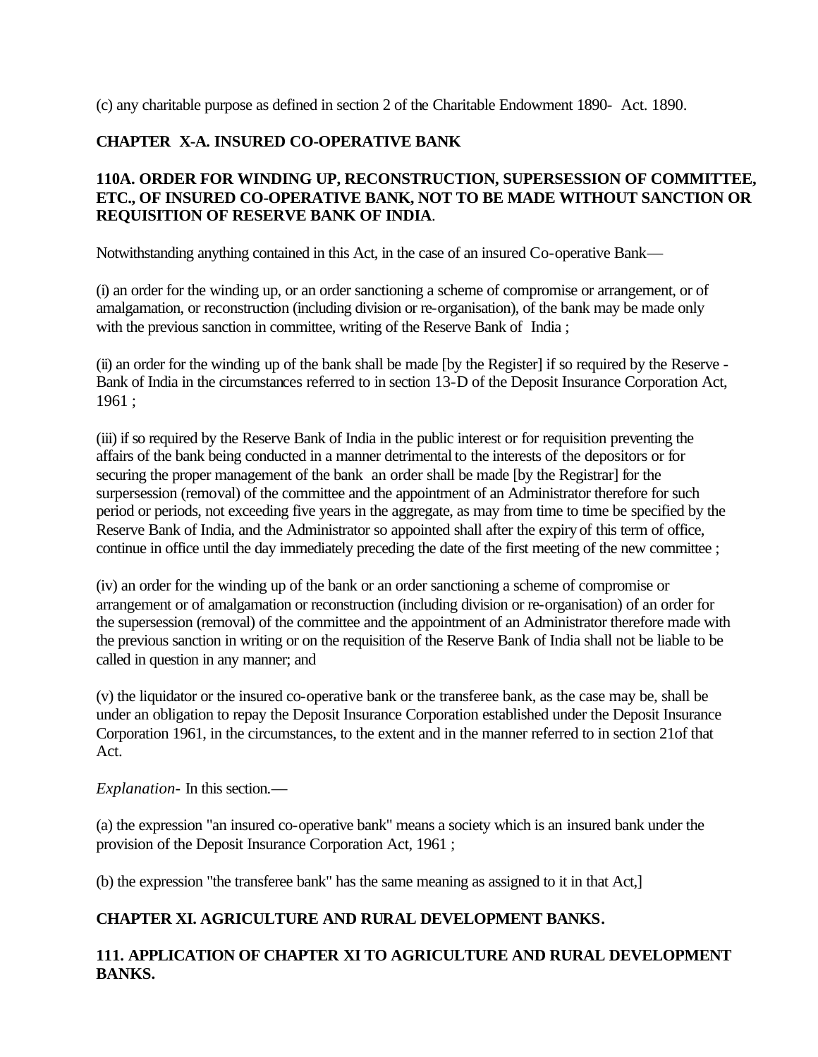(c) any charitable purpose as defined in section 2 of the Charitable Endowment 1890- Act. 1890.

## CHAPTER X-A. INSURED CO-OPERATIVE BANK

### 110A. ORDER FOR WINDING UP, RECONSTRUCTION, SUPERSESSION OF COMMITTEE, ETC., OF INSURED CO-OPERATIVE BANK, NOT TO BE MADE WITHOUT SANCTION OR REQUISITION OF RESERVE BANK OF INDIA.

Notwithstanding anything contained in this Act, in the case of an insured Co-operative Bank—

(i) an order for the winding up, or an order sanctioning a scheme of compromise or arrangement, or of amalgamation, or reconstruction (including division or re-organisation), of the bank may be made only with the previous sanction in committee, writing of the Reserve Bank of India ;

(ii) an order for the winding up of the bank shall be made [by the Register] if so required by the Reserve - Bank of India in the circumstances referred to in section 13-D of the Deposit Insurance Corporation Act, 1961 ;

(iii) if so required by the Reserve Bank of India in the public interest or for requisition preventing the affairs of the bank being conducted in a manner detrimental to the interests of the depositors or for securing the proper management of the bank an order shall be made [by the Registrar] for the surpersession (removal) of the committee and the appointment of an Administrator therefore for such period or periods, not exceeding five years in the aggregate, as may from time to time be specified by the Reserve Bank of India, and the Administrator so appointed shall after the expiry of this term of office, continue in office until the day immediately preceding the date of the first meeting of the new committee ;

(iv) an order for the winding up of the bank or an order sanctioning a scheme of compromise or arrangement or of amalgamation or reconstruction (including division or re-organisation) of an order for the supersession (removal) of the committee and the appointment of an Administrator therefore made with the previous sanction in writing or on the requisition of the Reserve Bank of India shall not be liable to be called in question in any manner; and

(v) the liquidator or the insured co-operative bank or the transferee bank, as the case may be, shall be under an obligation to repay the Deposit Insurance Corporation established under the Deposit Insurance Corporation 1961, in the circumstances, to the extent and in the manner referred to in section 21of that Act.

*Explanation*- In this section.—

(a) the expression "an insured co-operative bank" means a society which is an insured bank under the provision of the Deposit Insurance Corporation Act, 1961 ;

(b) the expression "the transferee bank" has the same meaning as assigned to it in that Act,]

## CHAPTER XI. AGRICULTURE AND RURAL DEVELOPMENT BANKS.

### 111. APPLICATION OF CHAPTER XI TO AGRICULTURE AND RURAL DEVELOPMENT BANKS.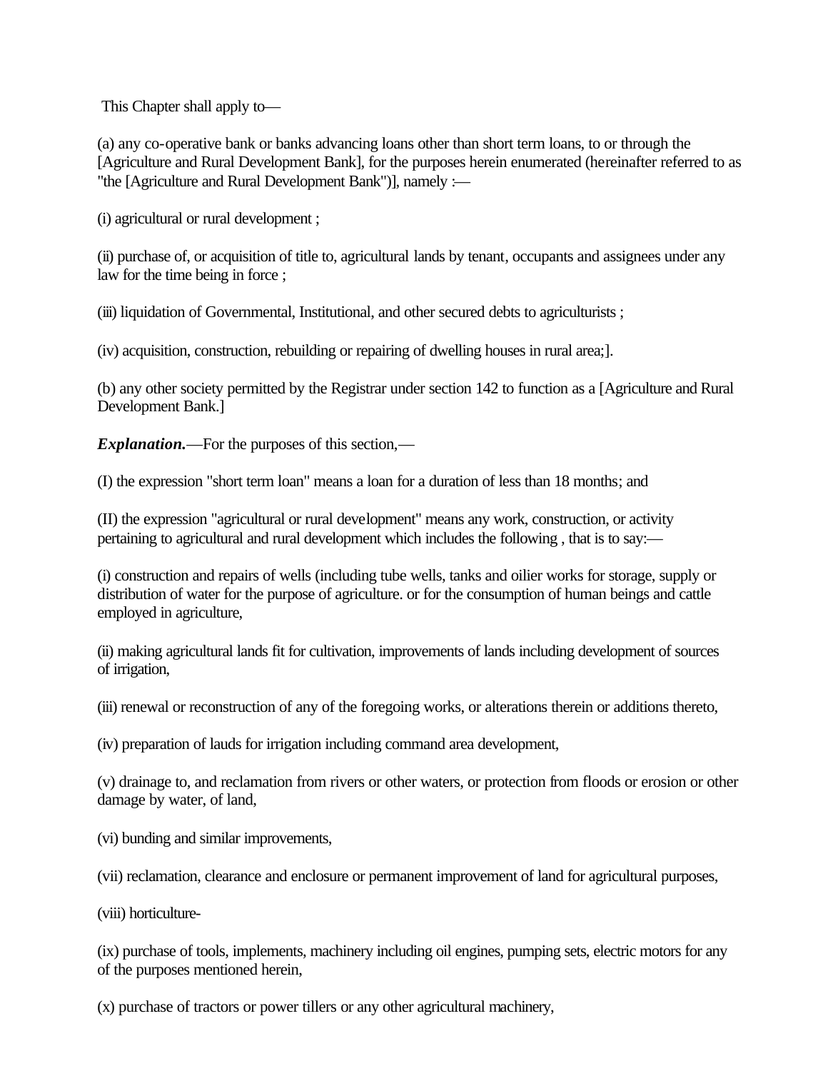This Chapter shall apply to—

(a) any co-operative bank or banks advancing loans other than short term loans, to or through the [Agriculture and Rural Development Bank], for the purposes herein enumerated (hereinafter referred to as "the [Agriculture and Rural Development Bank")], namely :—

(i) agricultural or rural development ;

(ii) purchase of, or acquisition of title to, agricultural lands by tenant, occupants and assignees under any law for the time being in force ;

(iii) liquidation of Governmental, Institutional, and other secured debts to agriculturists ;

(iv) acquisition, construction, rebuilding or repairing of dwelling houses in rural area;].

(b) any other society permitted by the Registrar under section 142 to function as a [Agriculture and Rural Development Bank.]

***Explanation.***—For the purposes of this section,—

(I) the expression "short term loan" means a loan for a duration of less than 18 months; and

(II) the expression "agricultural or rural development" means any work, construction, or activity pertaining to agricultural and rural development which includes the following , that is to say:—

(i) construction and repairs of wells (including tube wells, tanks and oilier works for storage, supply or distribution of water for the purpose of agriculture. or for the consumption of human beings and cattle employed in agriculture,

(ii) making agricultural lands fit for cultivation, improvements of lands including development of sources of irrigation,

(iii) renewal or reconstruction of any of the foregoing works, or alterations therein or additions thereto,

(iv) preparation of lauds for irrigation including command area development,

(v) drainage to, and reclamation from rivers or other waters, or protection from floods or erosion or other damage by water, of land,

(vi) bunding and similar improvements,

(vii) reclamation, clearance and enclosure or permanent improvement of land for agricultural purposes,

(viii) horticulture-

(ix) purchase of tools, implements, machinery including oil engines, pumping sets, electric motors for any of the purposes mentioned herein,

(x) purchase of tractors or power tillers or any other agricultural machinery,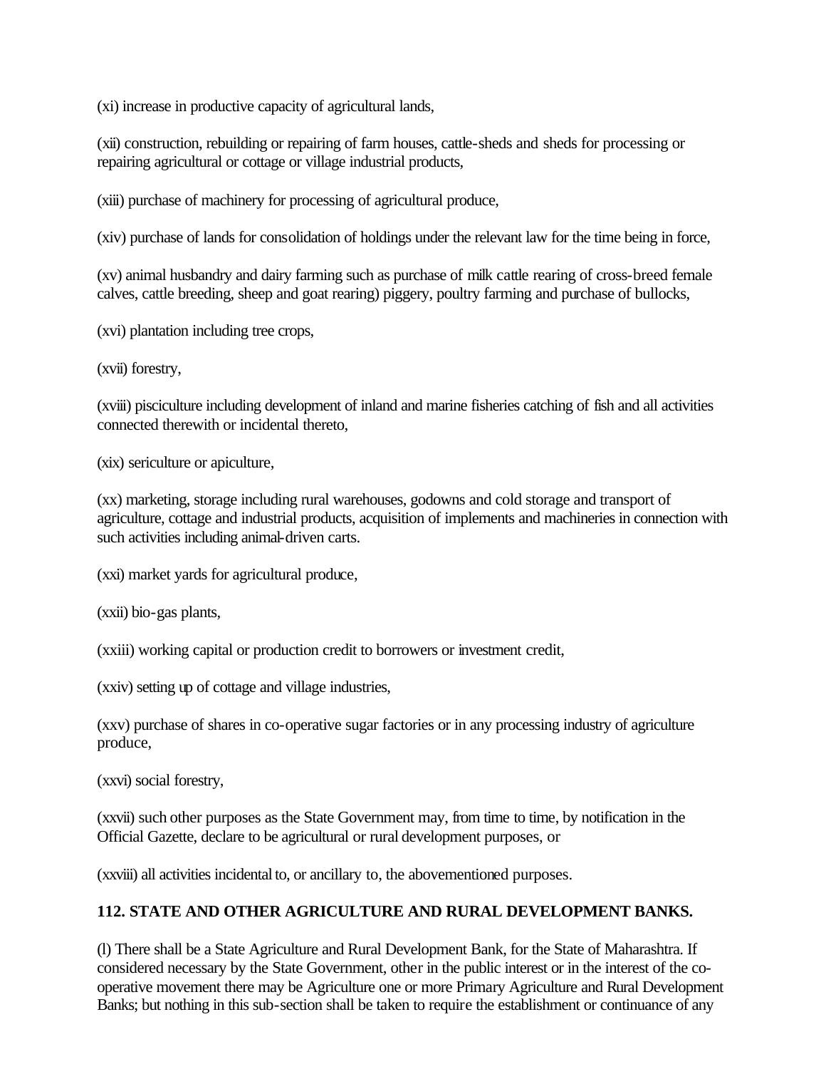(xi) increase in productive capacity of agricultural lands,

(xii) construction, rebuilding or repairing of farm houses, cattle-sheds and sheds for processing or repairing agricultural or cottage or village industrial products,

(xiii) purchase of machinery for processing of agricultural produce,

(xiv) purchase of lands for consolidation of holdings under the relevant law for the time being in force,

(xv) animal husbandry and dairy farming such as purchase of milk cattle rearing of cross-breed female calves, cattle breeding, sheep and goat rearing) piggery, poultry farming and purchase of bullocks,

(xvi) plantation including tree crops,

(xvii) forestry,

(xviii) pisciculture including development of inland and marine fisheries catching of fish and all activities connected therewith or incidental thereto,

(xix) sericulture or apiculture,

(xx) marketing, storage including rural warehouses, godowns and cold storage and transport of agriculture, cottage and industrial products, acquisition of implements and machineries in connection with such activities including animal-driven carts.

(xxi) market yards for agricultural produce,

(xxii) bio-gas plants,

(xxiii) working capital or production credit to borrowers or investment credit,

(xxiv) setting up of cottage and village industries,

(xxv) purchase of shares in co-operative sugar factories or in any processing industry of agriculture produce,

(xxvi) social forestry,

(xxvii) such other purposes as the State Government may, from time to time, by notification in the Official Gazette, declare to be agricultural or rural development purposes, or

(xxviii) all activities incidental to, or ancillary to, the abovementioned purposes.

**112. STATE AND OTHER AGRICULTURE AND RURAL DEVELOPMENT BANKS.**

(l) There shall be a State Agriculture and Rural Development Bank, for the State of Maharashtra. If considered necessary by the State Government, other in the public interest or in the interest of the co-operative movement there may be Agriculture one or more Primary Agriculture and Rural Development Banks; but nothing in this sub-section shall be taken to require the establishment or continuance of any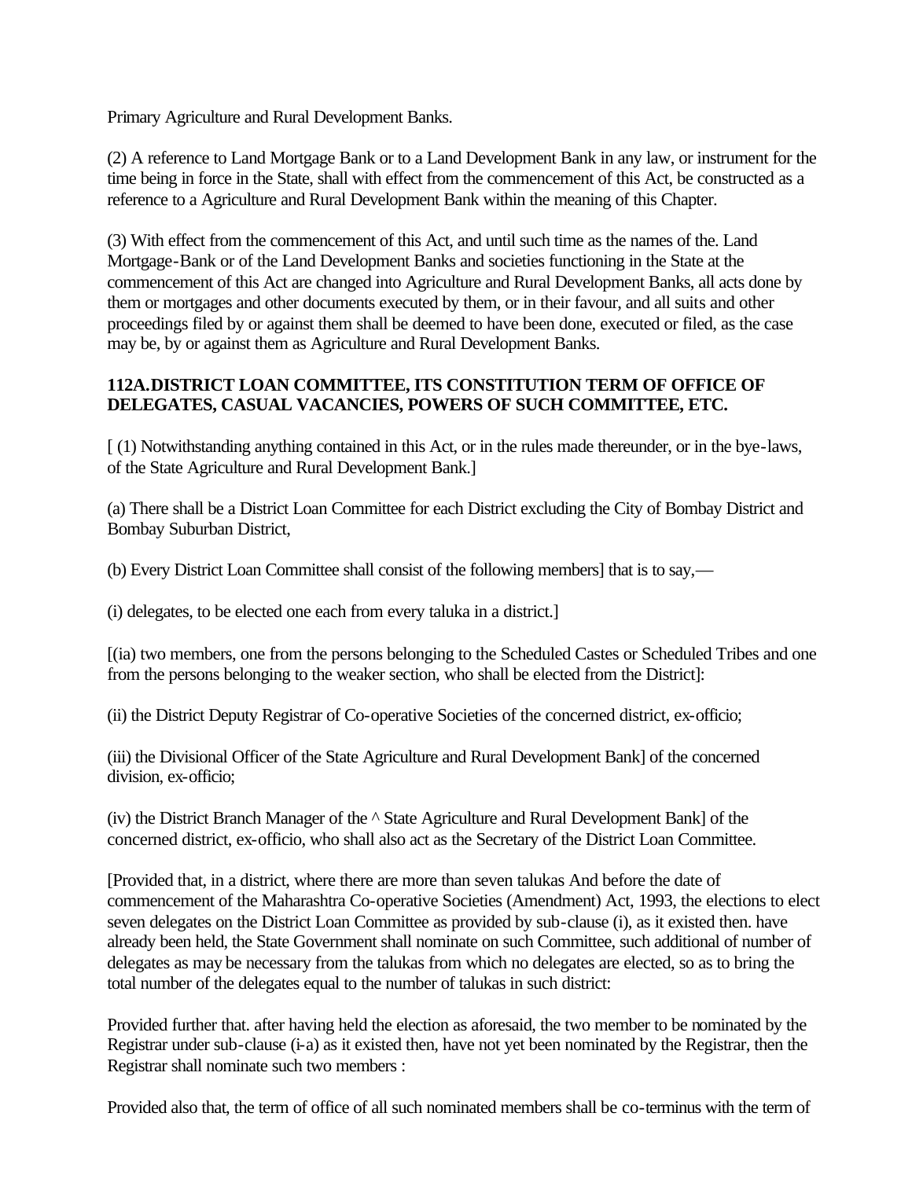Primary Agriculture and Rural Development Banks.

(2) A reference to Land Mortgage Bank or to a Land Development Bank in any law, or instrument for the time being in force in the State, shall with effect from the commencement of this Act, be constructed as a reference to a Agriculture and Rural Development Bank within the meaning of this Chapter.

(3) With effect from the commencement of this Act, and until such time as the names of the. Land Mortgage-Bank or of the Land Development Banks and societies functioning in the State at the commencement of this Act are changed into Agriculture and Rural Development Banks, all acts done by them or mortgages and other documents executed by them, or in their favour, and all suits and other proceedings filed by or against them shall be deemed to have been done, executed or filed, as the case may be, by or against them as Agriculture and Rural Development Banks.

**112A.DISTRICT LOAN COMMITTEE, ITS CONSTITUTION TERM OF OFFICE OF DELEGATES, CASUAL VACANCIES, POWERS OF SUCH COMMITTEE, ETC.**

[ (1) Notwithstanding anything contained in this Act, or in the rules made thereunder, or in the bye-laws, of the State Agriculture and Rural Development Bank.]

(a) There shall be a District Loan Committee for each District excluding the City of Bombay District and Bombay Suburban District,

(b) Every District Loan Committee shall consist of the following members] that is to say,—

(i) delegates, to be elected one each from every taluka in a district.]

[(ia) two members, one from the persons belonging to the Scheduled Castes or Scheduled Tribes and one from the persons belonging to the weaker section, who shall be elected from the District]:

(ii) the District Deputy Registrar of Co-operative Societies of the concerned district, ex-officio;

(iii) the Divisional Officer of the State Agriculture and Rural Development Bank] of the concerned division, ex-officio;

(iv) the District Branch Manager of the ^ State Agriculture and Rural Development Bank] of the concerned district, ex-officio, who shall also act as the Secretary of the District Loan Committee.

[Provided that, in a district, where there are more than seven talukas And before the date of commencement of the Maharashtra Co-operative Societies (Amendment) Act, 1993, the elections to elect seven delegates on the District Loan Committee as provided by sub-clause (i), as it existed then. have already been held, the State Government shall nominate on such Committee, such additional of number of delegates as may be necessary from the talukas from which no delegates are elected, so as to bring the total number of the delegates equal to the number of talukas in such district:

Provided further that. after having held the election as aforesaid, the two member to be nominated by the Registrar under sub-clause (i-a) as it existed then, have not yet been nominated by the Registrar, then the Registrar shall nominate such two members :

Provided also that, the term of office of all such nominated members shall be co-terminus with the term of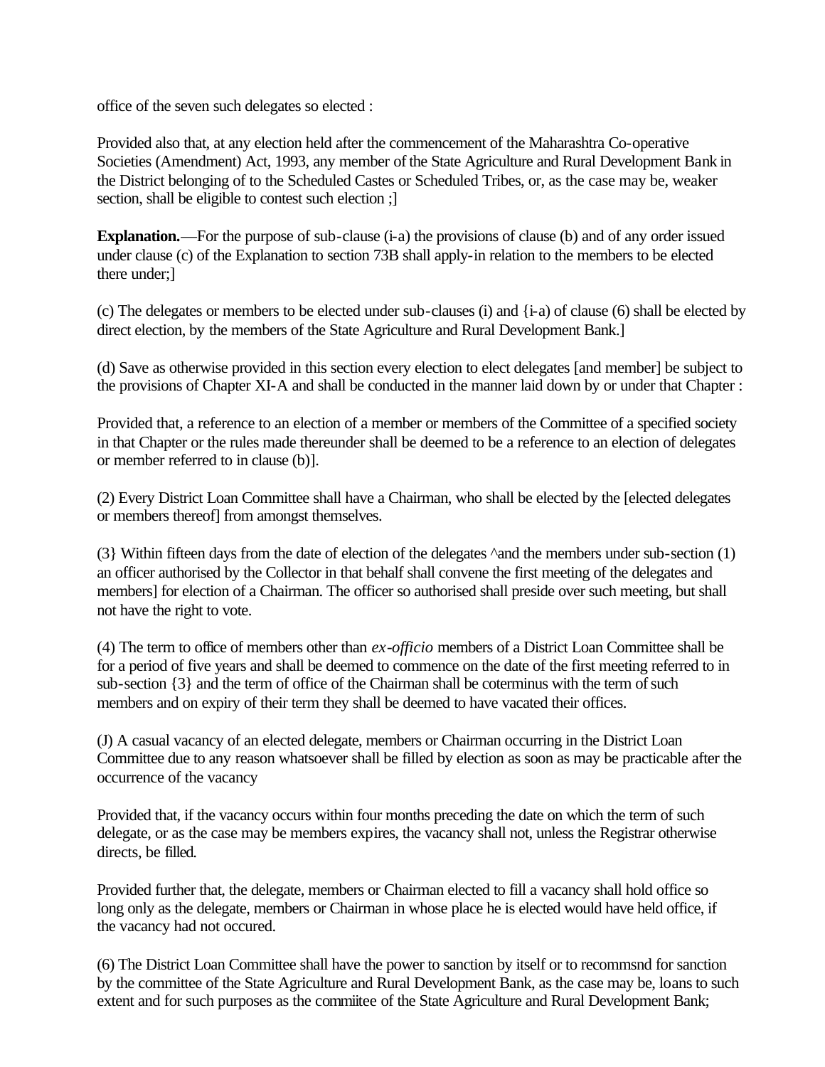office of the seven such delegates so elected :

Provided also that, at any election held after the commencement of the Maharashtra Co-operative Societies (Amendment) Act, 1993, any member of the State Agriculture and Rural Development Bank in the District belonging of to the Scheduled Castes or Scheduled Tribes, or, as the case may be, weaker section, shall be eligible to contest such election ;]

**Explanation.**—For the purpose of sub-clause (i-a) the provisions of clause (b) and of any order issued under clause (c) of the Explanation to section 73B shall apply-in relation to the members to be elected there under;]

(c) The delegates or members to be elected under sub-clauses (i) and {i-a) of clause (6) shall be elected by direct election, by the members of the State Agriculture and Rural Development Bank.]

(d) Save as otherwise provided in this section every election to elect delegates [and member] be subject to the provisions of Chapter XI-A and shall be conducted in the manner laid down by or under that Chapter :

Provided that, a reference to an election of a member or members of the Committee of a specified society in that Chapter or the rules made thereunder shall be deemed to be a reference to an election of delegates or member referred to in clause (b)].

(2) Every District Loan Committee shall have a Chairman, who shall be elected by the [elected delegates or members thereof] from amongst themselves.

(3} Within fifteen days from the date of election of the delegates ^and the members under sub-section (1) an officer authorised by the Collector in that behalf shall convene the first meeting of the delegates and members] for election of a Chairman. The officer so authorised shall preside over such meeting, but shall not have the right to vote.

(4) The term to office of members other than *ex-officio* members of a District Loan Committee shall be for a period of five years and shall be deemed to commence on the date of the first meeting referred to in sub-section {3} and the term of office of the Chairman shall be coterminus with the term of such members and on expiry of their term they shall be deemed to have vacated their offices.

(J) A casual vacancy of an elected delegate, members or Chairman occurring in the District Loan Committee due to any reason whatsoever shall be filled by election as soon as may be practicable after the occurrence of the vacancy

Provided that, if the vacancy occurs within four months preceding the date on which the term of such delegate, or as the case may be members expires, the vacancy shall not, unless the Registrar otherwise directs, be filled.

Provided further that, the delegate, members or Chairman elected to fill a vacancy shall hold office so long only as the delegate, members or Chairman in whose place he is elected would have held office, if the vacancy had not occured.

(6) The District Loan Committee shall have the power to sanction by itself or to recommsnd for sanction by the committee of the State Agriculture and Rural Development Bank, as the case may be, loans to such extent and for such purposes as the commiitee of the State Agriculture and Rural Development Bank;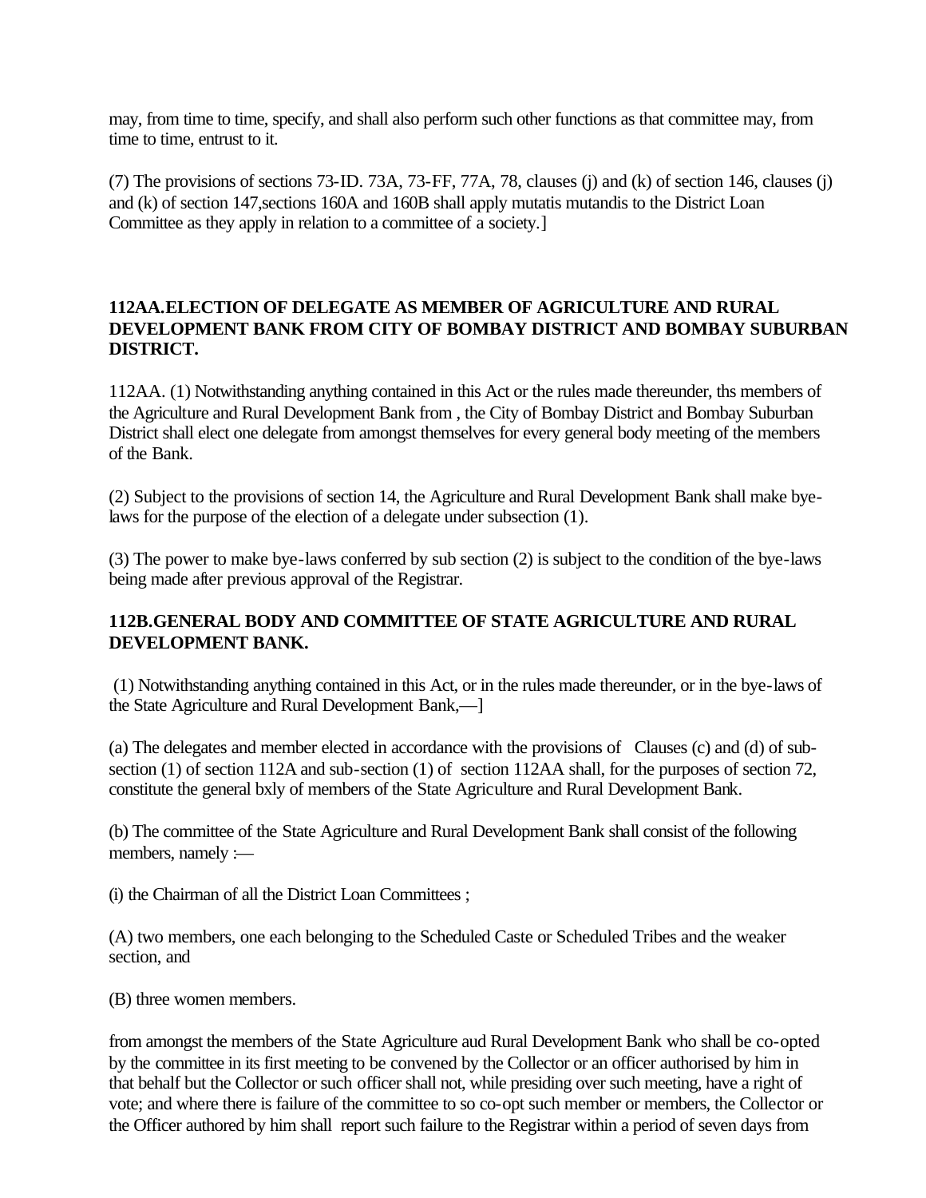may, from time to time, specify, and shall also perform such other functions as that committee may, from time to time, entrust to it.

(7) The provisions of sections 73-ID. 73A, 73-FF, 77A, 78, clauses (j) and (k) of section 146, clauses (j) and (k) of section 147,sections 160A and 160B shall apply mutatis mutandis to the District Loan Committee as they apply in relation to a committee of a society.]

### 112AA.ELECTION OF DELEGATE AS MEMBER OF AGRICULTURE AND RURAL DEVELOPMENT BANK FROM CITY OF BOMBAY DISTRICT AND BOMBAY SUBURBAN DISTRICT.

112AA. (1) Notwithstanding anything contained in this Act or the rules made thereunder, ths members of the Agriculture and Rural Development Bank from , the City of Bombay District and Bombay Suburban District shall elect one delegate from amongst themselves for every general body meeting of the members of the Bank.

(2) Subject to the provisions of section 14, the Agriculture and Rural Development Bank shall make bye-laws for the purpose of the election of a delegate under subsection (1).

(3) The power to make bye-laws conferred by sub section (2) is subject to the condition of the bye-laws being made after previous approval of the Registrar.

### 112B.GENERAL BODY AND COMMITTEE OF STATE AGRICULTURE AND RURAL DEVELOPMENT BANK.

(1) Notwithstanding anything contained in this Act, or in the rules made thereunder, or in the bye-laws of the State Agriculture and Rural Development Bank,—]

(a) The delegates and member elected in accordance with the provisions of Clauses (c) and (d) of sub-section (1) of section 112A and sub-section (1) of section 112AA shall, for the purposes of section 72, constitute the general bxly of members of the State Agriculture and Rural Development Bank.

(b) The committee of the State Agriculture and Rural Development Bank shall consist of the following members, namely :—

(i) the Chairman of all the District Loan Committees ;

(A) two members, one each belonging to the Scheduled Caste or Scheduled Tribes and the weaker section, and

(B) three women members.

from amongst the members of the State Agriculture aud Rural Development Bank who shall be co-opted by the committee in its first meeting to be convened by the Collector or an officer authorised by him in that behalf but the Collector or such officer shall not, while presiding over such meeting, have a right of vote; and where there is failure of the committee to so co-opt such member or members, the Collector or the Officer authored by him shall report such failure to the Registrar within a period of seven days from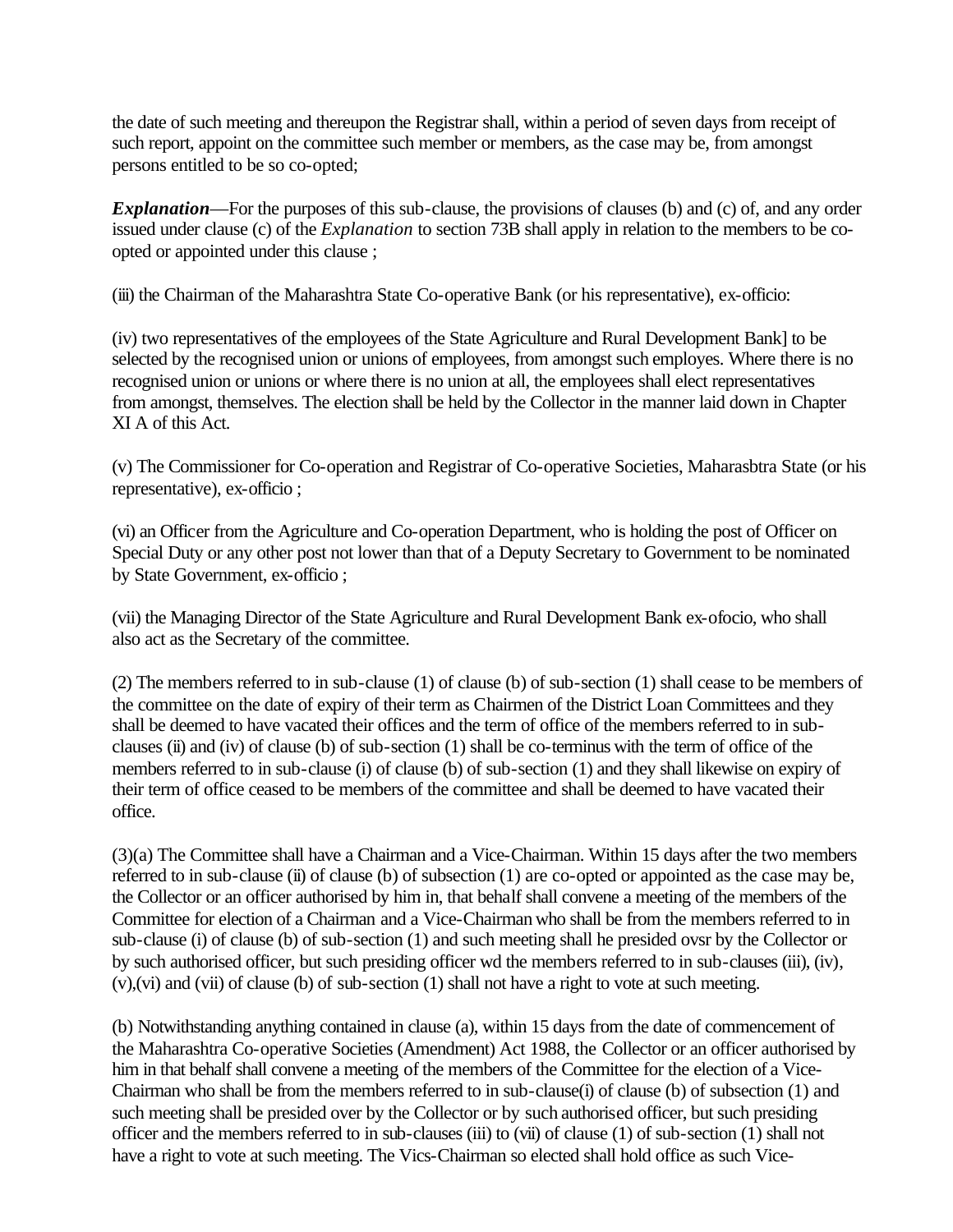the date of such meeting and thereupon the Registrar shall, within a period of seven days from receipt of such report, appoint on the committee such member or members, as the case may be, from amongst persons entitled to be so co-opted;

***Explanation***—For the purposes of this sub-clause, the provisions of clauses (b) and (c) of, and any order issued under clause (c) of the *Explanation* to section 73B shall apply in relation to the members to be co-opted or appointed under this clause ;

(iii) the Chairman of the Maharashtra State Co-operative Bank (or his representative), ex-officio:

(iv) two representatives of the employees of the State Agriculture and Rural Development Bank] to be selected by the recognised union or unions of employees, from amongst such employes. Where there is no recognised union or unions or where there is no union at all, the employees shall elect representatives from amongst, themselves. The election shall be held by the Collector in the manner laid down in Chapter XI A of this Act.

(v) The Commissioner for Co-operation and Registrar of Co-operative Societies, Maharasbtra State (or his representative), ex-officio ;

(vi) an Officer from the Agriculture and Co-operation Department, who is holding the post of Officer on Special Duty or any other post not lower than that of a Deputy Secretary to Government to be nominated by State Government, ex-officio ;

(vii) the Managing Director of the State Agriculture and Rural Development Bank ex-ofocio, who shall also act as the Secretary of the committee.

(2) The members referred to in sub-clause (1) of clause (b) of sub-section (1) shall cease to be members of the committee on the date of expiry of their term as Chairmen of the District Loan Committees and they shall be deemed to have vacated their offices and the term of office of the members referred to in sub-clauses (ii) and (iv) of clause (b) of sub-section (1) shall be co-terminus with the term of office of the members referred to in sub-clause (i) of clause (b) of sub-section (1) and they shall likewise on expiry of their term of office ceased to be members of the committee and shall be deemed to have vacated their office.

(3)(a) The Committee shall have a Chairman and a Vice-Chairman. Within 15 days after the two members referred to in sub-clause (ii) of clause (b) of subsection (1) are co-opted or appointed as the case may be, the Collector or an officer authorised by him in, that behalf shall convene a meeting of the members of the Committee for election of a Chairman and a Vice-Chairman who shall be from the members referred to in sub-clause (i) of clause (b) of sub-section (1) and such meeting shall he presided ovsr by the Collector or by such authorised officer, but such presiding officer wd the members referred to in sub-clauses (iii), (iv), (v),(vi) and (vii) of clause (b) of sub-section (1) shall not have a right to vote at such meeting.

(b) Notwithstanding anything contained in clause (a), within 15 days from the date of commencement of the Maharashtra Co-operative Societies (Amendment) Act 1988, the Collector or an officer authorised by him in that behalf shall convene a meeting of the members of the Committee for the election of a Vice-Chairman who shall be from the members referred to in sub-clause(i) of clause (b) of subsection (1) and such meeting shall be presided over by the Collector or by such authorised officer, but such presiding officer and the members referred to in sub-clauses (iii) to (vii) of clause (1) of sub-section (1) shall not have a right to vote at such meeting. The Vics-Chairman so elected shall hold office as such Vice-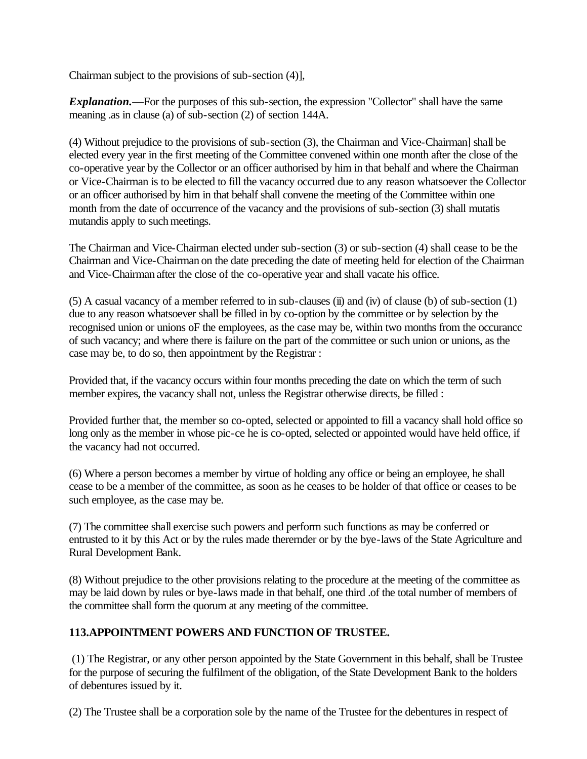Chairman subject to the provisions of sub-section (4)],

***Explanation.***—For the purposes of this sub-section, the expression "Collector" shall have the same meaning .as in clause (a) of sub-section (2) of section 144A.

(4) Without prejudice to the provisions of sub-section (3), the Chairman and Vice-Chairman] shall be elected every year in the first meeting of the Committee convened within one month after the close of the co-operative year by the Collector or an officer authorised by him in that behalf and where the Chairman or Vice-Chairman is to be elected to fill the vacancy occurred due to any reason whatsoever the Collector or an officer authorised by him in that behalf shall convene the meeting of the Committee within one month from the date of occurrence of the vacancy and the provisions of sub-section (3) shall mutatis mutandis apply to such meetings.

The Chairman and Vice-Chairman elected under sub-section (3) or sub-section (4) shall cease to be the Chairman and Vice-Chairman on the date preceding the date of meeting held for election of the Chairman and Vice-Chairman after the close of the co-operative year and shall vacate his office.

(5) A casual vacancy of a member referred to in sub-clauses (ii) and (iv) of clause (b) of sub-section (1) due to any reason whatsoever shall be filled in by co-option by the committee or by selection by the recognised union or unions oF the employees, as the case may be, within two months from the occurancc of such vacancy; and where there is failure on the part of the committee or such union or unions, as the case may be, to do so, then appointment by the Registrar :

Provided that, if the vacancy occurs within four months preceding the date on which the term of such member expires, the vacancy shall not, unless the Registrar otherwise directs, be filled :

Provided further that, the member so co-opted, selected or appointed to fill a vacancy shall hold office so long only as the member in whose pic-ce he is co-opted, selected or appointed would have held office, if the vacancy had not occurred.

(6) Where a person becomes a member by virtue of holding any office or being an employee, he shall cease to be a member of the committee, as soon as he ceases to be holder of that office or ceases to be such employee, as the case may be.

(7) The committee shall exercise such powers and perform such functions as may be conferred or entrusted to it by this Act or by the rules made therernder or by the bye-laws of the State Agriculture and Rural Development Bank.

(8) Without prejudice to the other provisions relating to the procedure at the meeting of the committee as may be laid down by rules or bye-laws made in that behalf, one third .of the total number of members of the committee shall form the quorum at any meeting of the committee.

**113.APPOINTMENT POWERS AND FUNCTION OF TRUSTEE.**

(1) The Registrar, or any other person appointed by the State Government in this behalf, shall be Trustee for the purpose of securing the fulfilment of the obligation, of the State Development Bank to the holders of debentures issued by it.

(2) The Trustee shall be a corporation sole by the name of the Trustee for the debentures in respect of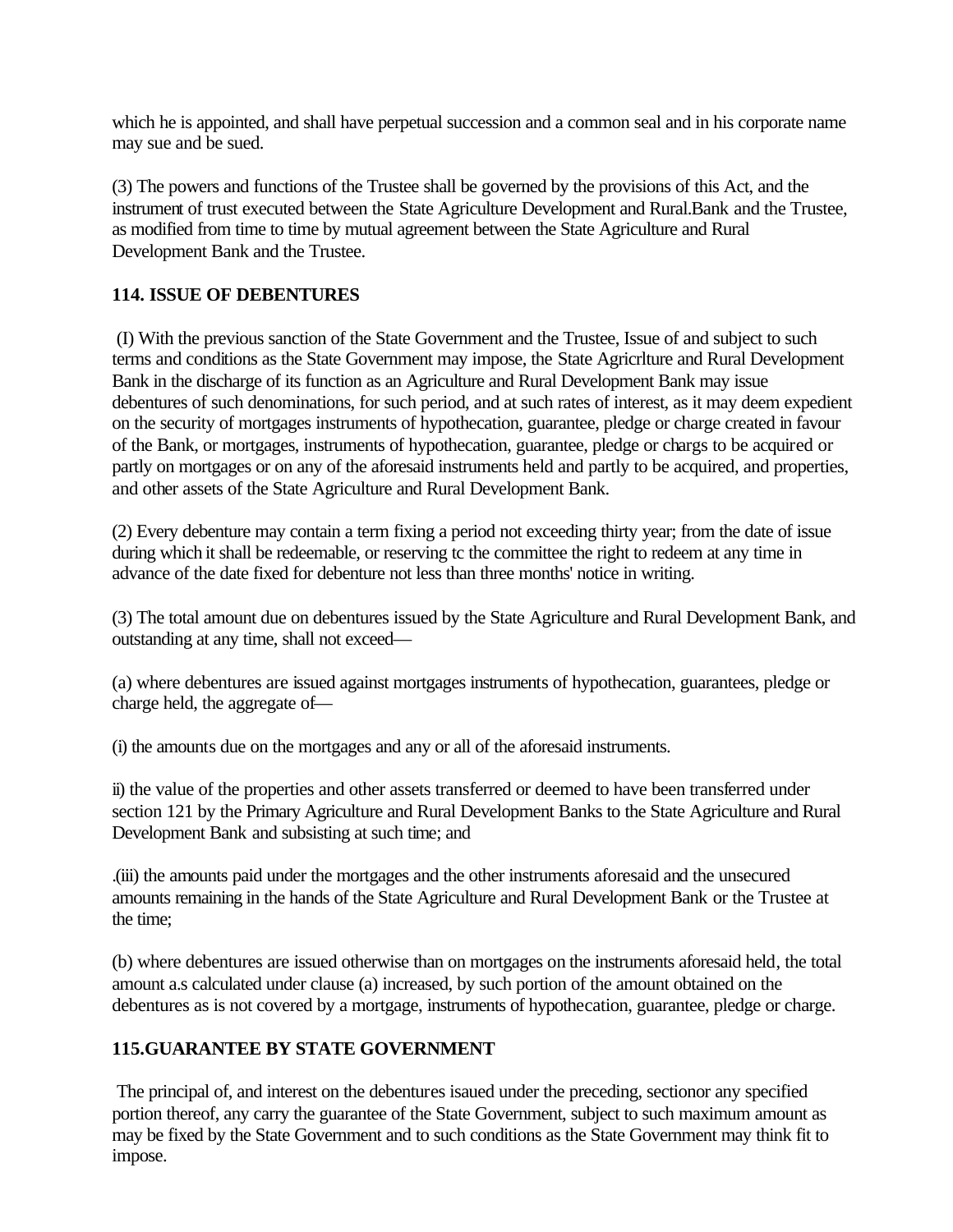which he is appointed, and shall have perpetual succession and a common seal and in his corporate name may sue and be sued.

(3) The powers and functions of the Trustee shall be governed by the provisions of this Act, and the instrument of trust executed between the State Agriculture Development and Rural.Bank and the Trustee, as modified from time to time by mutual agreement between the State Agriculture and Rural Development Bank and the Trustee.

**114. ISSUE OF DEBENTURES**

(I) With the previous sanction of the State Government and the Trustee, Issue of and subject to such terms and conditions as the State Government may impose, the State Agricrlture and Rural Development Bank in the discharge of its function as an Agriculture and Rural Development Bank may issue debentures of such denominations, for such period, and at such rates of interest, as it may deem expedient on the security of mortgages instruments of hypothecation, guarantee, pledge or charge created in favour of the Bank, or mortgages, instruments of hypothecation, guarantee, pledge or chargs to be acquired or partly on mortgages or on any of the aforesaid instruments held and partly to be acquired, and properties, and other assets of the State Agriculture and Rural Development Bank.

(2) Every debenture may contain a term fixing a period not exceeding thirty year; from the date of issue during which it shall be redeemable, or reserving tc the committee the right to redeem at any time in advance of the date fixed for debenture not less than three months' notice in writing.

(3) The total amount due on debentures issued by the State Agriculture and Rural Development Bank, and outstanding at any time, shall not exceed—

(a) where debentures are issued against mortgages instruments of hypothecation, guarantees, pledge or charge held, the aggregate of—

(i) the amounts due on the mortgages and any or all of the aforesaid instruments.

ii) the value of the properties and other assets transferred or deemed to have been transferred under section 121 by the Primary Agriculture and Rural Development Banks to the State Agriculture and Rural Development Bank and subsisting at such time; and

.(iii) the amounts paid under the mortgages and the other instruments aforesaid and the unsecured amounts remaining in the hands of the State Agriculture and Rural Development Bank or the Trustee at the time;

(b) where debentures are issued otherwise than on mortgages on the instruments aforesaid held, the total amount a.s calculated under clause (a) increased, by such portion of the amount obtained on the debentures as is not covered by a mortgage, instruments of hypothecation, guarantee, pledge or charge.

**115.GUARANTEE BY STATE GOVERNMENT**

The principal of, and interest on the debentures isaued under the preceding, sectionor any specified portion thereof, any carry the guarantee of the State Government, subject to such maximum amount as may be fixed by the State Government and to such conditions as the State Government may think fit to impose.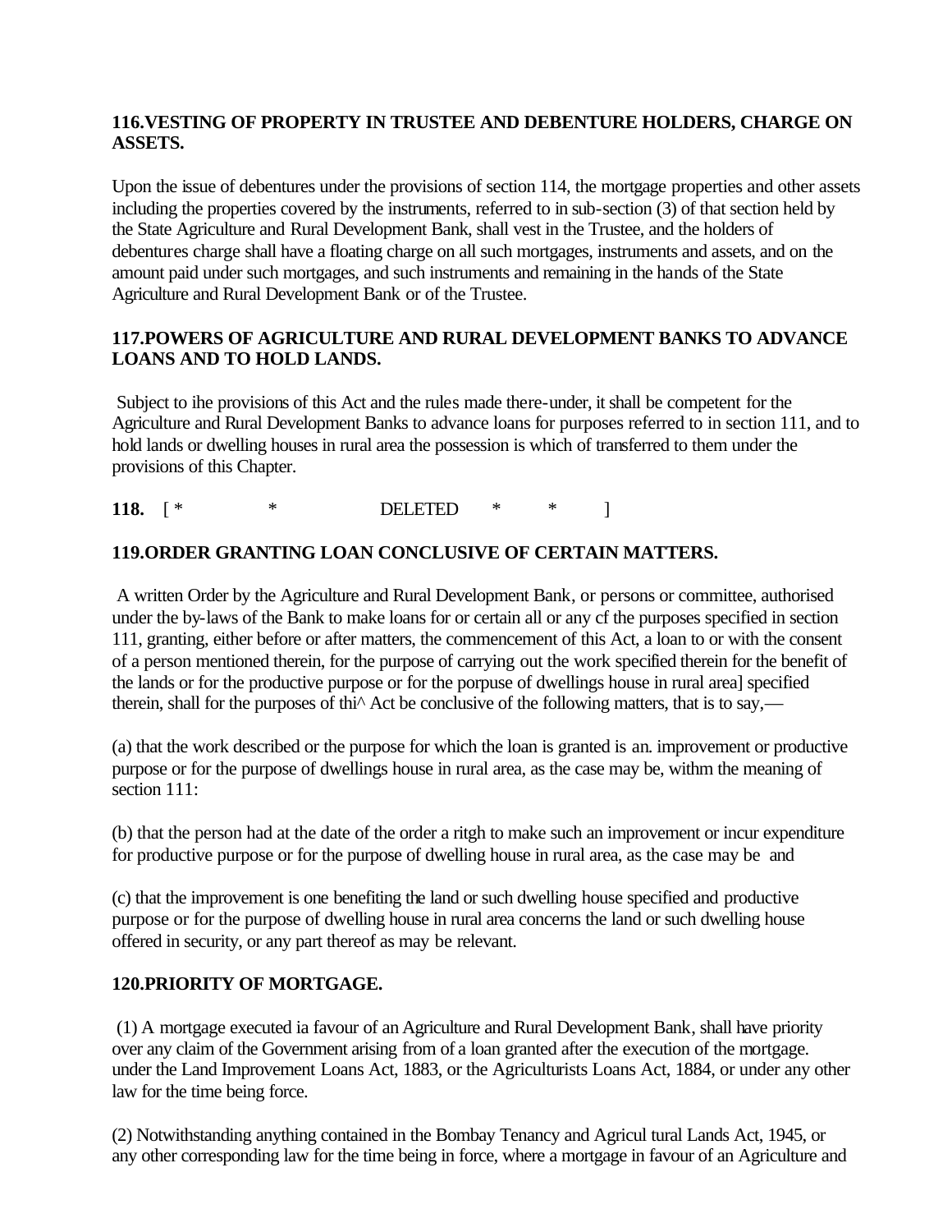**116.VESTING OF PROPERTY IN TRUSTEE AND DEBENTURE HOLDERS, CHARGE ON ASSETS.**

Upon the issue of debentures under the provisions of section 114, the mortgage properties and other assets including the properties covered by the instruments, referred to in sub-section (3) of that section held by the State Agriculture and Rural Development Bank, shall vest in the Trustee, and the holders of debentures charge shall have a floating charge on all such mortgages, instruments and assets, and on the amount paid under such mortgages, and such instruments and remaining in the hands of the State Agriculture and Rural Development Bank or of the Trustee.

**117.POWERS OF AGRICULTURE AND RURAL DEVELOPMENT BANKS TO ADVANCE LOANS AND TO HOLD LANDS.**

Subject to ihe provisions of this Act and the rules made there-under, it shall be competent for the Agriculture and Rural Development Banks to advance loans for purposes referred to in section 111, and to hold lands or dwelling houses in rural area the possession is which of transferred to them under the provisions of this Chapter.

**118.** [ * * DELETED * * ]

**119.ORDER GRANTING LOAN CONCLUSIVE OF CERTAIN MATTERS.**

A written Order by the Agriculture and Rural Development Bank, or persons or committee, authorised under the by-laws of the Bank to make loans for or certain all or any cf the purposes specified in section 111, granting, either before or after matters, the commencement of this Act, a loan to or with the consent of a person mentioned therein, for the purpose of carrying out the work specified therein for the benefit of the lands or for the productive purpose or for the porpuse of dwellings house in rural area] specified therein, shall for the purposes of thi^ Act be conclusive of the following matters, that is to say,—

(a) that the work described or the purpose for which the loan is granted is an. improvement or productive purpose or for the purpose of dwellings house in rural area, as the case may be, withm the meaning of section 111:

(b) that the person had at the date of the order a ritgh to make such an improvement or incur expenditure for productive purpose or for the purpose of dwelling house in rural area, as the case may be and

(c) that the improvement is one benefiting the land or such dwelling house specified and productive purpose or for the purpose of dwelling house in rural area concerns the land or such dwelling house offered in security, or any part thereof as may be relevant.

**120.PRIORITY OF MORTGAGE.**

(1) A mortgage executed ia favour of an Agriculture and Rural Development Bank, shall have priority over any claim of the Government arising from of a loan granted after the execution of the mortgage. under the Land Improvement Loans Act, 1883, or the Agriculturists Loans Act, 1884, or under any other law for the time being force.

(2) Notwithstanding anything contained in the Bombay Tenancy and Agricul tural Lands Act, 1945, or any other corresponding law for the time being in force, where a mortgage in favour of an Agriculture and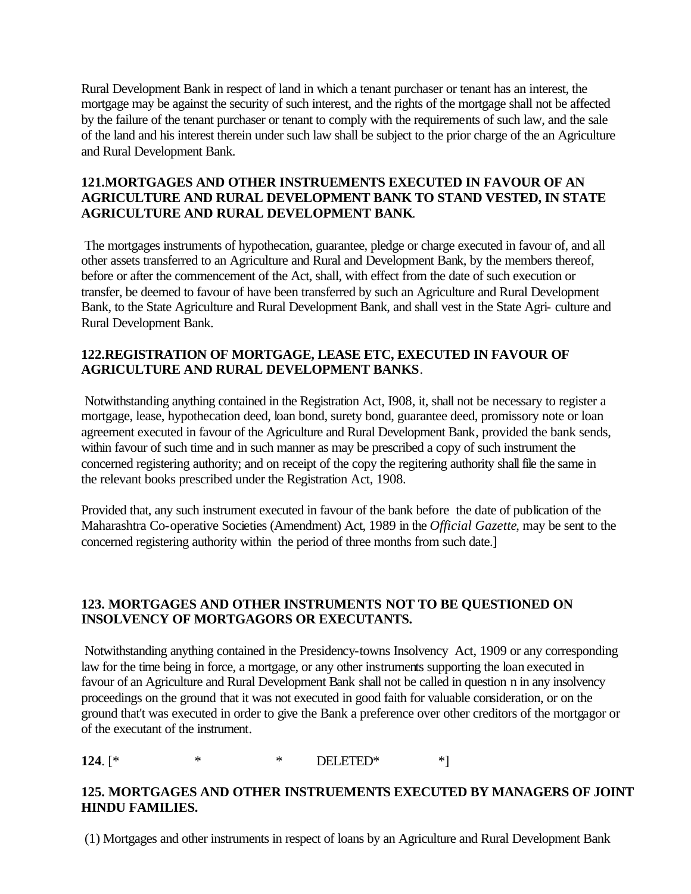Rural Development Bank in respect of land in which a tenant purchaser or tenant has an interest, the mortgage may be against the security of such interest, and the rights of the mortgage shall not be affected by the failure of the tenant purchaser or tenant to comply with the requirements of such law, and the sale of the land and his interest therein under such law shall be subject to the prior charge of the an Agriculture and Rural Development Bank.

**121.MORTGAGES AND OTHER INSTRUEMENTS EXECUTED IN FAVOUR OF AN AGRICULTURE AND RURAL DEVELOPMENT BANK TO STAND VESTED, IN STATE AGRICULTURE AND RURAL DEVELOPMENT BANK**.

The mortgages instruments of hypothecation, guarantee, pledge or charge executed in favour of, and all other assets transferred to an Agriculture and Rural and Development Bank, by the members thereof, before or after the commencement of the Act, shall, with effect from the date of such execution or transfer, be deemed to favour of have been transferred by such an Agriculture and Rural Development Bank, to the State Agriculture and Rural Development Bank, and shall vest in the State Agri- culture and Rural Development Bank.

**122.REGISTRATION OF MORTGAGE, LEASE ETC, EXECUTED IN FAVOUR OF AGRICULTURE AND RURAL DEVELOPMENT BANKS**.

Notwithstanding anything contained in the Registration Act, I908, it, shall not be necessary to register a mortgage, lease, hypothecation deed, loan bond, surety bond, guarantee deed, promissory note or loan agreement executed in favour of the Agriculture and Rural Development Bank, provided the bank sends, within favour of such time and in such manner as may be prescribed a copy of such instrument the concerned registering authority; and on receipt of the copy the regitering authority shall file the same in the relevant books prescribed under the Registration Act, 1908.

Provided that, any such instrument executed in favour of the bank before the date of publication of the Maharashtra Co-operative Societies (Amendment) Act, 1989 in the *Official Gazette*, may be sent to the concerned registering authority within the period of three months from such date.]

**123. MORTGAGES AND OTHER INSTRUMENTS NOT TO BE QUESTIONED ON INSOLVENCY OF MORTGAGORS OR EXECUTANTS.**

Notwithstanding anything contained in the Presidency-towns Insolvency Act, 1909 or any corresponding law for the time being in force, a mortgage, or any other instruments supporting the loan executed in favour of an Agriculture and Rural Development Bank shall not be called in question n in any insolvency proceedings on the ground that it was not executed in good faith for valuable consideration, or on the ground that't was executed in order to give the Bank a preference over other creditors of the mortgagor or of the executant of the instrument.

**124**. [* * * DELETED* *]

**125. MORTGAGES AND OTHER INSTRUEMENTS EXECUTED BY MANAGERS OF JOINT HINDU FAMILIES.**

(1) Mortgages and other instruments in respect of loans by an Agriculture and Rural Development Bank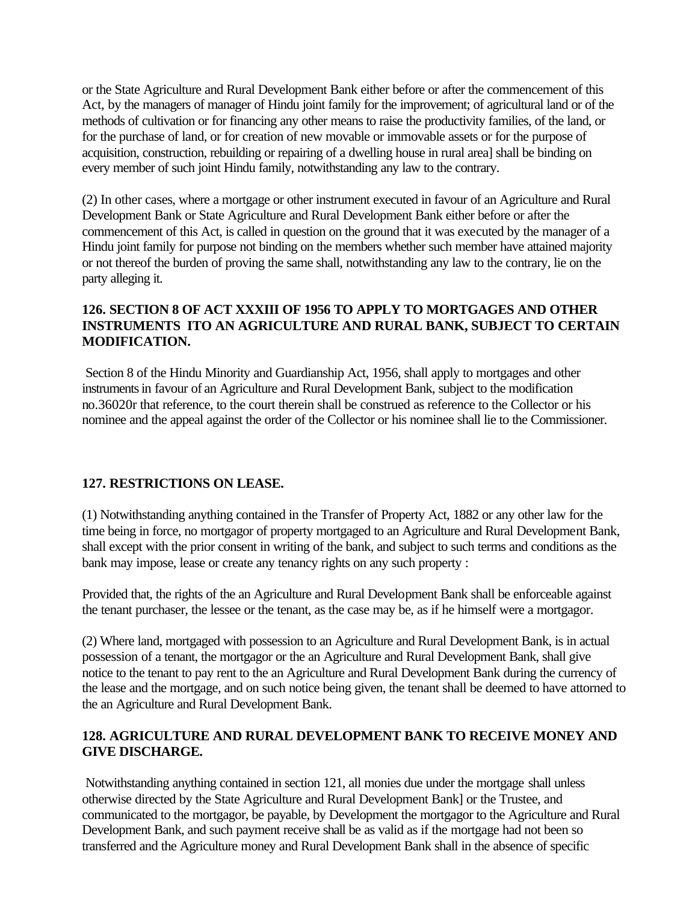or the State Agriculture and Rural Development Bank either before or after the commencement of this Act, by the managers of manager of Hindu joint family for the improvement; of agricultural land or of the methods of cultivation or for financing any other means to raise the productivity families, of the land, or for the purchase of land, or for creation of new movable or immovable assets or for the purpose of acquisition, construction, rebuilding or repairing of a dwelling house in rural area] shall be binding on every member of such joint Hindu family, notwithstanding any law to the contrary.

(2) In other cases, where a mortgage or other instrument executed in favour of an Agriculture and Rural Development Bank or State Agriculture and Rural Development Bank either before or after the commencement of this Act, is called in question on the ground that it was executed by the manager of a Hindu joint family for purpose not binding on the members whether such member have attained majority or not thereof the burden of proving the same shall, notwithstanding any law to the contrary, lie on the party alleging it.

### 126. SECTION 8 OF ACT XXXIII OF 1956 TO APPLY TO MORTGAGES AND OTHER INSTRUMENTS ITO AN AGRICULTURE AND RURAL BANK, SUBJECT TO CERTAIN MODIFICATION.

Section 8 of the Hindu Minority and Guardianship Act, 1956, shall apply to mortgages and other instruments in favour of an Agriculture and Rural Development Bank, subject to the modification no.36020r that reference, to the court therein shall be construed as reference to the Collector or his nominee and the appeal against the order of the Collector or his nominee shall lie to the Commissioner.

### 127. RESTRICTIONS ON LEASE.

(1) Notwithstanding anything contained in the Transfer of Property Act, 1882 or any other law for the time being in force, no mortgagor of property mortgaged to an Agriculture and Rural Development Bank, shall except with the prior consent in writing of the bank, and subject to such terms and conditions as the bank may impose, lease or create any tenancy rights on any such property :

Provided that, the rights of the an Agriculture and Rural Development Bank shall be enforceable against the tenant purchaser, the lessee or the tenant, as the case may be, as if he himself were a mortgagor.

(2) Where land, mortgaged with possession to an Agriculture and Rural Development Bank, is in actual possession of a tenant, the mortgagor or the an Agriculture and Rural Development Bank, shall give notice to the tenant to pay rent to the an Agriculture and Rural Development Bank during the currency of the lease and the mortgage, and on such notice being given, the tenant shall be deemed to have attorned to the an Agriculture and Rural Development Bank.

### 128. AGRICULTURE AND RURAL DEVELOPMENT BANK TO RECEIVE MONEY AND GIVE DISCHARGE.

Notwithstanding anything contained in section 121, all monies due under the mortgage shall unless otherwise directed by the State Agriculture and Rural Development Bank] or the Trustee, and communicated to the mortgagor, be payable, by Development the mortgagor to the Agriculture and Rural Development Bank, and such payment receive shall be as valid as if the mortgage had not been so transferred and the Agriculture money and Rural Development Bank shall in the absence of specific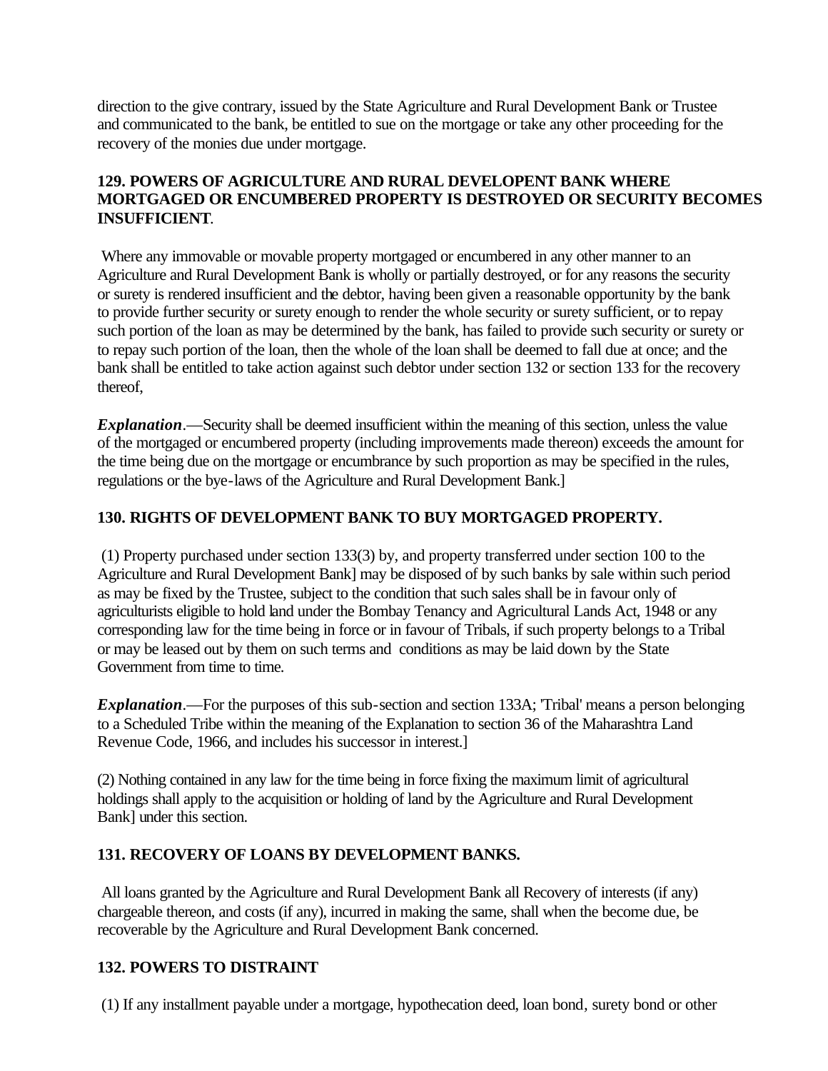direction to the give contrary, issued by the State Agriculture and Rural Development Bank or Trustee and communicated to the bank, be entitled to sue on the mortgage or take any other proceeding for the recovery of the monies due under mortgage.

### 129. POWERS OF AGRICULTURE AND RURAL DEVELOPENT BANK WHERE MORTGAGED OR ENCUMBERED PROPERTY IS DESTROYED OR SECURITY BECOMES INSUFFICIENT.

Where any immovable or movable property mortgaged or encumbered in any other manner to an Agriculture and Rural Development Bank is wholly or partially destroyed, or for any reasons the security or surety is rendered insufficient and the debtor, having been given a reasonable opportunity by the bank to provide further security or surety enough to render the whole security or surety sufficient, or to repay such portion of the loan as may be determined by the bank, has failed to provide such security or surety or to repay such portion of the loan, then the whole of the loan shall be deemed to fall due at once; and the bank shall be entitled to take action against such debtor under section 132 or section 133 for the recovery thereof,

***Explanation***.—Security shall be deemed insufficient within the meaning of this section, unless the value of the mortgaged or encumbered property (including improvements made thereon) exceeds the amount for the time being due on the mortgage or encumbrance by such proportion as may be specified in the rules, regulations or the bye-laws of the Agriculture and Rural Development Bank.]

### 130. RIGHTS OF DEVELOPMENT BANK TO BUY MORTGAGED PROPERTY.

(1) Property purchased under section 133(3) by, and property transferred under section 100 to the Agriculture and Rural Development Bank] may be disposed of by such banks by sale within such period as may be fixed by the Trustee, subject to the condition that such sales shall be in favour only of agriculturists eligible to hold land under the Bombay Tenancy and Agricultural Lands Act, 1948 or any corresponding law for the time being in force or in favour of Tribals, if such property belongs to a Tribal or may be leased out by them on such terms and conditions as may be laid down by the State Government from time to time.

***Explanation***.—For the purposes of this sub-section and section 133A; 'Tribal' means a person belonging to a Scheduled Tribe within the meaning of the Explanation to section 36 of the Maharashtra Land Revenue Code, 1966, and includes his successor in interest.]

(2) Nothing contained in any law for the time being in force fixing the maximum limit of agricultural holdings shall apply to the acquisition or holding of land by the Agriculture and Rural Development Bank] under this section.

### 131. RECOVERY OF LOANS BY DEVELOPMENT BANKS.

All loans granted by the Agriculture and Rural Development Bank all Recovery of interests (if any) chargeable thereon, and costs (if any), incurred in making the same, shall when the become due, be recoverable by the Agriculture and Rural Development Bank concerned.

### 132. POWERS TO DISTRAINT

(1) If any installment payable under a mortgage, hypothecation deed, loan bond, surety bond or other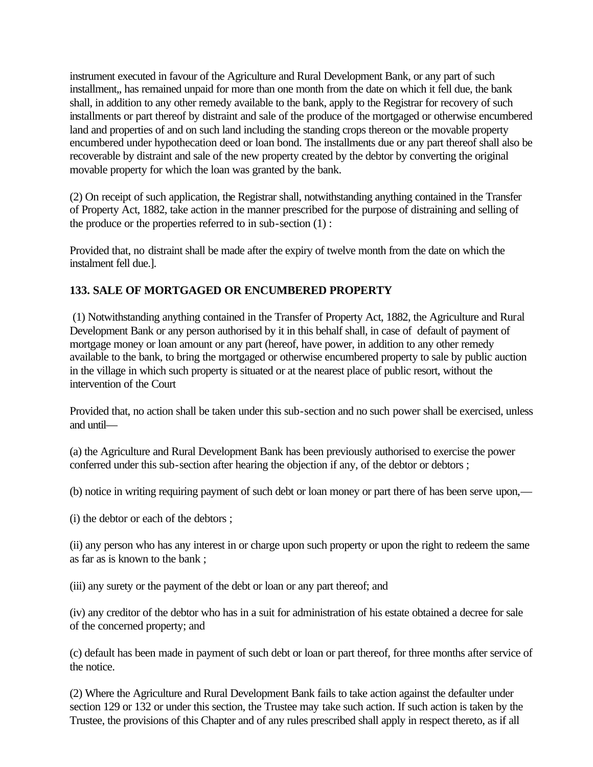instrument executed in favour of the Agriculture and Rural Development Bank, or any part of such installment,, has remained unpaid for more than one month from the date on which it fell due, the bank shall, in addition to any other remedy available to the bank, apply to the Registrar for recovery of such installments or part thereof by distraint and sale of the produce of the mortgaged or otherwise encumbered land and properties of and on such land including the standing crops thereon or the movable property encumbered under hypothecation deed or loan bond. The installments due or any part thereof shall also be recoverable by distraint and sale of the new property created by the debtor by converting the original movable property for which the loan was granted by the bank.

(2) On receipt of such application, the Registrar shall, notwithstanding anything contained in the Transfer of Property Act, 1882, take action in the manner prescribed for the purpose of distraining and selling of the produce or the properties referred to in sub-section (1) :

Provided that, no distraint shall be made after the expiry of twelve month from the date on which the instalment fell due.].

**133. SALE OF MORTGAGED OR ENCUMBERED PROPERTY**

(1) Notwithstanding anything contained in the Transfer of Property Act, 1882, the Agriculture and Rural Development Bank or any person authorised by it in this behalf shall, in case of default of payment of mortgage money or loan amount or any part (hereof, have power, in addition to any other remedy available to the bank, to bring the mortgaged or otherwise encumbered property to sale by public auction in the village in which such property is situated or at the nearest place of public resort, without the intervention of the Court

Provided that, no action shall be taken under this sub-section and no such power shall be exercised, unless and until—

(a) the Agriculture and Rural Development Bank has been previously authorised to exercise the power conferred under this sub-section after hearing the objection if any, of the debtor or debtors ;

(b) notice in writing requiring payment of such debt or loan money or part there of has been serve upon,—

(i) the debtor or each of the debtors ;

(ii) any person who has any interest in or charge upon such property or upon the right to redeem the same as far as is known to the bank ;

(iii) any surety or the payment of the debt or loan or any part thereof; and

(iv) any creditor of the debtor who has in a suit for administration of his estate obtained a decree for sale of the concerned property; and

(c) default has been made in payment of such debt or loan or part thereof, for three months after service of the notice.

(2) Where the Agriculture and Rural Development Bank fails to take action against the defaulter under section 129 or 132 or under this section, the Trustee may take such action. If such action is taken by the Trustee, the provisions of this Chapter and of any rules prescribed shall apply in respect thereto, as if all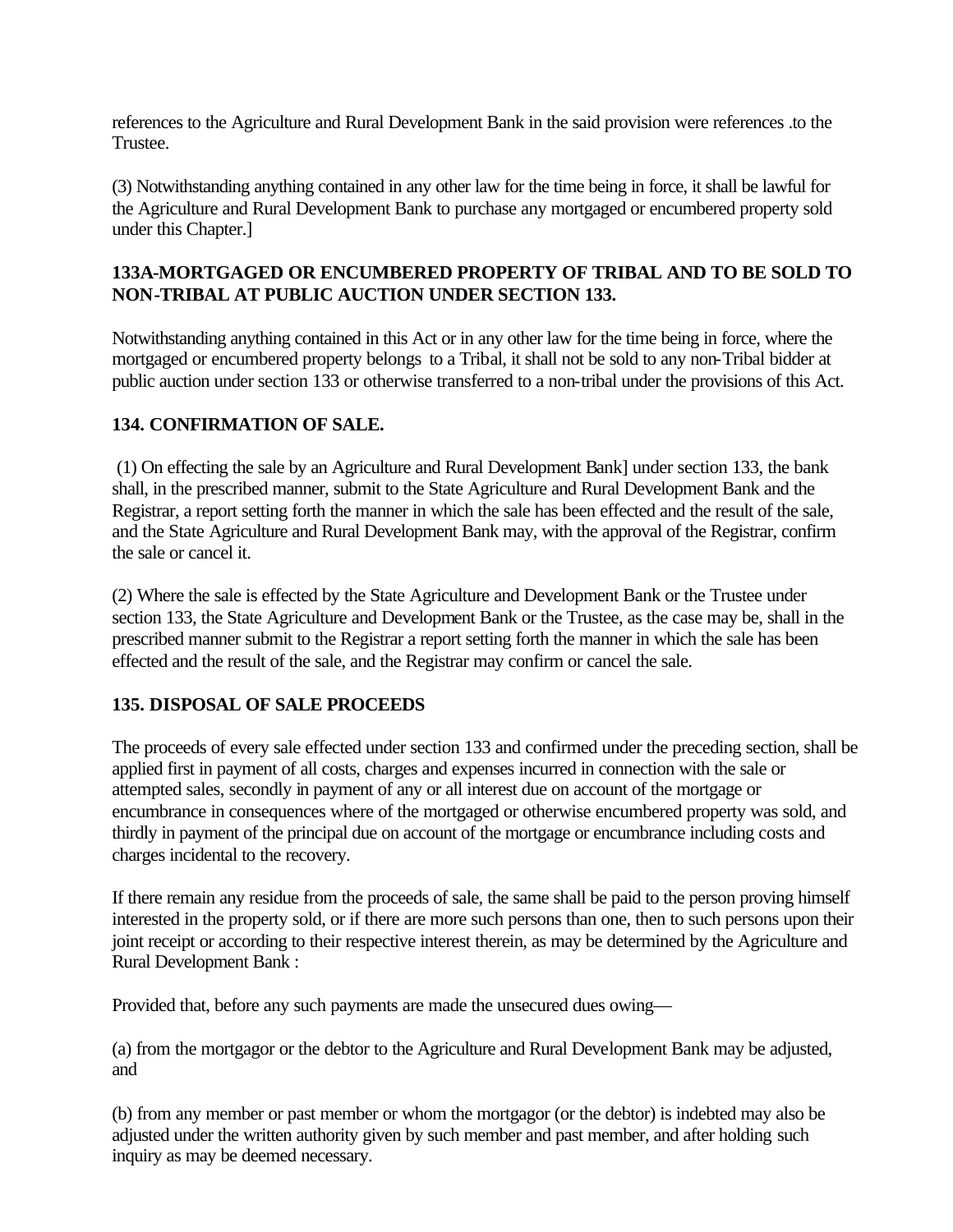references to the Agriculture and Rural Development Bank in the said provision were references .to the Trustee.

(3) Notwithstanding anything contained in any other law for the time being in force, it shall be lawful for the Agriculture and Rural Development Bank to purchase any mortgaged or encumbered property sold under this Chapter.]

### 133A-MORTGAGED OR ENCUMBERED PROPERTY OF TRIBAL AND TO BE SOLD TO NON-TRIBAL AT PUBLIC AUCTION UNDER SECTION 133.

Notwithstanding anything contained in this Act or in any other law for the time being in force, where the mortgaged or encumbered property belongs to a Tribal, it shall not be sold to any non-Tribal bidder at public auction under section 133 or otherwise transferred to a non-tribal under the provisions of this Act.

### 134. CONFIRMATION OF SALE.

(1) On effecting the sale by an Agriculture and Rural Development Bank] under section 133, the bank shall, in the prescribed manner, submit to the State Agriculture and Rural Development Bank and the Registrar, a report setting forth the manner in which the sale has been effected and the result of the sale, and the State Agriculture and Rural Development Bank may, with the approval of the Registrar, confirm the sale or cancel it.

(2) Where the sale is effected by the State Agriculture and Development Bank or the Trustee under section 133, the State Agriculture and Development Bank or the Trustee, as the case may be, shall in the prescribed manner submit to the Registrar a report setting forth the manner in which the sale has been effected and the result of the sale, and the Registrar may confirm or cancel the sale.

### 135. DISPOSAL OF SALE PROCEEDS

The proceeds of every sale effected under section 133 and confirmed under the preceding section, shall be applied first in payment of all costs, charges and expenses incurred in connection with the sale or attempted sales, secondly in payment of any or all interest due on account of the mortgage or encumbrance in consequences where of the mortgaged or otherwise encumbered property was sold, and thirdly in payment of the principal due on account of the mortgage or encumbrance including costs and charges incidental to the recovery.

If there remain any residue from the proceeds of sale, the same shall be paid to the person proving himself interested in the property sold, or if there are more such persons than one, then to such persons upon their joint receipt or according to their respective interest therein, as may be determined by the Agriculture and Rural Development Bank :

Provided that, before any such payments are made the unsecured dues owing—

(a) from the mortgagor or the debtor to the Agriculture and Rural Development Bank may be adjusted, and

(b) from any member or past member or whom the mortgagor (or the debtor) is indebted may also be adjusted under the written authority given by such member and past member, and after holding such inquiry as may be deemed necessary.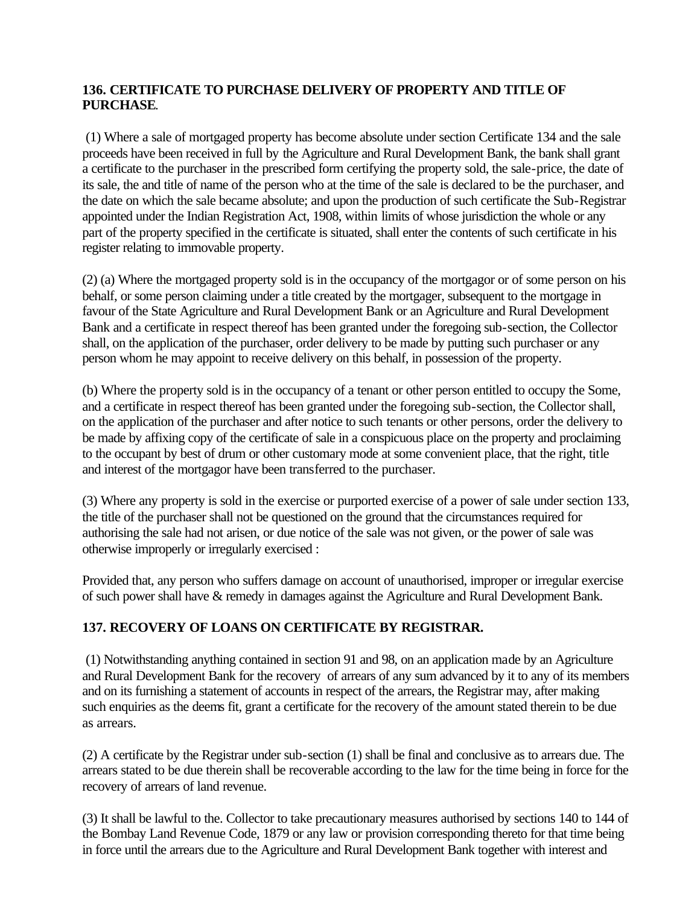### 136. CERTIFICATE TO PURCHASE DELIVERY OF PROPERTY AND TITLE OF PURCHASE.

(1) Where a sale of mortgaged property has become absolute under section Certificate 134 and the sale proceeds have been received in full by the Agriculture and Rural Development Bank, the bank shall grant a certificate to the purchaser in the prescribed form certifying the property sold, the sale-price, the date of its sale, the and title of name of the person who at the time of the sale is declared to be the purchaser, and the date on which the sale became absolute; and upon the production of such certificate the Sub-Registrar appointed under the Indian Registration Act, 1908, within limits of whose jurisdiction the whole or any part of the property specified in the certificate is situated, shall enter the contents of such certificate in his register relating to immovable property.

(2) (a) Where the mortgaged property sold is in the occupancy of the mortgagor or of some person on his behalf, or some person claiming under a title created by the mortgager, subsequent to the mortgage in favour of the State Agriculture and Rural Development Bank or an Agriculture and Rural Development Bank and a certificate in respect thereof has been granted under the foregoing sub-section, the Collector shall, on the application of the purchaser, order delivery to be made by putting such purchaser or any person whom he may appoint to receive delivery on this behalf, in possession of the property.

(b) Where the property sold is in the occupancy of a tenant or other person entitled to occupy the Some, and a certificate in respect thereof has been granted under the foregoing sub-section, the Collector shall, on the application of the purchaser and after notice to such tenants or other persons, order the delivery to be made by affixing copy of the certificate of sale in a conspicuous place on the property and proclaiming to the occupant by best of drum or other customary mode at some convenient place, that the right, title and interest of the mortgagor have been transferred to the purchaser.

(3) Where any property is sold in the exercise or purported exercise of a power of sale under section 133, the title of the purchaser shall not be questioned on the ground that the circumstances required for authorising the sale had not arisen, or due notice of the sale was not given, or the power of sale was otherwise improperly or irregularly exercised :

Provided that, any person who suffers damage on account of unauthorised, improper or irregular exercise of such power shall have & remedy in damages against the Agriculture and Rural Development Bank.

### 137. RECOVERY OF LOANS ON CERTIFICATE BY REGISTRAR.

(1) Notwithstanding anything contained in section 91 and 98, on an application made by an Agriculture and Rural Development Bank for the recovery of arrears of any sum advanced by it to any of its members and on its furnishing a statement of accounts in respect of the arrears, the Registrar may, after making such enquiries as the deems fit, grant a certificate for the recovery of the amount stated therein to be due as arrears.

(2) A certificate by the Registrar under sub-section (1) shall be final and conclusive as to arrears due. The arrears stated to be due therein shall be recoverable according to the law for the time being in force for the recovery of arrears of land revenue.

(3) It shall be lawful to the. Collector to take precautionary measures authorised by sections 140 to 144 of the Bombay Land Revenue Code, 1879 or any law or provision corresponding thereto for that time being in force until the arrears due to the Agriculture and Rural Development Bank together with interest and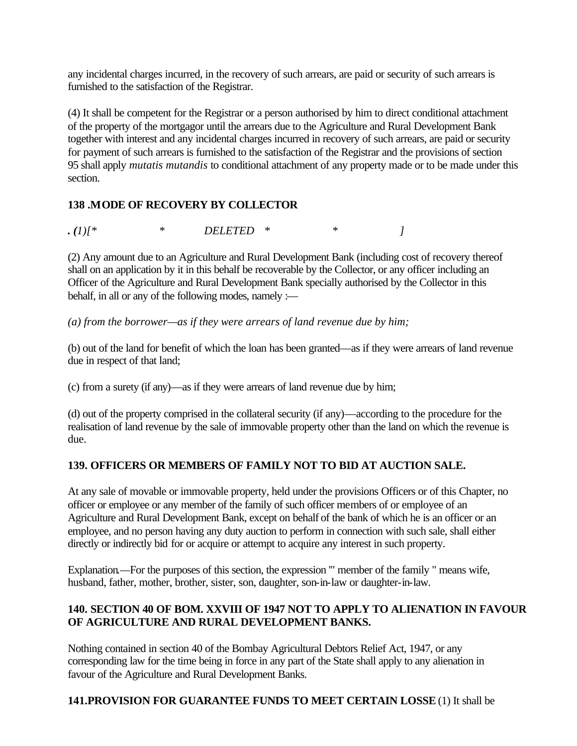any incidental charges incurred, in the recovery of such arrears, are paid or security of such arrears is furnished to the satisfaction of the Registrar.

(4) It shall be competent for the Registrar or a person authorised by him to direct conditional attachment of the property of the mortgagor until the arrears due to the Agriculture and Rural Development Bank together with interest and any incidental charges incurred in recovery of such arrears, are paid or security for payment of such arrears is furnished to the satisfaction of the Registrar and the provisions of section 95 shall apply *mutatis mutandis* to conditional attachment of any property made or to be made under this section.

**138 .MODE OF RECOVERY BY COLLECTOR**

*. (1)[* * DELETED * * ]*

(2) Any amount due to an Agriculture and Rural Development Bank (including cost of recovery thereof shall on an application by it in this behalf be recoverable by the Collector, or any officer including an Officer of the Agriculture and Rural Development Bank specially authorised by the Collector in this behalf, in all or any of the following modes, namely :—

*(a) from the borrower—as if they were arrears of land revenue due by him;*

(b) out of the land for benefit of which the loan has been granted—as if they were arrears of land revenue due in respect of that land;

(c) from a surety (if any)—as if they were arrears of land revenue due by him;

(d) out of the property comprised in the collateral security (if any)—according to the procedure for the realisation of land revenue by the sale of immovable property other than the land on which the revenue is due.

**139. OFFICERS OR MEMBERS OF FAMILY NOT TO BID AT AUCTION SALE.**

At any sale of movable or immovable property, held under the provisions Officers or of this Chapter, no officer or employee or any member of the family of such officer members of or employee of an Agriculture and Rural Development Bank, except on behalf of the bank of which he is an officer or an employee, and no person having any duty auction to perform in connection with such sale, shall either directly or indirectly bid for or acquire or attempt to acquire any interest in such property.

Explanation.—For the purposes of this section, the expression "' member of the family " means wife, husband, father, mother, brother, sister, son, daughter, son-in-law or daughter-in-law.

**140. SECTION 40 OF BOM. XXVIII OF 1947 NOT TO APPLY TO ALIENATION IN FAVOUR OF AGRICULTURE AND RURAL DEVELOPMENT BANKS.**

Nothing contained in section 40 of the Bombay Agricultural Debtors Relief Act, 1947, or any corresponding law for the time being in force in any part of the State shall apply to any alienation in favour of the Agriculture and Rural Development Banks.

**141.PROVISION FOR GUARANTEE FUNDS TO MEET CERTAIN LOSSE** (1) It shall be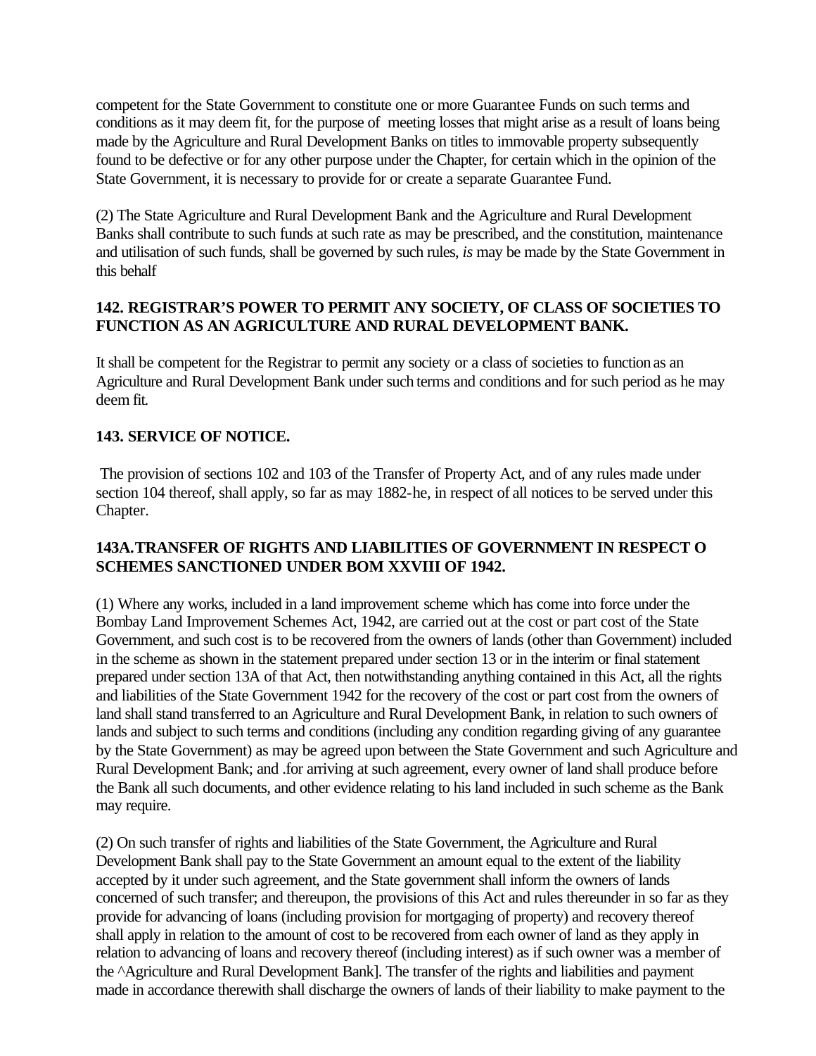competent for the State Government to constitute one or more Guarantee Funds on such terms and conditions as it may deem fit, for the purpose of meeting losses that might arise as a result of loans being made by the Agriculture and Rural Development Banks on titles to immovable property subsequently found to be defective or for any other purpose under the Chapter, for certain which in the opinion of the State Government, it is necessary to provide for or create a separate Guarantee Fund.

(2) The State Agriculture and Rural Development Bank and the Agriculture and Rural Development Banks shall contribute to such funds at such rate as may be prescribed, and the constitution, maintenance and utilisation of such funds, shall be governed by such rules, *is* may be made by the State Government in this behalf

**142. REGISTRAR'S POWER TO PERMIT ANY SOCIETY, OF CLASS OF SOCIETIES TO FUNCTION AS AN AGRICULTURE AND RURAL DEVELOPMENT BANK.**

It shall be competent for the Registrar to permit any society or a class of societies to function as an Agriculture and Rural Development Bank under such terms and conditions and for such period as he may deem fit.

**143. SERVICE OF NOTICE.**

The provision of sections 102 and 103 of the Transfer of Property Act, and of any rules made under section 104 thereof, shall apply, so far as may 1882-he, in respect of all notices to be served under this Chapter.

**143A.TRANSFER OF RIGHTS AND LIABILITIES OF GOVERNMENT IN RESPECT O SCHEMES SANCTIONED UNDER BOM XXVIII OF 1942.**

(1) Where any works, included in a land improvement scheme which has come into force under the Bombay Land Improvement Schemes Act, 1942, are carried out at the cost or part cost of the State Government, and such cost is to be recovered from the owners of lands (other than Government) included in the scheme as shown in the statement prepared under section 13 or in the interim or final statement prepared under section 13A of that Act, then notwithstanding anything contained in this Act, all the rights and liabilities of the State Government 1942 for the recovery of the cost or part cost from the owners of land shall stand transferred to an Agriculture and Rural Development Bank, in relation to such owners of lands and subject to such terms and conditions (including any condition regarding giving of any guarantee by the State Government) as may be agreed upon between the State Government and such Agriculture and Rural Development Bank; and .for arriving at such agreement, every owner of land shall produce before the Bank all such documents, and other evidence relating to his land included in such scheme as the Bank may require.

(2) On such transfer of rights and liabilities of the State Government, the Agriculture and Rural Development Bank shall pay to the State Government an amount equal to the extent of the liability accepted by it under such agreement, and the State government shall inform the owners of lands concerned of such transfer; and thereupon, the provisions of this Act and rules thereunder in so far as they provide for advancing of loans (including provision for mortgaging of property) and recovery thereof shall apply in relation to the amount of cost to be recovered from each owner of land as they apply in relation to advancing of loans and recovery thereof (including interest) as if such owner was a member of the ^Agriculture and Rural Development Bank]. The transfer of the rights and liabilities and payment made in accordance therewith shall discharge the owners of lands of their liability to make payment to the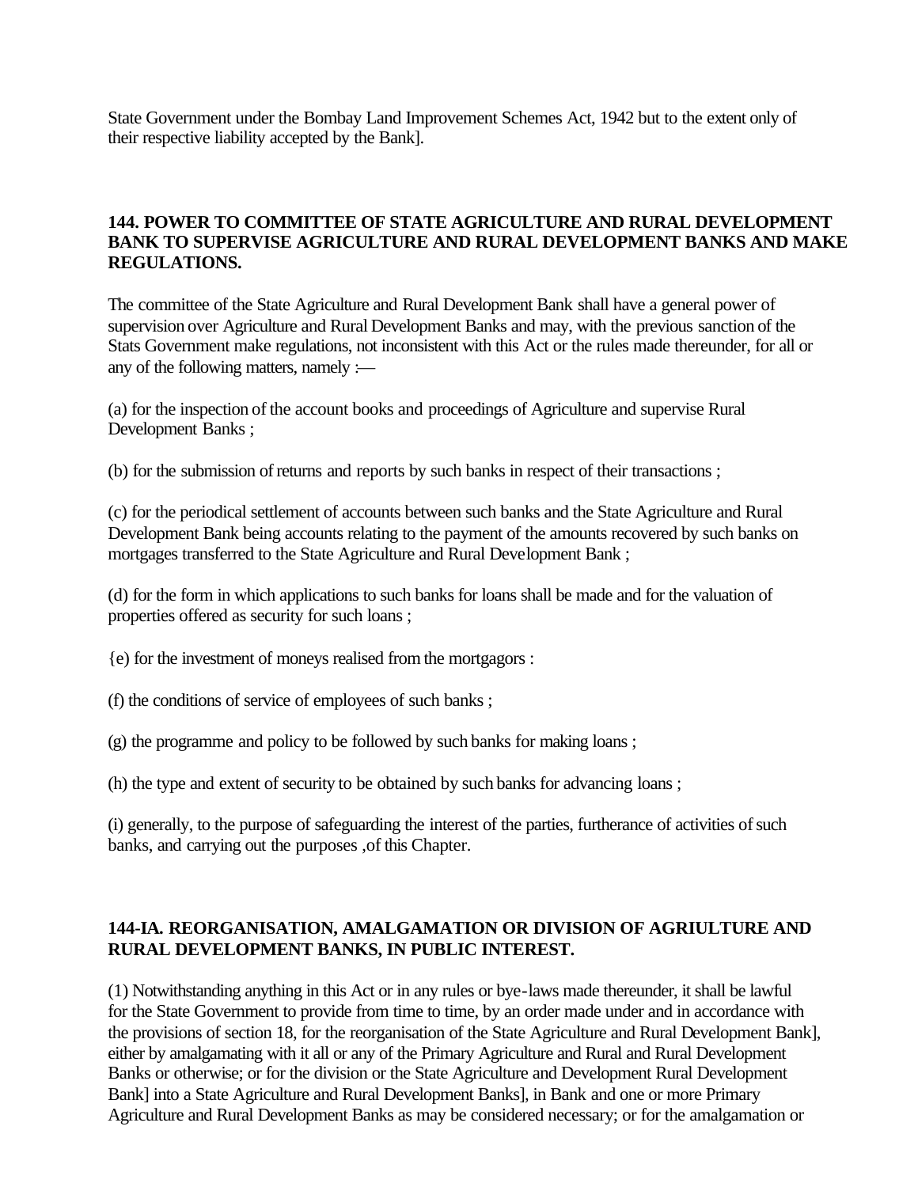State Government under the Bombay Land Improvement Schemes Act, 1942 but to the extent only of their respective liability accepted by the Bank].

### 144. POWER TO COMMITTEE OF STATE AGRICULTURE AND RURAL DEVELOPMENT BANK TO SUPERVISE AGRICULTURE AND RURAL DEVELOPMENT BANKS AND MAKE REGULATIONS.

The committee of the State Agriculture and Rural Development Bank shall have a general power of supervision over Agriculture and Rural Development Banks and may, with the previous sanction of the Stats Government make regulations, not inconsistent with this Act or the rules made thereunder, for all or any of the following matters, namely :—

(a) for the inspection of the account books and proceedings of Agriculture and supervise Rural Development Banks ;

(b) for the submission of returns and reports by such banks in respect of their transactions ;

(c) for the periodical settlement of accounts between such banks and the State Agriculture and Rural Development Bank being accounts relating to the payment of the amounts recovered by such banks on mortgages transferred to the State Agriculture and Rural Development Bank ;

(d) for the form in which applications to such banks for loans shall be made and for the valuation of properties offered as security for such loans ;

{e) for the investment of moneys realised from the mortgagors :

(f) the conditions of service of employees of such banks ;

(g) the programme and policy to be followed by such banks for making loans ;

(h) the type and extent of security to be obtained by such banks for advancing loans ;

(i) generally, to the purpose of safeguarding the interest of the parties, furtherance of activities of such banks, and carrying out the purposes ,of this Chapter.

### 144-IA. REORGANISATION, AMALGAMATION OR DIVISION OF AGRIULTURE AND RURAL DEVELOPMENT BANKS, IN PUBLIC INTEREST.

(1) Notwithstanding anything in this Act or in any rules or bye-laws made thereunder, it shall be lawful for the State Government to provide from time to time, by an order made under and in accordance with the provisions of section 18, for the reorganisation of the State Agriculture and Rural Development Bank], either by amalgamating with it all or any of the Primary Agriculture and Rural and Rural Development Banks or otherwise; or for the division or the State Agriculture and Development Rural Development Bank] into a State Agriculture and Rural Development Banks], in Bank and one or more Primary Agriculture and Rural Development Banks as may be considered necessary; or for the amalgamation or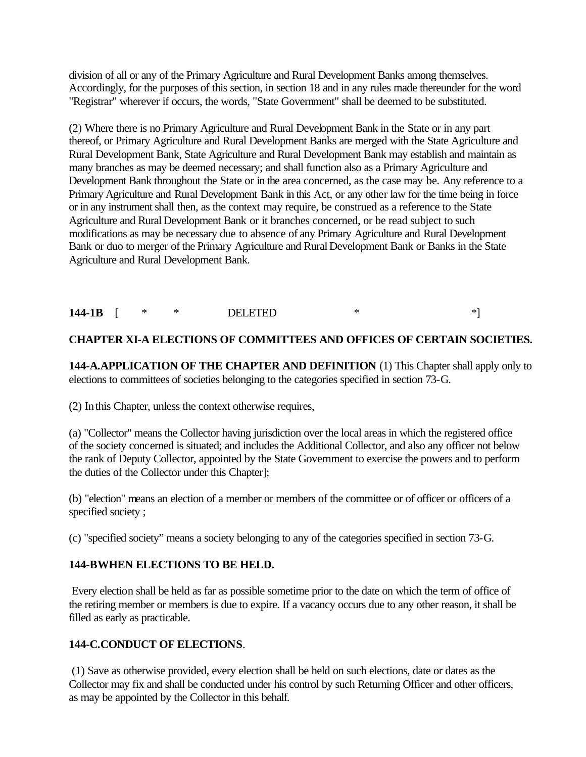division of all or any of the Primary Agriculture and Rural Development Banks among themselves. Accordingly, for the purposes of this section, in section 18 and in any rules made thereunder for the word "Registrar" wherever if occurs, the words, "State Government" shall be deemed to be substituted.

(2) Where there is no Primary Agriculture and Rural Development Bank in the State or in any part thereof, or Primary Agriculture and Rural Development Banks are merged with the State Agriculture and Rural Development Bank, State Agriculture and Rural Development Bank may establish and maintain as many branches as may be deemed necessary; and shall function also as a Primary Agriculture and Development Bank throughout the State or in the area concerned, as the case may be. Any reference to a Primary Agriculture and Rural Development Bank in this Act, or any other law for the time being in force or in any instrument shall then, as the context may require, be construed as a reference to the State Agriculture and Rural Development Bank or it branches concerned, or be read subject to such modifications as may be necessary due to absence of any Primary Agriculture and Rural Development Bank or duo to merger of the Primary Agriculture and Rural Development Bank or Banks in the State Agriculture and Rural Development Bank.

**144-1B** [ * * DELETED * *]

**CHAPTER XI-A ELECTIONS OF COMMITTEES AND OFFICES OF CERTAIN SOCIETIES.**

**144-A.APPLICATION OF THE CHAPTER AND DEFINITION** (1) This Chapter shall apply only to elections to committees of societies belonging to the categories specified in section 73-G.

(2) In this Chapter, unless the context otherwise requires,

(a) "Collector" means the Collector having jurisdiction over the local areas in which the registered office of the society concerned is situated; and includes the Additional Collector, and also any officer not below the rank of Deputy Collector, appointed by the State Government to exercise the powers and to perform the duties of the Collector under this Chapter];

(b) "election" means an election of a member or members of the committee or of officer or officers of a specified society ;

(c) "specified society" means a society belonging to any of the categories specified in section 73-G.

**144-BWHEN ELECTIONS TO BE HELD.**

Every election shall be held as far as possible sometime prior to the date on which the term of office of the retiring member or members is due to expire. If a vacancy occurs due to any other reason, it shall be filled as early as practicable.

**144-C.CONDUCT OF ELECTIONS**.

(1) Save as otherwise provided, every election shall be held on such elections, date or dates as the Collector may fix and shall be conducted under his control by such Returning Officer and other officers, as may be appointed by the Collector in this behalf.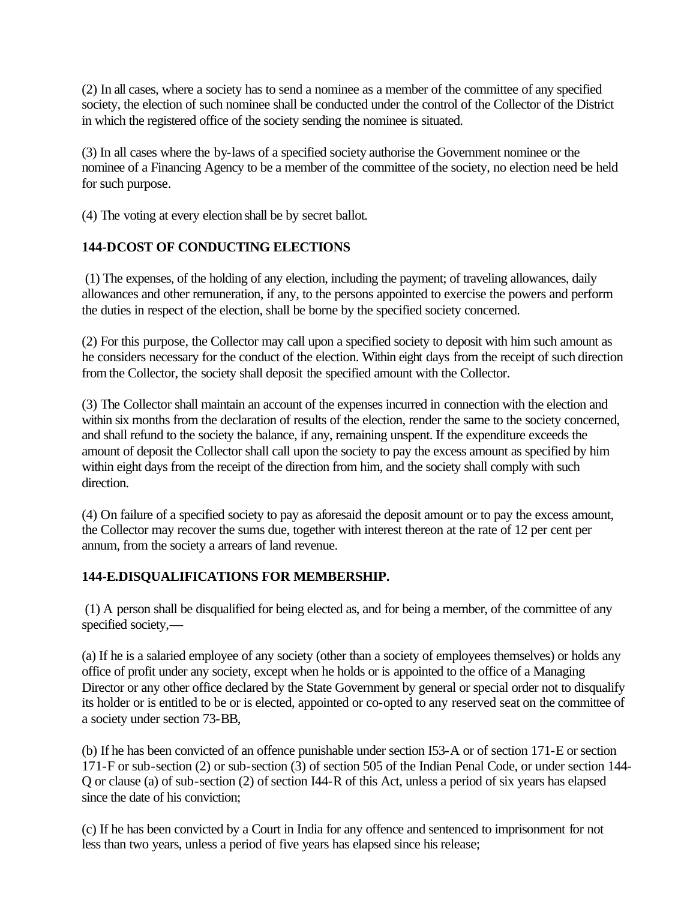(2) In all cases, where a society has to send a nominee as a member of the committee of any specified society, the election of such nominee shall be conducted under the control of the Collector of the District in which the registered office of the society sending the nominee is situated.

(3) In all cases where the by-laws of a specified society authorise the Government nominee or the nominee of a Financing Agency to be a member of the committee of the society, no election need be held for such purpose.

(4) The voting at every election shall be by secret ballot.

**144-DCOST OF CONDUCTING ELECTIONS**

(1) The expenses, of the holding of any election, including the payment; of traveling allowances, daily allowances and other remuneration, if any, to the persons appointed to exercise the powers and perform the duties in respect of the election, shall be borne by the specified society concerned.

(2) For this purpose, the Collector may call upon a specified society to deposit with him such amount as he considers necessary for the conduct of the election. Within eight days from the receipt of such direction from the Collector, the society shall deposit the specified amount with the Collector.

(3) The Collector shall maintain an account of the expenses incurred in connection with the election and within six months from the declaration of results of the election, render the same to the society concerned, and shall refund to the society the balance, if any, remaining unspent. If the expenditure exceeds the amount of deposit the Collector shall call upon the society to pay the excess amount as specified by him within eight days from the receipt of the direction from him, and the society shall comply with such direction.

(4) On failure of a specified society to pay as aforesaid the deposit amount or to pay the excess amount, the Collector may recover the sums due, together with interest thereon at the rate of 12 per cent per annum, from the society a arrears of land revenue.

**144-E.DISQUALIFICATIONS FOR MEMBERSHIP.**

(1) A person shall be disqualified for being elected as, and for being a member, of the committee of any specified society,—

(a) If he is a salaried employee of any society (other than a society of employees themselves) or holds any office of profit under any society, except when he holds or is appointed to the office of a Managing Director or any other office declared by the State Government by general or special order not to disqualify its holder or is entitled to be or is elected, appointed or co-opted to any reserved seat on the committee of a society under section 73-BB,

(b) If he has been convicted of an offence punishable under section I53-A or of section 171-E or section 171-F or sub-section (2) or sub-section (3) of section 505 of the Indian Penal Code, or under section 144-Q or clause (a) of sub-section (2) of section I44-R of this Act, unless a period of six years has elapsed since the date of his conviction;

(c) If he has been convicted by a Court in India for any offence and sentenced to imprisonment for not less than two years, unless a period of five years has elapsed since his release;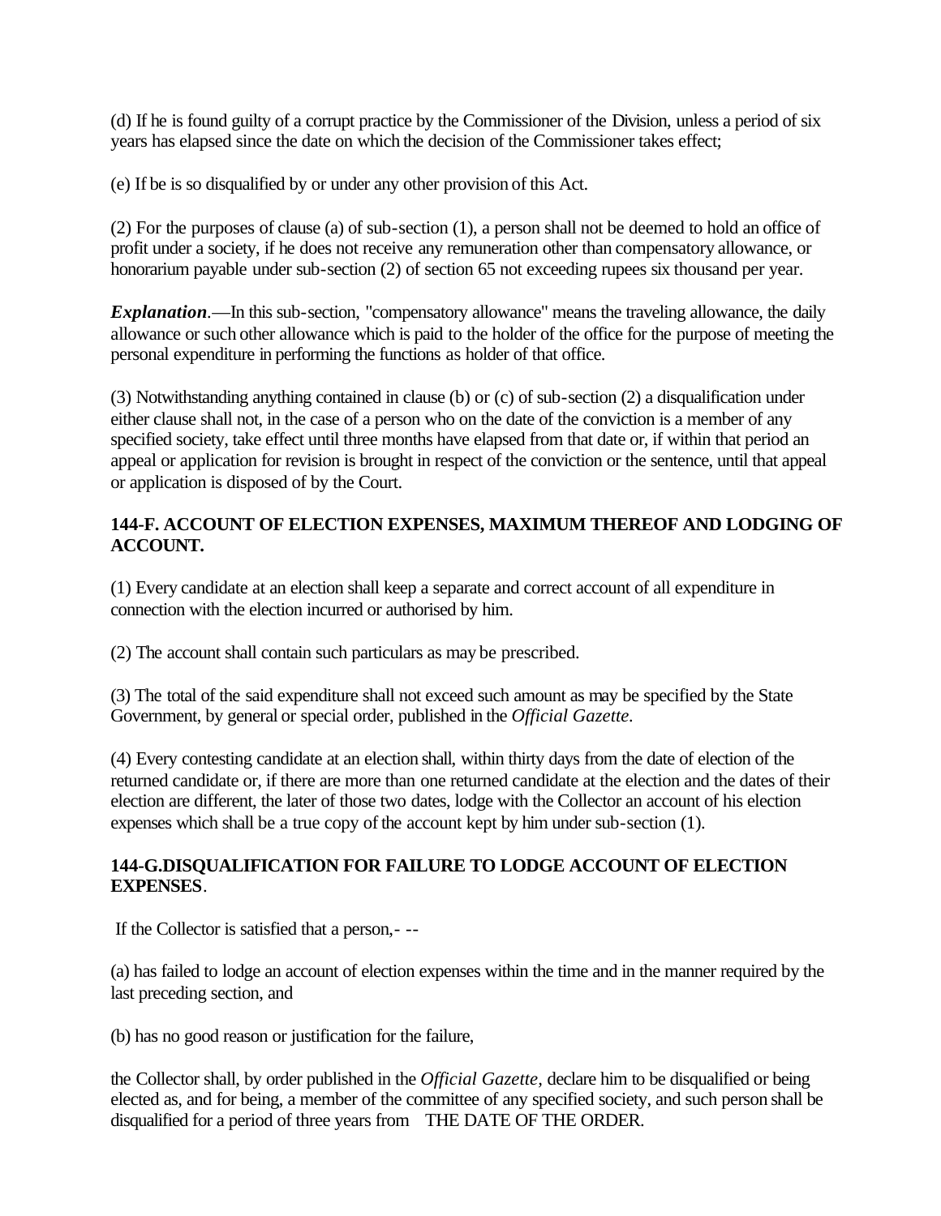(d) If he is found guilty of a corrupt practice by the Commissioner of the Division, unless a period of six years has elapsed since the date on which the decision of the Commissioner takes effect;

(e) If be is so disqualified by or under any other provision of this Act.

(2) For the purposes of clause (a) of sub-section (1), a person shall not be deemed to hold an office of profit under a society, if he does not receive any remuneration other than compensatory allowance, or honorarium payable under sub-section (2) of section 65 not exceeding rupees six thousand per year.

***Explanation***.—In this sub-section, "compensatory allowance" means the traveling allowance, the daily allowance or such other allowance which is paid to the holder of the office for the purpose of meeting the personal expenditure in performing the functions as holder of that office.

(3) Notwithstanding anything contained in clause (b) or (c) of sub-section (2) a disqualification under either clause shall not, in the case of a person who on the date of the conviction is a member of any specified society, take effect until three months have elapsed from that date or, if within that period an appeal or application for revision is brought in respect of the conviction or the sentence, until that appeal or application is disposed of by the Court.

**144-F. ACCOUNT OF ELECTION EXPENSES, MAXIMUM THEREOF AND LODGING OF ACCOUNT.**

(1) Every candidate at an election shall keep a separate and correct account of all expenditure in connection with the election incurred or authorised by him.

(2) The account shall contain such particulars as may be prescribed.

(3) The total of the said expenditure shall not exceed such amount as may be specified by the State Government, by general or special order, published in the *Official Gazette*.

(4) Every contesting candidate at an election shall, within thirty days from the date of election of the returned candidate or, if there are more than one returned candidate at the election and the dates of their election are different, the later of those two dates, lodge with the Collector an account of his election expenses which shall be a true copy of the account kept by him under sub-section (1).

**144-G.DISQUALIFICATION FOR FAILURE TO LODGE ACCOUNT OF ELECTION EXPENSES**.

If the Collector is satisfied that a person,- --

(a) has failed to lodge an account of election expenses within the time and in the manner required by the last preceding section, and

(b) has no good reason or justification for the failure,

the Collector shall, by order published in the *Official Gazette*, declare him to be disqualified or being elected as, and for being, a member of the committee of any specified society, and such person shall be disqualified for a period of three years from THE DATE OF THE ORDER.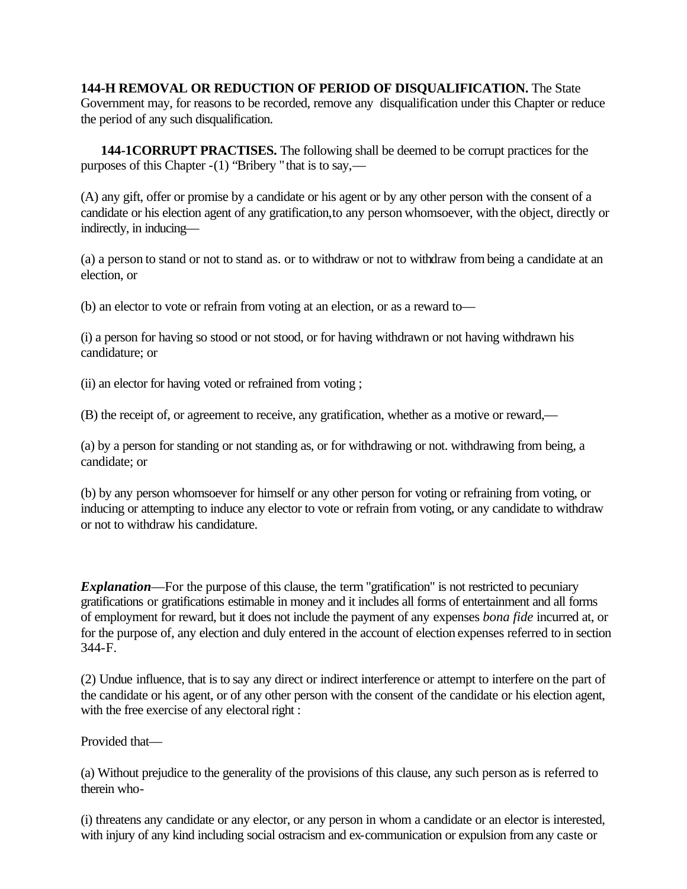**144-H REMOVAL OR REDUCTION OF PERIOD OF DISQUALIFICATION.** The State Government may, for reasons to be recorded, remove any disqualification under this Chapter or reduce the period of any such disqualification.

**144-1CORRUPT PRACTISES.** The following shall be deemed to be corrupt practices for the purposes of this Chapter -(1) "Bribery " that is to say,—

(A) any gift, offer or promise by a candidate or his agent or by any other person with the consent of a candidate or his election agent of any gratification,to any person whomsoever, with the object, directly or indirectly, in inducing—

(a) a person to stand or not to stand as. or to withdraw or not to withdraw from being a candidate at an election, or

(b) an elector to vote or refrain from voting at an election, or as a reward to—

(i) a person for having so stood or not stood, or for having withdrawn or not having withdrawn his candidature; or

(ii) an elector for having voted or refrained from voting ;

(B) the receipt of, or agreement to receive, any gratification, whether as a motive or reward,—

(a) by a person for standing or not standing as, or for withdrawing or not. withdrawing from being, a candidate; or

(b) by any person whomsoever for himself or any other person for voting or refraining from voting, or inducing or attempting to induce any elector to vote or refrain from voting, or any candidate to withdraw or not to withdraw his candidature.

***Explanation***—For the purpose of this clause, the term "gratification" is not restricted to pecuniary gratifications or gratifications estimable in money and it includes all forms of entertainment and all forms of employment for reward, but it does not include the payment of any expenses *bona fide* incurred at, or for the purpose of, any election and duly entered in the account of election expenses referred to in section 344-F.

(2) Undue influence, that is to say any direct or indirect interference or attempt to interfere on the part of the candidate or his agent, or of any other person with the consent of the candidate or his election agent, with the free exercise of any electoral right :

Provided that—

(a) Without prejudice to the generality of the provisions of this clause, any such person as is referred to therein who-

(i) threatens any candidate or any elector, or any person in whom a candidate or an elector is interested, with injury of any kind including social ostracism and ex-communication or expulsion from any caste or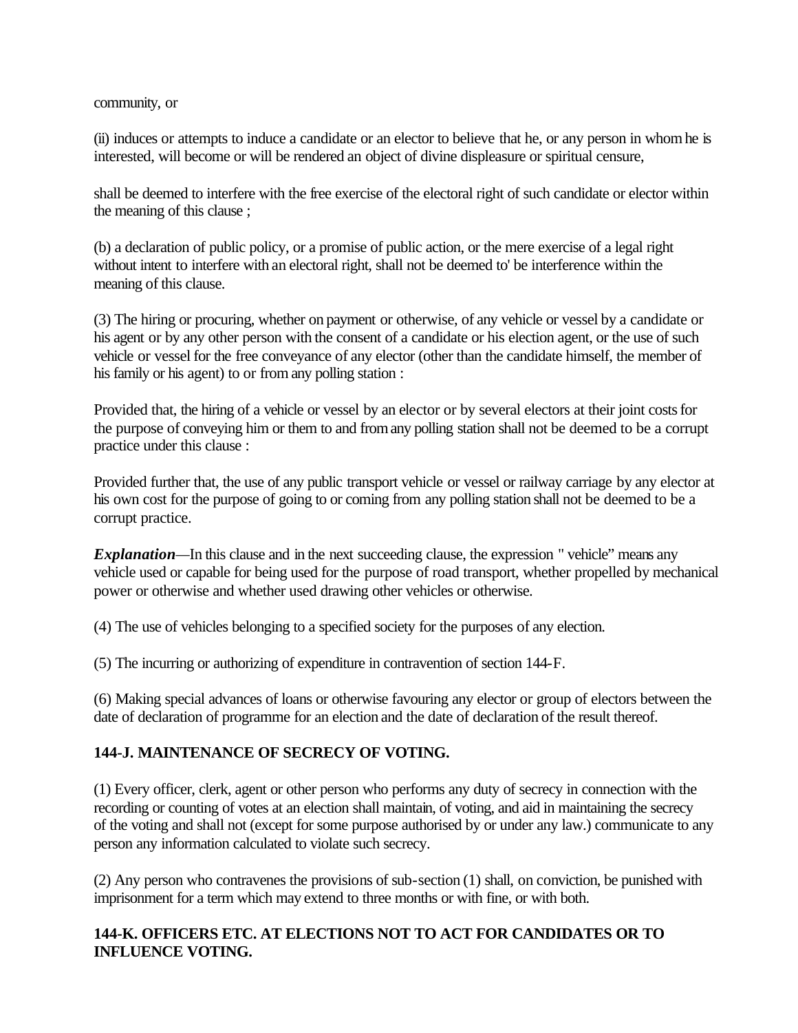community, or

(ii) induces or attempts to induce a candidate or an elector to believe that he, or any person in whom he is interested, will become or will be rendered an object of divine displeasure or spiritual censure,

shall be deemed to interfere with the free exercise of the electoral right of such candidate or elector within the meaning of this clause ;

(b) a declaration of public policy, or a promise of public action, or the mere exercise of a legal right without intent to interfere with an electoral right, shall not be deemed to' be interference within the meaning of this clause.

(3) The hiring or procuring, whether on payment or otherwise, of any vehicle or vessel by a candidate or his agent or by any other person with the consent of a candidate or his election agent, or the use of such vehicle or vessel for the free conveyance of any elector (other than the candidate himself, the member of his family or his agent) to or from any polling station :

Provided that, the hiring of a vehicle or vessel by an elector or by several electors at their joint costs for the purpose of conveying him or them to and from any polling station shall not be deemed to be a corrupt practice under this clause :

Provided further that, the use of any public transport vehicle or vessel or railway carriage by any elector at his own cost for the purpose of going to or coming from any polling station shall not be deemed to be a corrupt practice.

***Explanation***—In this clause and in the next succeeding clause, the expression " vehicle" means any vehicle used or capable for being used for the purpose of road transport, whether propelled by mechanical power or otherwise and whether used drawing other vehicles or otherwise.

(4) The use of vehicles belonging to a specified society for the purposes of any election.

(5) The incurring or authorizing of expenditure in contravention of section 144-F.

(6) Making special advances of loans or otherwise favouring any elector or group of electors between the date of declaration of programme for an election and the date of declaration of the result thereof.

**144-J. MAINTENANCE OF SECRECY OF VOTING.**

(1) Every officer, clerk, agent or other person who performs any duty of secrecy in connection with the recording or counting of votes at an election shall maintain, of voting, and aid in maintaining the secrecy of the voting and shall not (except for some purpose authorised by or under any law.) communicate to any person any information calculated to violate such secrecy.

(2) Any person who contravenes the provisions of sub-section (1) shall, on conviction, be punished with imprisonment for a term which may extend to three months or with fine, or with both.

**144-K. OFFICERS ETC. AT ELECTIONS NOT TO ACT FOR CANDIDATES OR TO INFLUENCE VOTING.**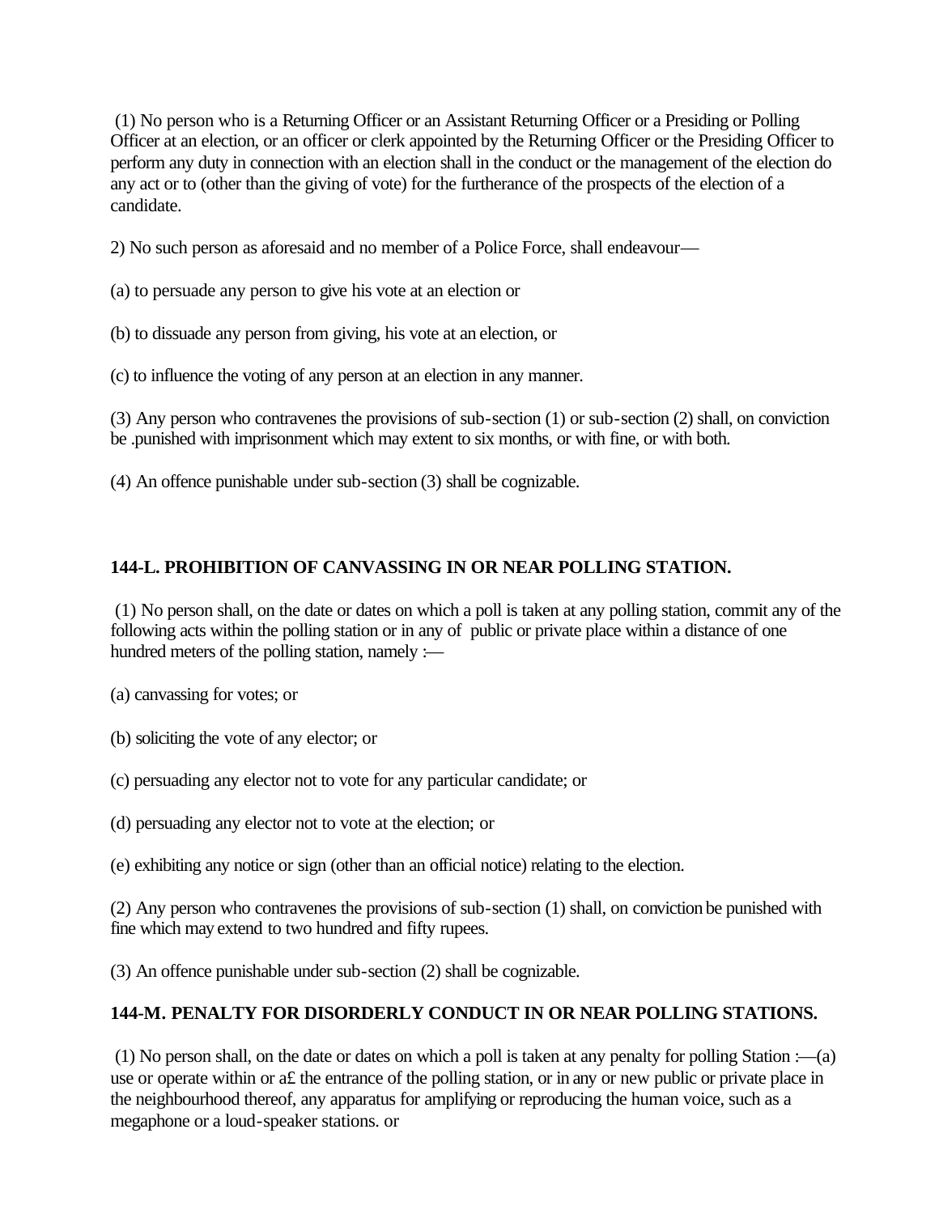(1) No person who is a Returning Officer or an Assistant Returning Officer or a Presiding or Polling Officer at an election, or an officer or clerk appointed by the Returning Officer or the Presiding Officer to perform any duty in connection with an election shall in the conduct or the management of the election do any act or to (other than the giving of vote) for the furtherance of the prospects of the election of a candidate.

2) No such person as aforesaid and no member of a Police Force, shall endeavour—

(a) to persuade any person to give his vote at an election or

(b) to dissuade any person from giving, his vote at an election, or

(c) to influence the voting of any person at an election in any manner.

(3) Any person who contravenes the provisions of sub-section (1) or sub-section (2) shall, on conviction be .punished with imprisonment which may extent to six months, or with fine, or with both.

(4) An offence punishable under sub-section (3) shall be cognizable.

## 144-L. PROHIBITION OF CANVASSING IN OR NEAR POLLING STATION.

(1) No person shall, on the date or dates on which a poll is taken at any polling station, commit any of the following acts within the polling station or in any of public or private place within a distance of one hundred meters of the polling station, namely :—

(a) canvassing for votes; or

(b) soliciting the vote of any elector; or

(c) persuading any elector not to vote for any particular candidate; or

(d) persuading any elector not to vote at the election; or

(e) exhibiting any notice or sign (other than an official notice) relating to the election.

(2) Any person who contravenes the provisions of sub-section (1) shall, on conviction be punished with fine which may extend to two hundred and fifty rupees.

(3) An offence punishable under sub-section (2) shall be cognizable.

## 144-M. PENALTY FOR DISORDERLY CONDUCT IN OR NEAR POLLING STATIONS.

(1) No person shall, on the date or dates on which a poll is taken at any penalty for polling Station :—(a) use or operate within or a£ the entrance of the polling station, or in any or new public or private place in the neighbourhood thereof, any apparatus for amplifying or reproducing the human voice, such as a megaphone or a loud-speaker stations. or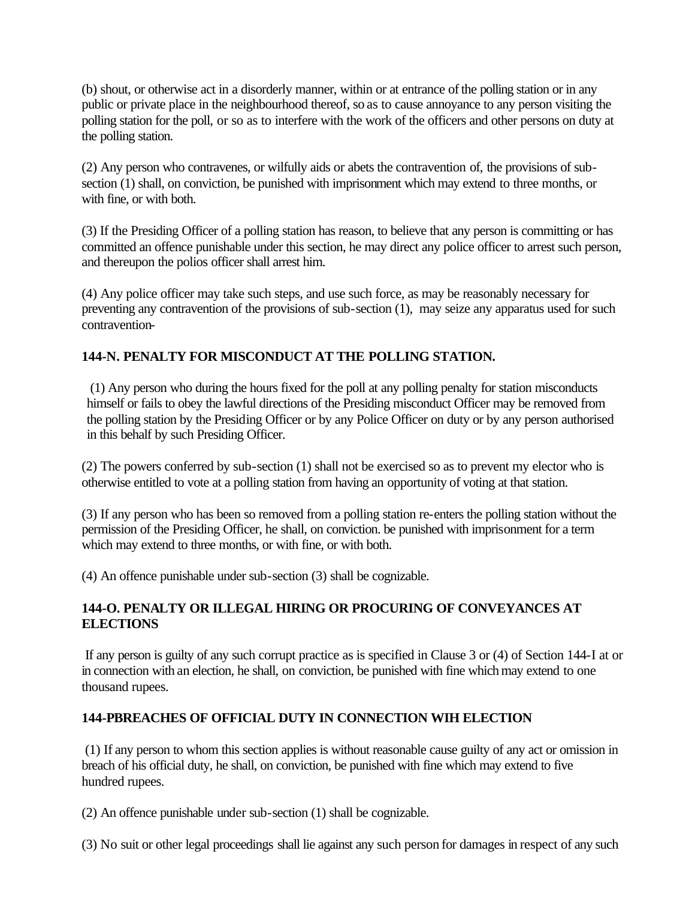(b) shout, or otherwise act in a disorderly manner, within or at entrance of the polling station or in any public or private place in the neighbourhood thereof, so as to cause annoyance to any person visiting the polling station for the poll, or so as to interfere with the work of the officers and other persons on duty at the polling station.

(2) Any person who contravenes, or wilfully aids or abets the contravention of, the provisions of sub-section (1) shall, on conviction, be punished with imprisonment which may extend to three months, or with fine, or with both.

(3) If the Presiding Officer of a polling station has reason, to believe that any person is committing or has committed an offence punishable under this section, he may direct any police officer to arrest such person, and thereupon the polios officer shall arrest him.

(4) Any police officer may take such steps, and use such force, as may be reasonably necessary for preventing any contravention of the provisions of sub-section (1), may seize any apparatus used for such contravention-

**144-N. PENALTY FOR MISCONDUCT AT THE POLLING STATION.**

(1) Any person who during the hours fixed for the poll at any polling penalty for station misconducts himself or fails to obey the lawful directions of the Presiding misconduct Officer may be removed from the polling station by the Presiding Officer or by any Police Officer on duty or by any person authorised in this behalf by such Presiding Officer.

(2) The powers conferred by sub-section (1) shall not be exercised so as to prevent my elector who is otherwise entitled to vote at a polling station from having an opportunity of voting at that station.

(3) If any person who has been so removed from a polling station re-enters the polling station without the permission of the Presiding Officer, he shall, on conviction. be punished with imprisonment for a term which may extend to three months, or with fine, or with both.

(4) An offence punishable under sub-section (3) shall be cognizable.

**144-O. PENALTY OR ILLEGAL HIRING OR PROCURING OF CONVEYANCES AT ELECTIONS**

If any person is guilty of any such corrupt practice as is specified in Clause 3 or (4) of Section 144-I at or in connection with an election, he shall, on conviction, be punished with fine which may extend to one thousand rupees.

**144-PBREACHES OF OFFICIAL DUTY IN CONNECTION WIH ELECTION**

(1) If any person to whom this section applies is without reasonable cause guilty of any act or omission in breach of his official duty, he shall, on conviction, be punished with fine which may extend to five hundred rupees.

(2) An offence punishable under sub-section (1) shall be cognizable.

(3) No suit or other legal proceedings shall lie against any such person for damages in respect of any such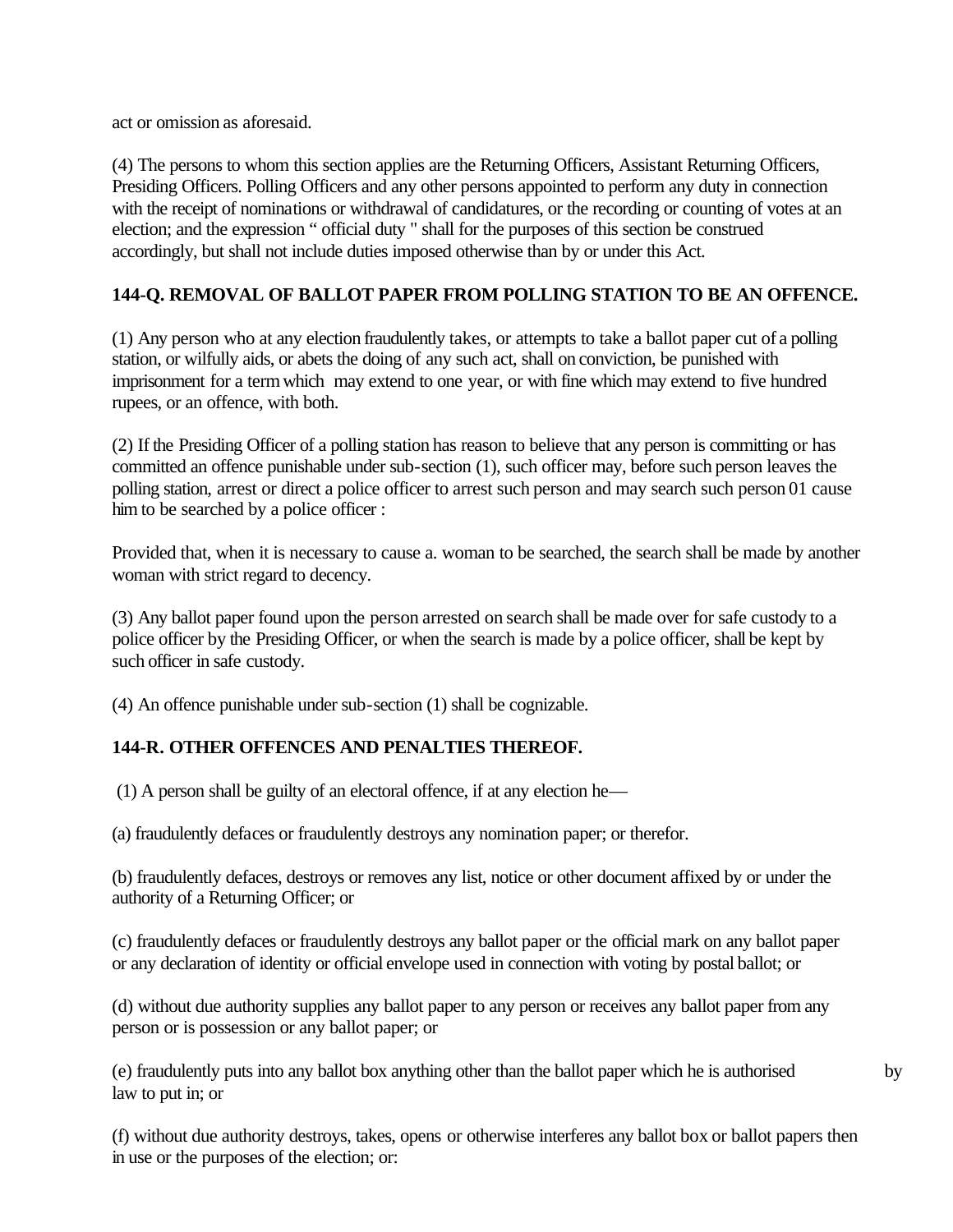act or omission as aforesaid.

(4) The persons to whom this section applies are the Returning Officers, Assistant Returning Officers, Presiding Officers. Polling Officers and any other persons appointed to perform any duty in connection with the receipt of nominations or withdrawal of candidatures, or the recording or counting of votes at an election; and the expression " official duty " shall for the purposes of this section be construed accordingly, but shall not include duties imposed otherwise than by or under this Act.

**144-Q. REMOVAL OF BALLOT PAPER FROM POLLING STATION TO BE AN OFFENCE.**

(1) Any person who at any election fraudulently takes, or attempts to take a ballot paper cut of a polling station, or wilfully aids, or abets the doing of any such act, shall on conviction, be punished with imprisonment for a term which may extend to one year, or with fine which may extend to five hundred rupees, or an offence, with both.

(2) If the Presiding Officer of a polling station has reason to believe that any person is committing or has committed an offence punishable under sub-section (1), such officer may, before such person leaves the polling station, arrest or direct a police officer to arrest such person and may search such person 01 cause him to be searched by a police officer :

Provided that, when it is necessary to cause a. woman to be searched, the search shall be made by another woman with strict regard to decency.

(3) Any ballot paper found upon the person arrested on search shall be made over for safe custody to a police officer by the Presiding Officer, or when the search is made by a police officer, shall be kept by such officer in safe custody.

(4) An offence punishable under sub-section (1) shall be cognizable.

**144-R. OTHER OFFENCES AND PENALTIES THEREOF.**

(1) A person shall be guilty of an electoral offence, if at any election he—

(a) fraudulently defaces or fraudulently destroys any nomination paper; or therefor.

(b) fraudulently defaces, destroys or removes any list, notice or other document affixed by or under the authority of a Returning Officer; or

(c) fraudulently defaces or fraudulently destroys any ballot paper or the official mark on any ballot paper or any declaration of identity or official envelope used in connection with voting by postal ballot; or

(d) without due authority supplies any ballot paper to any person or receives any ballot paper from any person or is possession or any ballot paper; or

(e) fraudulently puts into any ballot box anything other than the ballot paper which he is authorised by law to put in; or

(f) without due authority destroys, takes, opens or otherwise interferes any ballot box or ballot papers then in use or the purposes of the election; or: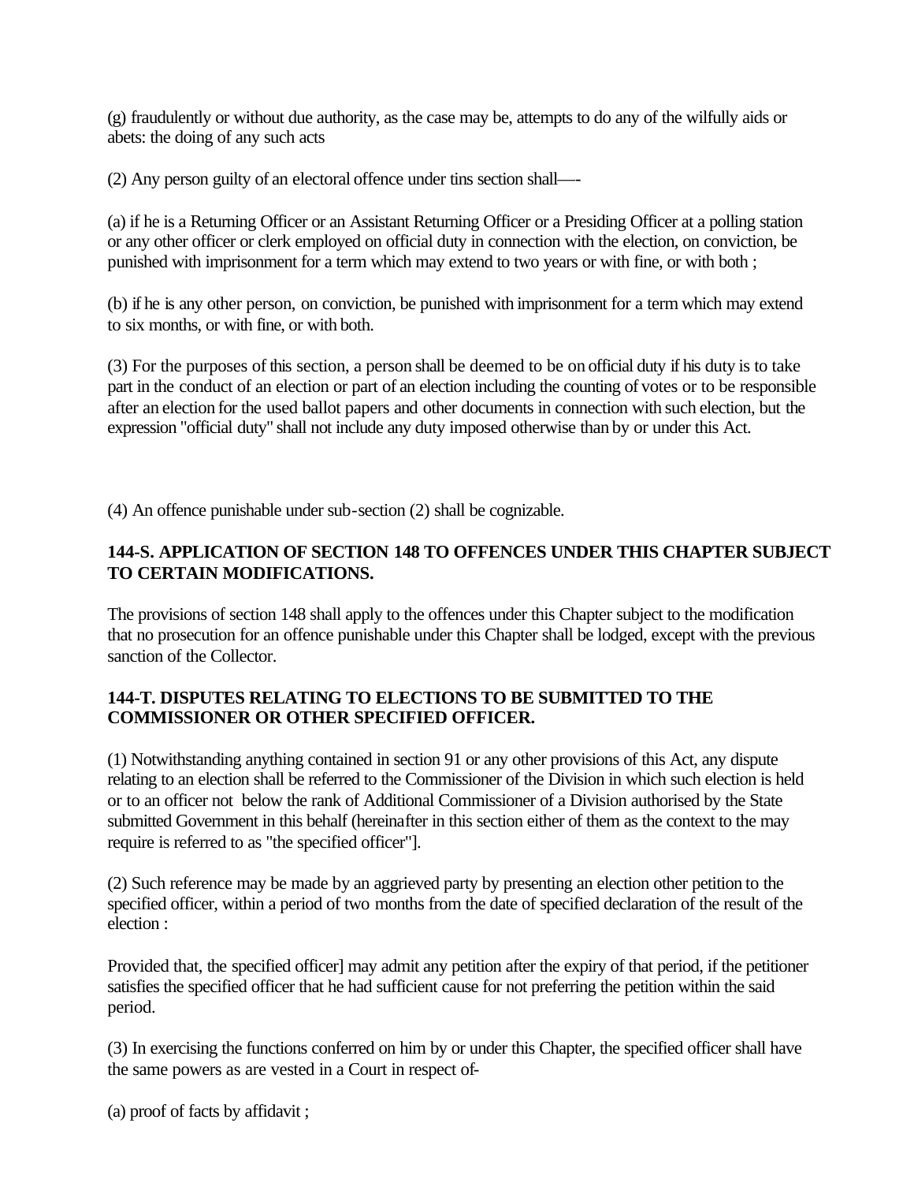(g) fraudulently or without due authority, as the case may be, attempts to do any of the wilfully aids or abets: the doing of any such acts

(2) Any person guilty of an electoral offence under tins section shall—-

(a) if he is a Returning Officer or an Assistant Returning Officer or a Presiding Officer at a polling station or any other officer or clerk employed on official duty in connection with the election, on conviction, be punished with imprisonment for a term which may extend to two years or with fine, or with both ;

(b) if he is any other person, on conviction, be punished with imprisonment for a term which may extend to six months, or with fine, or with both.

(3) For the purposes of this section, a person shall be deemed to be on official duty if his duty is to take part in the conduct of an election or part of an election including the counting of votes or to be responsible after an election for the used ballot papers and other documents in connection with such election, but the expression "official duty" shall not include any duty imposed otherwise than by or under this Act.

(4) An offence punishable under sub-section (2) shall be cognizable.

**144-S. APPLICATION OF SECTION 148 TO OFFENCES UNDER THIS CHAPTER SUBJECT TO CERTAIN MODIFICATIONS.**

The provisions of section 148 shall apply to the offences under this Chapter subject to the modification that no prosecution for an offence punishable under this Chapter shall be lodged, except with the previous sanction of the Collector.

**144-T. DISPUTES RELATING TO ELECTIONS TO BE SUBMITTED TO THE COMMISSIONER OR OTHER SPECIFIED OFFICER.**

(1) Notwithstanding anything contained in section 91 or any other provisions of this Act, any dispute relating to an election shall be referred to the Commissioner of the Division in which such election is held or to an officer not below the rank of Additional Commissioner of a Division authorised by the State submitted Government in this behalf (hereinafter in this section either of them as the context to the may require is referred to as "the specified officer"].

(2) Such reference may be made by an aggrieved party by presenting an election other petition to the specified officer, within a period of two months from the date of specified declaration of the result of the election :

Provided that, the specified officer] may admit any petition after the expiry of that period, if the petitioner satisfies the specified officer that he had sufficient cause for not preferring the petition within the said period.

(3) In exercising the functions conferred on him by or under this Chapter, the specified officer shall have the same powers as are vested in a Court in respect of-

(a) proof of facts by affidavit ;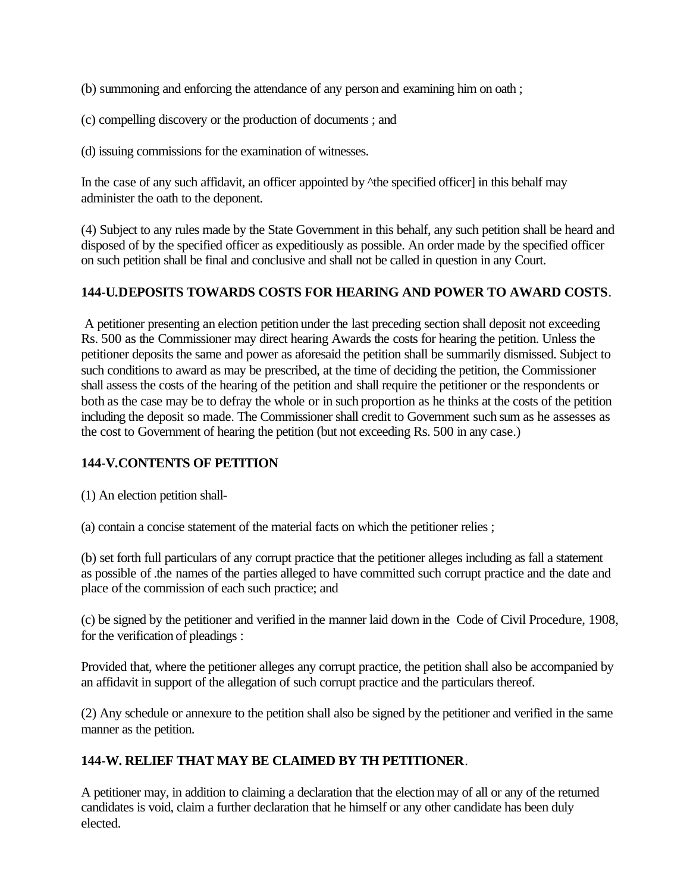(b) summoning and enforcing the attendance of any person and examining him on oath ;

(c) compelling discovery or the production of documents ; and

(d) issuing commissions for the examination of witnesses.

In the case of any such affidavit, an officer appointed by ^the specified officer] in this behalf may administer the oath to the deponent.

(4) Subject to any rules made by the State Government in this behalf, any such petition shall be heard and disposed of by the specified officer as expeditiously as possible. An order made by the specified officer on such petition shall be final and conclusive and shall not be called in question in any Court.

**144-U.DEPOSITS TOWARDS COSTS FOR HEARING AND POWER TO AWARD COSTS**.

A petitioner presenting an election petition under the last preceding section shall deposit not exceeding Rs. 500 as the Commissioner may direct hearing Awards the costs for hearing the petition. Unless the petitioner deposits the same and power as aforesaid the petition shall be summarily dismissed. Subject to such conditions to award as may be prescribed, at the time of deciding the petition, the Commissioner shall assess the costs of the hearing of the petition and shall require the petitioner or the respondents or both as the case may be to defray the whole or in such proportion as he thinks at the costs of the petition including the deposit so made. The Commissioner shall credit to Government such sum as he assesses as the cost to Government of hearing the petition (but not exceeding Rs. 500 in any case.)

**144-V.CONTENTS OF PETITION**

(1) An election petition shall-

(a) contain a concise statement of the material facts on which the petitioner relies ;

(b) set forth full particulars of any corrupt practice that the petitioner alleges including as fall a statement as possible of .the names of the parties alleged to have committed such corrupt practice and the date and place of the commission of each such practice; and

(c) be signed by the petitioner and verified in the manner laid down in the Code of Civil Procedure, 1908, for the verification of pleadings :

Provided that, where the petitioner alleges any corrupt practice, the petition shall also be accompanied by an affidavit in support of the allegation of such corrupt practice and the particulars thereof.

(2) Any schedule or annexure to the petition shall also be signed by the petitioner and verified in the same manner as the petition.

**144-W. RELIEF THAT MAY BE CLAIMED BY TH PETITIONER**.

A petitioner may, in addition to claiming a declaration that the election may of all or any of the returned candidates is void, claim a further declaration that he himself or any other candidate has been duly elected.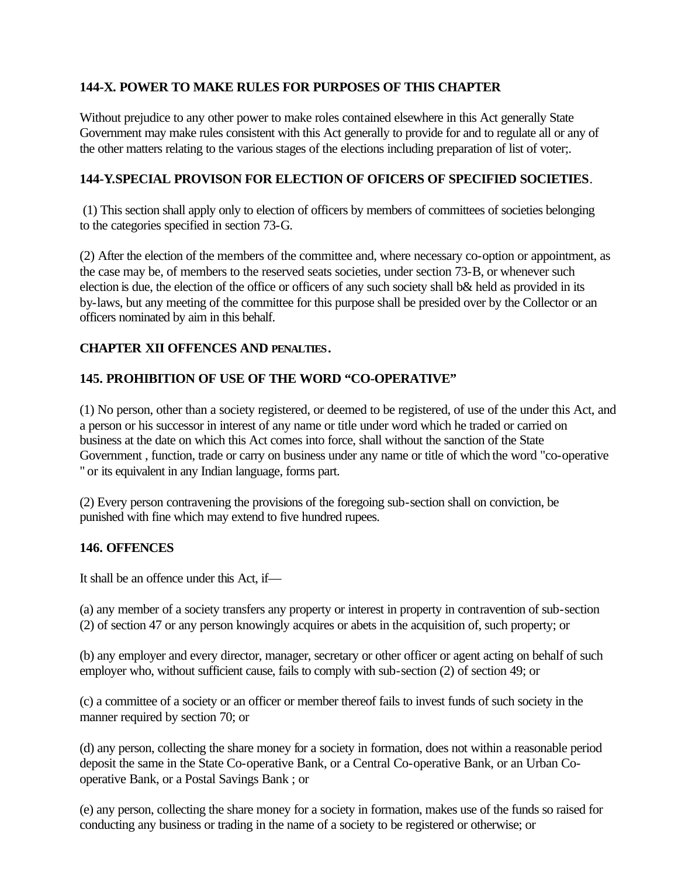**144-X. POWER TO MAKE RULES FOR PURPOSES OF THIS CHAPTER**

Without prejudice to any other power to make roles contained elsewhere in this Act generally State Government may make rules consistent with this Act generally to provide for and to regulate all or any of the other matters relating to the various stages of the elections including preparation of list of voter;.

**144-Y.SPECIAL PROVISON FOR ELECTION OF OFICERS OF SPECIFIED SOCIETIES**.

(1) This section shall apply only to election of officers by members of committees of societies belonging to the categories specified in section 73-G.

(2) After the election of the members of the committee and, where necessary co-option or appointment, as the case may be, of members to the reserved seats societies, under section 73-B, or whenever such election is due, the election of the office or officers of any such society shall b& held as provided in its by-laws, but any meeting of the committee for this purpose shall be presided over by the Collector or an officers nominated by aim in this behalf.

**CHAPTER XII OFFENCES AND PENALTIES.**

**145. PROHIBITION OF USE OF THE WORD "CO-OPERATIVE"**

(1) No person, other than a society registered, or deemed to be registered, of use of the under this Act, and a person or his successor in interest of any name or title under word which he traded or carried on business at the date on which this Act comes into force, shall without the sanction of the State Government , function, trade or carry on business under any name or title of which the word "co-operative " or its equivalent in any Indian language, forms part.

(2) Every person contravening the provisions of the foregoing sub-section shall on conviction, be punished with fine which may extend to five hundred rupees.

**146. OFFENCES**

It shall be an offence under this Act, if—

(a) any member of a society transfers any property or interest in property in contravention of sub-section (2) of section 47 or any person knowingly acquires or abets in the acquisition of, such property; or

(b) any employer and every director, manager, secretary or other officer or agent acting on behalf of such employer who, without sufficient cause, fails to comply with sub-section (2) of section 49; or

(c) a committee of a society or an officer or member thereof fails to invest funds of such society in the manner required by section 70; or

(d) any person, collecting the share money for a society in formation, does not within a reasonable period deposit the same in the State Co-operative Bank, or a Central Co-operative Bank, or an Urban Co-operative Bank, or a Postal Savings Bank ; or

(e) any person, collecting the share money for a society in formation, makes use of the funds so raised for conducting any business or trading in the name of a society to be registered or otherwise; or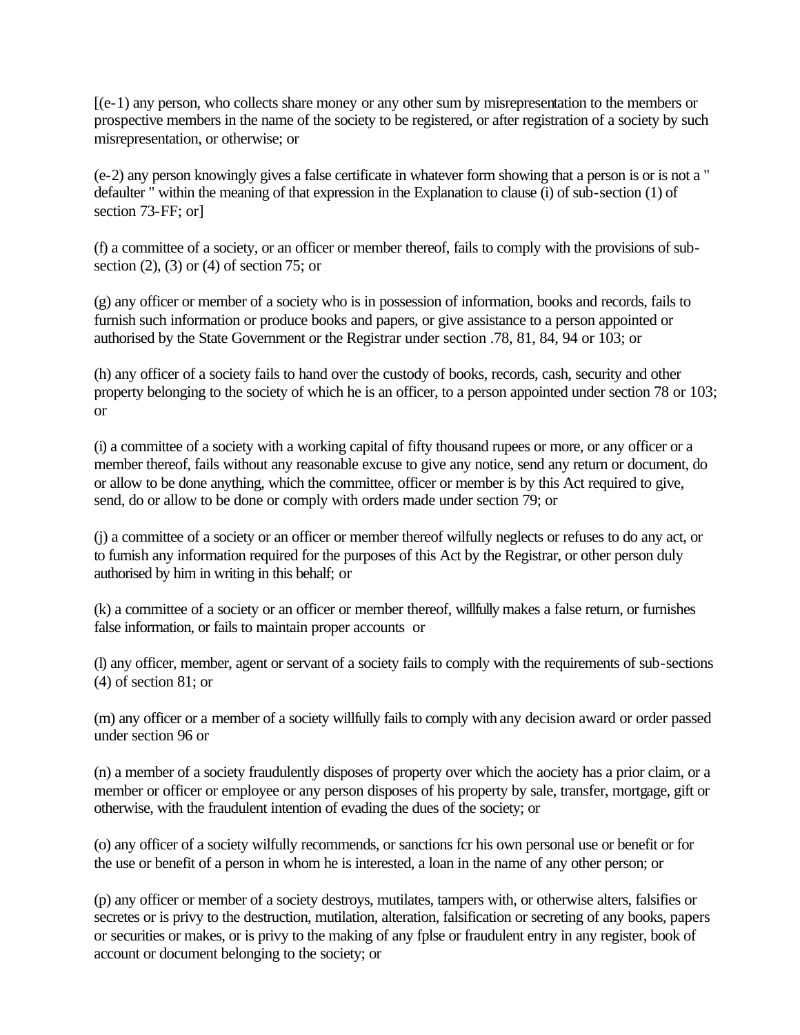[(e-1) any person, who collects share money or any other sum by misrepresentation to the members or prospective members in the name of the society to be registered, or after registration of a society by such misrepresentation, or otherwise; or

(e-2) any person knowingly gives a false certificate in whatever form showing that a person is or is not a " defaulter " within the meaning of that expression in the Explanation to clause (i) of sub-section (1) of section 73-FF; or]

(f) a committee of a society, or an officer or member thereof, fails to comply with the provisions of sub-section (2), (3) or (4) of section 75; or

(g) any officer or member of a society who is in possession of information, books and records, fails to furnish such information or produce books and papers, or give assistance to a person appointed or authorised by the State Government or the Registrar under section .78, 81, 84, 94 or 103; or

(h) any officer of a society fails to hand over the custody of books, records, cash, security and other property belonging to the society of which he is an officer, to a person appointed under section 78 or 103; or

(i) a committee of a society with a working capital of fifty thousand rupees or more, or any officer or a member thereof, fails without any reasonable excuse to give any notice, send any return or document, do or allow to be done anything, which the committee, officer or member is by this Act required to give, send, do or allow to be done or comply with orders made under section 79; or

(j) a committee of a society or an officer or member thereof wilfully neglects or refuses to do any act, or to furnish any information required for the purposes of this Act by the Registrar, or other person duly authorised by him in writing in this behalf; or

(k) a committee of a society or an officer or member thereof, willfully makes a false return, or furnishes false information, or fails to maintain proper accounts or

(l) any officer, member, agent or servant of a society fails to comply with the requirements of sub-sections (4) of section 81; or

(m) any officer or a member of a society willfully fails to comply with any decision award or order passed under section 96 or

(n) a member of a society fraudulently disposes of property over which the aociety has a prior claim, or a member or officer or employee or any person disposes of his property by sale, transfer, mortgage, gift or otherwise, with the fraudulent intention of evading the dues of the society; or

(o) any officer of a society wilfully recommends, or sanctions fcr his own personal use or benefit or for the use or benefit of a person in whom he is interested, a loan in the name of any other person; or

(p) any officer or member of a society destroys, mutilates, tampers with, or otherwise alters, falsifies or secretes or is privy to the destruction, mutilation, alteration, falsification or secreting of any books, papers or securities or makes, or is privy to the making of any fplse or fraudulent entry in any register, book of account or document belonging to the society; or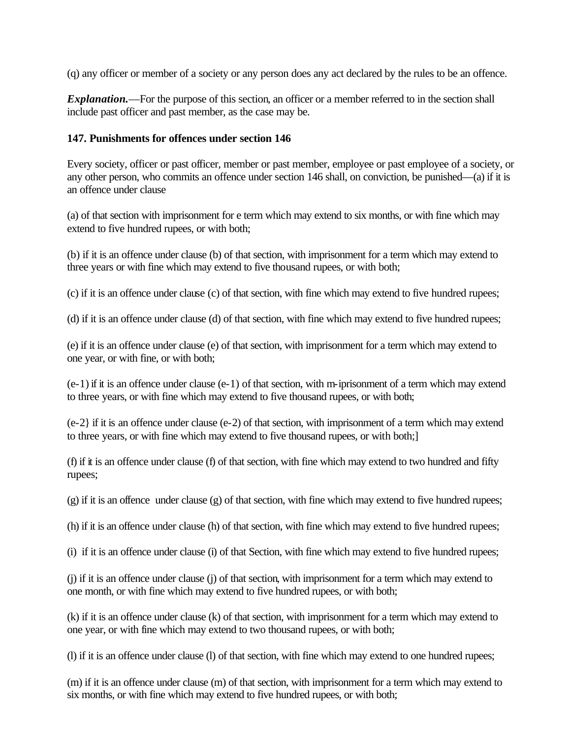(q) any officer or member of a society or any person does any act declared by the rules to be an offence.

***Explanation.***—For the purpose of this section, an officer or a member referred to in the section shall include past officer and past member, as the case may be.

**147. Punishments for offences under section 146**

Every society, officer or past officer, member or past member, employee or past employee of a society, or any other person, who commits an offence under section 146 shall, on conviction, be punished—(a) if it is an offence under clause

(a) of that section with imprisonment for e term which may extend to six months, or with fine which may extend to five hundred rupees, or with both;

(b) if it is an offence under clause (b) of that section, with imprisonment for a term which may extend to three years or with fine which may extend to five thousand rupees, or with both;

(c) if it is an offence under clause (c) of that section, with fine which may extend to five hundred rupees;

(d) if it is an offence under clause (d) of that section, with fine which may extend to five hundred rupees;

(e) if it is an offence under clause (e) of that section, with imprisonment for a term which may extend to one year, or with fine, or with both;

(e-1) if it is an offence under clause (e-1) of that section, with m-iprisonment of a term which may extend to three years, or with fine which may extend to five thousand rupees, or with both;

(e-2} if it is an offence under clause (e-2) of that section, with imprisonment of a term which may extend to three years, or with fine which may extend to five thousand rupees, or with both;]

(f) if it is an offence under clause (f) of that section, with fine which may extend to two hundred and fifty rupees;

(g) if it is an offence under clause (g) of that section, with fine which may extend to five hundred rupees;

(h) if it is an offence under clause (h) of that section, with fine which may extend to five hundred rupees;

(i) if it is an offence under clause (i) of that Section, with fine which may extend to five hundred rupees;

(j) if it is an offence under clause (j) of that section, with imprisonment for a term which may extend to one month, or with fine which may extend to five hundred rupees, or with both;

(k) if it is an offence under clause (k) of that section, with imprisonment for a term which may extend to one year, or with fine which may extend to two thousand rupees, or with both;

(l) if it is an offence under clause (l) of that section, with fine which may extend to one hundred rupees;

(m) if it is an offence under clause (m) of that section, with imprisonment for a term which may extend to six months, or with fine which may extend to five hundred rupees, or with both;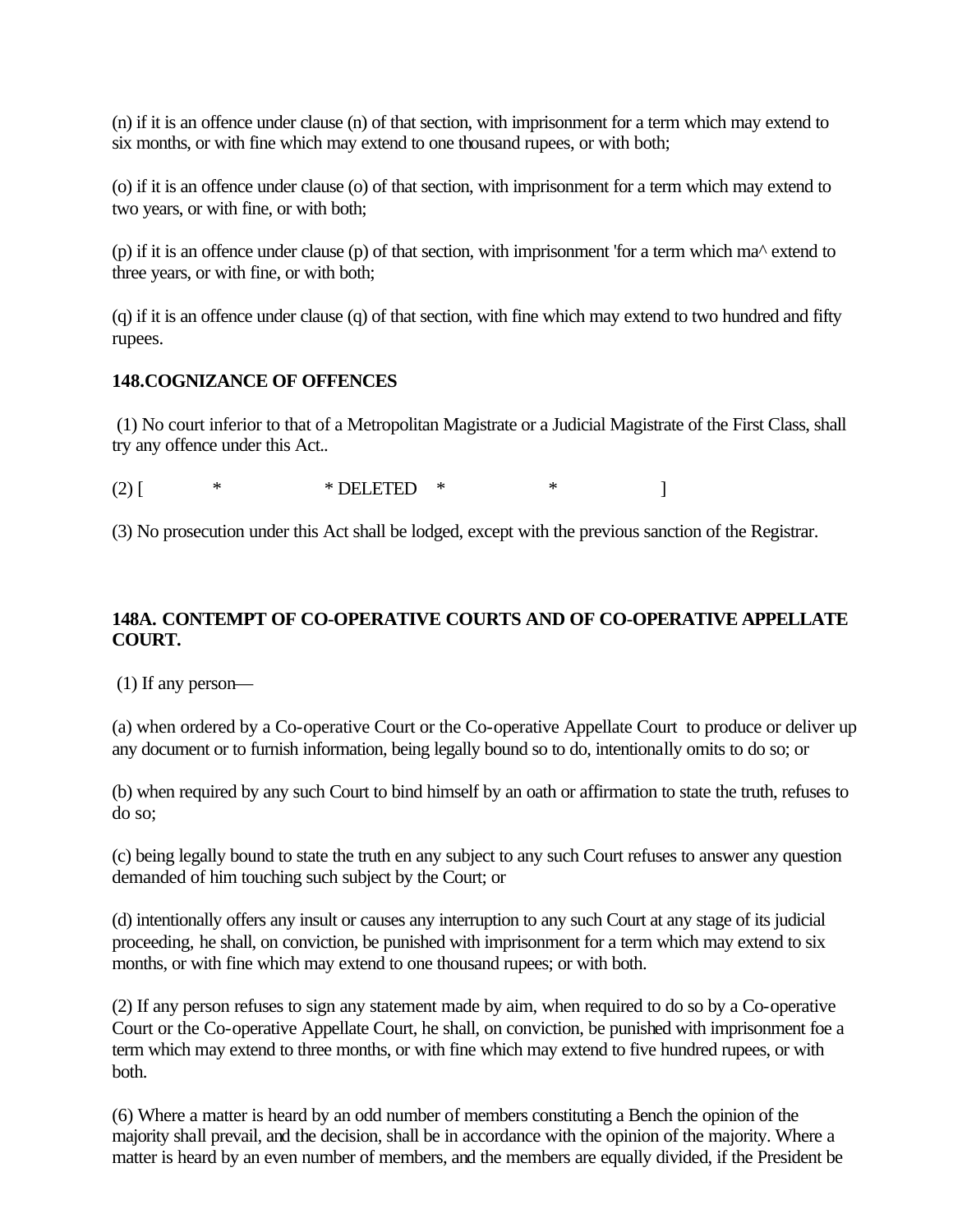(n) if it is an offence under clause (n) of that section, with imprisonment for a term which may extend to six months, or with fine which may extend to one thousand rupees, or with both;

(o) if it is an offence under clause (o) of that section, with imprisonment for a term which may extend to two years, or with fine, or with both;

(p) if it is an offence under clause (p) of that section, with imprisonment 'for a term which ma^ extend to three years, or with fine, or with both;

(q) if it is an offence under clause (q) of that section, with fine which may extend to two hundred and fifty rupees.

**148.COGNIZANCE OF OFFENCES**

(1) No court inferior to that of a Metropolitan Magistrate or a Judicial Magistrate of the First Class, shall try any offence under this Act..

(2) [ * * DELETED * * ]

(3) No prosecution under this Act shall be lodged, except with the previous sanction of the Registrar.

**148A. CONTEMPT OF CO-OPERATIVE COURTS AND OF CO-OPERATIVE APPELLATE COURT.**

(1) If any person—

(a) when ordered by a Co-operative Court or the Co-operative Appellate Court to produce or deliver up any document or to furnish information, being legally bound so to do, intentionally omits to do so; or

(b) when required by any such Court to bind himself by an oath or affirmation to state the truth, refuses to do so;

(c) being legally bound to state the truth en any subject to any such Court refuses to answer any question demanded of him touching such subject by the Court; or

(d) intentionally offers any insult or causes any interruption to any such Court at any stage of its judicial proceeding, he shall, on conviction, be punished with imprisonment for a term which may extend to six months, or with fine which may extend to one thousand rupees; or with both.

(2) If any person refuses to sign any statement made by aim, when required to do so by a Co-operative Court or the Co-operative Appellate Court, he shall, on conviction, be punished with imprisonment foe a term which may extend to three months, or with fine which may extend to five hundred rupees, or with both.

(6) Where a matter is heard by an odd number of members constituting a Bench the opinion of the majority shall prevail, and the decision, shall be in accordance with the opinion of the majority. Where a matter is heard by an even number of members, and the members are equally divided, if the President be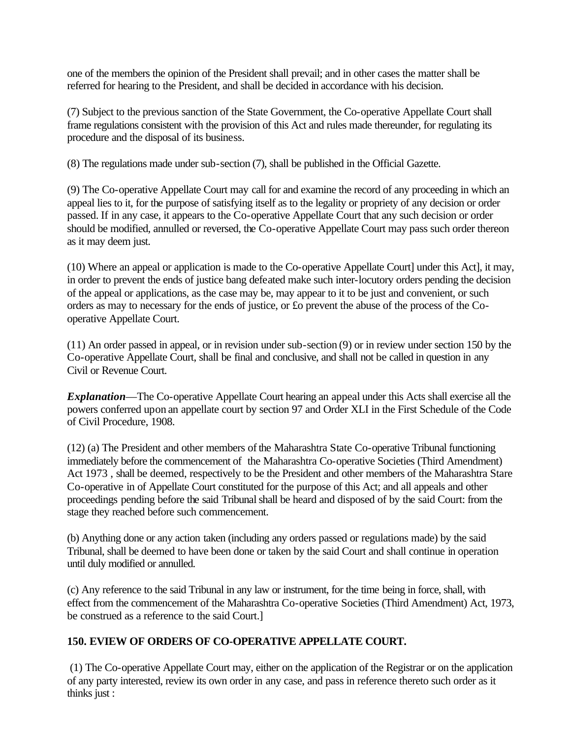one of the members the opinion of the President shall prevail; and in other cases the matter shall be referred for hearing to the President, and shall be decided in accordance with his decision.

(7) Subject to the previous sanction of the State Government, the Co-operative Appellate Court shall frame regulations consistent with the provision of this Act and rules made thereunder, for regulating its procedure and the disposal of its business.

(8) The regulations made under sub-section (7), shall be published in the Official Gazette.

(9) The Co-operative Appellate Court may call for and examine the record of any proceeding in which an appeal lies to it, for the purpose of satisfying itself as to the legality or propriety of any decision or order passed. If in any case, it appears to the Co-operative Appellate Court that any such decision or order should be modified, annulled or reversed, the Co-operative Appellate Court may pass such order thereon as it may deem just.

(10) Where an appeal or application is made to the Co-operative Appellate Court] under this Act], it may, in order to prevent the ends of justice bang defeated make such inter-locutory orders pending the decision of the appeal or applications, as the case may be, may appear to it to be just and convenient, or such orders as may to necessary for the ends of justice, or £o prevent the abuse of the process of the Co-operative Appellate Court.

(11) An order passed in appeal, or in revision under sub-section (9) or in review under section 150 by the Co-operative Appellate Court, shall be final and conclusive, and shall not be called in question in any Civil or Revenue Court.

***Explanation***—The Co-operative Appellate Court hearing an appeal under this Acts shall exercise all the powers conferred upon an appellate court by section 97 and Order XLI in the First Schedule of the Code of Civil Procedure, 1908.

(12) (a) The President and other members of the Maharashtra State Co-operative Tribunal functioning immediately before the commencement of the Maharashtra Co-operative Societies (Third Amendment) Act 1973 , shall be deemed, respectively to be the President and other members of the Maharashtra Stare Co-operative in of Appellate Court constituted for the purpose of this Act; and all appeals and other proceedings pending before the said Tribunal shall be heard and disposed of by the said Court: from the stage they reached before such commencement.

(b) Anything done or any action taken (including any orders passed or regulations made) by the said Tribunal, shall be deemed to have been done or taken by the said Court and shall continue in operation until duly modified or annulled.

(c) Any reference to the said Tribunal in any law or instrument, for the time being in force, shall, with effect from the commencement of the Maharashtra Co-operative Societies (Third Amendment) Act, 1973, be construed as a reference to the said Court.]

**150. EVIEW OF ORDERS OF CO-OPERATIVE APPELLATE COURT.**

(1) The Co-operative Appellate Court may, either on the application of the Registrar or on the application of any party interested, review its own order in any case, and pass in reference thereto such order as it thinks just :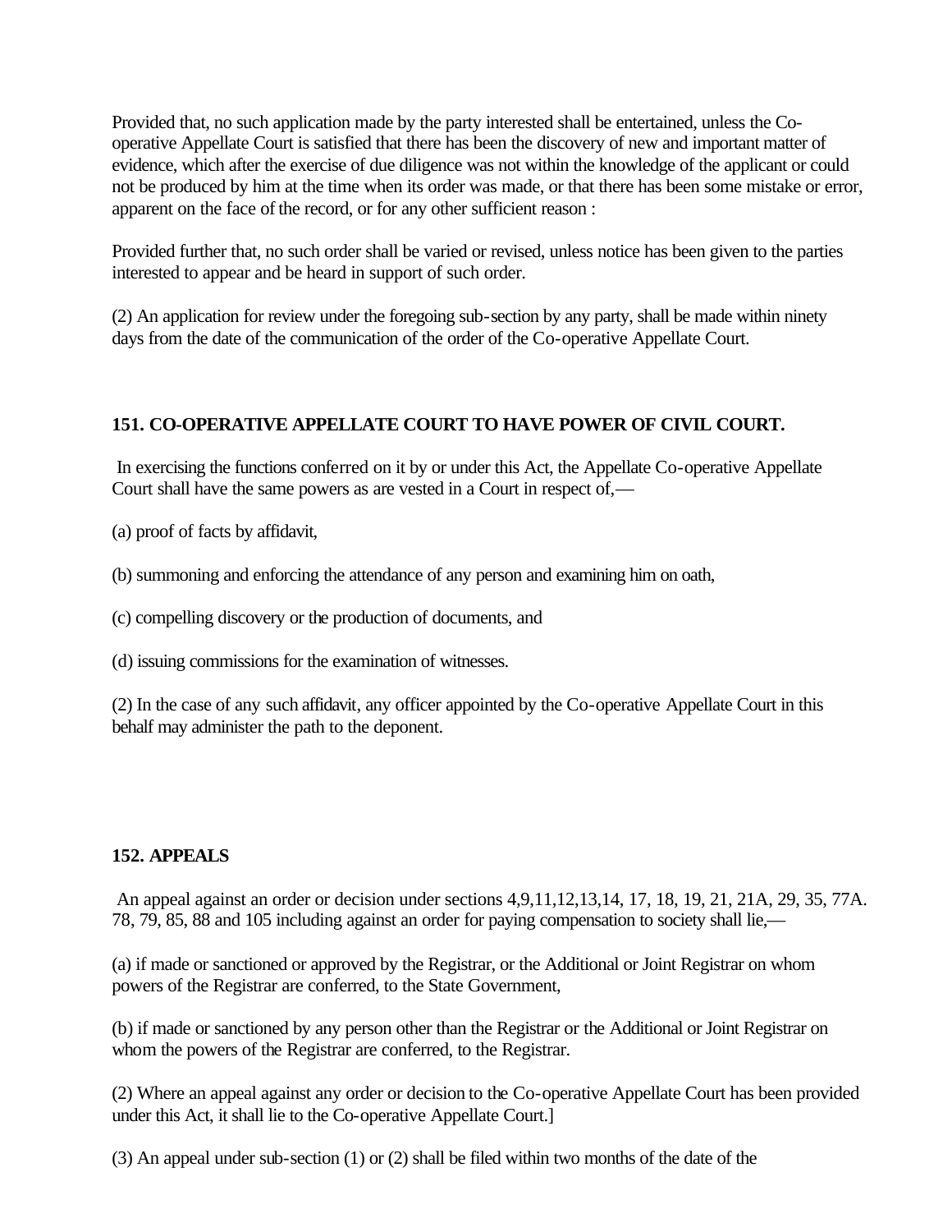Provided that, no such application made by the party interested shall be entertained, unless the Co-operative Appellate Court is satisfied that there has been the discovery of new and important matter of evidence, which after the exercise of due diligence was not within the knowledge of the applicant or could not be produced by him at the time when its order was made, or that there has been some mistake or error, apparent on the face of the record, or for any other sufficient reason :

Provided further that, no such order shall be varied or revised, unless notice has been given to the parties interested to appear and be heard in support of such order.

(2) An application for review under the foregoing sub-section by any party, shall be made within ninety days from the date of the communication of the order of the Co-operative Appellate Court.

### 151. CO-OPERATIVE APPELLATE COURT TO HAVE POWER OF CIVIL COURT.

In exercising the functions conferred on it by or under this Act, the Appellate Co-operative Appellate Court shall have the same powers as are vested in a Court in respect of,—

(a) proof of facts by affidavit,

(b) summoning and enforcing the attendance of any person and examining him on oath,

(c) compelling discovery or the production of documents, and

(d) issuing commissions for the examination of witnesses.

(2) In the case of any such affidavit, any officer appointed by the Co-operative Appellate Court in this behalf may administer the path to the deponent.

### 152. APPEALS

An appeal against an order or decision under sections 4,9,11,12,13,14, 17, 18, 19, 21, 21A, 29, 35, 77A. 78, 79, 85, 88 and 105 including against an order for paying compensation to society shall lie,—

(a) if made or sanctioned or approved by the Registrar, or the Additional or Joint Registrar on whom powers of the Registrar are conferred, to the State Government,

(b) if made or sanctioned by any person other than the Registrar or the Additional or Joint Registrar on whom the powers of the Registrar are conferred, to the Registrar.

(2) Where an appeal against any order or decision to the Co-operative Appellate Court has been provided under this Act, it shall lie to the Co-operative Appellate Court.]

(3) An appeal under sub-section (1) or (2) shall be filed within two months of the date of the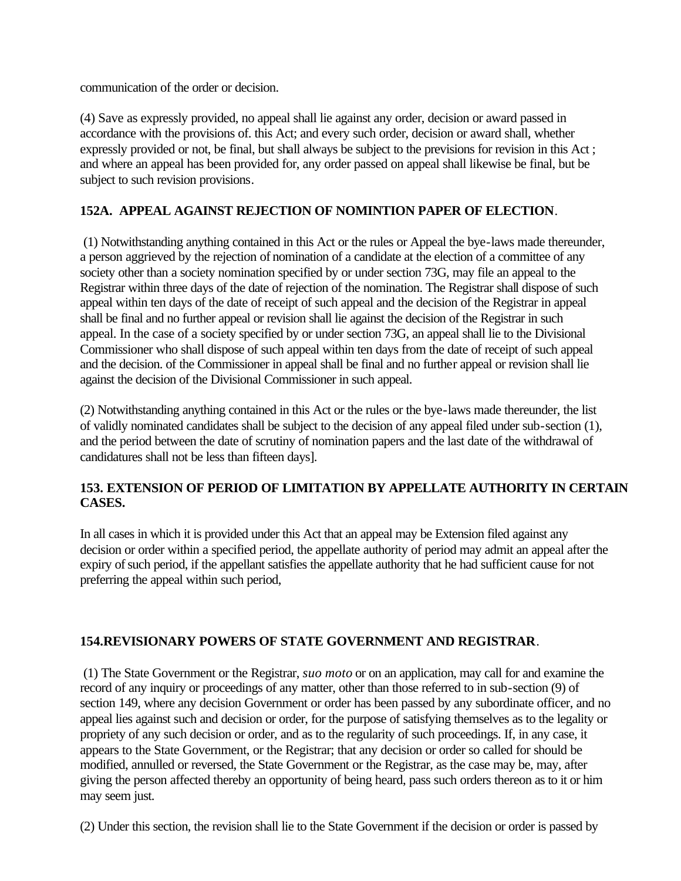communication of the order or decision.

(4) Save as expressly provided, no appeal shall lie against any order, decision or award passed in accordance with the provisions of. this Act; and every such order, decision or award shall, whether expressly provided or not, be final, but shall always be subject to the previsions for revision in this Act ; and where an appeal has been provided for, any order passed on appeal shall likewise be final, but be subject to such revision provisions.

### 152A. APPEAL AGAINST REJECTION OF NOMINTION PAPER OF ELECTION.

(1) Notwithstanding anything contained in this Act or the rules or Appeal the bye-laws made thereunder, a person aggrieved by the rejection of nomination of a candidate at the election of a committee of any society other than a society nomination specified by or under section 73G, may file an appeal to the Registrar within three days of the date of rejection of the nomination. The Registrar shall dispose of such appeal within ten days of the date of receipt of such appeal and the decision of the Registrar in appeal shall be final and no further appeal or revision shall lie against the decision of the Registrar in such appeal. In the case of a society specified by or under section 73G, an appeal shall lie to the Divisional Commissioner who shall dispose of such appeal within ten days from the date of receipt of such appeal and the decision. of the Commissioner in appeal shall be final and no further appeal or revision shall lie against the decision of the Divisional Commissioner in such appeal.

(2) Notwithstanding anything contained in this Act or the rules or the bye-laws made thereunder, the list of validly nominated candidates shall be subject to the decision of any appeal filed under sub-section (1), and the period between the date of scrutiny of nomination papers and the last date of the withdrawal of candidatures shall not be less than fifteen days].

### 153. EXTENSION OF PERIOD OF LIMITATION BY APPELLATE AUTHORITY IN CERTAIN CASES.

In all cases in which it is provided under this Act that an appeal may be Extension filed against any decision or order within a specified period, the appellate authority of period may admit an appeal after the expiry of such period, if the appellant satisfies the appellate authority that he had sufficient cause for not preferring the appeal within such period,

### 154.REVISIONARY POWERS OF STATE GOVERNMENT AND REGISTRAR.

(1) The State Government or the Registrar, *suo moto* or on an application, may call for and examine the record of any inquiry or proceedings of any matter, other than those referred to in sub-section (9) of section 149, where any decision Government or order has been passed by any subordinate officer, and no appeal lies against such and decision or order, for the purpose of satisfying themselves as to the legality or propriety of any such decision or order, and as to the regularity of such proceedings. If, in any case, it appears to the State Government, or the Registrar; that any decision or order so called for should be modified, annulled or reversed, the State Government or the Registrar, as the case may be, may, after giving the person affected thereby an opportunity of being heard, pass such orders thereon as to it or him may seem just.

(2) Under this section, the revision shall lie to the State Government if the decision or order is passed by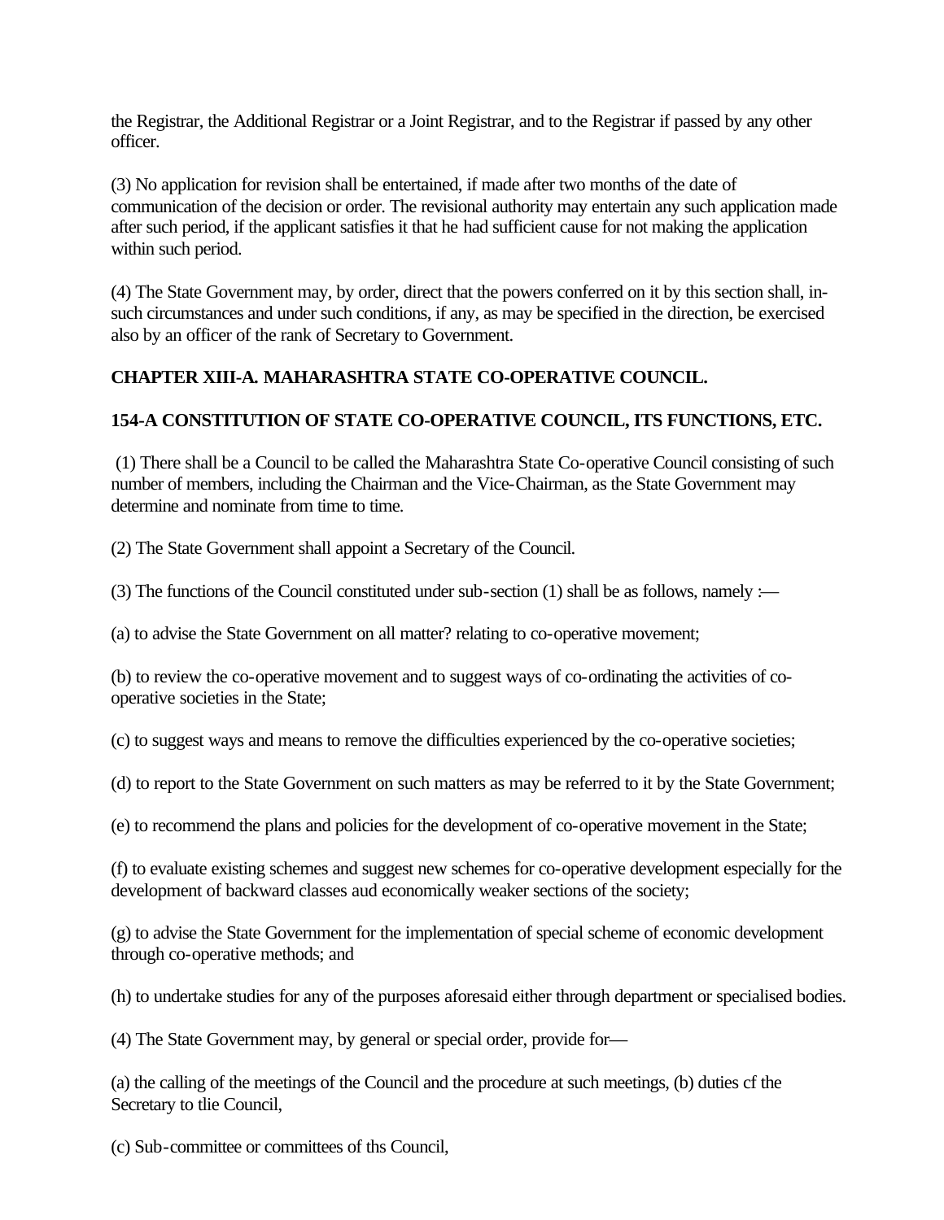the Registrar, the Additional Registrar or a Joint Registrar, and to the Registrar if passed by any other officer.

(3) No application for revision shall be entertained, if made after two months of the date of communication of the decision or order. The revisional authority may entertain any such application made after such period, if the applicant satisfies it that he had sufficient cause for not making the application within such period.

(4) The State Government may, by order, direct that the powers conferred on it by this section shall, in-such circumstances and under such conditions, if any, as may be specified in the direction, be exercised also by an officer of the rank of Secretary to Government.

## CHAPTER XIII-A. MAHARASHTRA STATE CO-OPERATIVE COUNCIL.

### 154-A CONSTITUTION OF STATE CO-OPERATIVE COUNCIL, ITS FUNCTIONS, ETC.

(1) There shall be a Council to be called the Maharashtra State Co-operative Council consisting of such number of members, including the Chairman and the Vice-Chairman, as the State Government may determine and nominate from time to time.

(2) The State Government shall appoint a Secretary of the Council.

(3) The functions of the Council constituted under sub-section (1) shall be as follows, namely :—

(a) to advise the State Government on all matter? relating to co-operative movement;

(b) to review the co-operative movement and to suggest ways of co-ordinating the activities of co-operative societies in the State;

(c) to suggest ways and means to remove the difficulties experienced by the co-operative societies;

(d) to report to the State Government on such matters as may be referred to it by the State Government;

(e) to recommend the plans and policies for the development of co-operative movement in the State;

(f) to evaluate existing schemes and suggest new schemes for co-operative development especially for the development of backward classes aud economically weaker sections of the society;

(g) to advise the State Government for the implementation of special scheme of economic development through co-operative methods; and

(h) to undertake studies for any of the purposes aforesaid either through department or specialised bodies.

(4) The State Government may, by general or special order, provide for—

(a) the calling of the meetings of the Council and the procedure at such meetings, (b) duties cf the Secretary to tlie Council,

(c) Sub-committee or committees of ths Council,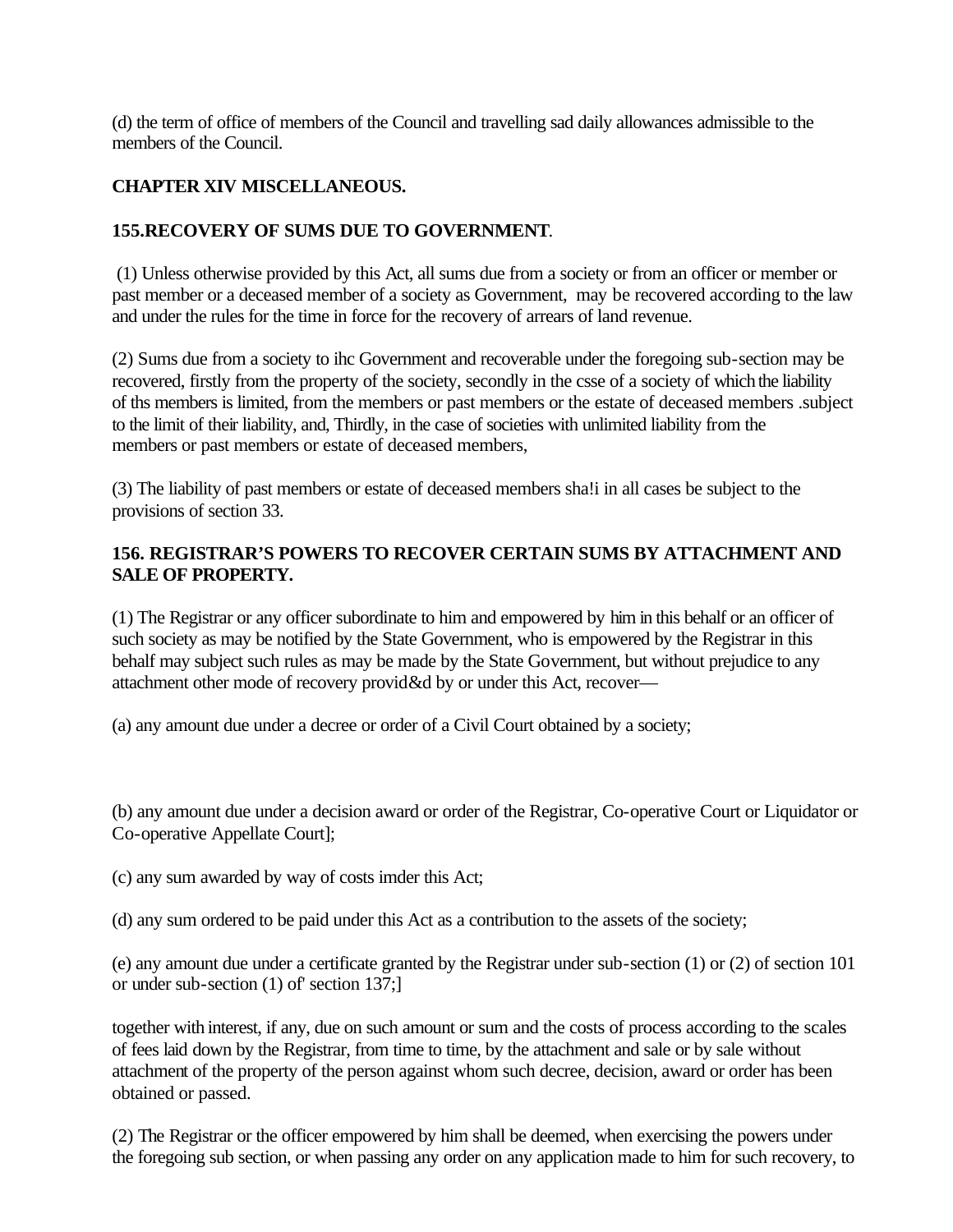(d) the term of office of members of the Council and travelling sad daily allowances admissible to the members of the Council.

## CHAPTER XIV MISCELLANEOUS.

### 155.RECOVERY OF SUMS DUE TO GOVERNMENT.

(1) Unless otherwise provided by this Act, all sums due from a society or from an officer or member or past member or a deceased member of a society as Government, may be recovered according to the law and under the rules for the time in force for the recovery of arrears of land revenue.

(2) Sums due from a society to ihc Government and recoverable under the foregoing sub-section may be recovered, firstly from the property of the society, secondly in the csse of a society of which the liability of ths members is limited, from the members or past members or the estate of deceased members .subject to the limit of their liability, and, Thirdly, in the case of societies with unlimited liability from the members or past members or estate of deceased members,

(3) The liability of past members or estate of deceased members sha!i in all cases be subject to the provisions of section 33.

### 156. REGISTRAR'S POWERS TO RECOVER CERTAIN SUMS BY ATTACHMENT AND SALE OF PROPERTY.

(1) The Registrar or any officer subordinate to him and empowered by him in this behalf or an officer of such society as may be notified by the State Government, who is empowered by the Registrar in this behalf may subject such rules as may be made by the State Government, but without prejudice to any attachment other mode of recovery provid&d by or under this Act, recover—

(a) any amount due under a decree or order of a Civil Court obtained by a society;

(b) any amount due under a decision award or order of the Registrar, Co-operative Court or Liquidator or Co-operative Appellate Court];

(c) any sum awarded by way of costs imder this Act;

(d) any sum ordered to be paid under this Act as a contribution to the assets of the society;

(e) any amount due under a certificate granted by the Registrar under sub-section (1) or (2) of section 101 or under sub-section (1) of' section 137;]

together with interest, if any, due on such amount or sum and the costs of process according to the scales of fees laid down by the Registrar, from time to time, by the attachment and sale or by sale without attachment of the property of the person against whom such decree, decision, award or order has been obtained or passed.

(2) The Registrar or the officer empowered by him shall be deemed, when exercising the powers under the foregoing sub section, or when passing any order on any application made to him for such recovery, to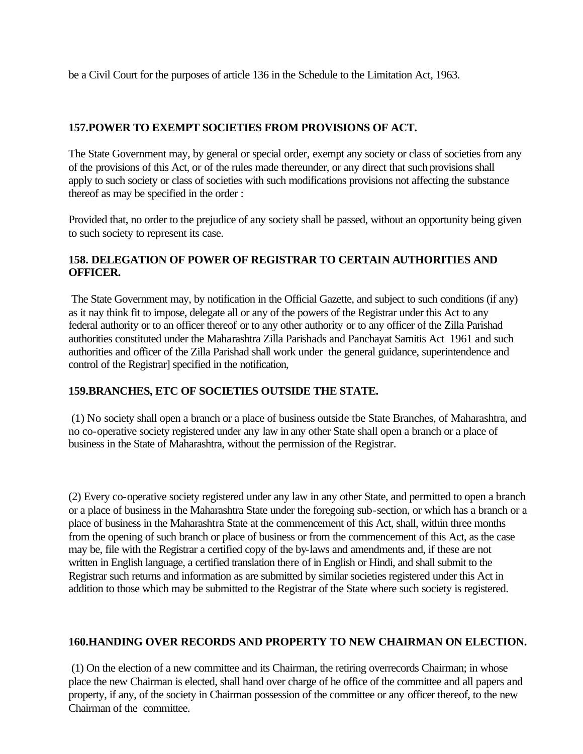be a Civil Court for the purposes of article 136 in the Schedule to the Limitation Act, 1963.

### 157.POWER TO EXEMPT SOCIETIES FROM PROVISIONS OF ACT.

The State Government may, by general or special order, exempt any society or class of societies from any of the provisions of this Act, or of the rules made thereunder, or any direct that such provisions shall apply to such society or class of societies with such modifications provisions not affecting the substance thereof as may be specified in the order :

Provided that, no order to the prejudice of any society shall be passed, without an opportunity being given to such society to represent its case.

### 158. DELEGATION OF POWER OF REGISTRAR TO CERTAIN AUTHORITIES AND OFFICER.

The State Government may, by notification in the Official Gazette, and subject to such conditions (if any) as it nay think fit to impose, delegate all or any of the powers of the Registrar under this Act to any federal authority or to an officer thereof or to any other authority or to any officer of the Zilla Parishad authorities constituted under the Maharashtra Zilla Parishads and Panchayat Samitis Act 1961 and such authorities and officer of the Zilla Parishad shall work under the general guidance, superintendence and control of the Registrar] specified in the notification,

### 159.BRANCHES, ETC OF SOCIETIES OUTSIDE THE STATE.

(1) No society shall open a branch or a place of business outside tbe State Branches, of Maharashtra, and no co-operative society registered under any law in any other State shall open a branch or a place of business in the State of Maharashtra, without the permission of the Registrar.

(2) Every co-operative society registered under any law in any other State, and permitted to open a branch or a place of business in the Maharashtra State under the foregoing sub-section, or which has a branch or a place of business in the Maharashtra State at the commencement of this Act, shall, within three months from the opening of such branch or place of business or from the commencement of this Act, as the case may be, file with the Registrar a certified copy of the by-laws and amendments and, if these are not written in English language, a certified translation there of in English or Hindi, and shall submit to the Registrar such returns and information as are submitted by similar societies registered under this Act in addition to those which may be submitted to the Registrar of the State where such society is registered.

### 160.HANDING OVER RECORDS AND PROPERTY TO NEW CHAIRMAN ON ELECTION.

(1) On the election of a new committee and its Chairman, the retiring overrecords Chairman; in whose place the new Chairman is elected, shall hand over charge of he office of the committee and all papers and property, if any, of the society in Chairman possession of the committee or any officer thereof, to the new Chairman of the committee.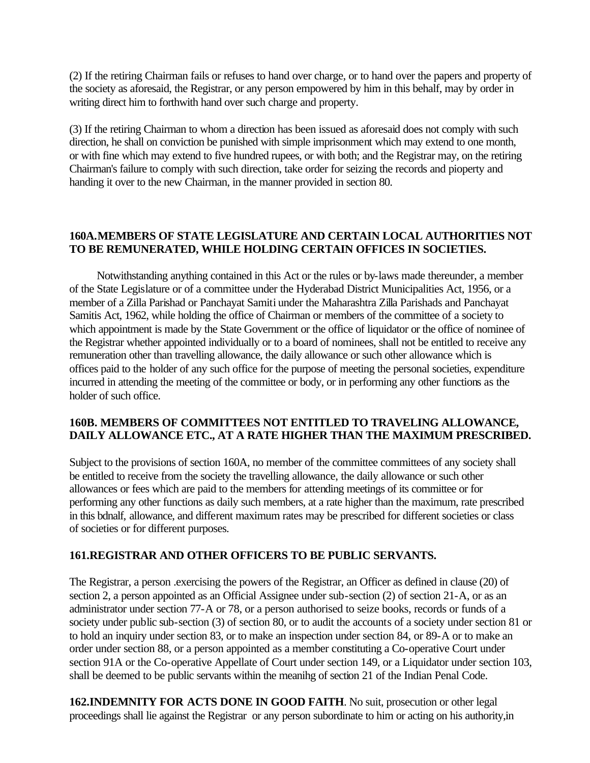(2) If the retiring Chairman fails or refuses to hand over charge, or to hand over the papers and property of the society as aforesaid, the Registrar, or any person empowered by him in this behalf, may by order in writing direct him to forthwith hand over such charge and property.

(3) If the retiring Chairman to whom a direction has been issued as aforesaid does not comply with such direction, he shall on conviction be punished with simple imprisonment which may extend to one month, or with fine which may extend to five hundred rupees, or with both; and the Registrar may, on the retiring Chairman's failure to comply with such direction, take order for seizing the records and pioperty and handing it over to the new Chairman, in the manner provided in section 80.

### 160A.MEMBERS OF STATE LEGISLATURE AND CERTAIN LOCAL AUTHORITIES NOT TO BE REMUNERATED, WHILE HOLDING CERTAIN OFFICES IN SOCIETIES.

Notwithstanding anything contained in this Act or the rules or by-laws made thereunder, a member of the State Legislature or of a committee under the Hyderabad District Municipalities Act, 1956, or a member of a Zilla Parishad or Panchayat Samiti under the Maharashtra Zilla Parishads and Panchayat Samitis Act, 1962, while holding the office of Chairman or members of the committee of a society to which appointment is made by the State Government or the office of liquidator or the office of nominee of the Registrar whether appointed individually or to a board of nominees, shall not be entitled to receive any remuneration other than travelling allowance, the daily allowance or such other allowance which is offices paid to the holder of any such office for the purpose of meeting the personal societies, expenditure incurred in attending the meeting of the committee or body, or in performing any other functions as the holder of such office.

### 160B. MEMBERS OF COMMITTEES NOT ENTITLED TO TRAVELING ALLOWANCE, DAILY ALLOWANCE ETC., AT A RATE HIGHER THAN THE MAXIMUM PRESCRIBED.

Subject to the provisions of section 160A, no member of the committee committees of any society shall be entitled to receive from the society the travelling allowance, the daily allowance or such other allowances or fees which are paid to the members for attending meetings of its committee or for performing any other functions as daily such members, at a rate higher than the maximum, rate prescribed in this bdnalf, allowance, and different maximum rates may be prescribed for different societies or class of societies or for different purposes.

### 161.REGISTRAR AND OTHER OFFICERS TO BE PUBLIC SERVANTS.

The Registrar, a person .exercising the powers of the Registrar, an Officer as defined in clause (20) of section 2, a person appointed as an Official Assignee under sub-section (2) of section 21-A, or as an administrator under section 77-A or 78, or a person authorised to seize books, records or funds of a society under public sub-section (3) of section 80, or to audit the accounts of a society under section 81 or to hold an inquiry under section 83, or to make an inspection under section 84, or 89-A or to make an order under section 88, or a person appointed as a member constituting a Co-operative Court under section 91A or the Co-operative Appellate of Court under section 149, or a Liquidator under section 103, shall be deemed to be public servants within the meanihg of section 21 of the Indian Penal Code.

**162.INDEMNITY FOR ACTS DONE IN GOOD FAITH**. No suit, prosecution or other legal proceedings shall lie against the Registrar or any person subordinate to him or acting on his authority,in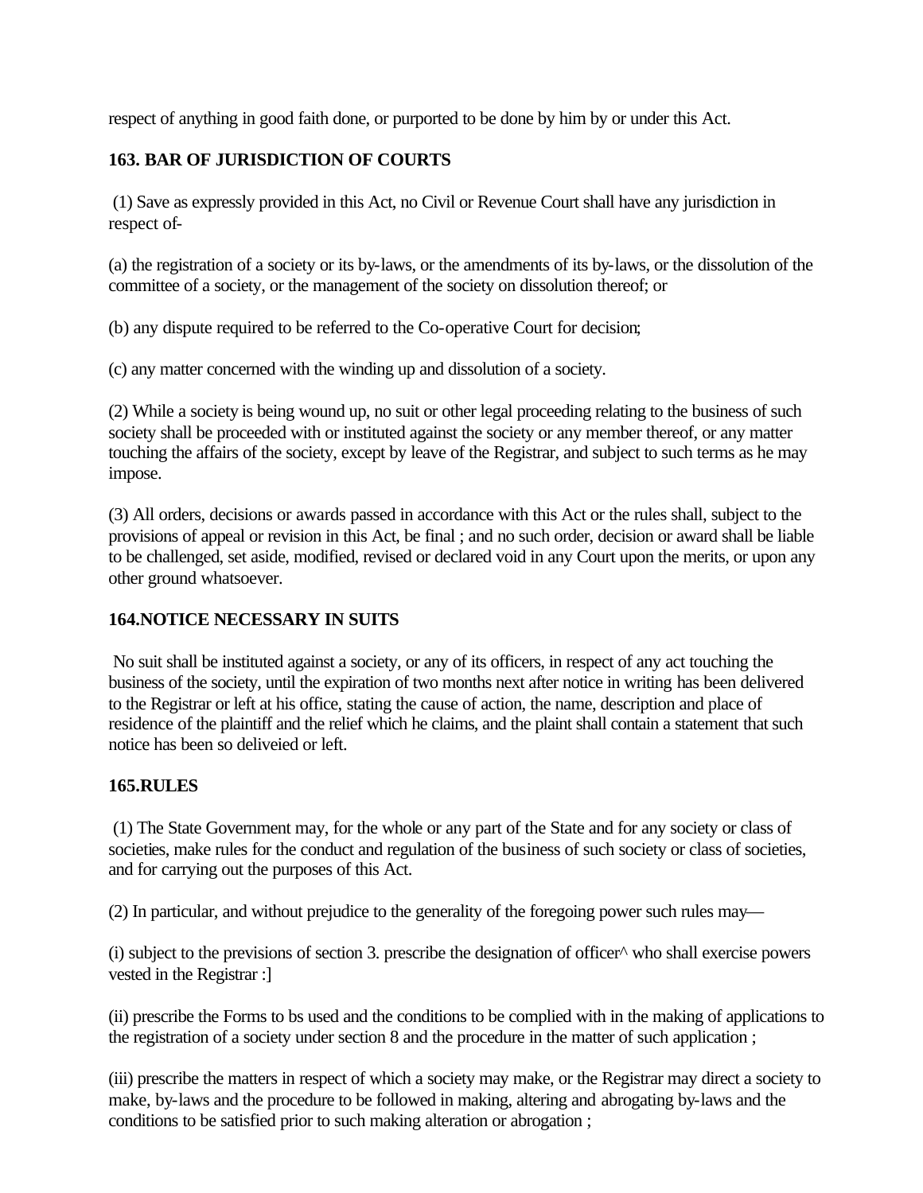respect of anything in good faith done, or purported to be done by him by or under this Act.

### 163. BAR OF JURISDICTION OF COURTS

(1) Save as expressly provided in this Act, no Civil or Revenue Court shall have any jurisdiction in respect of-

(a) the registration of a society or its by-laws, or the amendments of its by-laws, or the dissolution of the committee of a society, or the management of the society on dissolution thereof; or

(b) any dispute required to be referred to the Co-operative Court for decision;

(c) any matter concerned with the winding up and dissolution of a society.

(2) While a society is being wound up, no suit or other legal proceeding relating to the business of such society shall be proceeded with or instituted against the society or any member thereof, or any matter touching the affairs of the society, except by leave of the Registrar, and subject to such terms as he may impose.

(3) All orders, decisions or awards passed in accordance with this Act or the rules shall, subject to the provisions of appeal or revision in this Act, be final ; and no such order, decision or award shall be liable to be challenged, set aside, modified, revised or declared void in any Court upon the merits, or upon any other ground whatsoever.

### 164.NOTICE NECESSARY IN SUITS

No suit shall be instituted against a society, or any of its officers, in respect of any act touching the business of the society, until the expiration of two months next after notice in writing has been delivered to the Registrar or left at his office, stating the cause of action, the name, description and place of residence of the plaintiff and the relief which he claims, and the plaint shall contain a statement that such notice has been so deliveied or left.

### 165.RULES

(1) The State Government may, for the whole or any part of the State and for any society or class of societies, make rules for the conduct and regulation of the business of such society or class of societies, and for carrying out the purposes of this Act.

(2) In particular, and without prejudice to the generality of the foregoing power such rules may—

(i) subject to the previsions of section 3. prescribe the designation of officer^ who shall exercise powers vested in the Registrar :]

(ii) prescribe the Forms to bs used and the conditions to be complied with in the making of applications to the registration of a society under section 8 and the procedure in the matter of such application ;

(iii) prescribe the matters in respect of which a society may make, or the Registrar may direct a society to make, by-laws and the procedure to be followed in making, altering and abrogating by-laws and the conditions to be satisfied prior to such making alteration or abrogation ;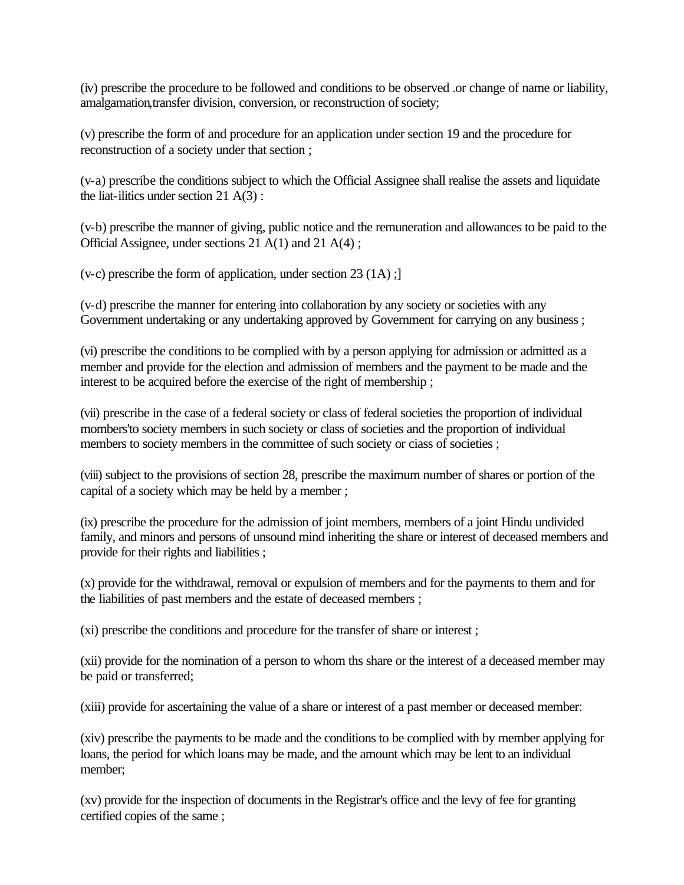(iv) prescribe the procedure to be followed and conditions to be observed .or change of name or liability, amalgamation,transfer division, conversion, or reconstruction of society;

(v) prescribe the form of and procedure for an application under section 19 and the procedure for reconstruction of a society under that section ;

(v-a) prescribe the conditions subject to which the Official Assignee shall realise the assets and liquidate the liat-ilitics under section 21 A(3) :

(v-b) prescribe the manner of giving, public notice and the remuneration and allowances to be paid to the Official Assignee, under sections 21 A(1) and 21 A(4) ;

(v-c) prescribe the form of application, under section 23 (1A) ;]

(v-d) prescribe the manner for entering into collaboration by any society or societies with any Government undertaking or any undertaking approved by Government for carrying on any business ;

(vi) prescribe the conditions to be complied with by a person applying for admission or admitted as a member and provide for the election and admission of members and the payment to be made and the interest to be acquired before the exercise of the right of membership ;

(vii) prescribe in the case of a federal society or class of federal societies the proportion of individual mombers'to society members in such society or class of societies and the proportion of individual members to society members in the committee of such society or ciass of societies ;

(viii) subject to the provisions of section 28, prescribe the maximum number of shares or portion of the capital of a society which may be held by a member ;

(ix) prescribe the procedure for the admission of joint members, members of a joint Hindu undivided family, and minors and persons of unsound mind inheriting the share or interest of deceased members and provide for their rights and liabilities ;

(x) provide for the withdrawal, removal or expulsion of members and for the payments to them and for the liabilities of past members and the estate of deceased members ;

(xi) prescribe the conditions and procedure for the transfer of share or interest ;

(xii) provide for the nomination of a person to whom ths share or the interest of a deceased member may be paid or transferred;

(xiii) provide for ascertaining the value of a share or interest of a past member or deceased member:

(xiv) prescribe the payments to be made and the conditions to be complied with by member applying for loans, the period for which loans may be made, and the amount which may be lent to an individual member;

(xv) provide for the inspection of documents in the Registrar's office and the levy of fee for granting certified copies of the same ;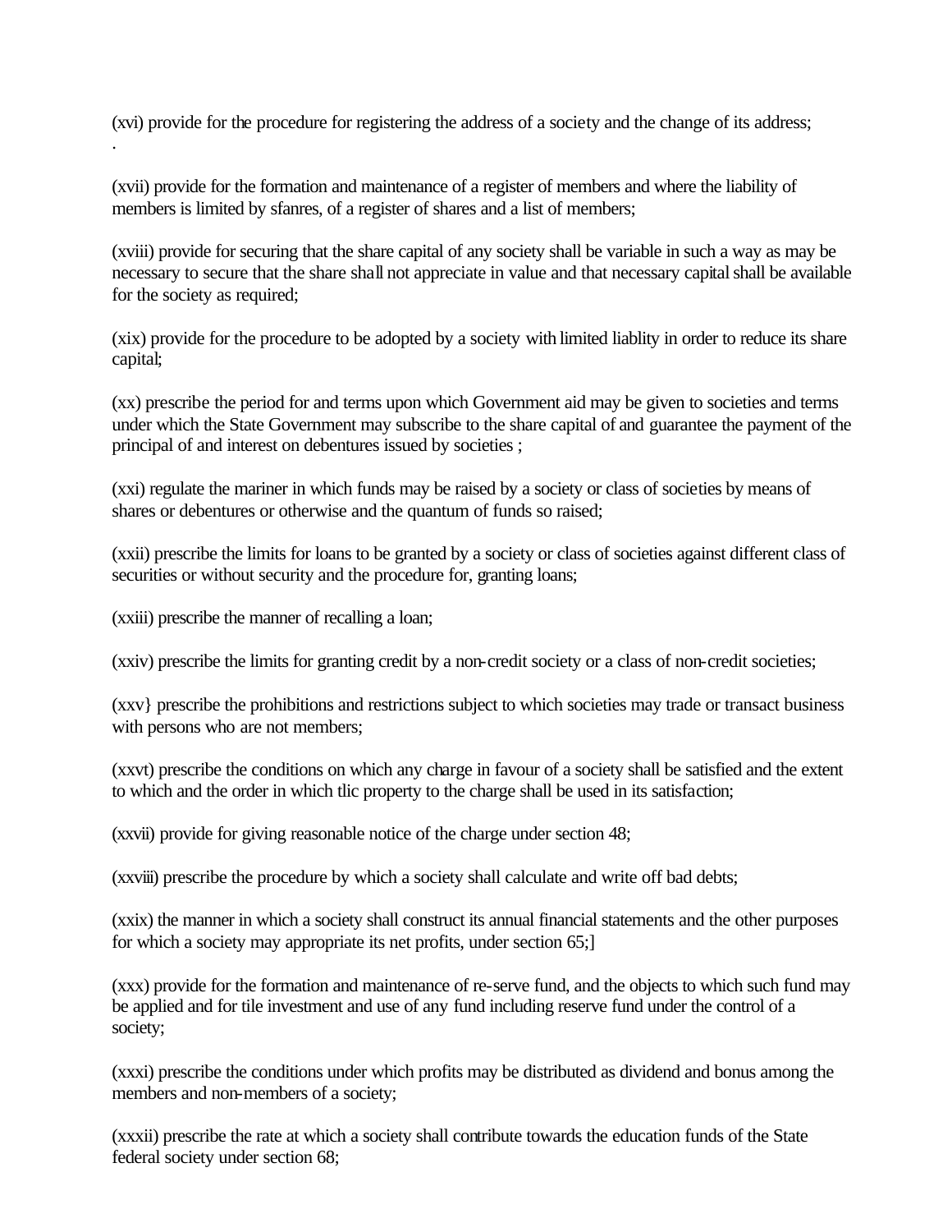(xvi) provide for the procedure for registering the address of a society and the change of its address;
.

(xvii) provide for the formation and maintenance of a register of members and where the liability of members is limited by sfanres, of a register of shares and a list of members;

(xviii) provide for securing that the share capital of any society shall be variable in such a way as may be necessary to secure that the share shall not appreciate in value and that necessary capital shall be available for the society as required;

(xix) provide for the procedure to be adopted by a society with limited liablity in order to reduce its share capital;

(xx) prescribe the period for and terms upon which Government aid may be given to societies and terms under which the State Government may subscribe to the share capital of and guarantee the payment of the principal of and interest on debentures issued by societies ;

(xxi) regulate the mariner in which funds may be raised by a society or class of societies by means of shares or debentures or otherwise and the quantum of funds so raised;

(xxii) prescribe the limits for loans to be granted by a society or class of societies against different class of securities or without security and the procedure for, granting loans;

(xxiii) prescribe the manner of recalling a loan;

(xxiv) prescribe the limits for granting credit by a non-credit society or a class of non-credit societies;

(xxv} prescribe the prohibitions and restrictions subject to which societies may trade or transact business with persons who are not members;

(xxvt) prescribe the conditions on which any charge in favour of a society shall be satisfied and the extent to which and the order in which tlic property to the charge shall be used in its satisfaction;

(xxvii) provide for giving reasonable notice of the charge under section 48;

(xxviii) prescribe the procedure by which a society shall calculate and write off bad debts;

(xxix) the manner in which a society shall construct its annual financial statements and the other purposes for which a society may appropriate its net profits, under section 65;]

(xxx) provide for the formation and maintenance of re-serve fund, and the objects to which such fund may be applied and for tile investment and use of any fund including reserve fund under the control of a society;

(xxxi) prescribe the conditions under which profits may be distributed as dividend and bonus among the members and non-members of a society;

(xxxii) prescribe the rate at which a society shall contribute towards the education funds of the State federal society under section 68;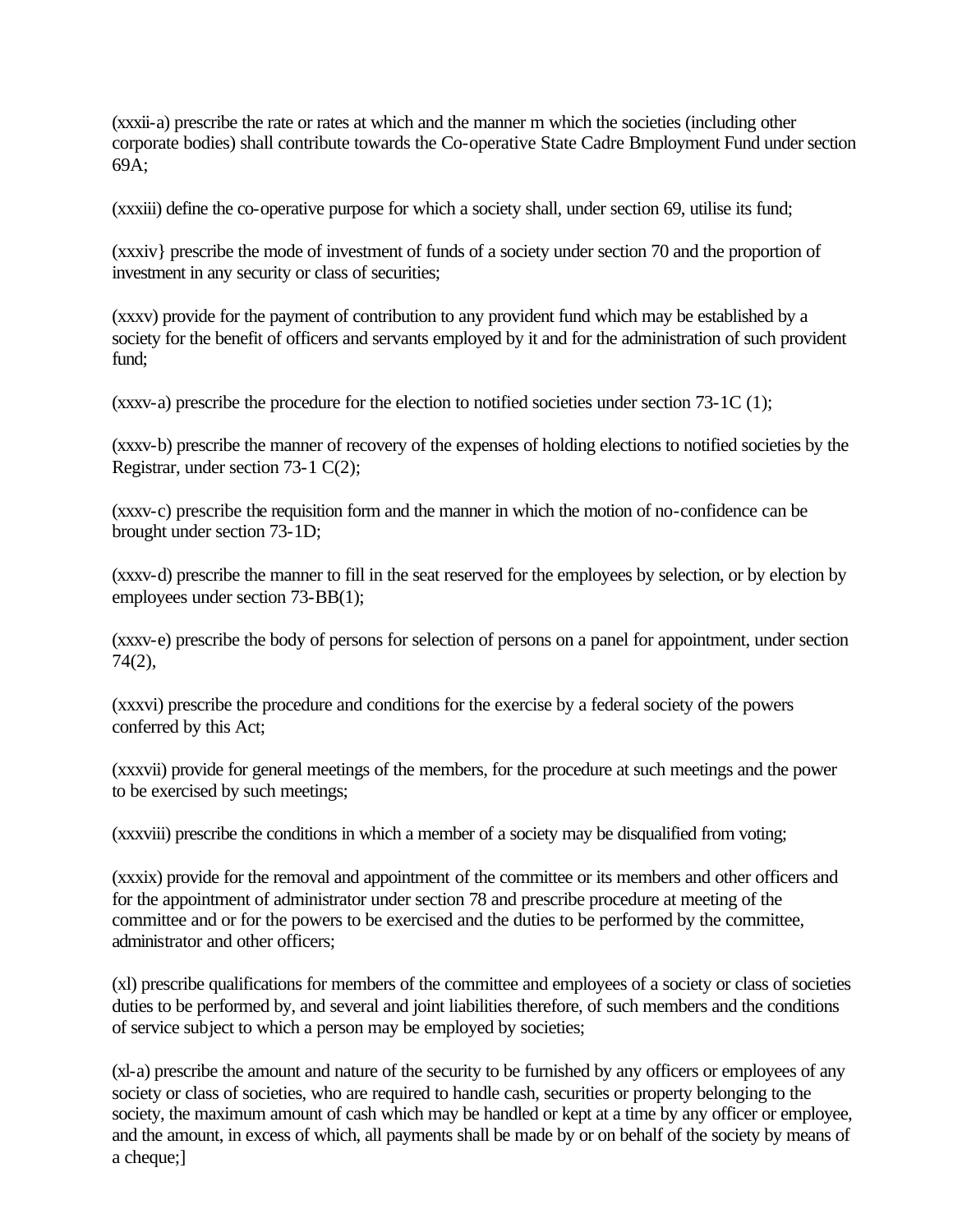(xxxii-a) prescribe the rate or rates at which and the manner m which the societies (including other corporate bodies) shall contribute towards the Co-operative State Cadre Bmployment Fund under section 69A;

(xxxiii) define the co-operative purpose for which a society shall, under section 69, utilise its fund;

(xxxiv} prescribe the mode of investment of funds of a society under section 70 and the proportion of investment in any security or class of securities;

(xxxv) provide for the payment of contribution to any provident fund which may be established by a society for the benefit of officers and servants employed by it and for the administration of such provident fund;

(xxxv-a) prescribe the procedure for the election to notified societies under section 73-1C (1);

(xxxv-b) prescribe the manner of recovery of the expenses of holding elections to notified societies by the Registrar, under section 73-1 C(2);

(xxxv-c) prescribe the requisition form and the manner in which the motion of no-confidence can be brought under section 73-1D;

(xxxv-d) prescribe the manner to fill in the seat reserved for the employees by selection, or by election by employees under section 73-BB(1);

(xxxv-e) prescribe the body of persons for selection of persons on a panel for appointment, under section 74(2),

(xxxvi) prescribe the procedure and conditions for the exercise by a federal society of the powers conferred by this Act;

(xxxvii) provide for general meetings of the members, for the procedure at such meetings and the power to be exercised by such meetings;

(xxxviii) prescribe the conditions in which a member of a society may be disqualified from voting;

(xxxix) provide for the removal and appointment of the committee or its members and other officers and for the appointment of administrator under section 78 and prescribe procedure at meeting of the committee and or for the powers to be exercised and the duties to be performed by the committee, administrator and other officers;

(xl) prescribe qualifications for members of the committee and employees of a society or class of societies duties to be performed by, and several and joint liabilities therefore, of such members and the conditions of service subject to which a person may be employed by societies;

(xl-a) prescribe the amount and nature of the security to be furnished by any officers or employees of any society or class of societies, who are required to handle cash, securities or property belonging to the society, the maximum amount of cash which may be handled or kept at a time by any officer or employee, and the amount, in excess of which, all payments shall be made by or on behalf of the society by means of a cheque;]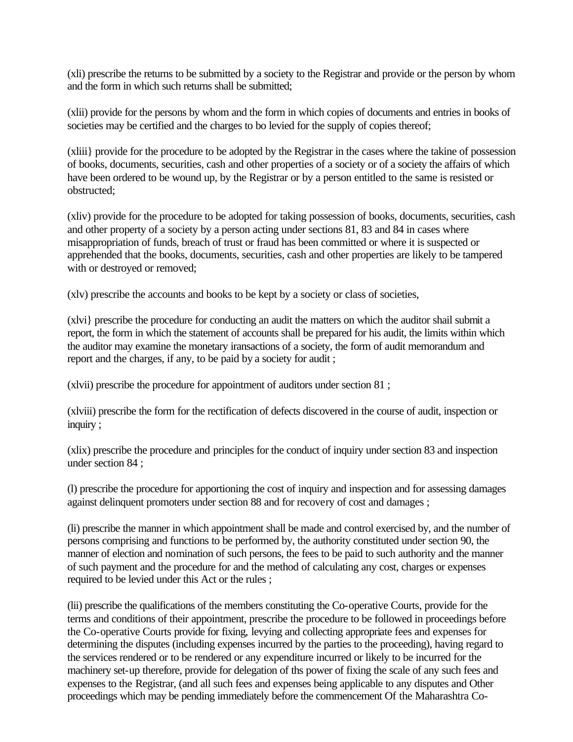(xli) prescribe the returns to be submitted by a society to the Registrar and provide or the person by whom and the form in which such returns shall be submitted;

(xlii) provide for the persons by whom and the form in which copies of documents and entries in books of societies may be certified and the charges to bo levied for the supply of copies thereof;

(xliii} provide for the procedure to be adopted by the Registrar in the cases where the takine of possession of books, documents, securities, cash and other properties of a society or of a society the affairs of which have been ordered to be wound up, by the Registrar or by a person entitled to the same is resisted or obstructed;

(xliv) provide for the procedure to be adopted for taking possession of books, documents, securities, cash and other property of a society by a person acting under sections 81, 83 and 84 in cases where misappropriation of funds, breach of trust or fraud has been committed or where it is suspected or apprehended that the books, documents, securities, cash and other properties are likely to be tampered with or destroyed or removed;

(xlv) prescribe the accounts and books to be kept by a society or class of societies,

(xlvi} prescribe the procedure for conducting an audit the matters on which the auditor shail submit a report, the form in which the statement of accounts shall be prepared for his audit, the limits within which the auditor may examine the monetary iransactions of a society, the form of audit memorandum and report and the charges, if any, to be paid by a society for audit ;

(xlvii) prescribe the procedure for appointment of auditors under section 81 ;

(xlviii) prescribe the form for the rectification of defects discovered in the course of audit, inspection or inquiry ;

(xlix) prescribe the procedure and principles for the conduct of inquiry under section 83 and inspection under section 84 ;

(l) prescribe the procedure for apportioning the cost of inquiry and inspection and for assessing damages against delinquent promoters under section 88 and for recovery of cost and damages ;

(li) prescribe the manner in which appointment shall be made and control exercised by, and the number of persons comprising and functions to be performed by, the authority constituted under section 90, the manner of election and nomination of such persons, the fees to be paid to such authority and the manner of such payment and the procedure for and the method of calculating any cost, charges or expenses required to be levied under this Act or the rules ;

(lii) prescribe the qualifications of the members constituting the Co-operative Courts, provide for the terms and conditions of their appointment, prescribe the procedure to be followed in proceedings before the Co-operative Courts provide for fixing, levying and collecting appropriate fees and expenses for determining the disputes (including expenses incurred by the parties to the proceeding), having regard to the services rendered or to be rendered or any expenditure incurred or likely to be incurred for the machinery set-up therefore, provide for delegation of ths power of fixing the scale of any such fees and expenses to the Registrar, (and all such fees and expenses being applicable to any disputes and Other proceedings which may be pending immediately before the commencement Of the Maharashtra Co-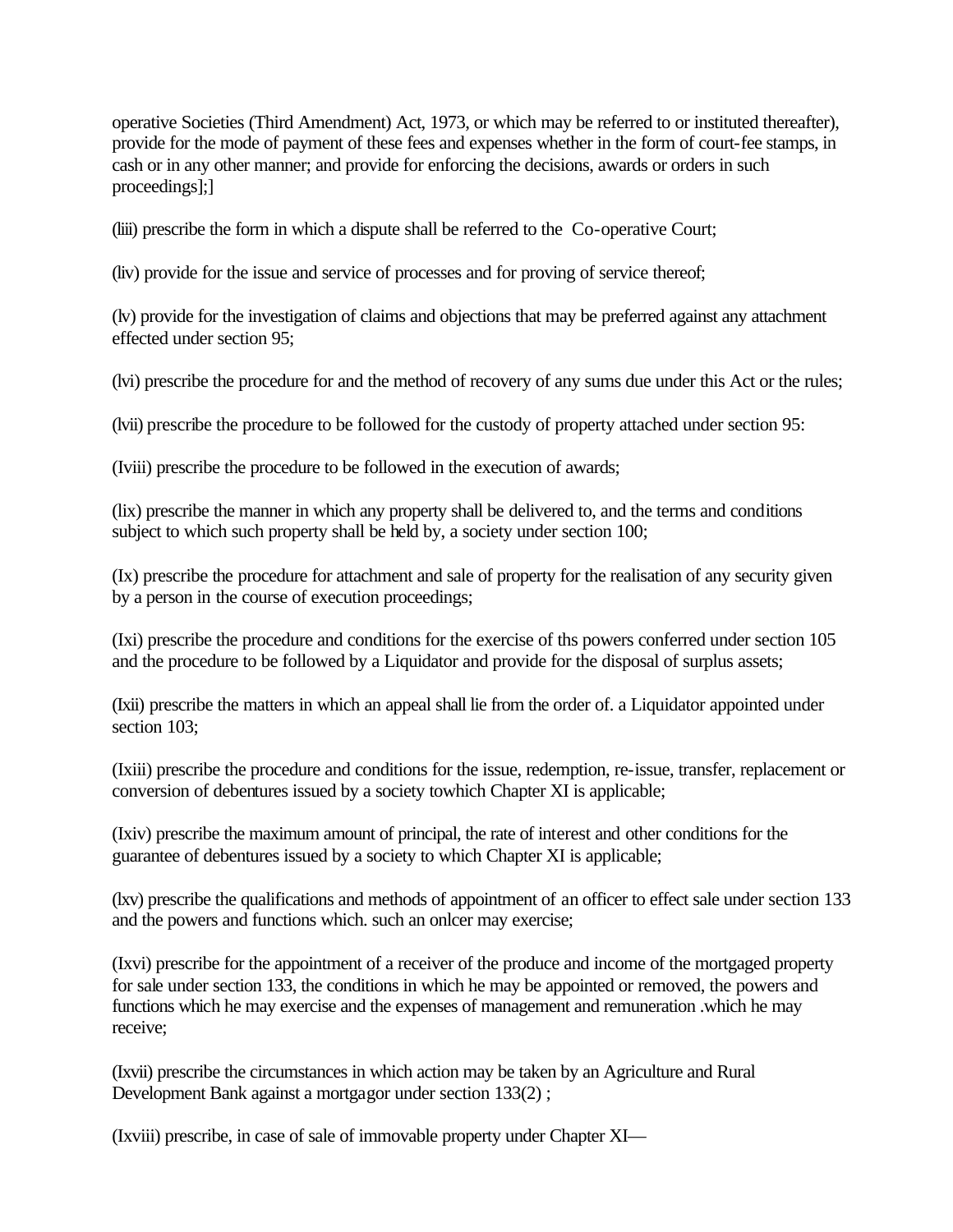operative Societies (Third Amendment) Act, 1973, or which may be referred to or instituted thereafter), provide for the mode of payment of these fees and expenses whether in the form of court-fee stamps, in cash or in any other manner; and provide for enforcing the decisions, awards or orders in such proceedings];]

(liii) prescribe the form in which a dispute shall be referred to the Co-operative Court;

(liv) provide for the issue and service of processes and for proving of service thereof;

(lv) provide for the investigation of claims and objections that may be preferred against any attachment effected under section 95;

(lvi) prescribe the procedure for and the method of recovery of any sums due under this Act or the rules;

(lvii) prescribe the procedure to be followed for the custody of property attached under section 95:

(Iviii) prescribe the procedure to be followed in the execution of awards;

(lix) prescribe the manner in which any property shall be delivered to, and the terms and conditions subject to which such property shall be held by, a society under section 100;

(Ix) prescribe the procedure for attachment and sale of property for the realisation of any security given by a person in the course of execution proceedings;

(Ixi) prescribe the procedure and conditions for the exercise of ths powers conferred under section 105 and the procedure to be followed by a Liquidator and provide for the disposal of surplus assets;

(Ixii) prescribe the matters in which an appeal shall lie from the order of. a Liquidator appointed under section 103;

(Ixiii) prescribe the procedure and conditions for the issue, redemption, re-issue, transfer, replacement or conversion of debentures issued by a society towhich Chapter XI is applicable;

(Ixiv) prescribe the maximum amount of principal, the rate of interest and other conditions for the guarantee of debentures issued by a society to which Chapter XI is applicable;

(lxv) prescribe the qualifications and methods of appointment of an officer to effect sale under section 133 and the powers and functions which. such an onlcer may exercise;

(Ixvi) prescribe for the appointment of a receiver of the produce and income of the mortgaged property for sale under section 133, the conditions in which he may be appointed or removed, the powers and functions which he may exercise and the expenses of management and remuneration .which he may receive;

(Ixvii) prescribe the circumstances in which action may be taken by an Agriculture and Rural Development Bank against a mortgagor under section 133(2) ;

(Ixviii) prescribe, in case of sale of immovable property under Chapter XI—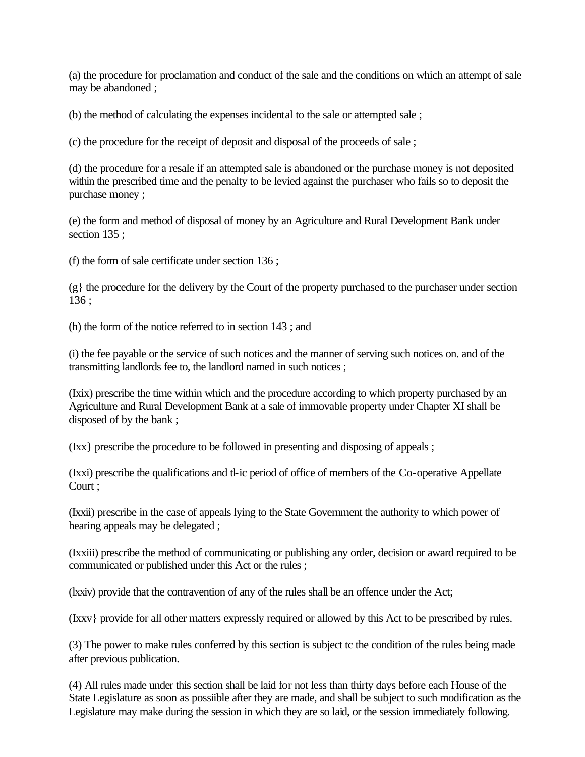(a) the procedure for proclamation and conduct of the sale and the conditions on which an attempt of sale may be abandoned ;

(b) the method of calculating the expenses incidental to the sale or attempted sale ;

(c) the procedure for the receipt of deposit and disposal of the proceeds of sale ;

(d) the procedure for a resale if an attempted sale is abandoned or the purchase money is not deposited within the prescribed time and the penalty to be levied against the purchaser who fails so to deposit the purchase money ;

(e) the form and method of disposal of money by an Agriculture and Rural Development Bank under section 135 ;

(f) the form of sale certificate under section 136 ;

(g} the procedure for the delivery by the Court of the property purchased to the purchaser under section 136 ;

(h) the form of the notice referred to in section 143 ; and

(i) the fee payable or the service of such notices and the manner of serving such notices on. and of the transmitting landlords fee to, the landlord named in such notices ;

(Ixix) prescribe the time within which and the procedure according to which property purchased by an Agriculture and Rural Development Bank at a sale of immovable property under Chapter XI shall be disposed of by the bank ;

(Ixx} prescribe the procedure to be followed in presenting and disposing of appeals ;

(Ixxi) prescribe the qualifications and tl-ic period of office of members of the Co-operative Appellate Court ;

(Ixxii) prescribe in the case of appeals lying to the State Government the authority to which power of hearing appeals may be delegated ;

(Ixxiii) prescribe the method of communicating or publishing any order, decision or award required to be communicated or published under this Act or the rules ;

(lxxiv) provide that the contravention of any of the rules shall be an offence under the Act;

(Ixxv} provide for all other matters expressly required or allowed by this Act to be prescribed by rules.

(3) The power to make rules conferred by this section is subject tc the condition of the rules being made after previous publication.

(4) All rules made under this section shall be laid for not less than thirty days before each House of the State Legislature as soon as possiible after they are made, and shall be subject to such modification as the Legislature may make during the session in which they are so laid, or the session immediately following.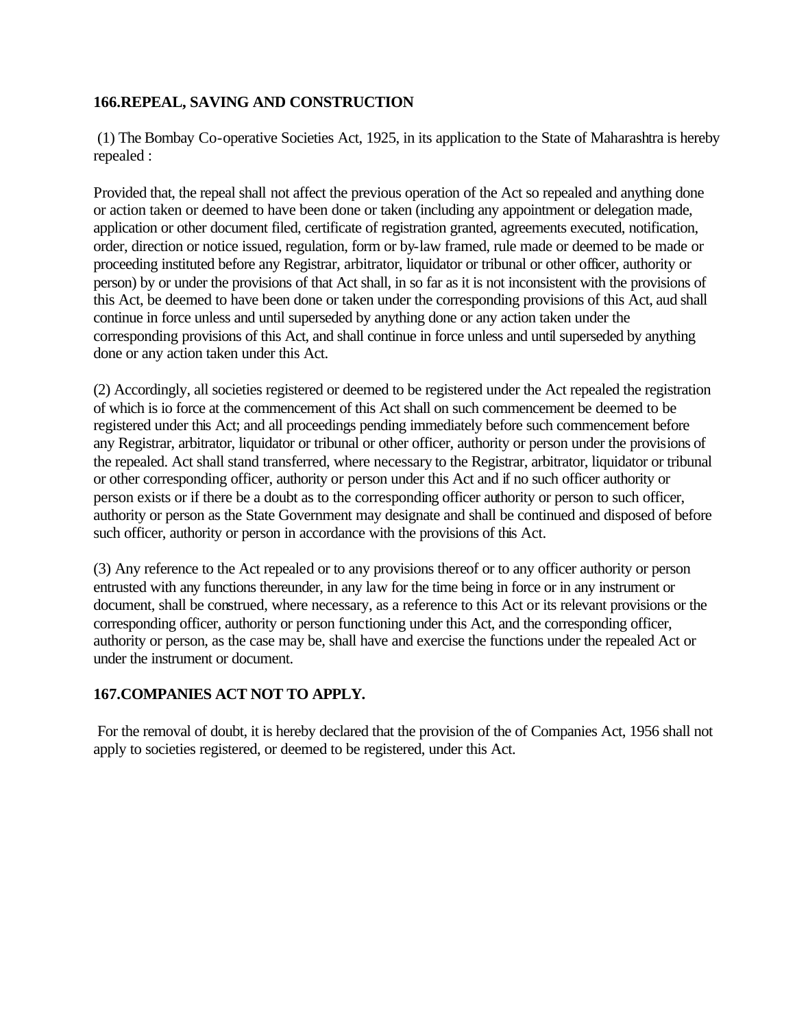**166.REPEAL, SAVING AND CONSTRUCTION**

(1) The Bombay Co-operative Societies Act, 1925, in its application to the State of Maharashtra is hereby repealed :

Provided that, the repeal shall not affect the previous operation of the Act so repealed and anything done or action taken or deemed to have been done or taken (including any appointment or delegation made, application or other document filed, certificate of registration granted, agreements executed, notification, order, direction or notice issued, regulation, form or by-law framed, rule made or deemed to be made or proceeding instituted before any Registrar, arbitrator, liquidator or tribunal or other officer, authority or person) by or under the provisions of that Act shall, in so far as it is not inconsistent with the provisions of this Act, be deemed to have been done or taken under the corresponding provisions of this Act, aud shall continue in force unless and until superseded by anything done or any action taken under the corresponding provisions of this Act, and shall continue in force unless and until superseded by anything done or any action taken under this Act.

(2) Accordingly, all societies registered or deemed to be registered under the Act repealed the registration of which is io force at the commencement of this Act shall on such commencement be deemed to be registered under this Act; and all proceedings pending immediately before such commencement before any Registrar, arbitrator, liquidator or tribunal or other officer, authority or person under the provisions of the repealed. Act shall stand transferred, where necessary to the Registrar, arbitrator, liquidator or tribunal or other corresponding officer, authority or person under this Act and if no such officer authority or person exists or if there be a doubt as to the corresponding officer authority or person to such officer, authority or person as the State Government may designate and shall be continued and disposed of before such officer, authority or person in accordance with the provisions of this Act.

(3) Any reference to the Act repealed or to any provisions thereof or to any officer authority or person entrusted with any functions thereunder, in any law for the time being in force or in any instrument or document, shall be construed, where necessary, as a reference to this Act or its relevant provisions or the corresponding officer, authority or person functioning under this Act, and the corresponding officer, authority or person, as the case may be, shall have and exercise the functions under the repealed Act or under the instrument or document.

**167.COMPANIES ACT NOT TO APPLY.**

For the removal of doubt, it is hereby declared that the provision of the of Companies Act, 1956 shall not apply to societies registered, or deemed to be registered, under this Act.